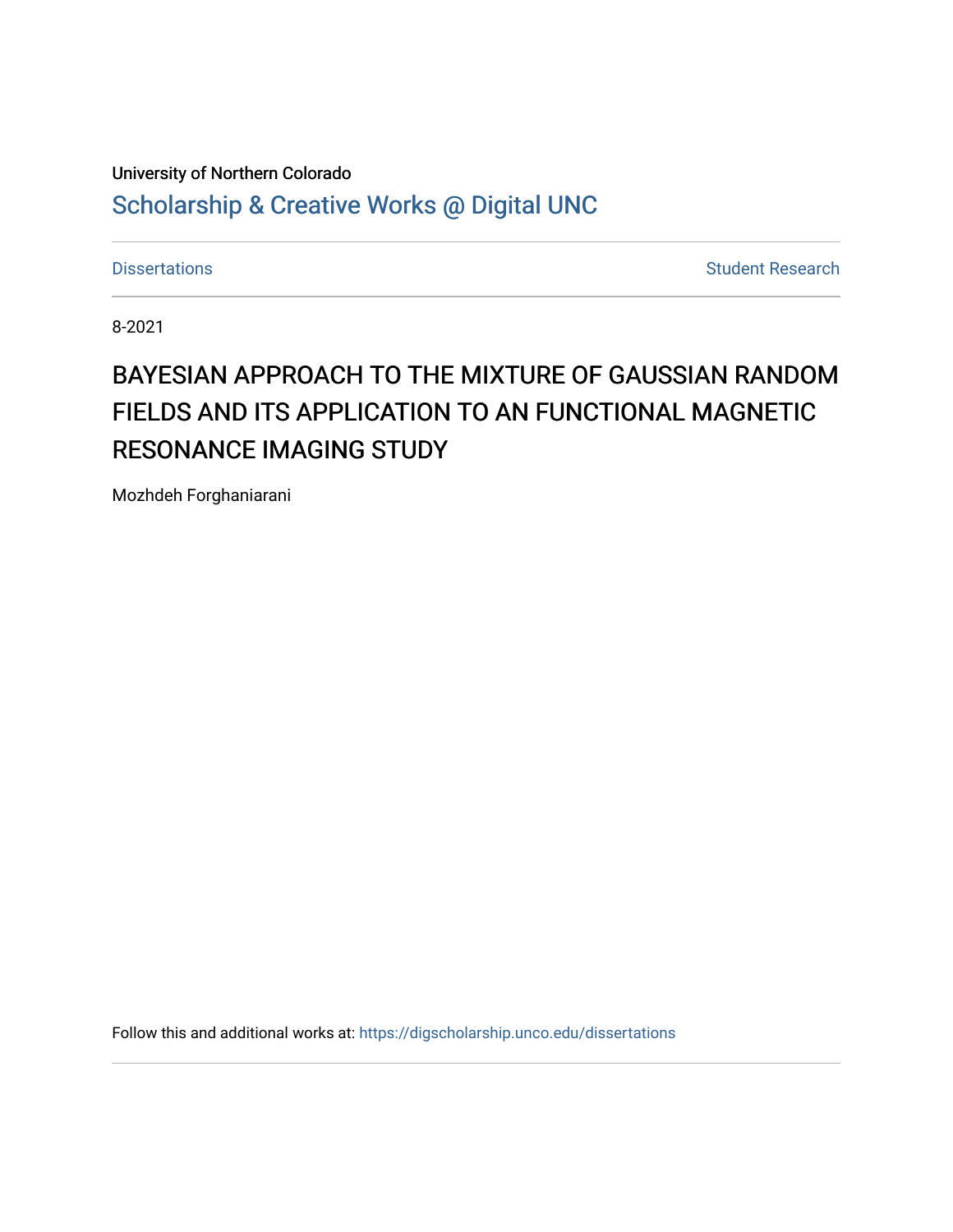University of Northern Colorado

Scholarship & Creative Works @ Digital UNC

Dissertations | Student Research

8-2021

# BAYESIAN APPROACH TO THE MIXTURE OF GAUSSIAN RANDOM FIELDS AND ITS APPLICATION TO AN FUNCTIONAL MAGNETIC RESONANCE IMAGING STUDY

Mozhdeh Forghaniarani

Follow this and additional works at: https://digscholarship.unco.edu/dissertations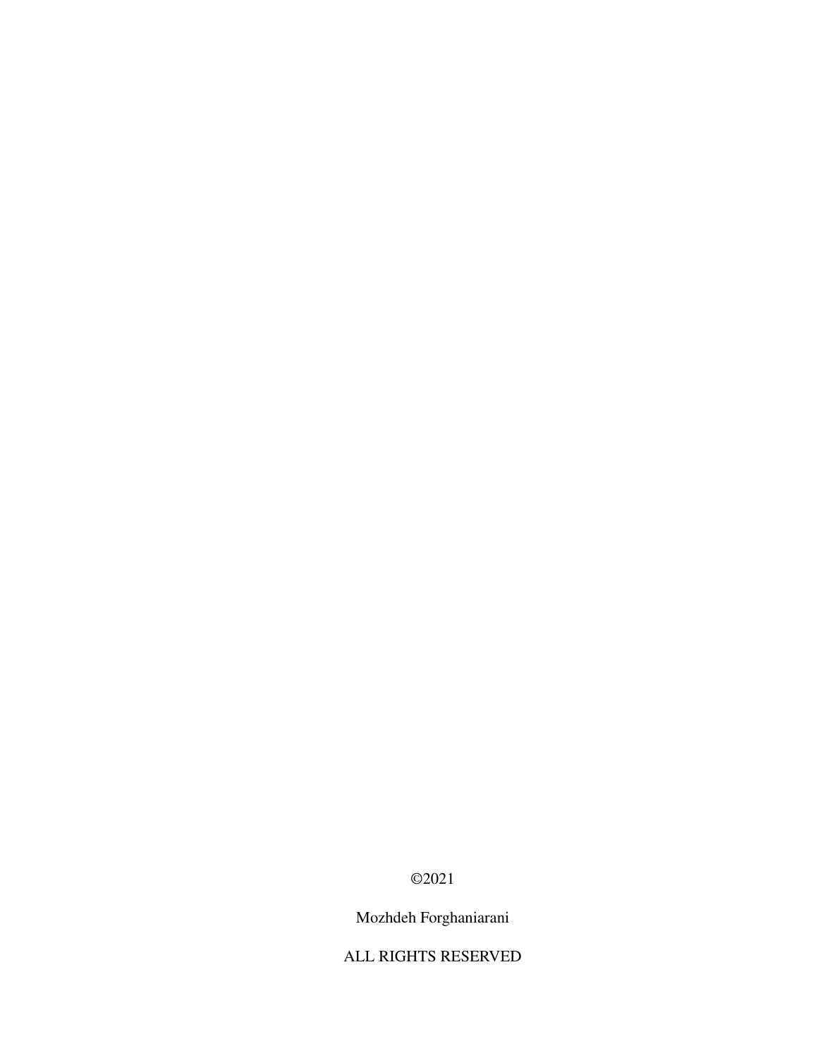©2021

Mozhdeh Forghaniarani

ALL RIGHTS RESERVED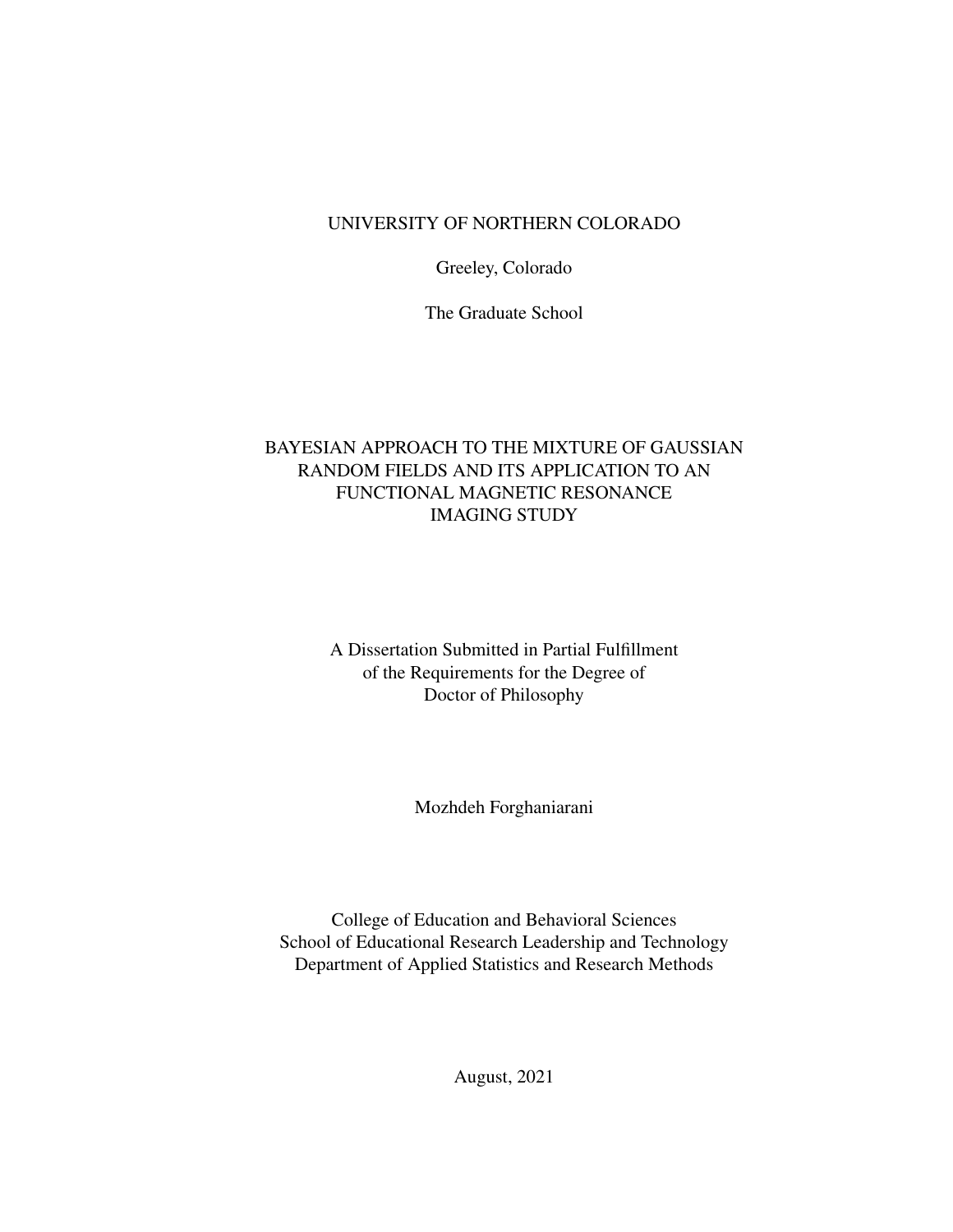UNIVERSITY OF NORTHERN COLORADO

Greeley, Colorado

The Graduate School

# BAYESIAN APPROACH TO THE MIXTURE OF GAUSSIAN RANDOM FIELDS AND ITS APPLICATION TO AN FUNCTIONAL MAGNETIC RESONANCE IMAGING STUDY

A Dissertation Submitted in Partial Fulfillment
of the Requirements for the Degree of
Doctor of Philosophy

Mozhdeh Forghaniarani

College of Education and Behavioral Sciences
School of Educational Research Leadership and Technology
Department of Applied Statistics and Research Methods

August, 2021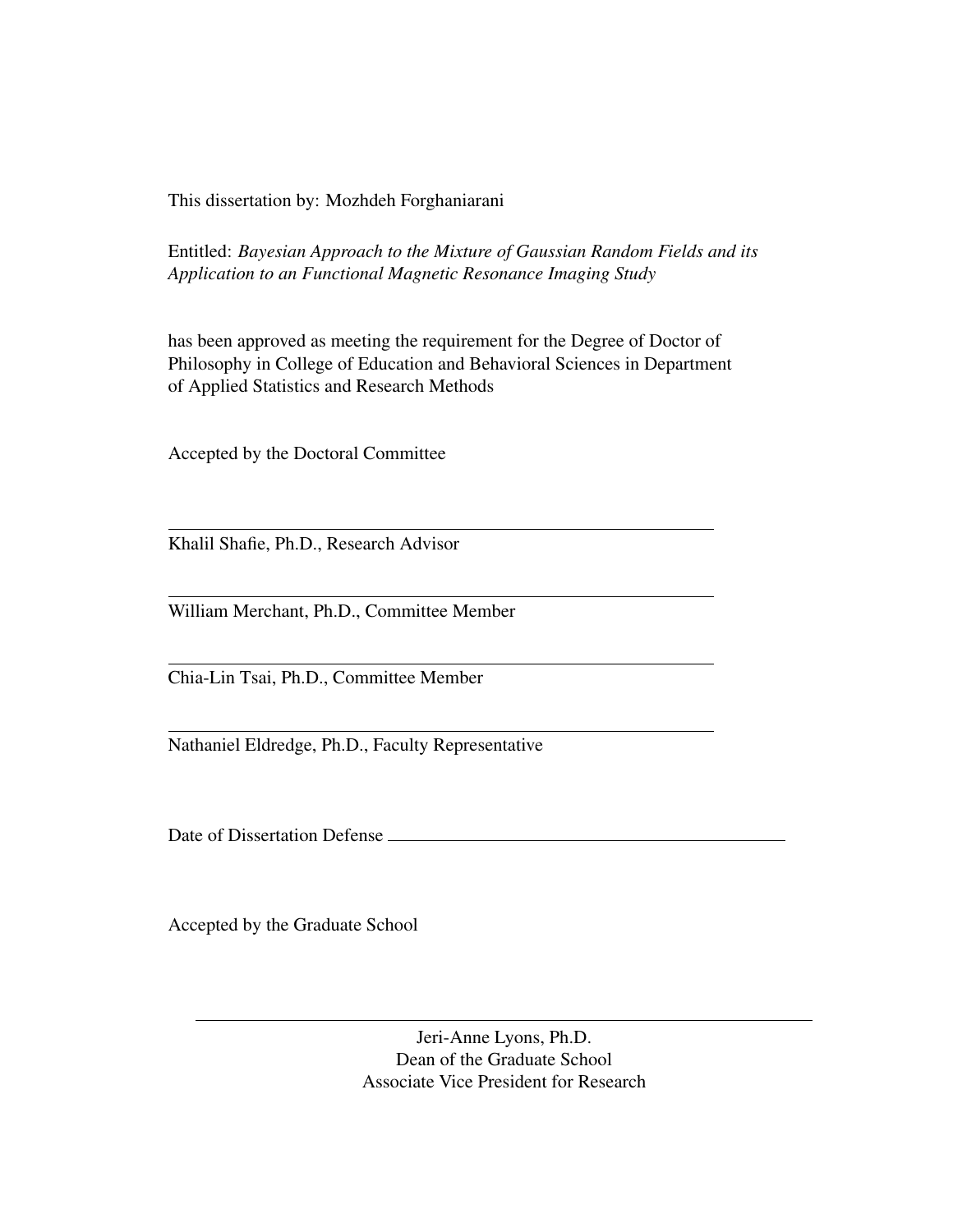This dissertation by: Mozhdeh Forghaniarani

Entitled: *Bayesian Approach to the Mixture of Gaussian Random Fields and its Application to an Functional Magnetic Resonance Imaging Study*

has been approved as meeting the requirement for the Degree of Doctor of Philosophy in College of Education and Behavioral Sciences in Department of Applied Statistics and Research Methods

Accepted by the Doctoral Committee

---

Khalil Shafie, Ph.D., Research Advisor

---

William Merchant, Ph.D., Committee Member

---

Chia-Lin Tsai, Ph.D., Committee Member

---

Nathaniel Eldredge, Ph.D., Faculty Representative

Date of Dissertation Defense ____________________________________________

Accepted by the Graduate School

---

Jeri-Anne Lyons, Ph.D.
Dean of the Graduate School
Associate Vice President for Research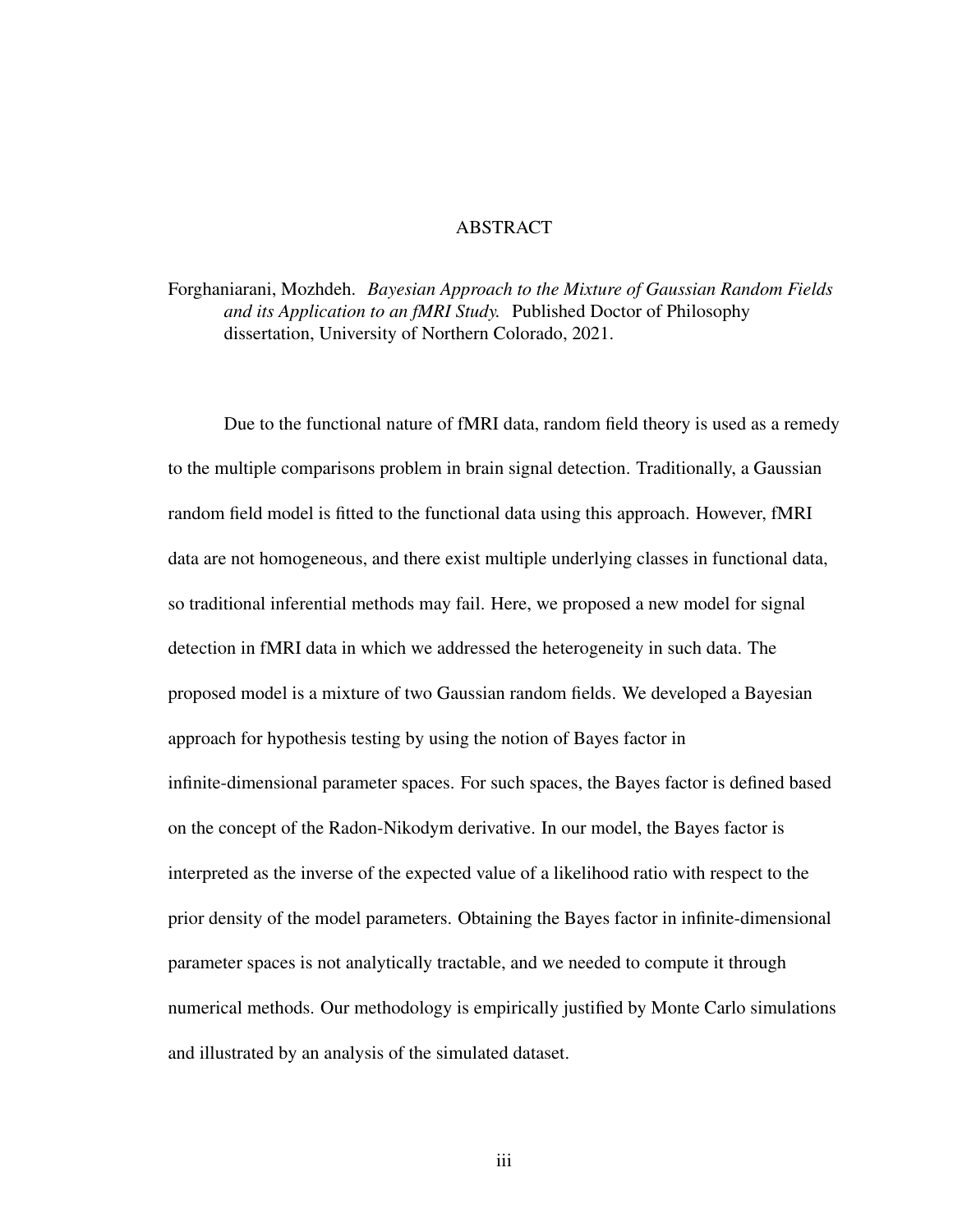# ABSTRACT

Forghaniarani, Mozhdeh. *Bayesian Approach to the Mixture of Gaussian Random Fields and its Application to an fMRI Study.* Published Doctor of Philosophy dissertation, University of Northern Colorado, 2021.

Due to the functional nature of fMRI data, random field theory is used as a remedy to the multiple comparisons problem in brain signal detection. Traditionally, a Gaussian random field model is fitted to the functional data using this approach. However, fMRI data are not homogeneous, and there exist multiple underlying classes in functional data, so traditional inferential methods may fail. Here, we proposed a new model for signal detection in fMRI data in which we addressed the heterogeneity in such data. The proposed model is a mixture of two Gaussian random fields. We developed a Bayesian approach for hypothesis testing by using the notion of Bayes factor in infinite-dimensional parameter spaces. For such spaces, the Bayes factor is defined based on the concept of the Radon-Nikodym derivative. In our model, the Bayes factor is interpreted as the inverse of the expected value of a likelihood ratio with respect to the prior density of the model parameters. Obtaining the Bayes factor in infinite-dimensional parameter spaces is not analytically tractable, and we needed to compute it through numerical methods. Our methodology is empirically justified by Monte Carlo simulations and illustrated by an analysis of the simulated dataset.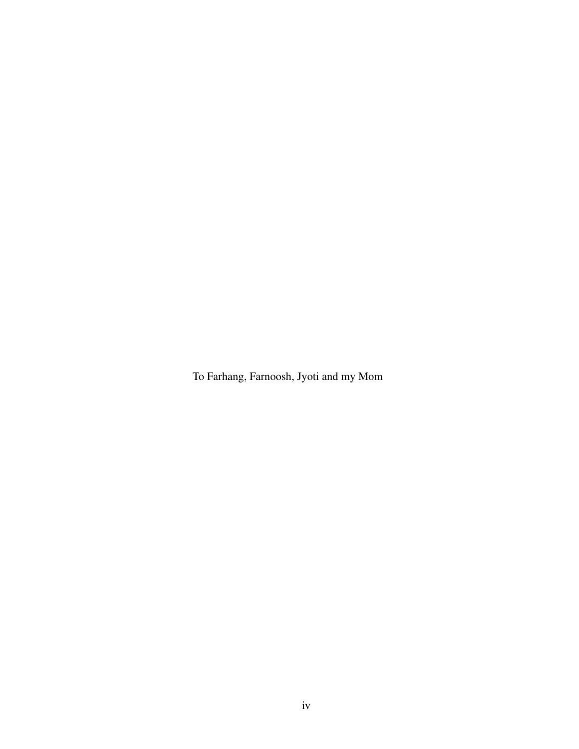To Farhang, Farnoosh, Jyoti and my Mom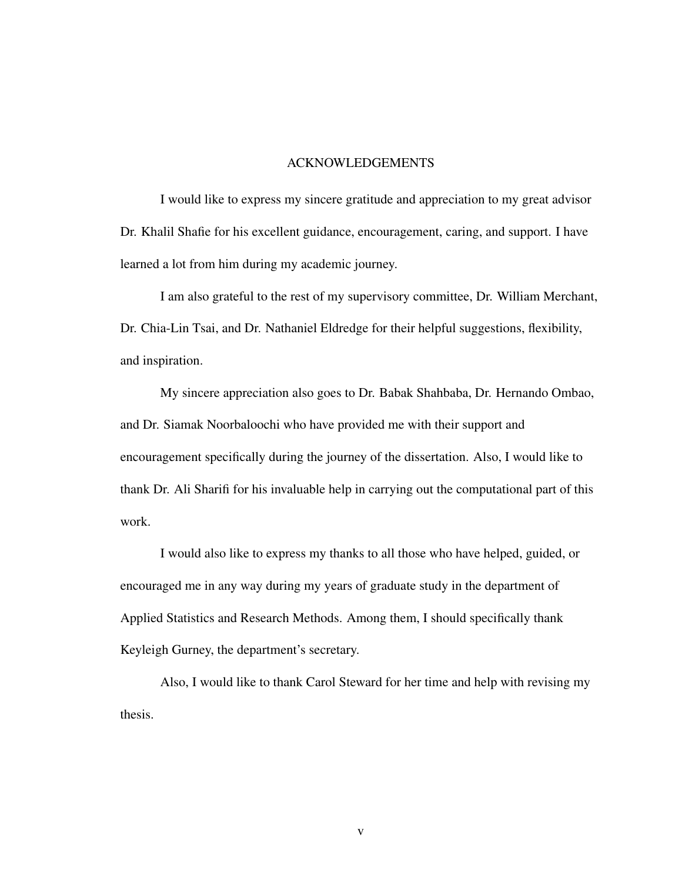# ACKNOWLEDGEMENTS

I would like to express my sincere gratitude and appreciation to my great advisor Dr. Khalil Shafie for his excellent guidance, encouragement, caring, and support. I have learned a lot from him during my academic journey.

I am also grateful to the rest of my supervisory committee, Dr. William Merchant, Dr. Chia-Lin Tsai, and Dr. Nathaniel Eldredge for their helpful suggestions, flexibility, and inspiration.

My sincere appreciation also goes to Dr. Babak Shahbaba, Dr. Hernando Ombao, and Dr. Siamak Noorbaloochi who have provided me with their support and encouragement specifically during the journey of the dissertation. Also, I would like to thank Dr. Ali Sharifi for his invaluable help in carrying out the computational part of this work.

I would also like to express my thanks to all those who have helped, guided, or encouraged me in any way during my years of graduate study in the department of Applied Statistics and Research Methods. Among them, I should specifically thank Keyleigh Gurney, the department's secretary.

Also, I would like to thank Carol Steward for her time and help with revising my thesis.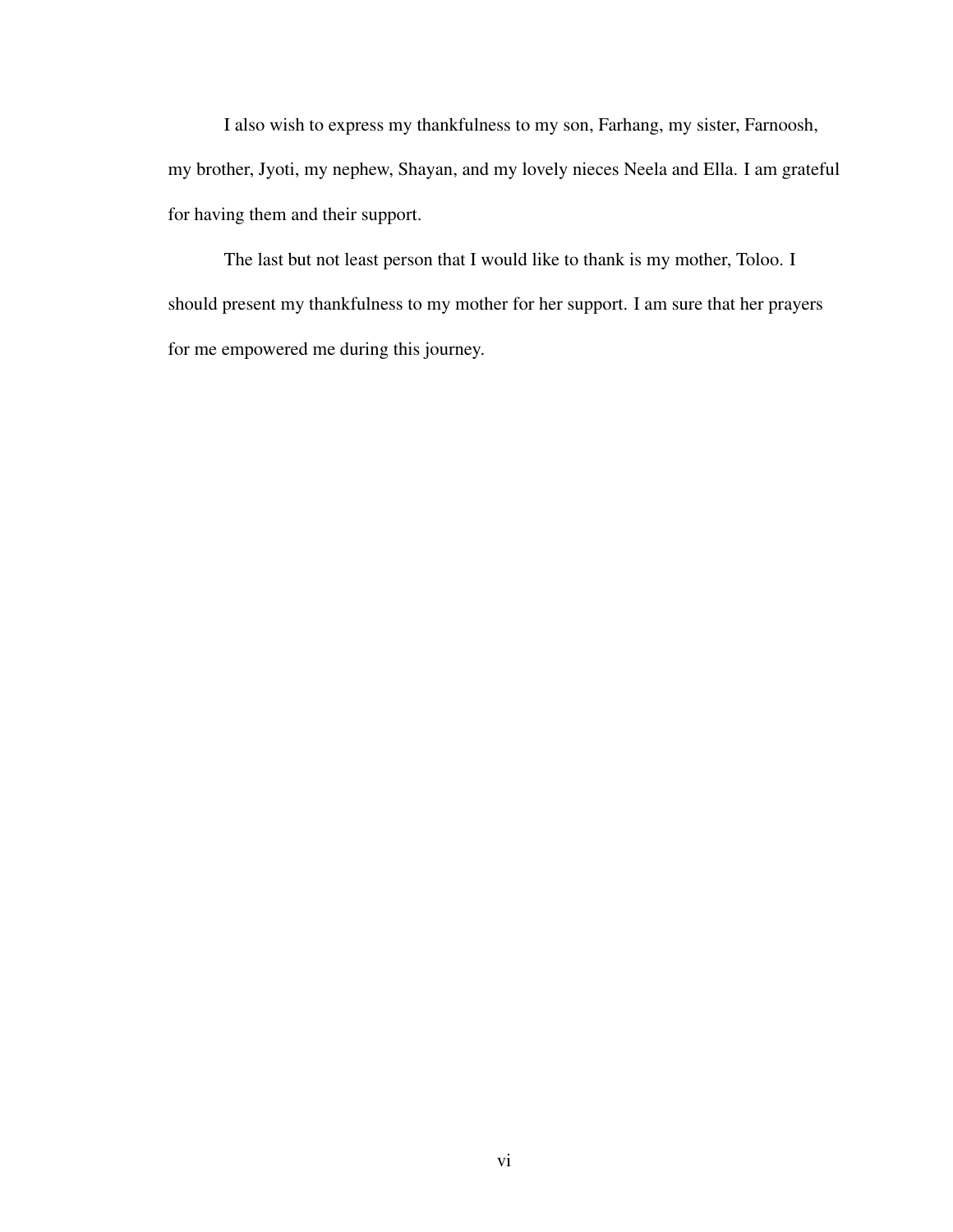I also wish to express my thankfulness to my son, Farhang, my sister, Farnoosh, my brother, Jyoti, my nephew, Shayan, and my lovely nieces Neela and Ella. I am grateful for having them and their support.

The last but not least person that I would like to thank is my mother, Toloo. I should present my thankfulness to my mother for her support. I am sure that her prayers for me empowered me during this journey.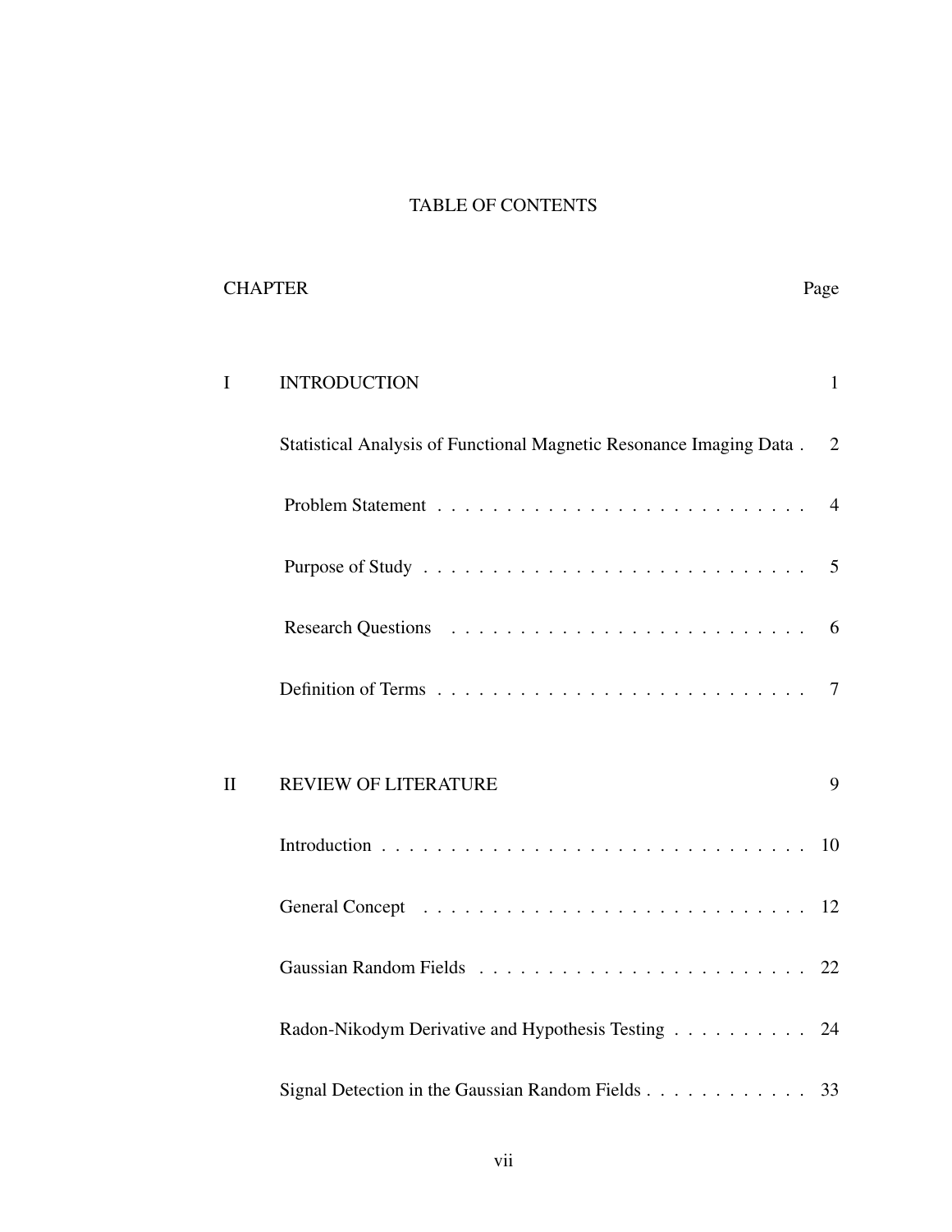# TABLE OF CONTENTS

| CHAPTER | | Page |
|---|---|---|
| I | INTRODUCTION | 1 |
| | Statistical Analysis of Functional Magnetic Resonance Imaging Data | 2 |
| | Problem Statement | 4 |
| | Purpose of Study | 5 |
| | Research Questions | 6 |
| | Definition of Terms | 7 |
| II | REVIEW OF LITERATURE | 9 |
| | Introduction | 10 |
| | General Concept | 12 |
| | Gaussian Random Fields | 22 |
| | Radon-Nikodym Derivative and Hypothesis Testing | 24 |
| | Signal Detection in the Gaussian Random Fields | 33 |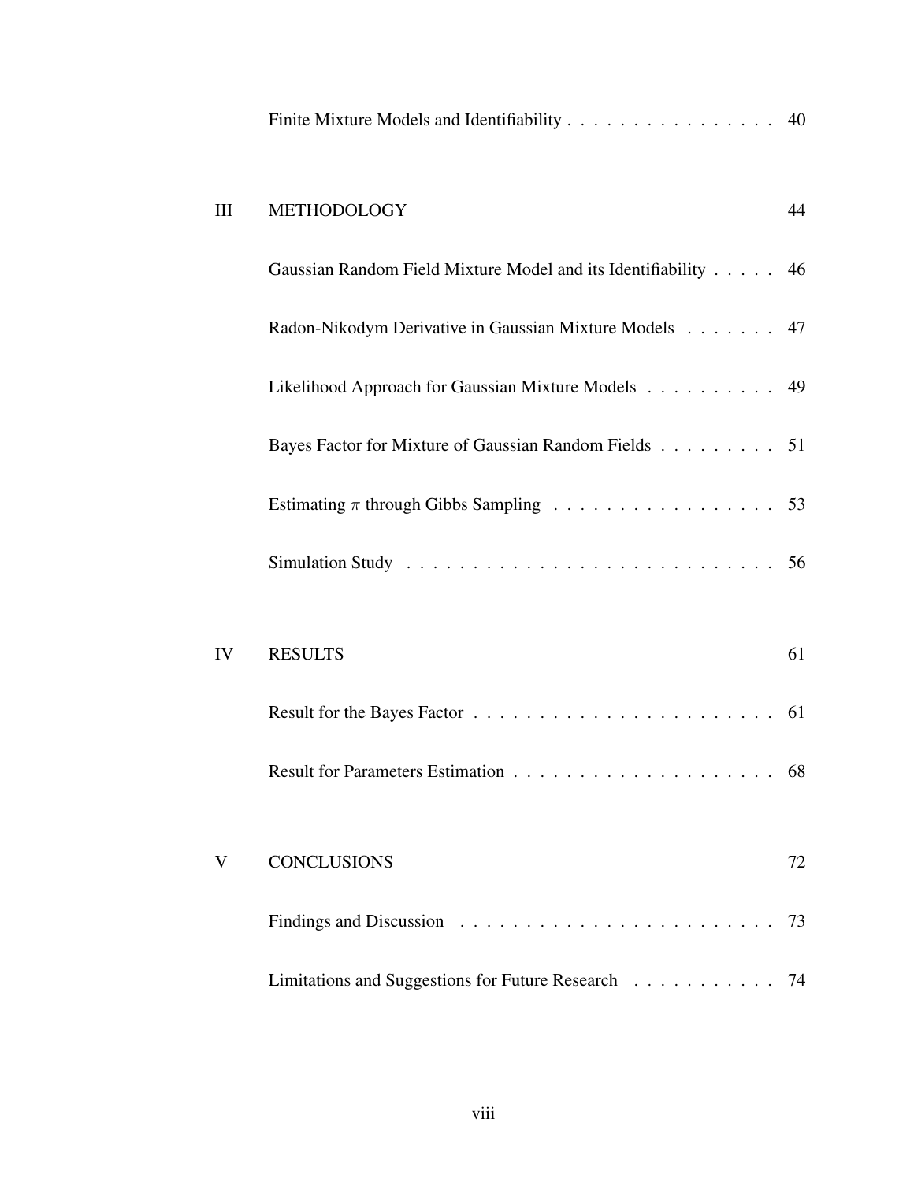| | | |
|---|---|---|
| | Finite Mixture Models and Identifiability | 40 |
| III | METHODOLOGY | 44 |
| | Gaussian Random Field Mixture Model and its Identifiability | 46 |
| | Radon-Nikodym Derivative in Gaussian Mixture Models | 47 |
| | Likelihood Approach for Gaussian Mixture Models | 49 |
| | Bayes Factor for Mixture of Gaussian Random Fields | 51 |
| | Estimating $\pi$ through Gibbs Sampling | 53 |
| | Simulation Study | 56 |
| IV | RESULTS | 61 |
| | Result for the Bayes Factor | 61 |
| | Result for Parameters Estimation | 68 |
| V | CONCLUSIONS | 72 |
| | Findings and Discussion | 73 |
| | Limitations and Suggestions for Future Research | 74 |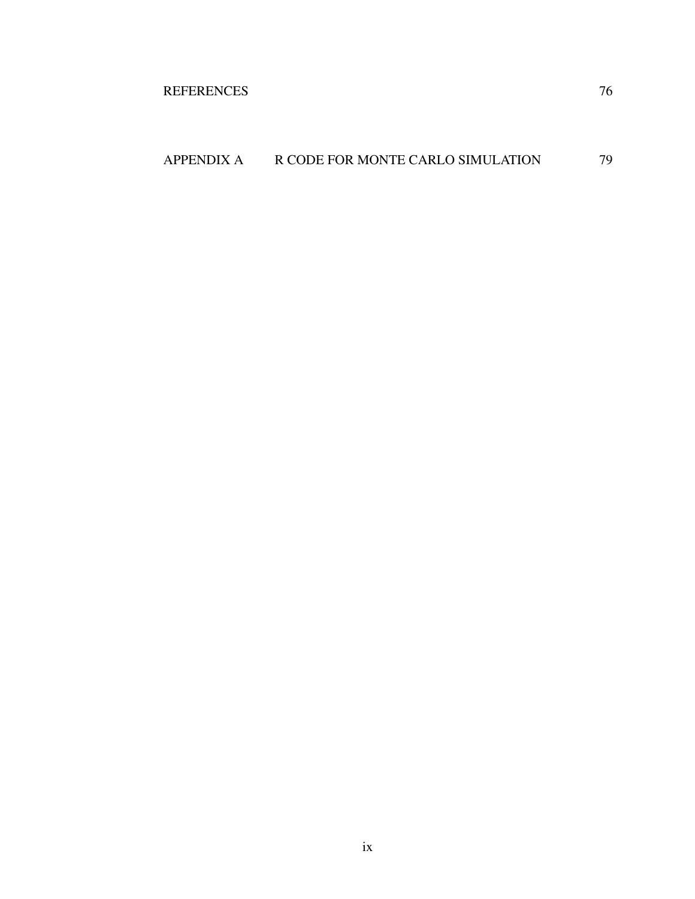| | | |
|---|---|---|
| REFERENCES | | 76 |
| APPENDIX A | R CODE FOR MONTE CARLO SIMULATION | 79 |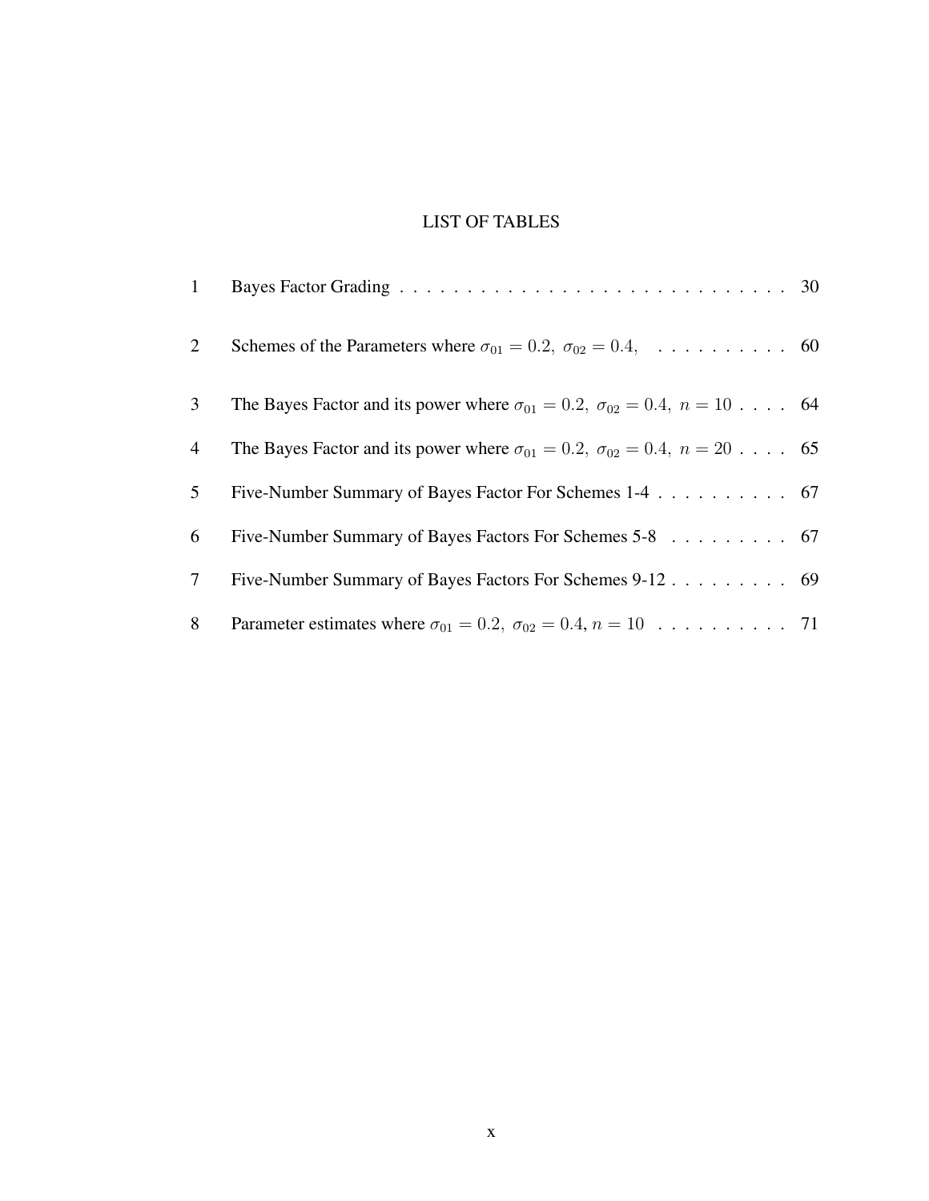# LIST OF TABLES

| | | |
|---|---|---|
| 1 | Bayes Factor Grading | 30 |
| 2 | Schemes of the Parameters where $\sigma_{01} = 0.2,\ \sigma_{02} = 0.4,$ | 60 |
| 3 | The Bayes Factor and its power where $\sigma_{01} = 0.2,\ \sigma_{02} = 0.4,\ n = 10$ | 64 |
| 4 | The Bayes Factor and its power where $\sigma_{01} = 0.2,\ \sigma_{02} = 0.4,\ n = 20$ | 65 |
| 5 | Five-Number Summary of Bayes Factor For Schemes 1-4 | 67 |
| 6 | Five-Number Summary of Bayes Factors For Schemes 5-8 | 67 |
| 7 | Five-Number Summary of Bayes Factors For Schemes 9-12 | 69 |
| 8 | Parameter estimates where $\sigma_{01} = 0.2,\ \sigma_{02} = 0.4, n = 10$ | 71 |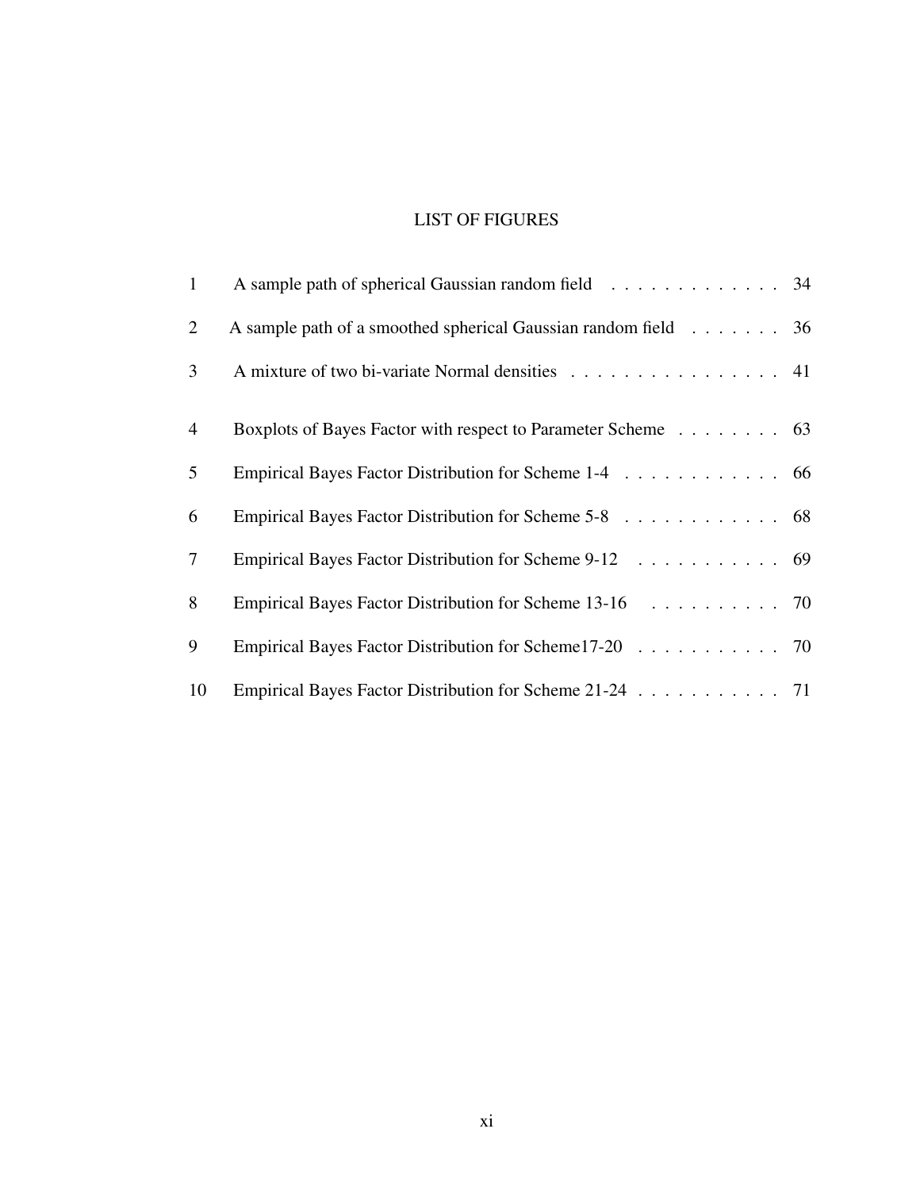# LIST OF FIGURES

| | | |
|---|---|---|
| 1 | A sample path of spherical Gaussian random field | 34 |
| 2 | A sample path of a smoothed spherical Gaussian random field | 36 |
| 3 | A mixture of two bi-variate Normal densities | 41 |
| 4 | Boxplots of Bayes Factor with respect to Parameter Scheme | 63 |
| 5 | Empirical Bayes Factor Distribution for Scheme 1-4 | 66 |
| 6 | Empirical Bayes Factor Distribution for Scheme 5-8 | 68 |
| 7 | Empirical Bayes Factor Distribution for Scheme 9-12 | 69 |
| 8 | Empirical Bayes Factor Distribution for Scheme 13-16 | 70 |
| 9 | Empirical Bayes Factor Distribution for Scheme17-20 | 70 |
| 10 | Empirical Bayes Factor Distribution for Scheme 21-24 | 71 |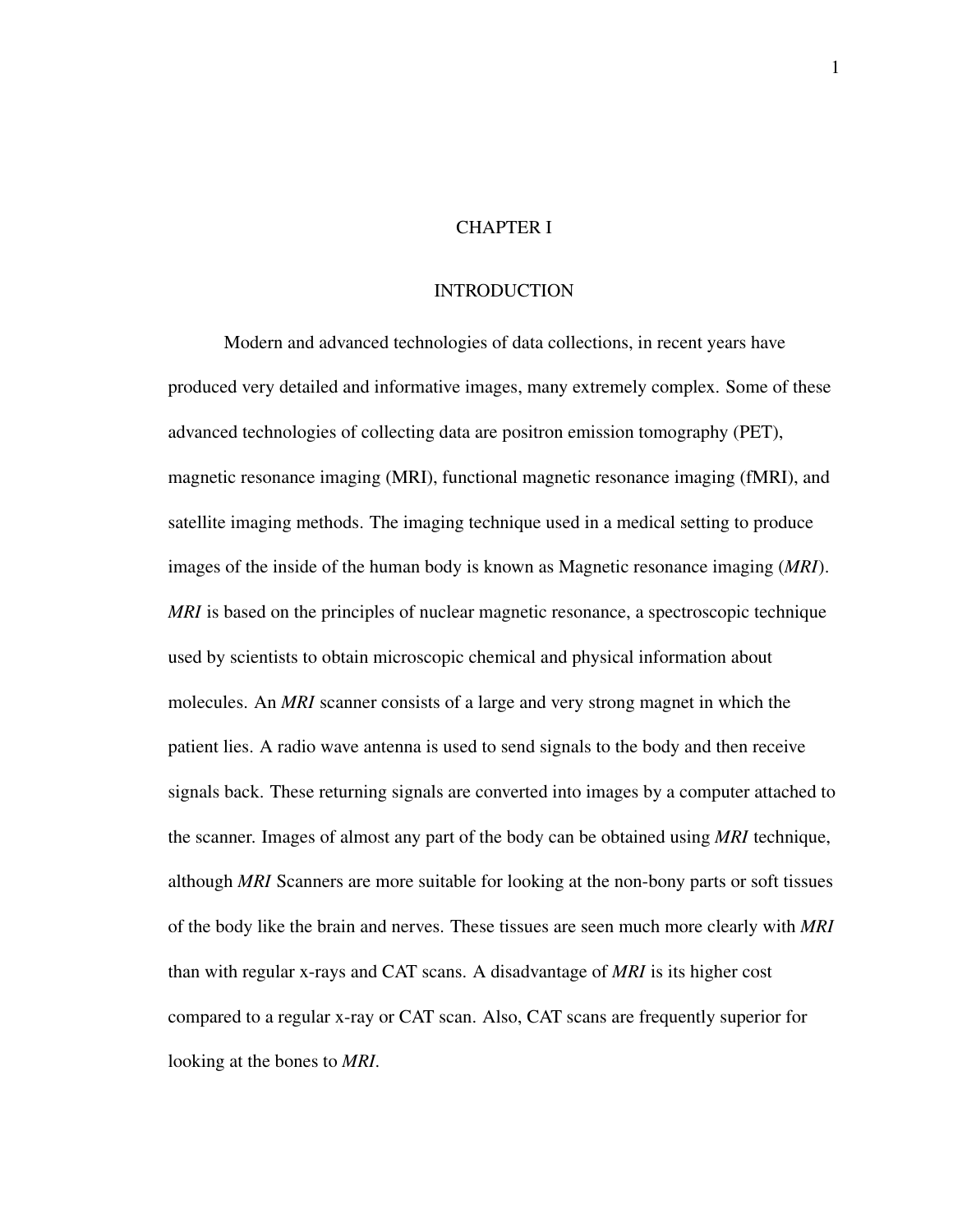# CHAPTER I

## INTRODUCTION

Modern and advanced technologies of data collections, in recent years have produced very detailed and informative images, many extremely complex. Some of these advanced technologies of collecting data are positron emission tomography (PET), magnetic resonance imaging (MRI), functional magnetic resonance imaging (fMRI), and satellite imaging methods. The imaging technique used in a medical setting to produce images of the inside of the human body is known as Magnetic resonance imaging (*MRI*). *MRI* is based on the principles of nuclear magnetic resonance, a spectroscopic technique used by scientists to obtain microscopic chemical and physical information about molecules. An *MRI* scanner consists of a large and very strong magnet in which the patient lies. A radio wave antenna is used to send signals to the body and then receive signals back. These returning signals are converted into images by a computer attached to the scanner. Images of almost any part of the body can be obtained using *MRI* technique, although *MRI* Scanners are more suitable for looking at the non-bony parts or soft tissues of the body like the brain and nerves. These tissues are seen much more clearly with *MRI* than with regular x-rays and CAT scans. A disadvantage of *MRI* is its higher cost compared to a regular x-ray or CAT scan. Also, CAT scans are frequently superior for looking at the bones to *MRI*.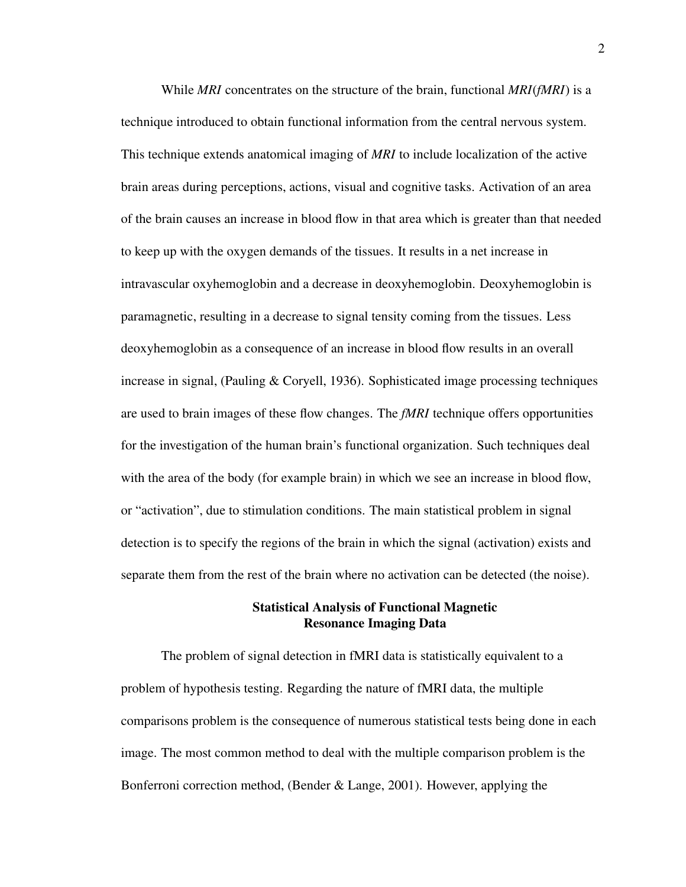While *MRI* concentrates on the structure of the brain, functional *MRI*(*fMRI*) is a technique introduced to obtain functional information from the central nervous system. This technique extends anatomical imaging of *MRI* to include localization of the active brain areas during perceptions, actions, visual and cognitive tasks. Activation of an area of the brain causes an increase in blood flow in that area which is greater than that needed to keep up with the oxygen demands of the tissues. It results in a net increase in intravascular oxyhemoglobin and a decrease in deoxyhemoglobin. Deoxyhemoglobin is paramagnetic, resulting in a decrease to signal tensity coming from the tissues. Less deoxyhemoglobin as a consequence of an increase in blood flow results in an overall increase in signal, (Pauling & Coryell, 1936). Sophisticated image processing techniques are used to brain images of these flow changes. The *fMRI* technique offers opportunities for the investigation of the human brain's functional organization. Such techniques deal with the area of the body (for example brain) in which we see an increase in blood flow, or "activation", due to stimulation conditions. The main statistical problem in signal detection is to specify the regions of the brain in which the signal (activation) exists and separate them from the rest of the brain where no activation can be detected (the noise).

## Statistical Analysis of Functional Magnetic Resonance Imaging Data

The problem of signal detection in fMRI data is statistically equivalent to a problem of hypothesis testing. Regarding the nature of fMRI data, the multiple comparisons problem is the consequence of numerous statistical tests being done in each image. The most common method to deal with the multiple comparison problem is the Bonferroni correction method, (Bender & Lange, 2001). However, applying the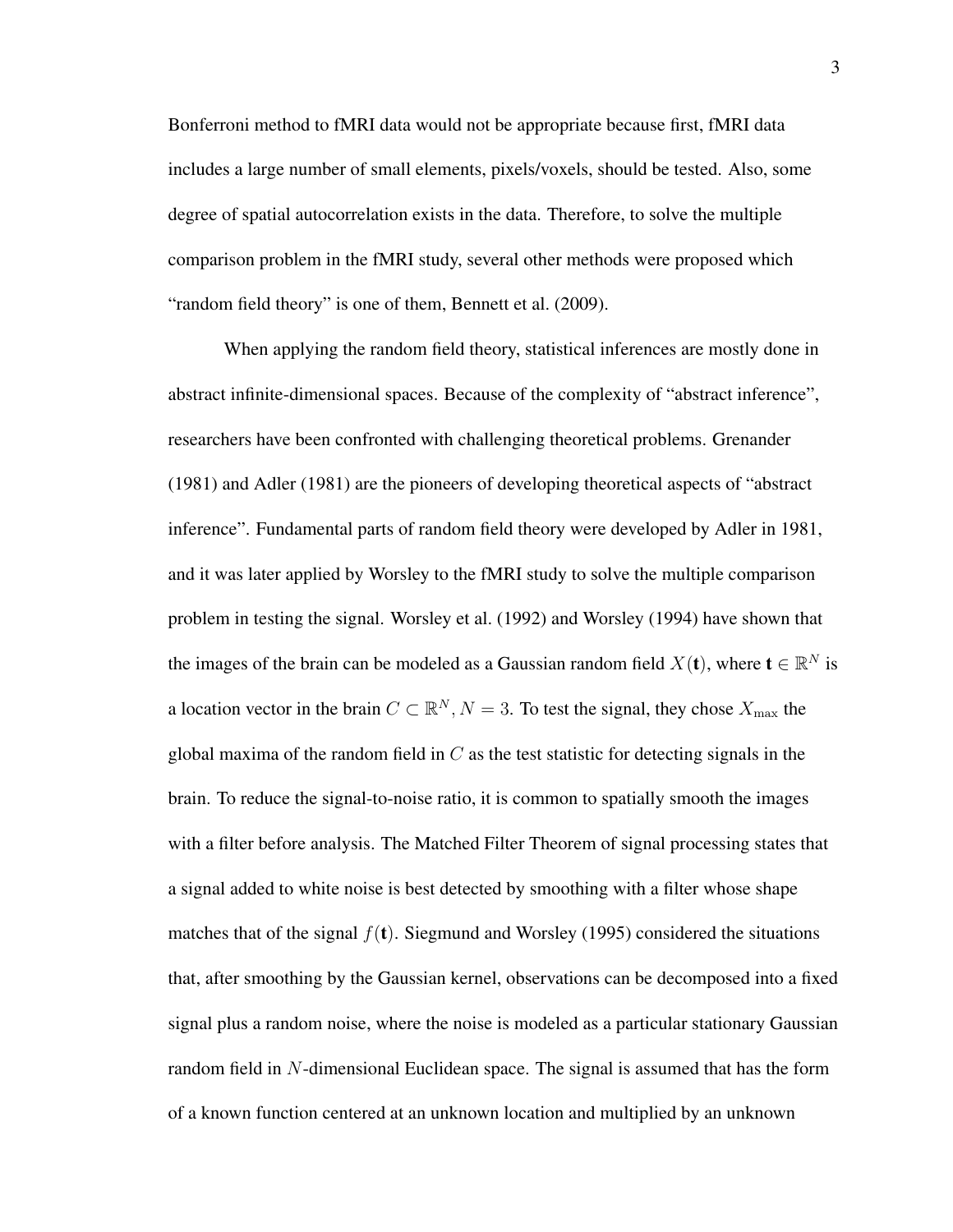Bonferroni method to fMRI data would not be appropriate because first, fMRI data includes a large number of small elements, pixels/voxels, should be tested. Also, some degree of spatial autocorrelation exists in the data. Therefore, to solve the multiple comparison problem in the fMRI study, several other methods were proposed which "random field theory" is one of them, Bennett et al. (2009).

When applying the random field theory, statistical inferences are mostly done in abstract infinite-dimensional spaces. Because of the complexity of "abstract inference", researchers have been confronted with challenging theoretical problems. Grenander (1981) and Adler (1981) are the pioneers of developing theoretical aspects of "abstract inference". Fundamental parts of random field theory were developed by Adler in 1981, and it was later applied by Worsley to the fMRI study to solve the multiple comparison problem in testing the signal. Worsley et al. (1992) and Worsley (1994) have shown that the images of the brain can be modeled as a Gaussian random field $X(\mathbf{t})$, where $\mathbf{t} \in \mathbb{R}^N$ is a location vector in the brain $C \subset \mathbb{R}^N, N = 3$. To test the signal, they chose $X_{\max}$ the global maxima of the random field in $C$ as the test statistic for detecting signals in the brain. To reduce the signal-to-noise ratio, it is common to spatially smooth the images with a filter before analysis. The Matched Filter Theorem of signal processing states that a signal added to white noise is best detected by smoothing with a filter whose shape matches that of the signal $f(\mathbf{t})$. Siegmund and Worsley (1995) considered the situations that, after smoothing by the Gaussian kernel, observations can be decomposed into a fixed signal plus a random noise, where the noise is modeled as a particular stationary Gaussian random field in $N$-dimensional Euclidean space. The signal is assumed that has the form of a known function centered at an unknown location and multiplied by an unknown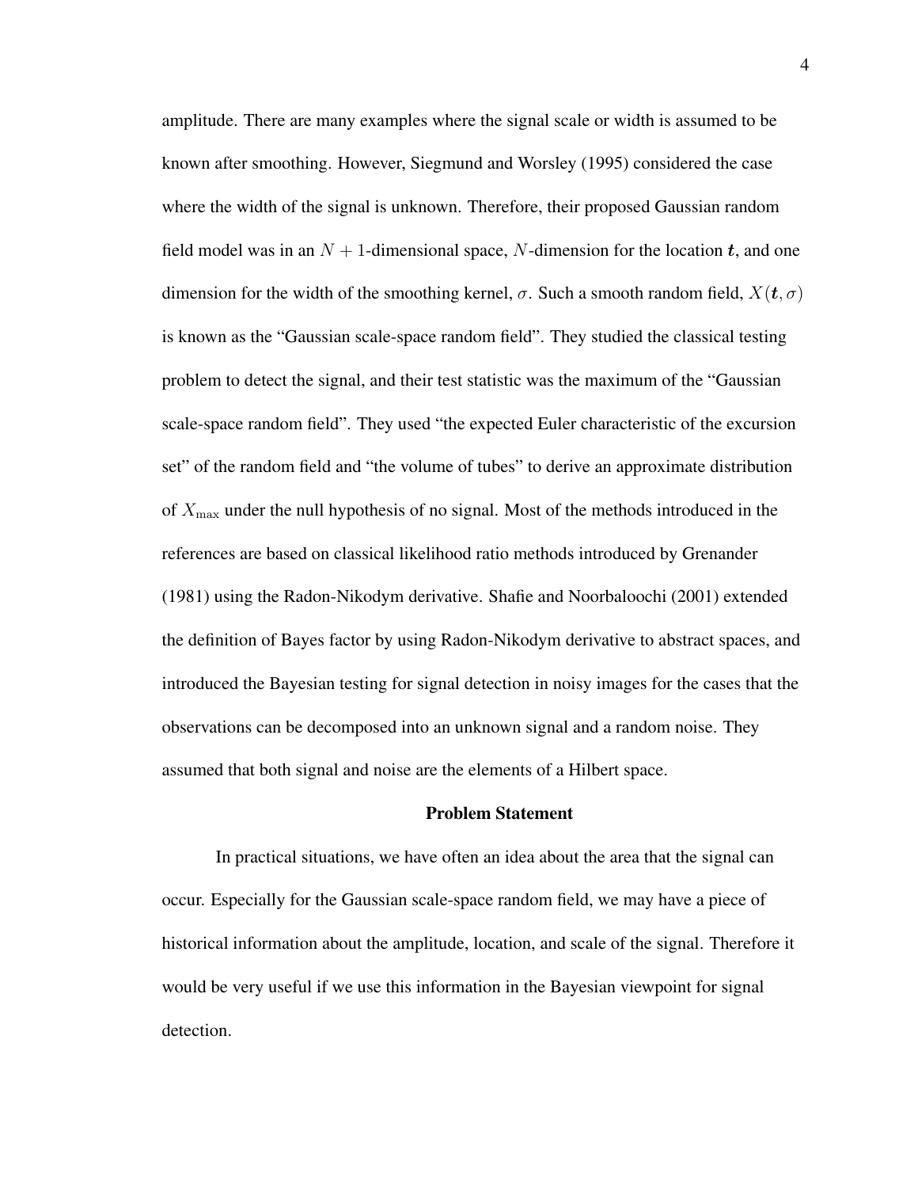amplitude. There are many examples where the signal scale or width is assumed to be known after smoothing. However, Siegmund and Worsley (1995) considered the case where the width of the signal is unknown. Therefore, their proposed Gaussian random field model was in an $N + 1$-dimensional space, $N$-dimension for the location $\boldsymbol{t}$, and one dimension for the width of the smoothing kernel, $\sigma$. Such a smooth random field, $X(\boldsymbol{t}, \sigma)$ is known as the "Gaussian scale-space random field". They studied the classical testing problem to detect the signal, and their test statistic was the maximum of the "Gaussian scale-space random field". They used "the expected Euler characteristic of the excursion set" of the random field and "the volume of tubes" to derive an approximate distribution of $X_{\max}$ under the null hypothesis of no signal. Most of the methods introduced in the references are based on classical likelihood ratio methods introduced by Grenander (1981) using the Radon-Nikodym derivative. Shafie and Noorbaloochi (2001) extended the definition of Bayes factor by using Radon-Nikodym derivative to abstract spaces, and introduced the Bayesian testing for signal detection in noisy images for the cases that the observations can be decomposed into an unknown signal and a random noise. They assumed that both signal and noise are the elements of a Hilbert space.

## Problem Statement

In practical situations, we have often an idea about the area that the signal can occur. Especially for the Gaussian scale-space random field, we may have a piece of historical information about the amplitude, location, and scale of the signal. Therefore it would be very useful if we use this information in the Bayesian viewpoint for signal detection.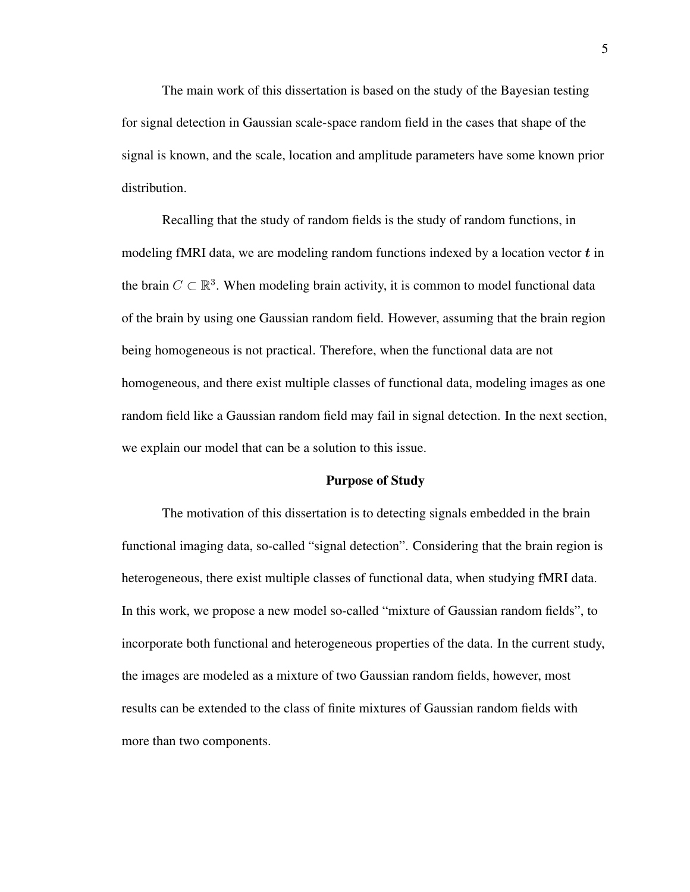The main work of this dissertation is based on the study of the Bayesian testing for signal detection in Gaussian scale-space random field in the cases that shape of the signal is known, and the scale, location and amplitude parameters have some known prior distribution.

Recalling that the study of random fields is the study of random functions, in modeling fMRI data, we are modeling random functions indexed by a location vector $\boldsymbol{t}$ in the brain $C \subset \mathbb{R}^3$. When modeling brain activity, it is common to model functional data of the brain by using one Gaussian random field. However, assuming that the brain region being homogeneous is not practical. Therefore, when the functional data are not homogeneous, and there exist multiple classes of functional data, modeling images as one random field like a Gaussian random field may fail in signal detection. In the next section, we explain our model that can be a solution to this issue.

## Purpose of Study

The motivation of this dissertation is to detecting signals embedded in the brain functional imaging data, so-called "signal detection". Considering that the brain region is heterogeneous, there exist multiple classes of functional data, when studying fMRI data. In this work, we propose a new model so-called "mixture of Gaussian random fields", to incorporate both functional and heterogeneous properties of the data. In the current study, the images are modeled as a mixture of two Gaussian random fields, however, most results can be extended to the class of finite mixtures of Gaussian random fields with more than two components.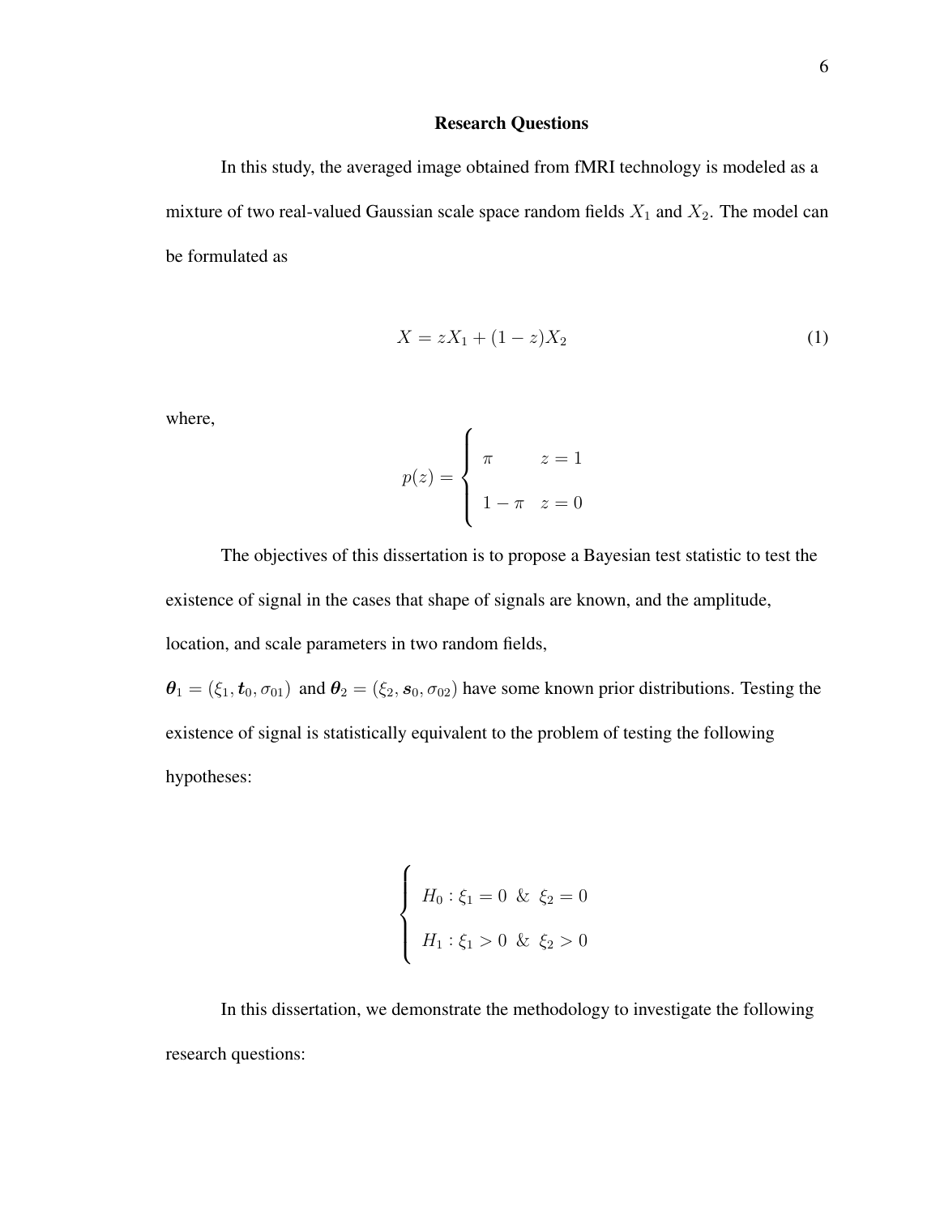## Research Questions

In this study, the averaged image obtained from fMRI technology is modeled as a mixture of two real-valued Gaussian scale space random fields $X_1$ and $X_2$. The model can be formulated as

$$X = zX_1 + (1-z)X_2 \tag{1}$$

where,

$$p(z) = \begin{cases} \pi & z = 1 \\ 1-\pi & z = 0 \end{cases}$$

The objectives of this dissertation is to propose a Bayesian test statistic to test the existence of signal in the cases that shape of signals are known, and the amplitude, location, and scale parameters in two random fields, $\boldsymbol{\theta}_1 = (\xi_1, \boldsymbol{t}_0, \sigma_{01})$ and $\boldsymbol{\theta}_2 = (\xi_2, \boldsymbol{s}_0, \sigma_{02})$ have some known prior distributions. Testing the existence of signal is statistically equivalent to the problem of testing the following hypotheses:

$$\begin{cases} H_0 : \xi_1 = 0 \ \& \ \xi_2 = 0 \\ H_1 : \xi_1 > 0 \ \& \ \xi_2 > 0 \end{cases}$$

In this dissertation, we demonstrate the methodology to investigate the following research questions: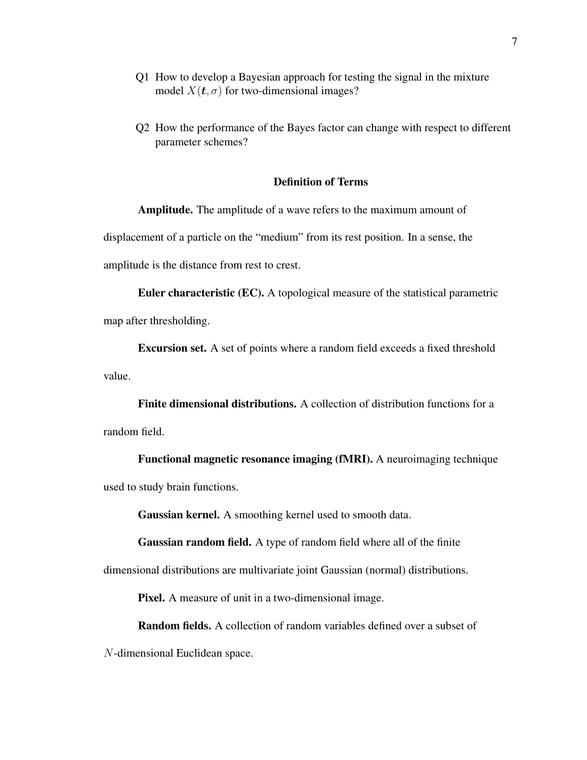Q1 How to develop a Bayesian approach for testing the signal in the mixture model $X(\boldsymbol{t}, \sigma)$ for two-dimensional images?

Q2 How the performance of the Bayes factor can change with respect to different parameter schemes?

## Definition of Terms

**Amplitude.** The amplitude of a wave refers to the maximum amount of displacement of a particle on the "medium" from its rest position. In a sense, the amplitude is the distance from rest to crest.

**Euler characteristic (EC).** A topological measure of the statistical parametric map after thresholding.

**Excursion set.** A set of points where a random field exceeds a fixed threshold value.

**Finite dimensional distributions.** A collection of distribution functions for a random field.

**Functional magnetic resonance imaging (fMRI).** A neuroimaging technique used to study brain functions.

**Gaussian kernel.** A smoothing kernel used to smooth data.

**Gaussian random field.** A type of random field where all of the finite dimensional distributions are multivariate joint Gaussian (normal) distributions.

**Pixel.** A measure of unit in a two-dimensional image.

**Random fields.** A collection of random variables defined over a subset of $N$-dimensional Euclidean space.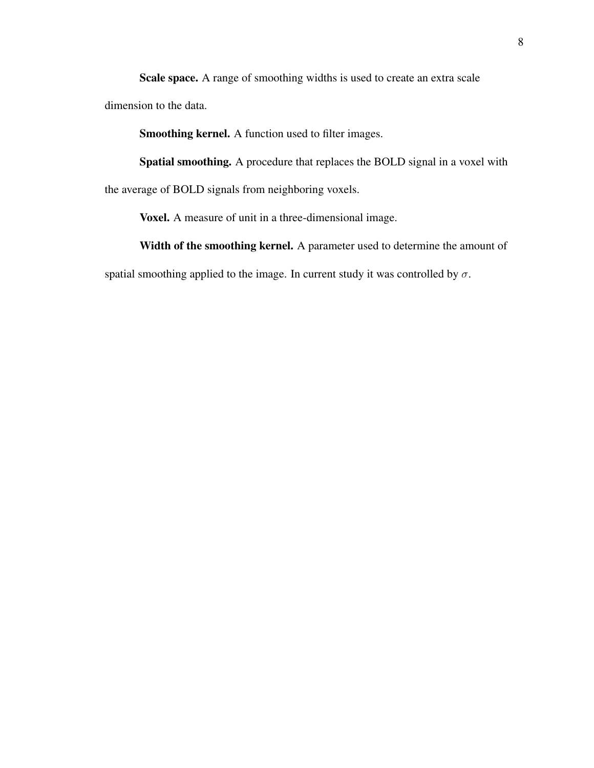**Scale space.** A range of smoothing widths is used to create an extra scale dimension to the data.

**Smoothing kernel.** A function used to filter images.

**Spatial smoothing.** A procedure that replaces the BOLD signal in a voxel with the average of BOLD signals from neighboring voxels.

**Voxel.** A measure of unit in a three-dimensional image.

**Width of the smoothing kernel.** A parameter used to determine the amount of spatial smoothing applied to the image. In current study it was controlled by $\sigma$.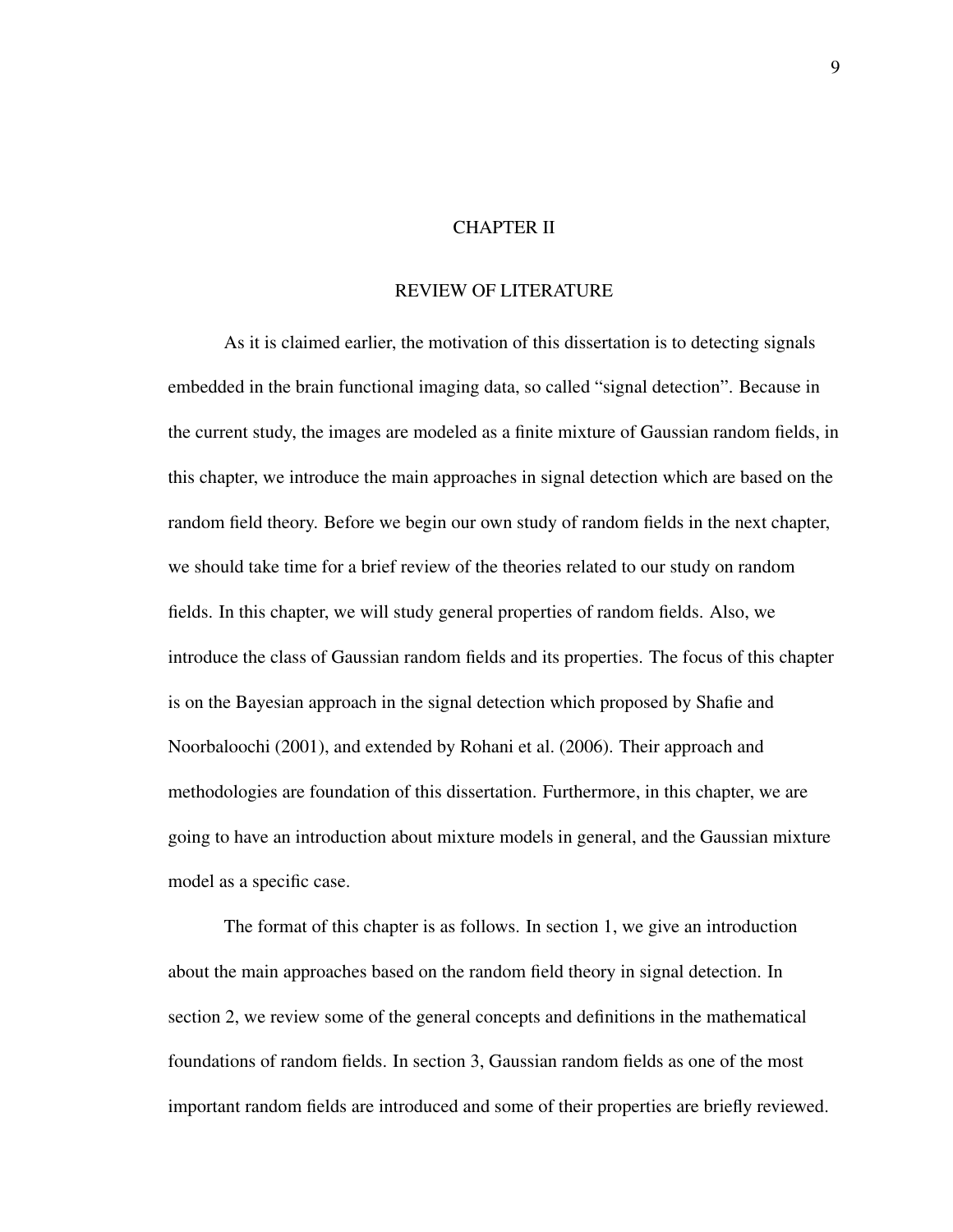# CHAPTER II

# REVIEW OF LITERATURE

As it is claimed earlier, the motivation of this dissertation is to detecting signals embedded in the brain functional imaging data, so called “signal detection”. Because in the current study, the images are modeled as a finite mixture of Gaussian random fields, in this chapter, we introduce the main approaches in signal detection which are based on the random field theory. Before we begin our own study of random fields in the next chapter, we should take time for a brief review of the theories related to our study on random fields. In this chapter, we will study general properties of random fields. Also, we introduce the class of Gaussian random fields and its properties. The focus of this chapter is on the Bayesian approach in the signal detection which proposed by Shafie and Noorbaloochi (2001), and extended by Rohani et al. (2006). Their approach and methodologies are foundation of this dissertation. Furthermore, in this chapter, we are going to have an introduction about mixture models in general, and the Gaussian mixture model as a specific case.

The format of this chapter is as follows. In section 1, we give an introduction about the main approaches based on the random field theory in signal detection. In section 2, we review some of the general concepts and definitions in the mathematical foundations of random fields. In section 3, Gaussian random fields as one of the most important random fields are introduced and some of their properties are briefly reviewed.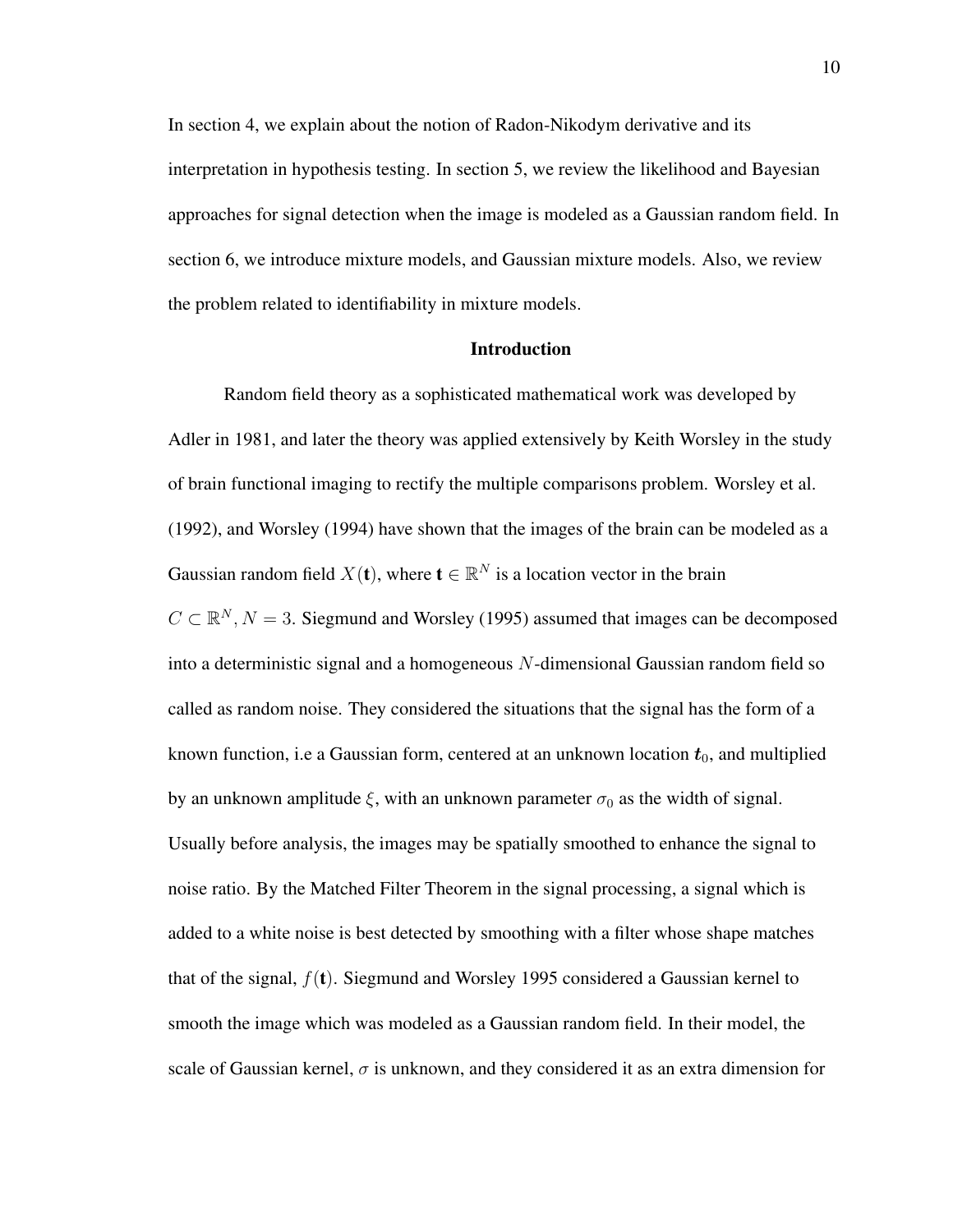In section 4, we explain about the notion of Radon-Nikodym derivative and its interpretation in hypothesis testing. In section 5, we review the likelihood and Bayesian approaches for signal detection when the image is modeled as a Gaussian random field. In section 6, we introduce mixture models, and Gaussian mixture models. Also, we review the problem related to identifiability in mixture models.

## Introduction

Random field theory as a sophisticated mathematical work was developed by Adler in 1981, and later the theory was applied extensively by Keith Worsley in the study of brain functional imaging to rectify the multiple comparisons problem. Worsley et al. (1992), and Worsley (1994) have shown that the images of the brain can be modeled as a Gaussian random field $X(\mathbf{t})$, where $\mathbf{t} \in \mathbb{R}^N$ is a location vector in the brain $C \subset \mathbb{R}^N, N = 3$. Siegmund and Worsley (1995) assumed that images can be decomposed into a deterministic signal and a homogeneous $N$-dimensional Gaussian random field so called as random noise. They considered the situations that the signal has the form of a known function, i.e a Gaussian form, centered at an unknown location $\boldsymbol{t}_0$, and multiplied by an unknown amplitude $\xi$, with an unknown parameter $\sigma_0$ as the width of signal. Usually before analysis, the images may be spatially smoothed to enhance the signal to noise ratio. By the Matched Filter Theorem in the signal processing, a signal which is added to a white noise is best detected by smoothing with a filter whose shape matches that of the signal, $f(\mathbf{t})$. Siegmund and Worsley 1995 considered a Gaussian kernel to smooth the image which was modeled as a Gaussian random field. In their model, the scale of Gaussian kernel, $\sigma$ is unknown, and they considered it as an extra dimension for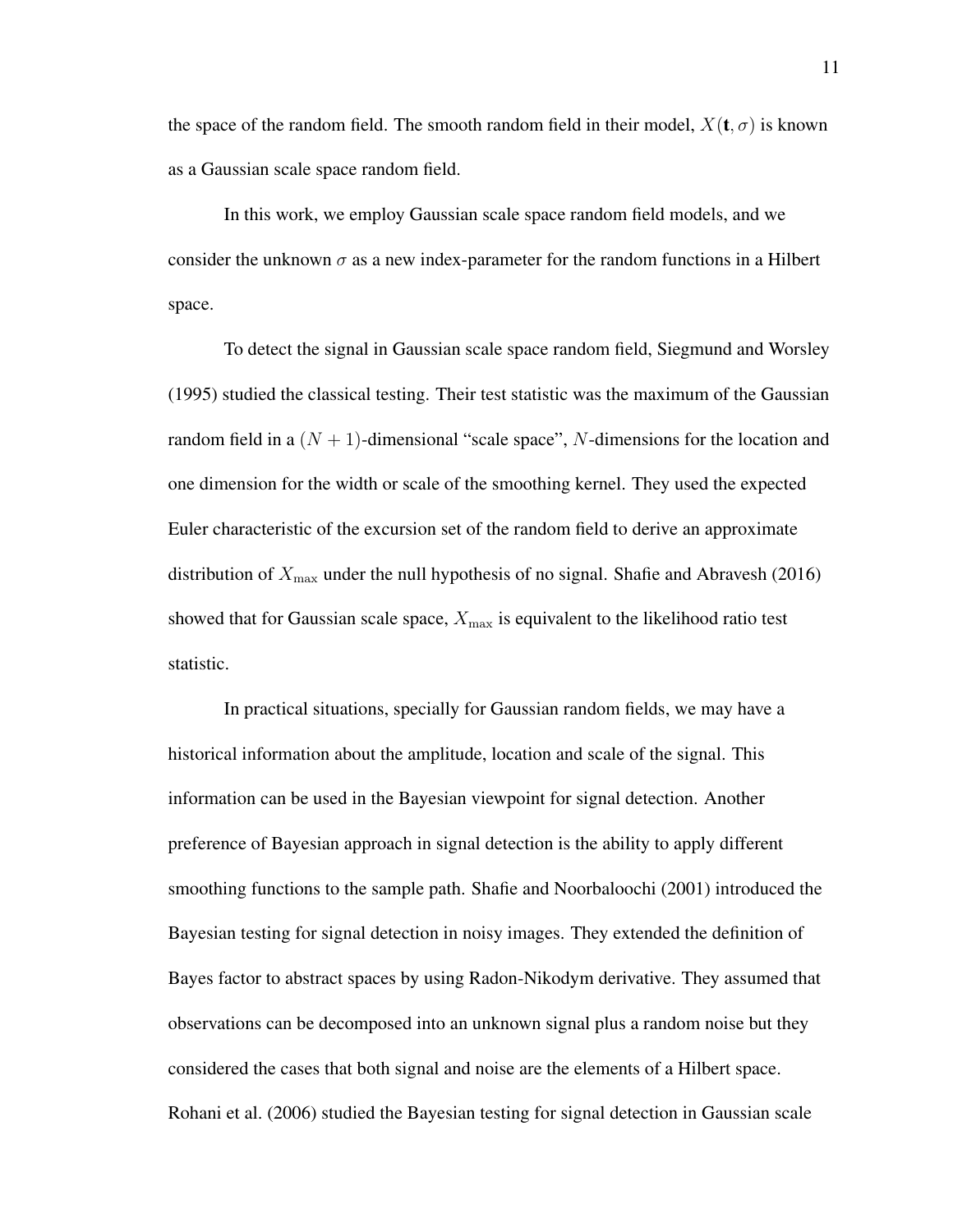the space of the random field. The smooth random field in their model, $X(\mathbf{t}, \sigma)$ is known as a Gaussian scale space random field.

In this work, we employ Gaussian scale space random field models, and we consider the unknown $\sigma$ as a new index-parameter for the random functions in a Hilbert space.

To detect the signal in Gaussian scale space random field, Siegmund and Worsley (1995) studied the classical testing. Their test statistic was the maximum of the Gaussian random field in a $(N + 1)$-dimensional "scale space", $N$-dimensions for the location and one dimension for the width or scale of the smoothing kernel. They used the expected Euler characteristic of the excursion set of the random field to derive an approximate distribution of $X_{\max}$ under the null hypothesis of no signal. Shafie and Abravesh (2016) showed that for Gaussian scale space, $X_{\max}$ is equivalent to the likelihood ratio test statistic.

In practical situations, specially for Gaussian random fields, we may have a historical information about the amplitude, location and scale of the signal. This information can be used in the Bayesian viewpoint for signal detection. Another preference of Bayesian approach in signal detection is the ability to apply different smoothing functions to the sample path. Shafie and Noorbaloochi (2001) introduced the Bayesian testing for signal detection in noisy images. They extended the definition of Bayes factor to abstract spaces by using Radon-Nikodym derivative. They assumed that observations can be decomposed into an unknown signal plus a random noise but they considered the cases that both signal and noise are the elements of a Hilbert space. Rohani et al. (2006) studied the Bayesian testing for signal detection in Gaussian scale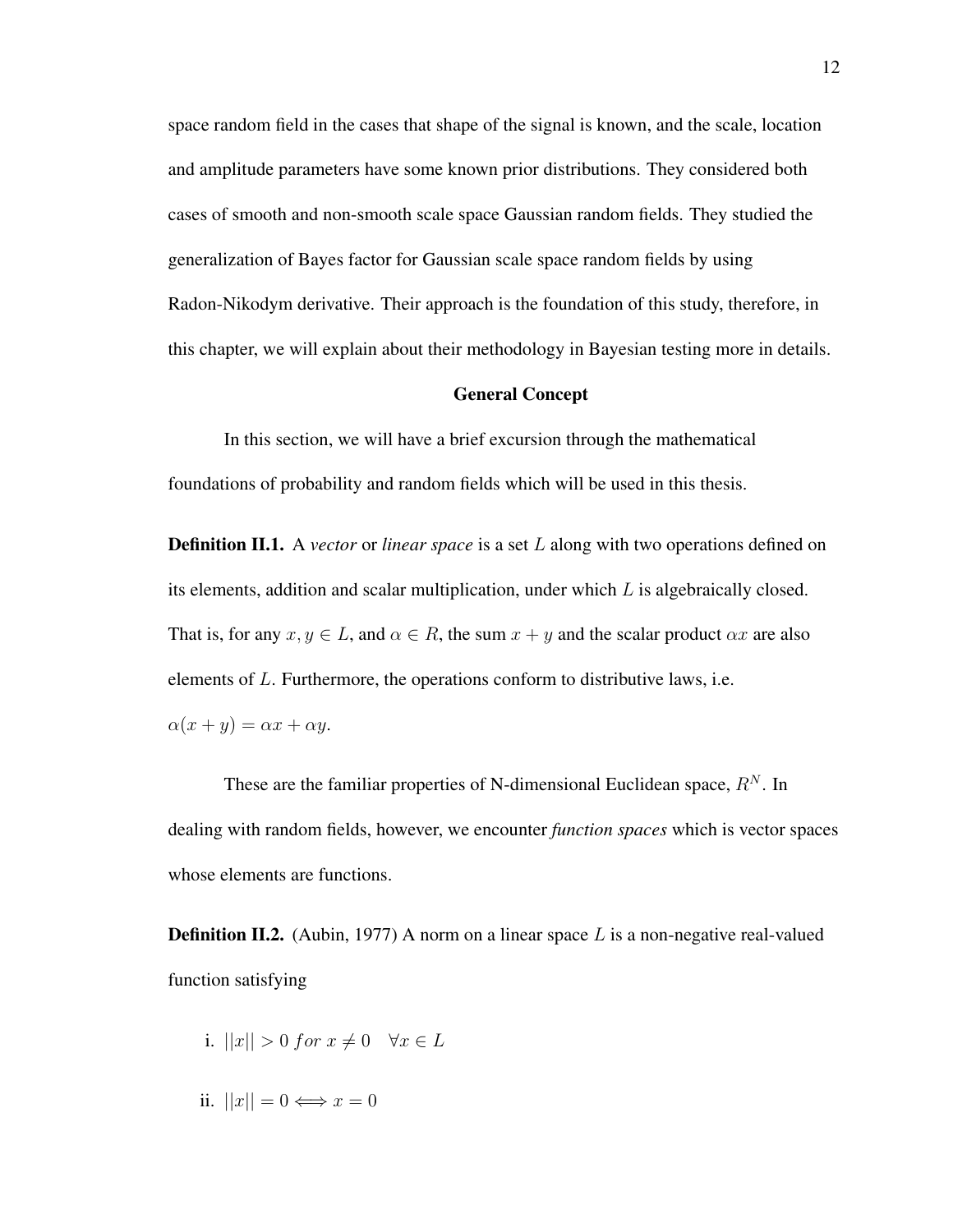space random field in the cases that shape of the signal is known, and the scale, location and amplitude parameters have some known prior distributions. They considered both cases of smooth and non-smooth scale space Gaussian random fields. They studied the generalization of Bayes factor for Gaussian scale space random fields by using Radon-Nikodym derivative. Their approach is the foundation of this study, therefore, in this chapter, we will explain about their methodology in Bayesian testing more in details.

## General Concept

In this section, we will have a brief excursion through the mathematical foundations of probability and random fields which will be used in this thesis.

**Definition II.1.** A *vector* or *linear space* is a set $L$ along with two operations defined on its elements, addition and scalar multiplication, under which $L$ is algebraically closed. That is, for any $x, y \in L$, and $\alpha \in R$, the sum $x + y$ and the scalar product $\alpha x$ are also elements of $L$. Furthermore, the operations conform to distributive laws, i.e. $\alpha(x + y) = \alpha x + \alpha y$.

These are the familiar properties of N-dimensional Euclidean space, $R^N$. In dealing with random fields, however, we encounter *function spaces* which is vector spaces whose elements are functions.

**Definition II.2.** (Aubin, 1977) A norm on a linear space $L$ is a non-negative real-valued function satisfying

i. $||x|| > 0 \; for \; x \neq 0 \quad \forall x \in L$

ii. $||x|| = 0 \Longleftrightarrow x = 0$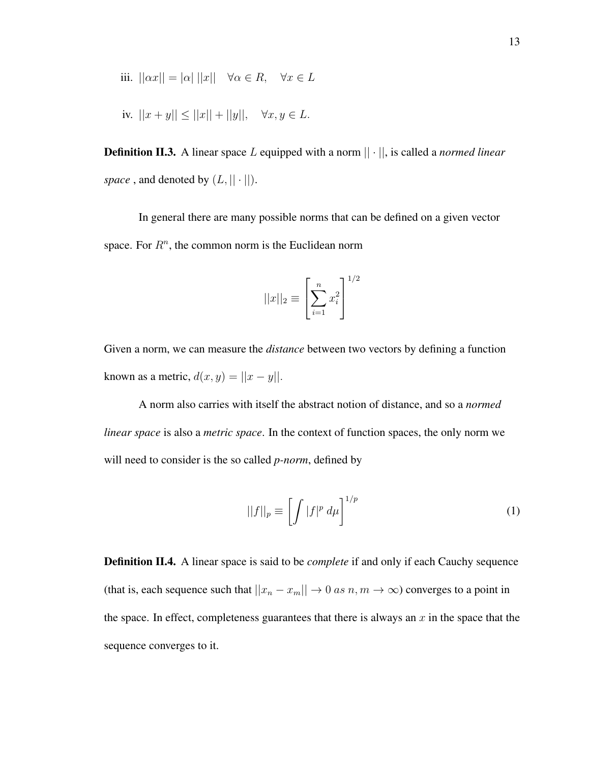iii. $||\alpha x|| = |\alpha| \, ||x|| \quad \forall \alpha \in R, \quad \forall x \in L$

iv. $||x + y|| \leq ||x|| + ||y||, \quad \forall x, y \in L.$

**Definition II.3.** A linear space $L$ equipped with a norm $|| \cdot ||$, is called a *normed linear space* , and denoted by $(L, || \cdot ||)$.

In general there are many possible norms that can be defined on a given vector space. For $R^n$, the common norm is the Euclidean norm

$$||x||_2 \equiv \left[ \sum_{i=1}^{n} x_i^2 \right]^{1/2}$$

Given a norm, we can measure the *distance* between two vectors by defining a function known as a metric, $d(x, y) = ||x - y||$.

A norm also carries with itself the abstract notion of distance, and so a *normed linear space* is also a *metric space*. In the context of function spaces, the only norm we will need to consider is the so called *p-norm*, defined by

$$||f||_p \equiv \left[ \int |f|^p \, d\mu \right]^{1/p} \tag{1}$$

**Definition II.4.** A linear space is said to be *complete* if and only if each Cauchy sequence (that is, each sequence such that $||x_n - x_m|| \to 0 \; as \; n, m \to \infty$) converges to a point in the space. In effect, completeness guarantees that there is always an $x$ in the space that the sequence converges to it.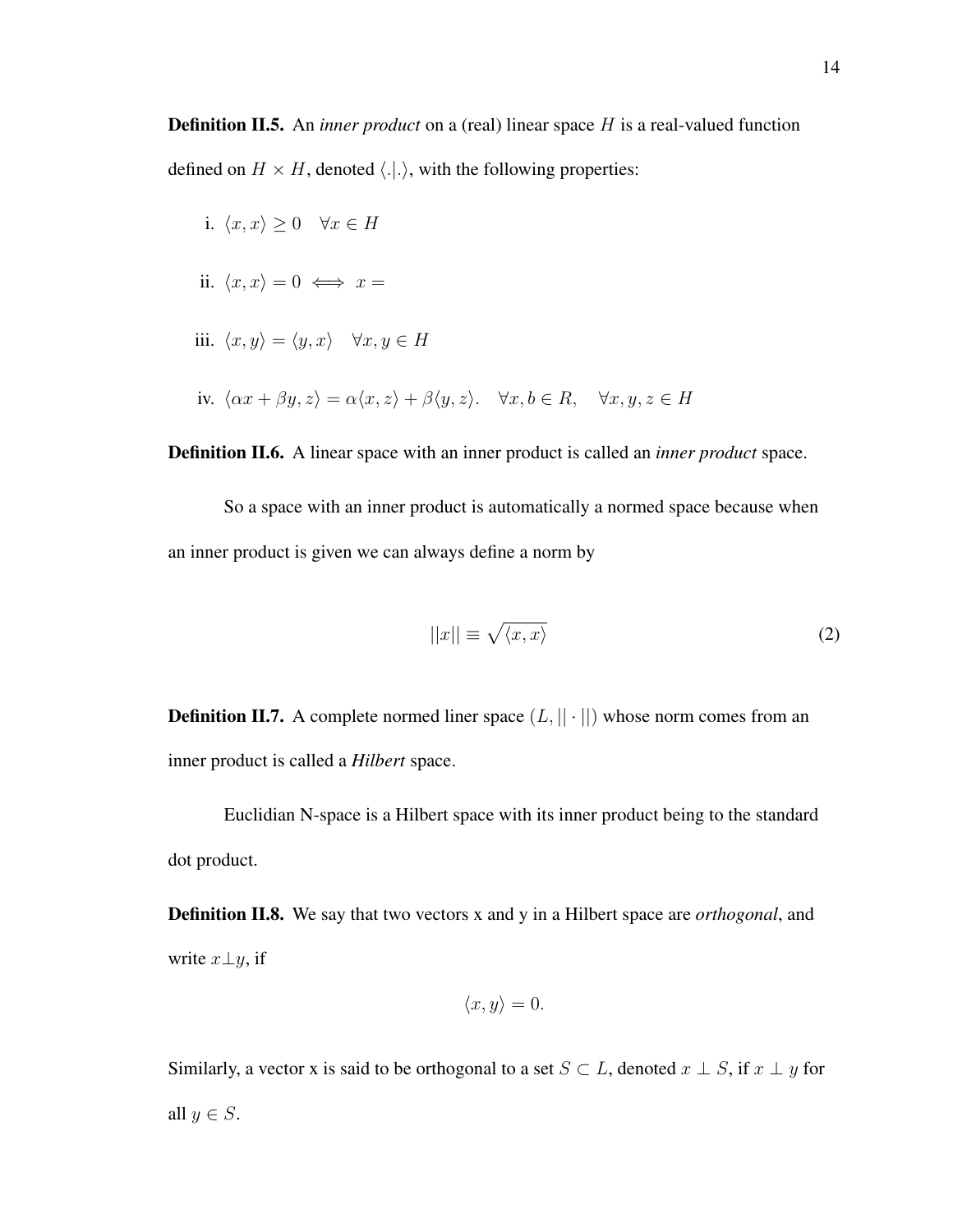**Definition II.5.** An *inner product* on a (real) linear space $H$ is a real-valued function defined on $H \times H$, denoted $\langle . | . \rangle$, with the following properties:

i. $\langle x, x \rangle \geq 0 \quad \forall x \in H$

ii. $\langle x, x \rangle = 0 \iff x =$

iii. $\langle x, y \rangle = \langle y, x \rangle \quad \forall x, y \in H$

iv. $\langle \alpha x + \beta y, z \rangle = \alpha \langle x, z \rangle + \beta \langle y, z \rangle. \quad \forall x, b \in R, \quad \forall x, y, z \in H$

**Definition II.6.** A linear space with an inner product is called an *inner product* space.

So a space with an inner product is automatically a normed space because when an inner product is given we can always define a norm by

$$||x|| \equiv \sqrt{\langle x, x \rangle} \tag{2}$$

**Definition II.7.** A complete normed liner space $(L, || \cdot ||)$ whose norm comes from an inner product is called a *Hilbert* space.

Euclidian N-space is a Hilbert space with its inner product being to the standard dot product.

**Definition II.8.** We say that two vectors x and y in a Hilbert space are *orthogonal*, and write $x \perp y$, if

$$\langle x, y \rangle = 0.$$

Similarly, a vector x is said to be orthogonal to a set $S \subset L$, denoted $x \perp S$, if $x \perp y$ for all $y \in S$.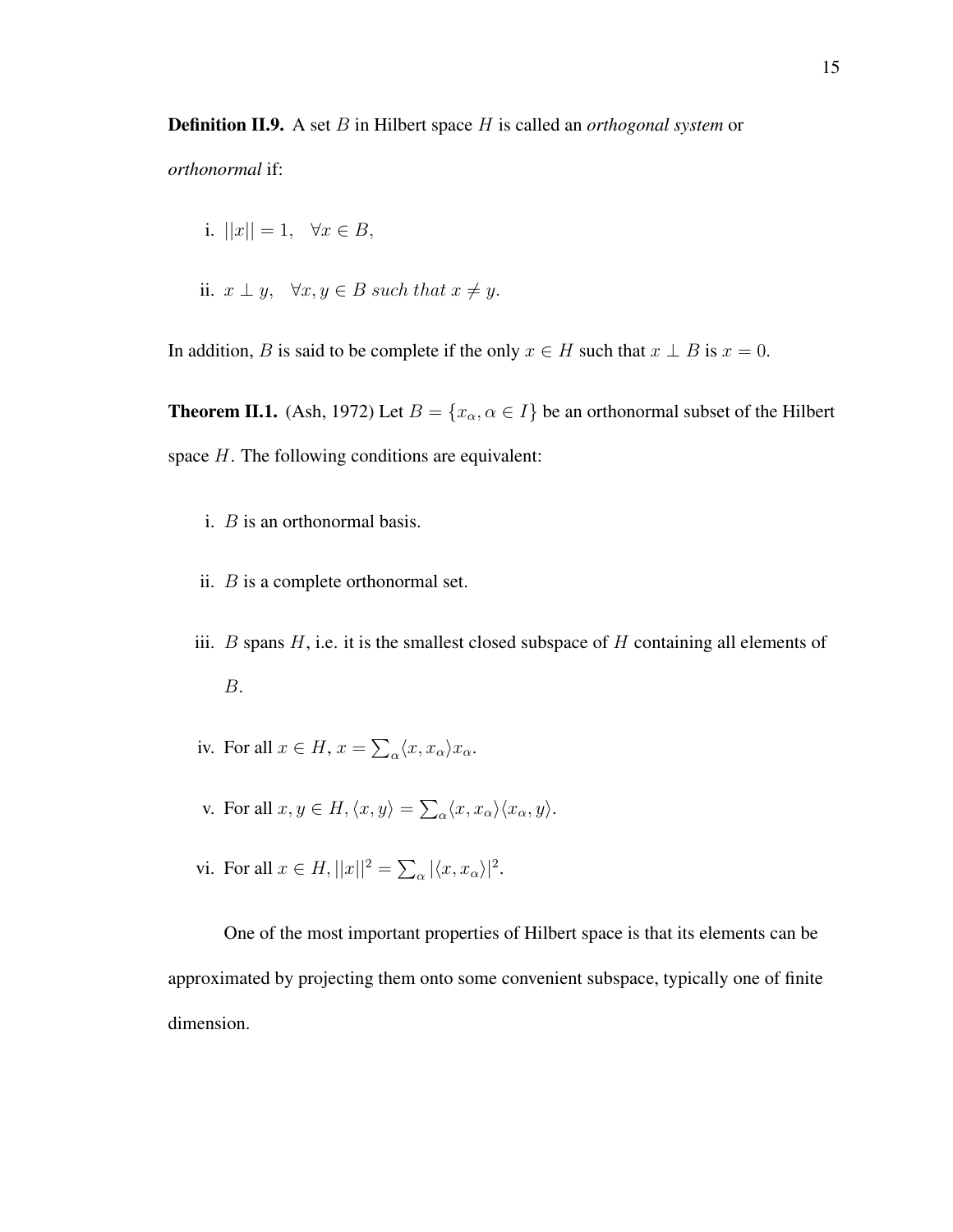**Definition II.9.** A set $B$ in Hilbert space $H$ is called an *orthogonal system* or *orthonormal* if:

i. $||x|| = 1, \quad \forall x \in B,$

ii. $x \perp y, \quad \forall x, y \in B \; such \; that \; x \neq y.$

In addition, $B$ is said to be complete if the only $x \in H$ such that $x \perp B$ is $x = 0$.

**Theorem II.1.** (Ash, 1972) Let $B = \{x_\alpha, \alpha \in I\}$ be an orthonormal subset of the Hilbert space $H$. The following conditions are equivalent:

i. $B$ is an orthonormal basis.

ii. $B$ is a complete orthonormal set.

iii. $B$ spans $H$, i.e. it is the smallest closed subspace of $H$ containing all elements of $B$.

iv. For all $x \in H$, $x = \sum_\alpha \langle x, x_\alpha \rangle x_\alpha$.

v. For all $x, y \in H$, $\langle x, y \rangle = \sum_\alpha \langle x, x_\alpha \rangle \langle x_\alpha, y \rangle$.

vi. For all $x \in H$, $||x||^2 = \sum_\alpha |\langle x, x_\alpha \rangle|^2$.

One of the most important properties of Hilbert space is that its elements can be approximated by projecting them onto some convenient subspace, typically one of finite dimension.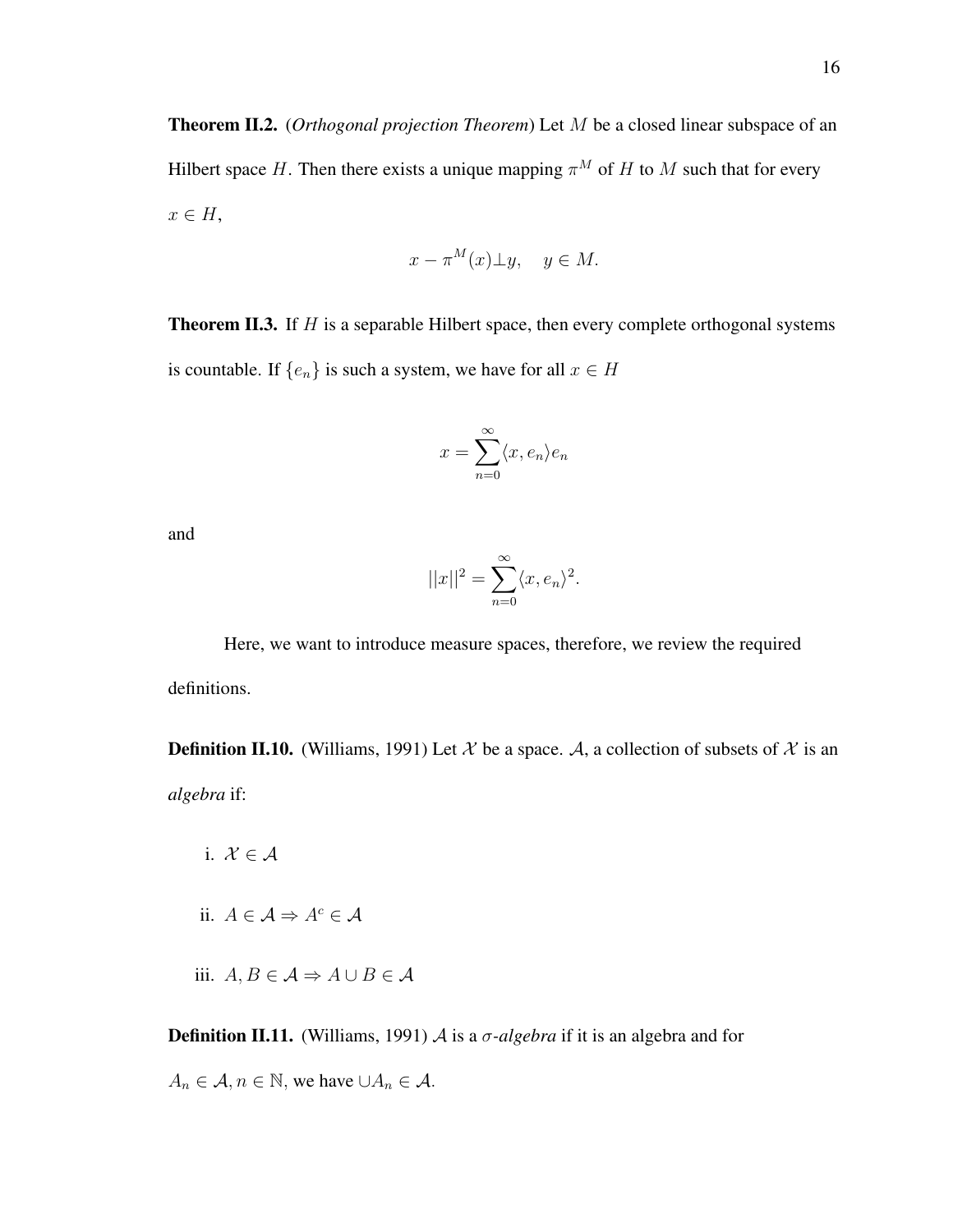**Theorem II.2.** (*Orthogonal projection Theorem*) Let $M$ be a closed linear subspace of an Hilbert space $H$. Then there exists a unique mapping $\pi^M$ of $H$ to $M$ such that for every $x \in H$,

$$x - \pi^M(x) \perp y, \quad y \in M.$$

**Theorem II.3.** If $H$ is a separable Hilbert space, then every complete orthogonal systems is countable. If $\{e_n\}$ is such a system, we have for all $x \in H$

$$x = \sum_{n=0}^{\infty} \langle x, e_n \rangle e_n$$

and

$$||x||^2 = \sum_{n=0}^{\infty} \langle x, e_n \rangle^2.$$

Here, we want to introduce measure spaces, therefore, we review the required definitions.

**Definition II.10.** (Williams, 1991) Let $\mathcal{X}$ be a space. $\mathcal{A}$, a collection of subsets of $\mathcal{X}$ is an *algebra* if:

i. $\mathcal{X} \in \mathcal{A}$

ii. $A \in \mathcal{A} \Rightarrow A^c \in \mathcal{A}$

iii. $A, B \in \mathcal{A} \Rightarrow A \cup B \in \mathcal{A}$

**Definition II.11.** (Williams, 1991) $\mathcal{A}$ is a *$\sigma$-algebra* if it is an algebra and for $A_n \in \mathcal{A}, n \in \mathbb{N}$, we have $\cup A_n \in \mathcal{A}$.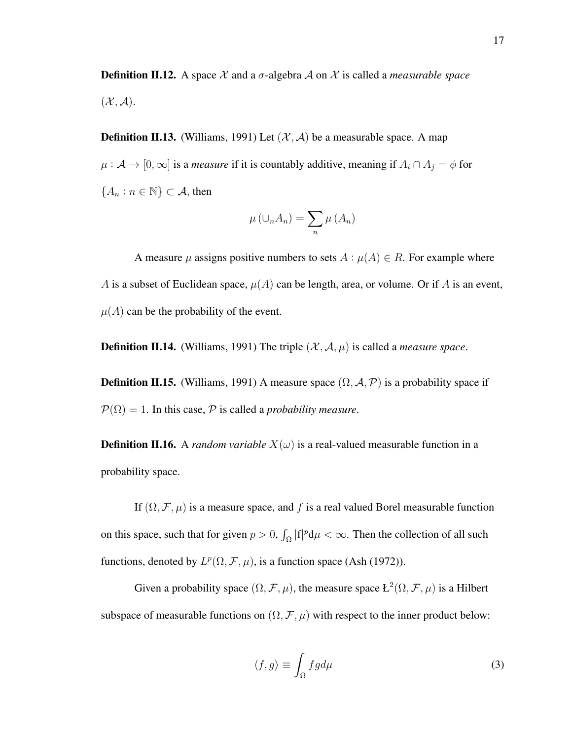**Definition II.12.** A space $\mathcal{X}$ and a $\sigma$-algebra $\mathcal{A}$ on $\mathcal{X}$ is called a *measurable space* $(\mathcal{X}, \mathcal{A})$.

**Definition II.13.** (Williams, 1991) Let $(\mathcal{X}, \mathcal{A})$ be a measurable space. A map $\mu : \mathcal{A} \to [0, \infty]$ is a *measure* if it is countably additive, meaning if $A_i \cap A_j = \phi$ for $\{A_n : n \in \mathbb{N}\} \subset \mathcal{A}$, then

$$\mu\left(\cup_n A_n\right) = \sum_n \mu\left(A_n\right)$$

A measure $\mu$ assigns positive numbers to sets $A : \mu(A) \in R$. For example where $A$ is a subset of Euclidean space, $\mu(A)$ can be length, area, or volume. Or if $A$ is an event, $\mu(A)$ can be the probability of the event.

**Definition II.14.** (Williams, 1991) The triple $(\mathcal{X}, \mathcal{A}, \mu)$ is called a *measure space*.

**Definition II.15.** (Williams, 1991) A measure space $(\Omega, \mathcal{A}, \mathcal{P})$ is a probability space if $\mathcal{P}(\Omega) = 1$. In this case, $\mathcal{P}$ is called a *probability measure*.

**Definition II.16.** A *random variable* $X(\omega)$ is a real-valued measurable function in a probability space.

If $(\Omega, \mathcal{F}, \mu)$ is a measure space, and $f$ is a real valued Borel measurable function on this space, such that for given $p > 0$, $\int_\Omega |\mathrm{f}|^p \mathrm{d}\mu < \infty$. Then the collection of all such functions, denoted by $L^p(\Omega, \mathcal{F}, \mu)$, is a function space (Ash (1972)).

Given a probability space $(\Omega, \mathcal{F}, \mu)$, the measure space $Ł^2(\Omega, \mathcal{F}, \mu)$ is a Hilbert subspace of measurable functions on $(\Omega, \mathcal{F}, \mu)$ with respect to the inner product below:

$$\langle f, g \rangle \equiv \int_\Omega f g d\mu \tag{3}$$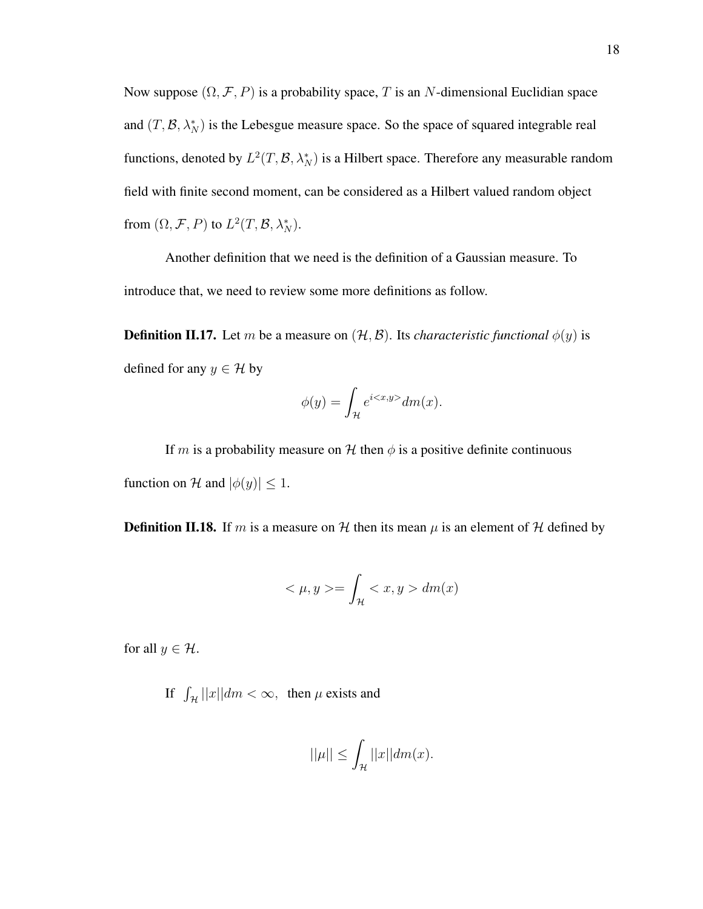Now suppose $(\Omega, \mathcal{F}, P)$ is a probability space, $T$ is an $N$-dimensional Euclidian space and $(T, \mathcal{B}, \lambda_N^*)$ is the Lebesgue measure space. So the space of squared integrable real functions, denoted by $L^2(T, \mathcal{B}, \lambda_N^*)$ is a Hilbert space. Therefore any measurable random field with finite second moment, can be considered as a Hilbert valued random object from $(\Omega, \mathcal{F}, P)$ to $L^2(T, \mathcal{B}, \lambda_N^*)$.

Another definition that we need is the definition of a Gaussian measure. To introduce that, we need to review some more definitions as follow.

**Definition II.17.** Let $m$ be a measure on $(\mathcal{H}, \mathcal{B})$. Its *characteristic functional* $\phi(y)$ is defined for any $y \in \mathcal{H}$ by

$$\phi(y) = \int_{\mathcal{H}} e^{i<x,y>} dm(x).$$

If $m$ is a probability measure on $\mathcal{H}$ then $\phi$ is a positive definite continuous function on $\mathcal{H}$ and $|\phi(y)| \leq 1$.

**Definition II.18.** If $m$ is a measure on $\mathcal{H}$ then its mean $\mu$ is an element of $\mathcal{H}$ defined by

$$< \mu, y > = \int_{\mathcal{H}} < x, y > dm(x)$$

for all $y \in \mathcal{H}$.

If $\int_{\mathcal{H}} ||x|| dm < \infty$, then $\mu$ exists and

$$||\mu|| \leq \int_{\mathcal{H}} ||x|| dm(x).$$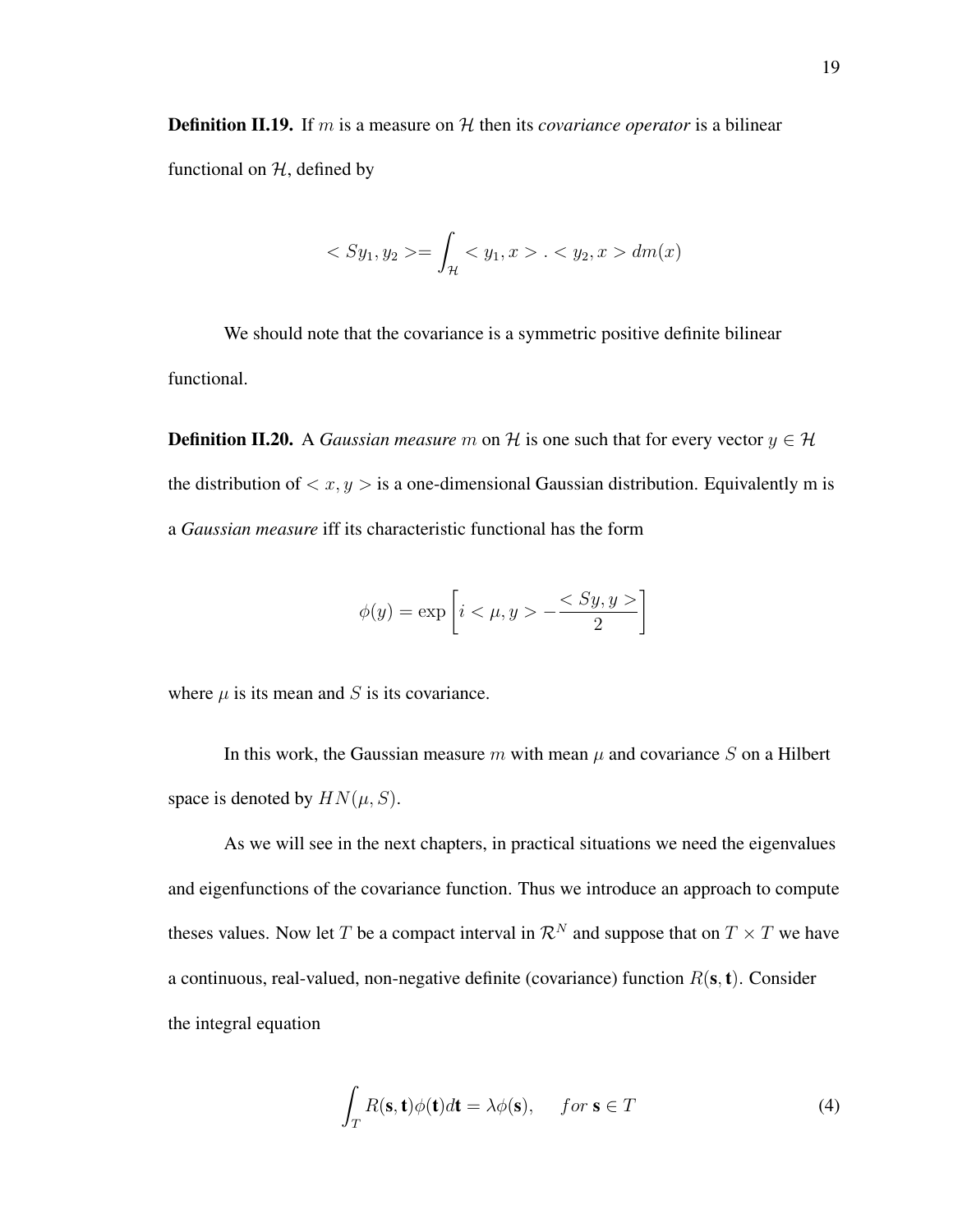**Definition II.19.** If $m$ is a measure on $\mathcal{H}$ then its *covariance operator* is a bilinear functional on $\mathcal{H}$, defined by

$$< Sy_1, y_2 >= \int_{\mathcal{H}} < y_1, x > . < y_2, x > dm(x)$$

We should note that the covariance is a symmetric positive definite bilinear functional.

**Definition II.20.** A *Gaussian measure* $m$ on $\mathcal{H}$ is one such that for every vector $y \in \mathcal{H}$ the distribution of $< x, y >$ is a one-dimensional Gaussian distribution. Equivalently m is a *Gaussian measure* iff its characteristic functional has the form

$$\phi(y) = \exp\left[ i < \mu, y > - \frac{< Sy, y >}{2} \right]$$

where $\mu$ is its mean and $S$ is its covariance.

In this work, the Gaussian measure $m$ with mean $\mu$ and covariance $S$ on a Hilbert space is denoted by $HN(\mu, S)$.

As we will see in the next chapters, in practical situations we need the eigenvalues and eigenfunctions of the covariance function. Thus we introduce an approach to compute theses values. Now let $T$ be a compact interval in $\mathcal{R}^N$ and suppose that on $T \times T$ we have a continuous, real-valued, non-negative definite (covariance) function $R(\mathbf{s}, \mathbf{t})$. Consider the integral equation

$$\int_T R(\mathbf{s}, \mathbf{t}) \phi(\mathbf{t}) d\mathbf{t} = \lambda \phi(\mathbf{s}), \quad for\ \mathbf{s} \in T \tag{4}$$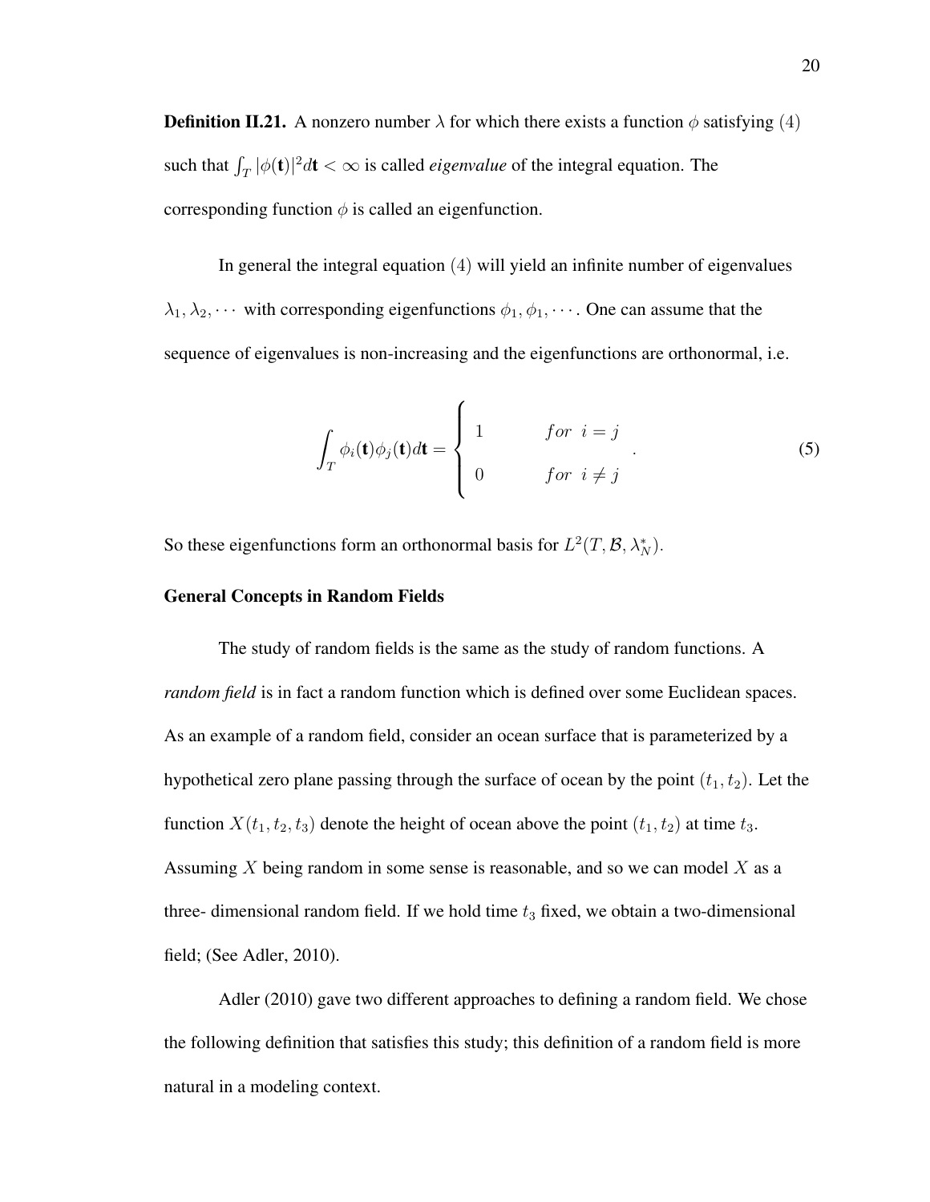**Definition II.21.** A nonzero number $\lambda$ for which there exists a function $\phi$ satisfying $(4)$ such that $\int_T |\phi(\mathbf{t})|^2 d\mathbf{t} < \infty$ is called *eigenvalue* of the integral equation. The corresponding function $\phi$ is called an eigenfunction.

In general the integral equation $(4)$ will yield an infinite number of eigenvalues $\lambda_1, \lambda_2, \cdots$ with corresponding eigenfunctions $\phi_1, \phi_1, \cdots$. One can assume that the sequence of eigenvalues is non-increasing and the eigenfunctions are orthonormal, i.e.

$$\int_T \phi_i(\mathbf{t})\phi_j(\mathbf{t})d\mathbf{t} = \begin{cases} 1 & for \;\; i = j \\ 0 & for \;\; i \neq j \end{cases} . \tag{5}$$

So these eigenfunctions form an orthonormal basis for $L^2(T, \mathcal{B}, \lambda_N^*)$.

**General Concepts in Random Fields**

The study of random fields is the same as the study of random functions. A *random field* is in fact a random function which is defined over some Euclidean spaces. As an example of a random field, consider an ocean surface that is parameterized by a hypothetical zero plane passing through the surface of ocean by the point $(t_1, t_2)$. Let the function $X(t_1, t_2, t_3)$ denote the height of ocean above the point $(t_1, t_2)$ at time $t_3$. Assuming $X$ being random in some sense is reasonable, and so we can model $X$ as a three- dimensional random field. If we hold time $t_3$ fixed, we obtain a two-dimensional field; (See Adler, 2010).

Adler (2010) gave two different approaches to defining a random field. We chose the following definition that satisfies this study; this definition of a random field is more natural in a modeling context.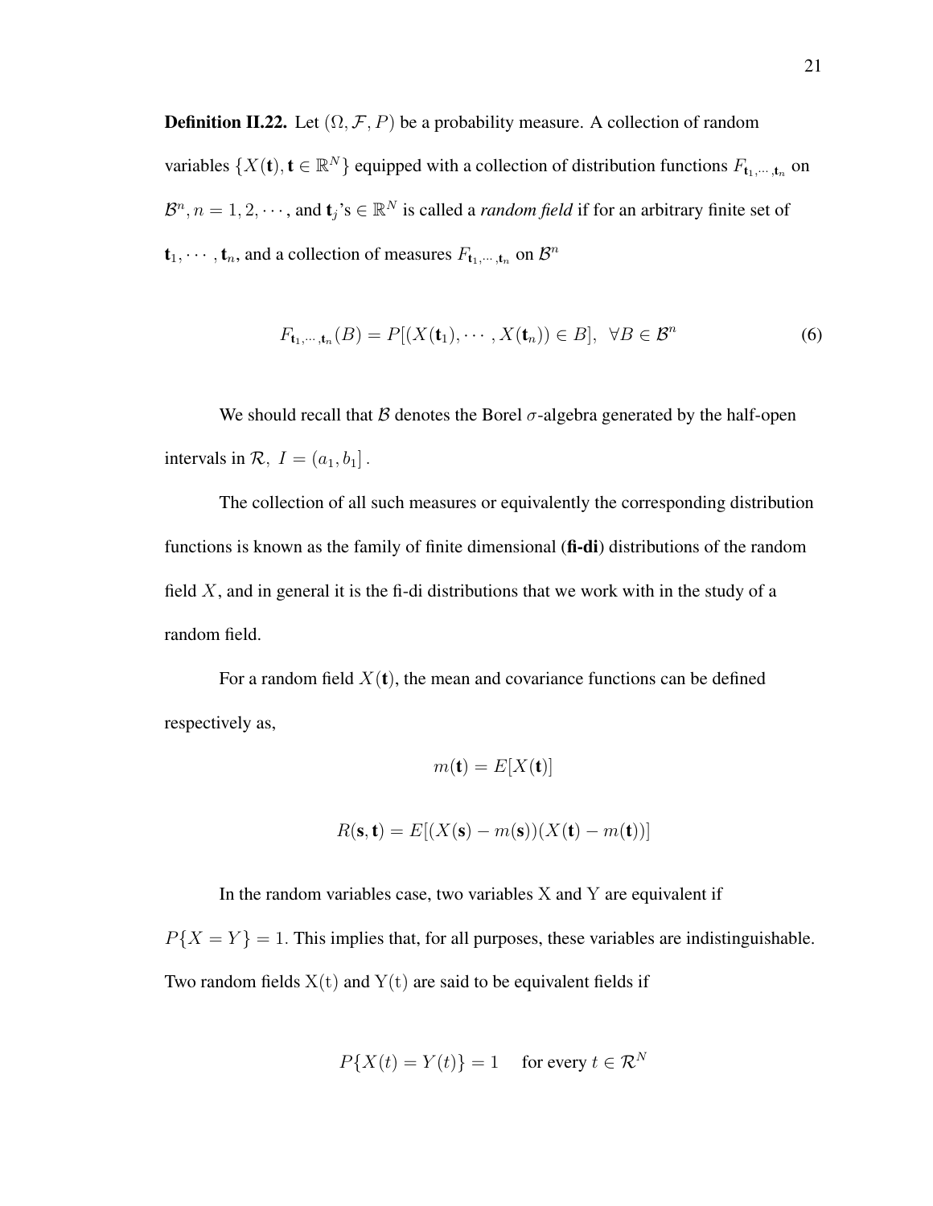**Definition II.22.** Let $(\Omega, \mathcal{F}, P)$ be a probability measure. A collection of random variables $\{X(\mathbf{t}), \mathbf{t} \in \mathbb{R}^N\}$ equipped with a collection of distribution functions $F_{\mathbf{t}_1,\cdots,\mathbf{t}_n}$ on $\mathcal{B}^n, n = 1, 2, \cdots$, and $\mathbf{t}_j$'s $\in \mathbb{R}^N$ is called a *random field* if for an arbitrary finite set of $\mathbf{t}_1, \cdots, \mathbf{t}_n$, and a collection of measures $F_{\mathbf{t}_1,\cdots,\mathbf{t}_n}$ on $\mathcal{B}^n$

$$F_{\mathbf{t}_1,\cdots,\mathbf{t}_n}(B) = P[(X(\mathbf{t}_1), \cdots, X(\mathbf{t}_n)) \in B], \ \ \forall B \in \mathcal{B}^n \tag{6}$$

We should recall that $\mathcal{B}$ denotes the Borel $\sigma$-algebra generated by the half-open intervals in $\mathcal{R}, \ I = (a_1, b_1]$.

The collection of all such measures or equivalently the corresponding distribution functions is known as the family of finite dimensional (**fi-di**) distributions of the random field $X$, and in general it is the fi-di distributions that we work with in the study of a random field.

For a random field $X(\mathbf{t})$, the mean and covariance functions can be defined respectively as,

$$m(\mathbf{t}) = E[X(\mathbf{t})]$$

$$R(\mathbf{s}, \mathbf{t}) = E[(X(\mathbf{s}) - m(\mathbf{s}))(X(\mathbf{t}) - m(\mathbf{t}))]$$

In the random variables case, two variables X and Y are equivalent if $P\{X = Y\} = 1$. This implies that, for all purposes, these variables are indistinguishable. Two random fields $\mathrm{X(t)}$ and $\mathrm{Y(t)}$ are said to be equivalent fields if

$$P\{X(t) = Y(t)\} = 1 \quad \text{ for every } t \in \mathcal{R}^N$$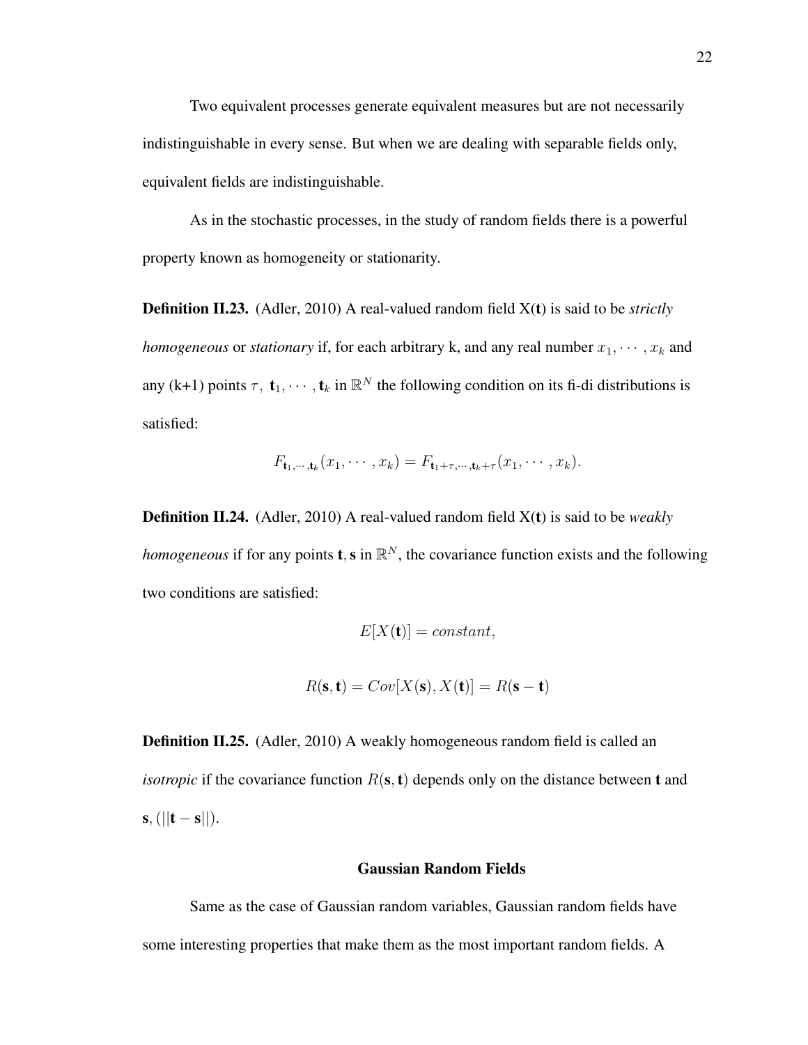Two equivalent processes generate equivalent measures but are not necessarily indistinguishable in every sense. But when we are dealing with separable fields only, equivalent fields are indistinguishable.

As in the stochastic processes, in the study of random fields there is a powerful property known as homogeneity or stationarity.

**Definition II.23.** (Adler, 2010) A real-valued random field X(**t**) is said to be *strictly homogeneous* or *stationary* if, for each arbitrary k, and any real number $x_1, \cdots, x_k$ and any (k+1) points $\tau,\ \mathbf{t}_1, \cdots, \mathbf{t}_k$ in $\mathbb{R}^N$ the following condition on its fi-di distributions is satisfied:

$$F_{\mathbf{t}_1,\cdots,\mathbf{t}_k}(x_1, \cdots, x_k) = F_{\mathbf{t}_1+\tau,\cdots,\mathbf{t}_k+\tau}(x_1, \cdots, x_k).$$

**Definition II.24.** (Adler, 2010) A real-valued random field X(**t**) is said to be *weakly homogeneous* if for any points $\mathbf{t}, \mathbf{s}$ in $\mathbb{R}^N$, the covariance function exists and the following two conditions are satisfied:

$$E[X(\mathbf{t})] = constant,$$

$$R(\mathbf{s}, \mathbf{t}) = Cov[X(\mathbf{s}), X(\mathbf{t})] = R(\mathbf{s} - \mathbf{t})$$

**Definition II.25.** (Adler, 2010) A weakly homogeneous random field is called an *isotropic* if the covariance function $R(\mathbf{s}, \mathbf{t})$ depends only on the distance between **t** and **s**, $(||\mathbf{t} - \mathbf{s}||)$.

### Gaussian Random Fields

Same as the case of Gaussian random variables, Gaussian random fields have some interesting properties that make them as the most important random fields. A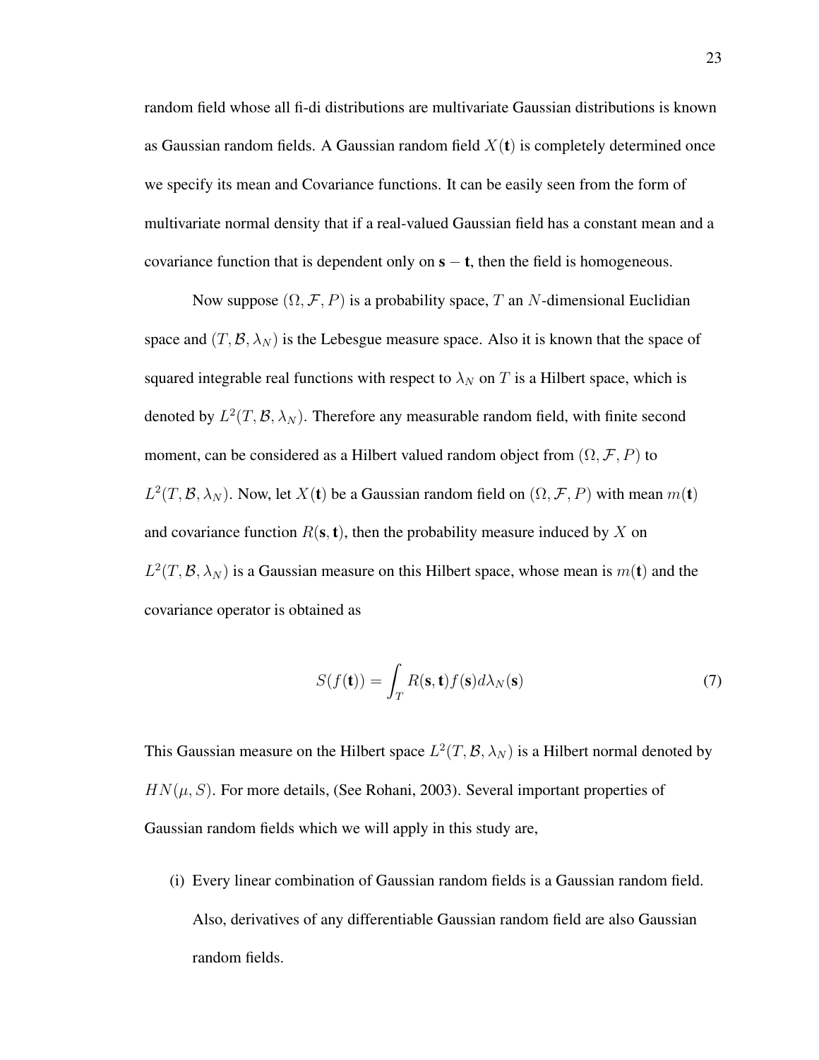random field whose all fi-di distributions are multivariate Gaussian distributions is known as Gaussian random fields. A Gaussian random field $X(\mathbf{t})$ is completely determined once we specify its mean and Covariance functions. It can be easily seen from the form of multivariate normal density that if a real-valued Gaussian field has a constant mean and a covariance function that is dependent only on $\mathbf{s} - \mathbf{t}$, then the field is homogeneous.

Now suppose $(\Omega, \mathcal{F}, P)$ is a probability space, $T$ an $N$-dimensional Euclidian space and $(T, \mathcal{B}, \lambda_N)$ is the Lebesgue measure space. Also it is known that the space of squared integrable real functions with respect to $\lambda_N$ on $T$ is a Hilbert space, which is denoted by $L^2(T, \mathcal{B}, \lambda_N)$. Therefore any measurable random field, with finite second moment, can be considered as a Hilbert valued random object from $(\Omega, \mathcal{F}, P)$ to $L^2(T, \mathcal{B}, \lambda_N)$. Now, let $X(\mathbf{t})$ be a Gaussian random field on $(\Omega, \mathcal{F}, P)$ with mean $m(\mathbf{t})$ and covariance function $R(\mathbf{s}, \mathbf{t})$, then the probability measure induced by $X$ on $L^2(T, \mathcal{B}, \lambda_N)$ is a Gaussian measure on this Hilbert space, whose mean is $m(\mathbf{t})$ and the covariance operator is obtained as

$$S(f(\mathbf{t})) = \int_T R(\mathbf{s}, \mathbf{t}) f(\mathbf{s}) d\lambda_N(\mathbf{s}) \tag{7}$$

This Gaussian measure on the Hilbert space $L^2(T, \mathcal{B}, \lambda_N)$ is a Hilbert normal denoted by $HN(\mu, S)$. For more details, (See Rohani, 2003). Several important properties of Gaussian random fields which we will apply in this study are,

(i) Every linear combination of Gaussian random fields is a Gaussian random field. Also, derivatives of any differentiable Gaussian random field are also Gaussian random fields.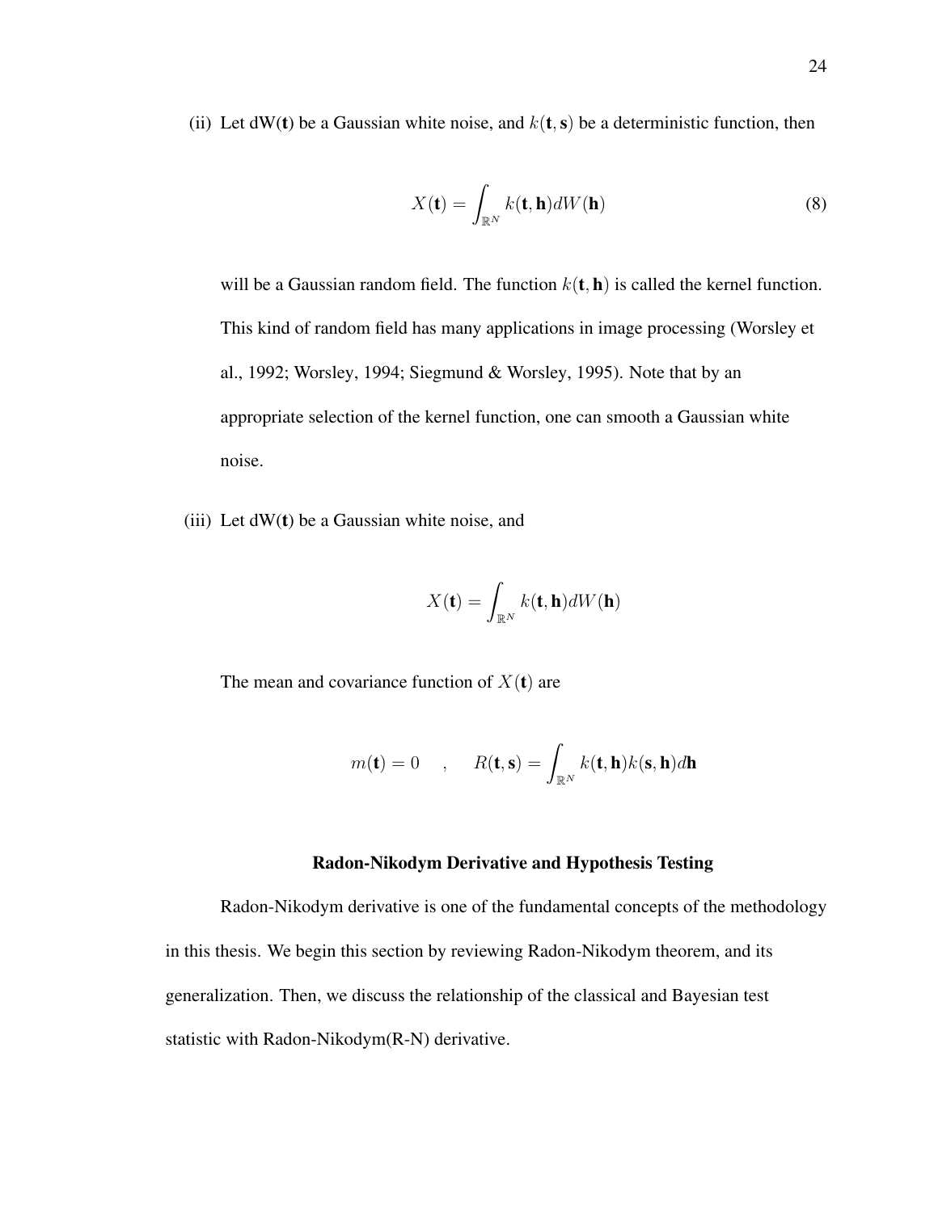(ii) Let dW($\mathbf{t}$) be a Gaussian white noise, and $k(\mathbf{t}, \mathbf{s})$ be a deterministic function, then

$$X(\mathbf{t}) = \int_{\mathbb{R}^N} k(\mathbf{t}, \mathbf{h}) dW(\mathbf{h}) \tag{8}$$

will be a Gaussian random field. The function $k(\mathbf{t}, \mathbf{h})$ is called the kernel function. This kind of random field has many applications in image processing (Worsley et al., 1992; Worsley, 1994; Siegmund & Worsley, 1995). Note that by an appropriate selection of the kernel function, one can smooth a Gaussian white noise.

(iii) Let dW($\mathbf{t}$) be a Gaussian white noise, and

$$X(\mathbf{t}) = \int_{\mathbb{R}^N} k(\mathbf{t}, \mathbf{h}) dW(\mathbf{h})$$

The mean and covariance function of $X(\mathbf{t})$ are

$$m(\mathbf{t}) = 0 \quad , \quad R(\mathbf{t}, \mathbf{s}) = \int_{\mathbb{R}^N} k(\mathbf{t}, \mathbf{h}) k(\mathbf{s}, \mathbf{h}) d\mathbf{h}$$

## Radon-Nikodym Derivative and Hypothesis Testing

Radon-Nikodym derivative is one of the fundamental concepts of the methodology in this thesis. We begin this section by reviewing Radon-Nikodym theorem, and its generalization. Then, we discuss the relationship of the classical and Bayesian test statistic with Radon-Nikodym(R-N) derivative.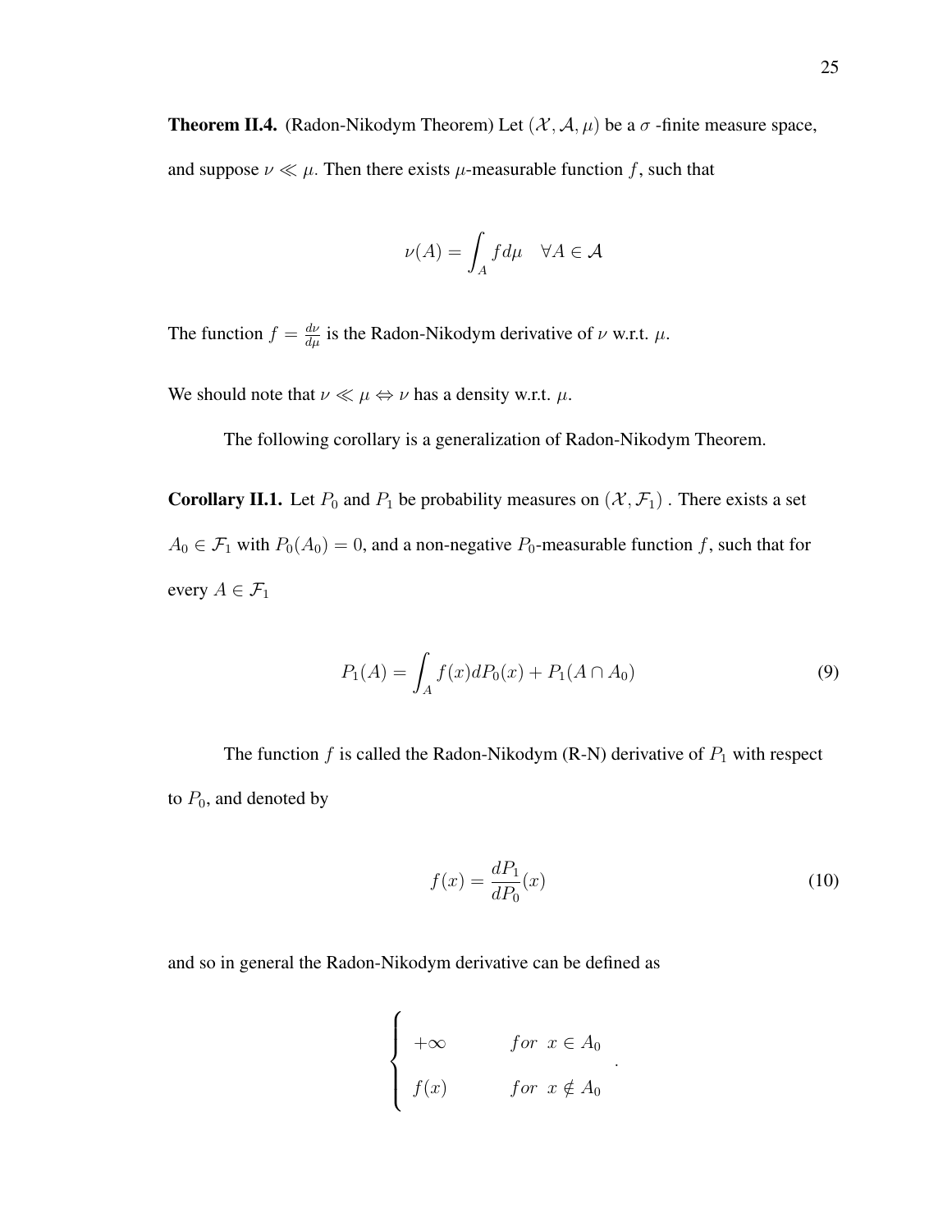**Theorem II.4.** (Radon-Nikodym Theorem) Let $(\mathcal{X}, \mathcal{A}, \mu)$ be a $\sigma$ -finite measure space, and suppose $\nu \ll \mu$. Then there exists $\mu$-measurable function $f$, such that

$$\nu(A) = \int_A f d\mu \quad \forall A \in \mathcal{A}$$

The function $f = \frac{d\nu}{d\mu}$ is the Radon-Nikodym derivative of $\nu$ w.r.t. $\mu$.

We should note that $\nu \ll \mu \Leftrightarrow \nu$ has a density w.r.t. $\mu$.

The following corollary is a generalization of Radon-Nikodym Theorem.

**Corollary II.1.** Let $P_0$ and $P_1$ be probability measures on $(\mathcal{X}, \mathcal{F}_1)$ . There exists a set $A_0 \in \mathcal{F}_1$ with $P_0(A_0) = 0$, and a non-negative $P_0$-measurable function $f$, such that for every $A \in \mathcal{F}_1$

$$P_1(A) = \int_A f(x) dP_0(x) + P_1(A \cap A_0) \tag{9}$$

The function $f$ is called the Radon-Nikodym (R-N) derivative of $P_1$ with respect to $P_0$, and denoted by

$$f(x) = \frac{dP_1}{dP_0}(x) \tag{10}$$

and so in general the Radon-Nikodym derivative can be defined as

$$\begin{cases} +\infty & for \;\; x \in A_0 \\ f(x) & for \;\; x \notin A_0 \end{cases}.$$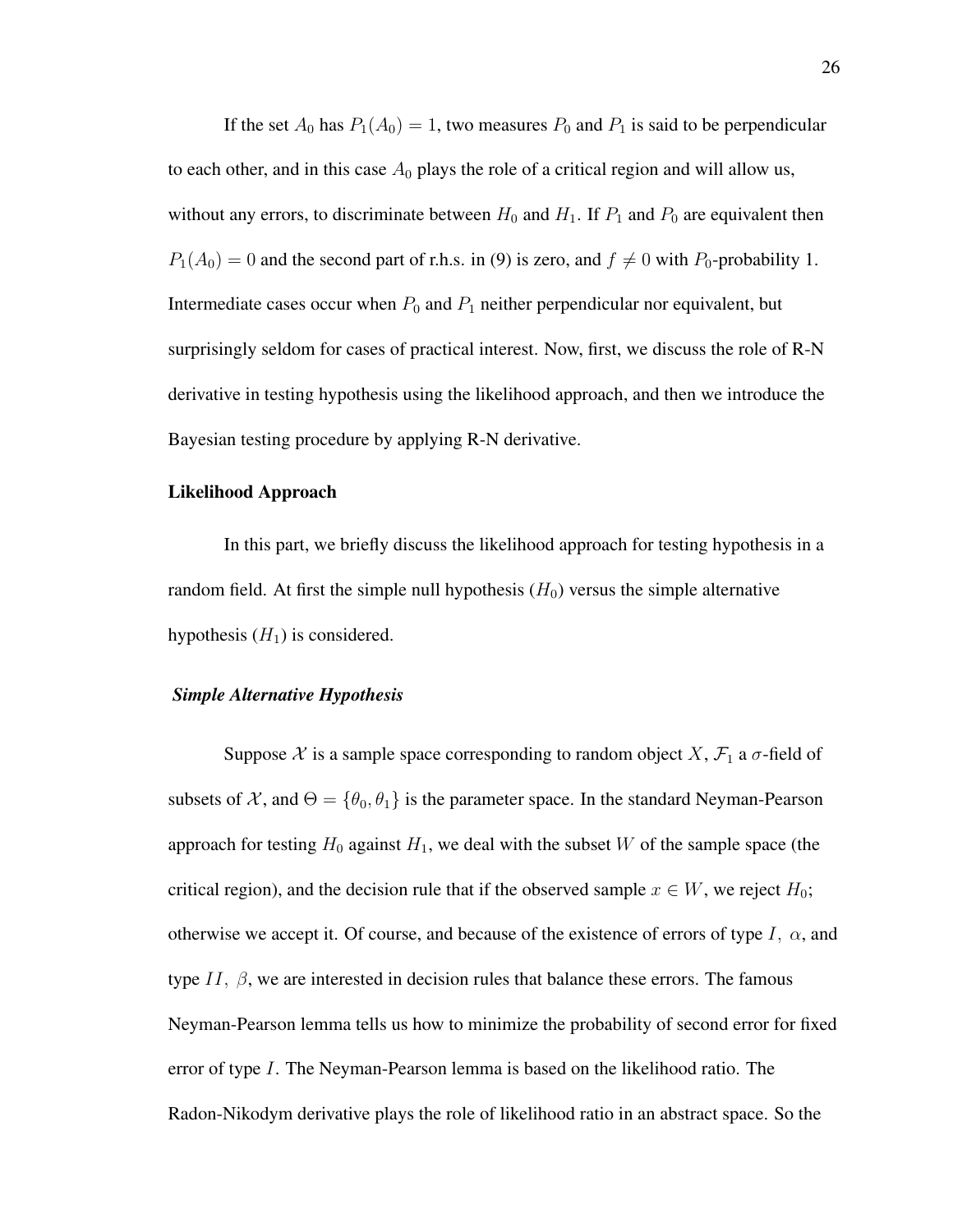If the set $A_0$ has $P_1(A_0) = 1$, two measures $P_0$ and $P_1$ is said to be perpendicular to each other, and in this case $A_0$ plays the role of a critical region and will allow us, without any errors, to discriminate between $H_0$ and $H_1$. If $P_1$ and $P_0$ are equivalent then $P_1(A_0) = 0$ and the second part of r.h.s. in (9) is zero, and $f \neq 0$ with $P_0$-probability 1. Intermediate cases occur when $P_0$ and $P_1$ neither perpendicular nor equivalent, but surprisingly seldom for cases of practical interest. Now, first, we discuss the role of R-N derivative in testing hypothesis using the likelihood approach, and then we introduce the Bayesian testing procedure by applying R-N derivative.

## Likelihood Approach

In this part, we briefly discuss the likelihood approach for testing hypothesis in a random field. At first the simple null hypothesis ($H_0$) versus the simple alternative hypothesis ($H_1$) is considered.

### *Simple Alternative Hypothesis*

Suppose $\mathcal{X}$ is a sample space corresponding to random object $X$, $\mathcal{F}_1$ a $\sigma$-field of subsets of $\mathcal{X}$, and $\Theta = \{\theta_0, \theta_1\}$ is the parameter space. In the standard Neyman-Pearson approach for testing $H_0$ against $H_1$, we deal with the subset $W$ of the sample space (the critical region), and the decision rule that if the observed sample $x \in W$, we reject $H_0$; otherwise we accept it. Of course, and because of the existence of errors of type $I,\ \alpha$, and type $II,\ \beta$, we are interested in decision rules that balance these errors. The famous Neyman-Pearson lemma tells us how to minimize the probability of second error for fixed error of type $I$. The Neyman-Pearson lemma is based on the likelihood ratio. The Radon-Nikodym derivative plays the role of likelihood ratio in an abstract space. So the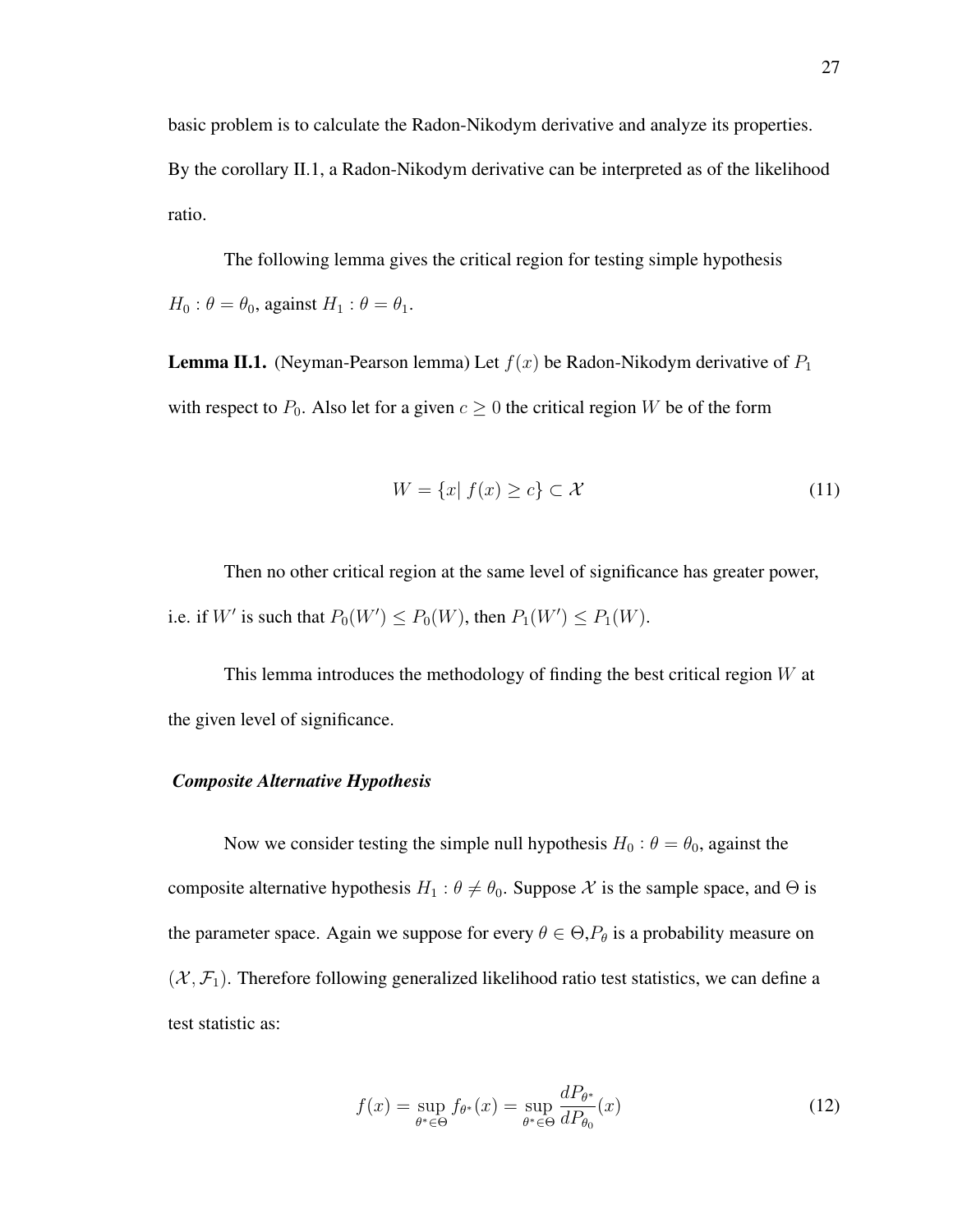basic problem is to calculate the Radon-Nikodym derivative and analyze its properties. By the corollary II.1, a Radon-Nikodym derivative can be interpreted as of the likelihood ratio.

The following lemma gives the critical region for testing simple hypothesis $H_0 : \theta = \theta_0$, against $H_1 : \theta = \theta_1$.

**Lemma II.1.** (Neyman-Pearson lemma) Let $f(x)$ be Radon-Nikodym derivative of $P_1$ with respect to $P_0$. Also let for a given $c \geq 0$ the critical region $W$ be of the form

$$W = \{x|\ f(x) \geq c\} \subset \mathcal{X} \tag{11}$$

Then no other critical region at the same level of significance has greater power, i.e. if $W'$ is such that $P_0(W') \leq P_0(W)$, then $P_1(W') \leq P_1(W)$.

This lemma introduces the methodology of finding the best critical region $W$ at the given level of significance.

### *Composite Alternative Hypothesis*

Now we consider testing the simple null hypothesis $H_0 : \theta = \theta_0$, against the composite alternative hypothesis $H_1 : \theta \neq \theta_0$. Suppose $\mathcal{X}$ is the sample space, and $\Theta$ is the parameter space. Again we suppose for every $\theta \in \Theta$,$P_\theta$ is a probability measure on $(\mathcal{X}, \mathcal{F}_1)$. Therefore following generalized likelihood ratio test statistics, we can define a test statistic as:

$$f(x) = \sup_{\theta^* \in \Theta} f_{\theta^*}(x) = \sup_{\theta^* \in \Theta} \frac{dP_{\theta^*}}{dP_{\theta_0}}(x) \tag{12}$$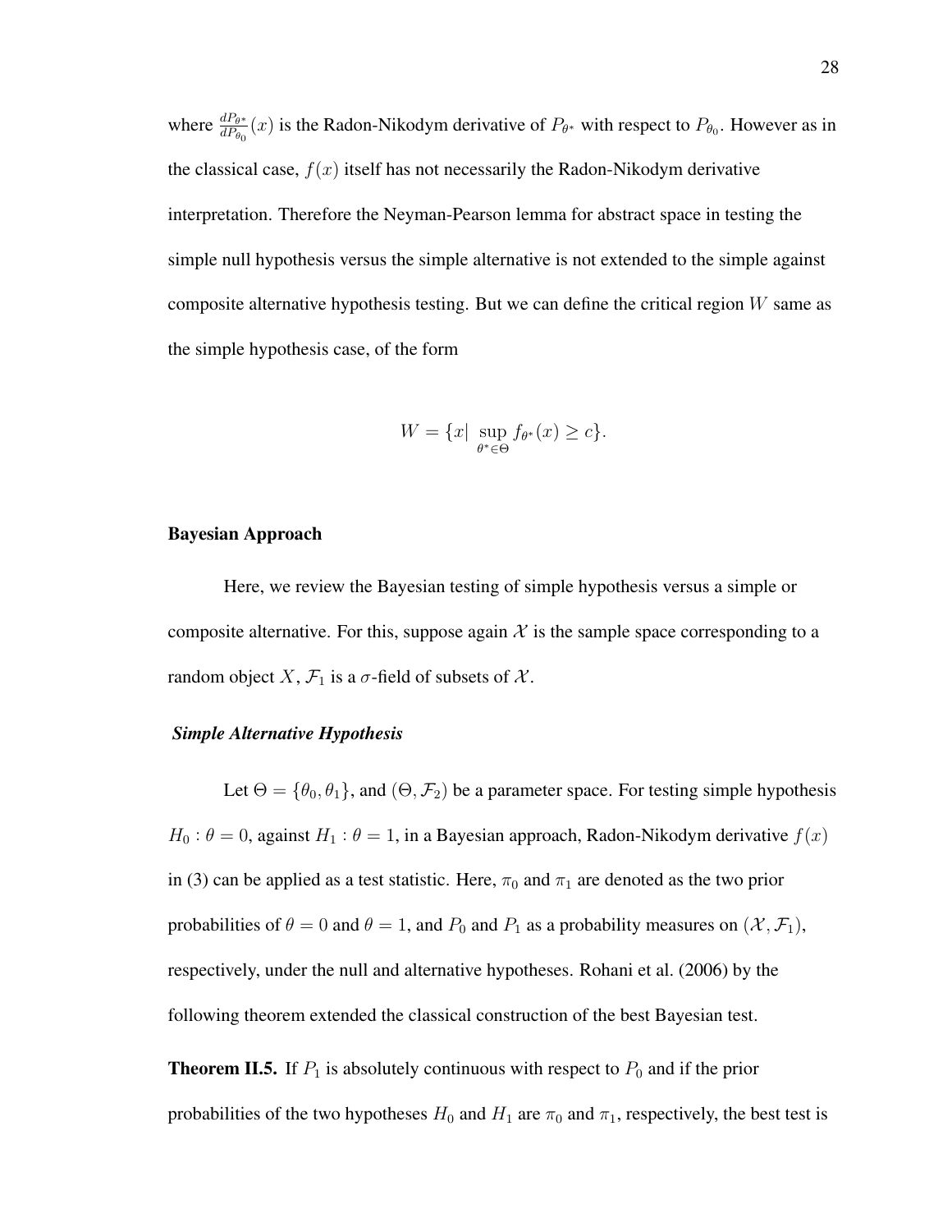where $\frac{dP_{\theta^*}}{dP_{\theta_0}}(x)$ is the Radon-Nikodym derivative of $P_{\theta^*}$ with respect to $P_{\theta_0}$. However as in the classical case, $f(x)$ itself has not necessarily the Radon-Nikodym derivative interpretation. Therefore the Neyman-Pearson lemma for abstract space in testing the simple null hypothesis versus the simple alternative is not extended to the simple against composite alternative hypothesis testing. But we can define the critical region $W$ same as the simple hypothesis case, of the form

$$W = \{x | \sup_{\theta^* \in \Theta} f_{\theta^*}(x) \geq c\}.$$

**Bayesian Approach**

Here, we review the Bayesian testing of simple hypothesis versus a simple or composite alternative. For this, suppose again $\mathcal{X}$ is the sample space corresponding to a random object $X$, $\mathcal{F}_1$ is a $\sigma$-field of subsets of $\mathcal{X}$.

***Simple Alternative Hypothesis***

Let $\Theta = \{\theta_0, \theta_1\}$, and $(\Theta, \mathcal{F}_2)$ be a parameter space. For testing simple hypothesis $H_0 : \theta = 0$, against $H_1 : \theta = 1$, in a Bayesian approach, Radon-Nikodym derivative $f(x)$ in (3) can be applied as a test statistic. Here, $\pi_0$ and $\pi_1$ are denoted as the two prior probabilities of $\theta = 0$ and $\theta = 1$, and $P_0$ and $P_1$ as a probability measures on $(\mathcal{X}, \mathcal{F}_1)$, respectively, under the null and alternative hypotheses. Rohani et al. (2006) by the following theorem extended the classical construction of the best Bayesian test.

**Theorem II.5.** If $P_1$ is absolutely continuous with respect to $P_0$ and if the prior probabilities of the two hypotheses $H_0$ and $H_1$ are $\pi_0$ and $\pi_1$, respectively, the best test is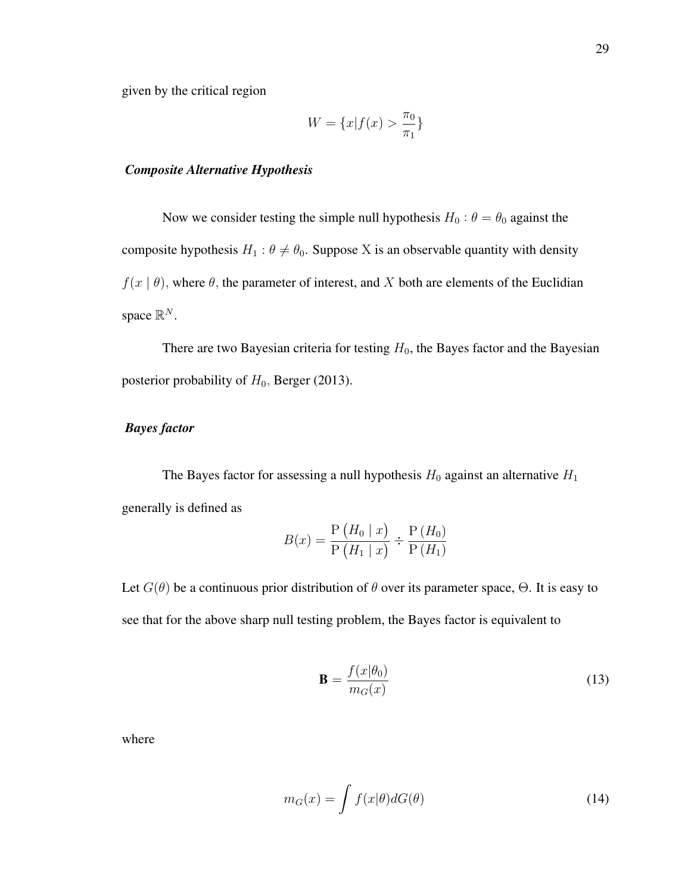given by the critical region

$$W = \{x | f(x) > \frac{\pi_0}{\pi_1}\}$$

### *Composite Alternative Hypothesis*

Now we consider testing the simple null hypothesis $H_0 : \theta = \theta_0$ against the composite hypothesis $H_1 : \theta \neq \theta_0$. Suppose X is an observable quantity with density $f(x \mid \theta)$, where $\theta$, the parameter of interest, and $X$ both are elements of the Euclidian space $\mathbb{R}^N$.

There are two Bayesian criteria for testing $H_0$, the Bayes factor and the Bayesian posterior probability of $H_0$, Berger (2013).

### *Bayes factor*

The Bayes factor for assessing a null hypothesis $H_0$ against an alternative $H_1$ generally is defined as

$$B(x) = \frac{\mathrm{P}\left(H_0 \mid x\right)}{\mathrm{P}\left(H_1 \mid x\right)} \div \frac{\mathrm{P}\left(H_0\right)}{\mathrm{P}\left(H_1\right)}$$

Let $G(\theta)$ be a continuous prior distribution of $\theta$ over its parameter space, $\Theta$. It is easy to see that for the above sharp null testing problem, the Bayes factor is equivalent to

$$\mathbf{B} = \frac{f(x|\theta_0)}{m_G(x)} \tag{13}$$

where

$$m_G(x) = \int f(x|\theta) dG(\theta) \tag{14}$$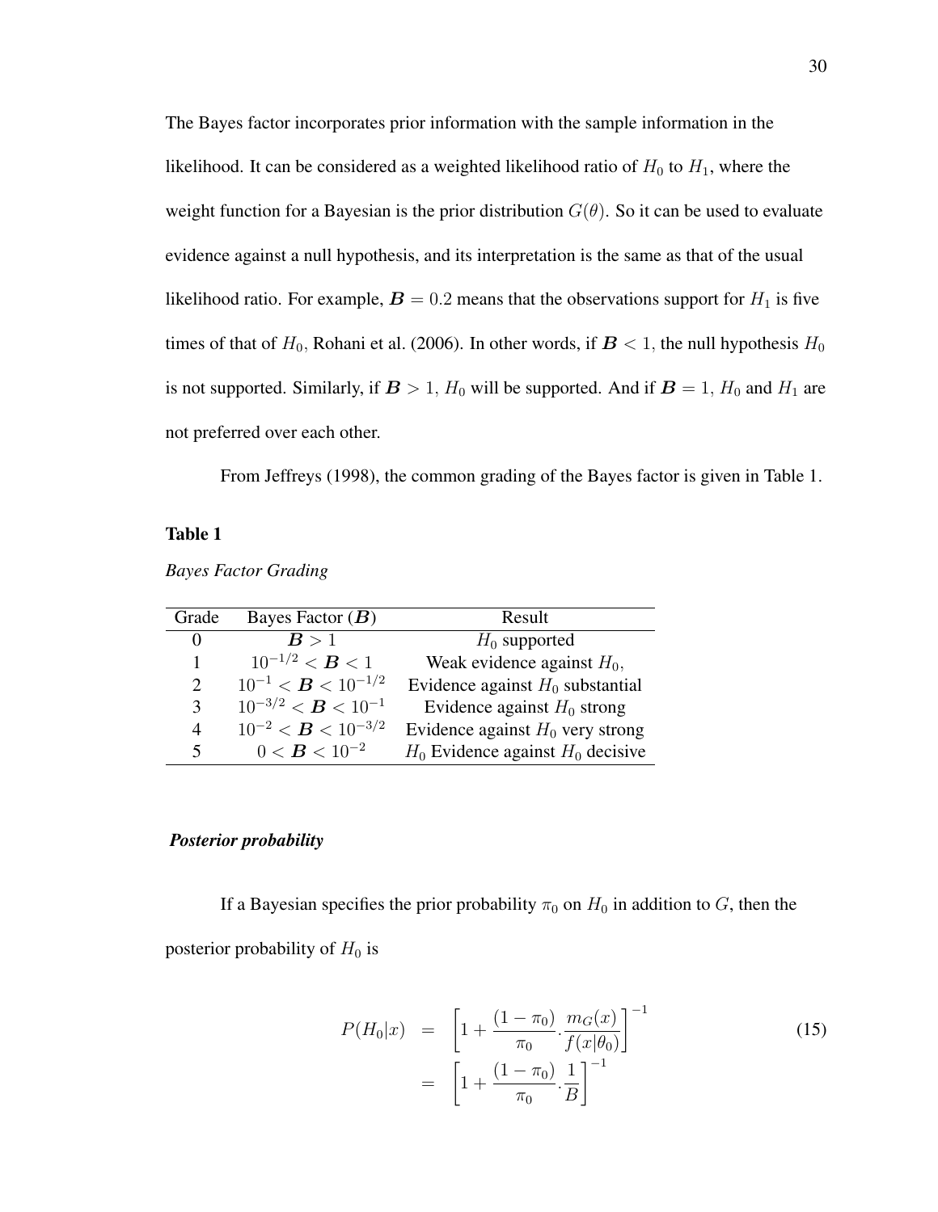The Bayes factor incorporates prior information with the sample information in the likelihood. It can be considered as a weighted likelihood ratio of $H_0$ to $H_1$, where the weight function for a Bayesian is the prior distribution $G(\theta)$. So it can be used to evaluate evidence against a null hypothesis, and its interpretation is the same as that of the usual likelihood ratio. For example, $\boldsymbol{B} = 0.2$ means that the observations support for $H_1$ is five times of that of $H_0$, Rohani et al. (2006). In other words, if $\boldsymbol{B} < 1$, the null hypothesis $H_0$ is not supported. Similarly, if $\boldsymbol{B} > 1$, $H_0$ will be supported. And if $\boldsymbol{B} = 1$, $H_0$ and $H_1$ are not preferred over each other.

From Jeffreys (1998), the common grading of the Bayes factor is given in Table 1.

**Table 1**

*Bayes Factor Grading*

| Grade | Bayes Factor ($\boldsymbol{B}$) | Result |
|---|---|---|
| 0 | $\boldsymbol{B} > 1$ | $H_0$ supported |
| 1 | $10^{-1/2} < \boldsymbol{B} < 1$ | Weak evidence against $H_0$, |
| 2 | $10^{-1} < \boldsymbol{B} < 10^{-1/2}$ | Evidence against $H_0$ substantial |
| 3 | $10^{-3/2} < \boldsymbol{B} < 10^{-1}$ | Evidence against $H_0$ strong |
| 4 | $10^{-2} < \boldsymbol{B} < 10^{-3/2}$ | Evidence against $H_0$ very strong |
| 5 | $0 < \boldsymbol{B} < 10^{-2}$ | $H_0$ Evidence against $H_0$ decisive |

***Posterior probability***

If a Bayesian specifies the prior probability $\pi_0$ on $H_0$ in addition to $G$, then the posterior probability of $H_0$ is

$$
\begin{aligned}
P(H_0|x) &= \left[1 + \frac{(1-\pi_0)}{\pi_0} \cdot \frac{m_G(x)}{f(x|\theta_0)}\right]^{-1} \\
&= \left[1 + \frac{(1-\pi_0)}{\pi_0} \cdot \frac{1}{B}\right]^{-1}
\end{aligned} \tag{15}
$$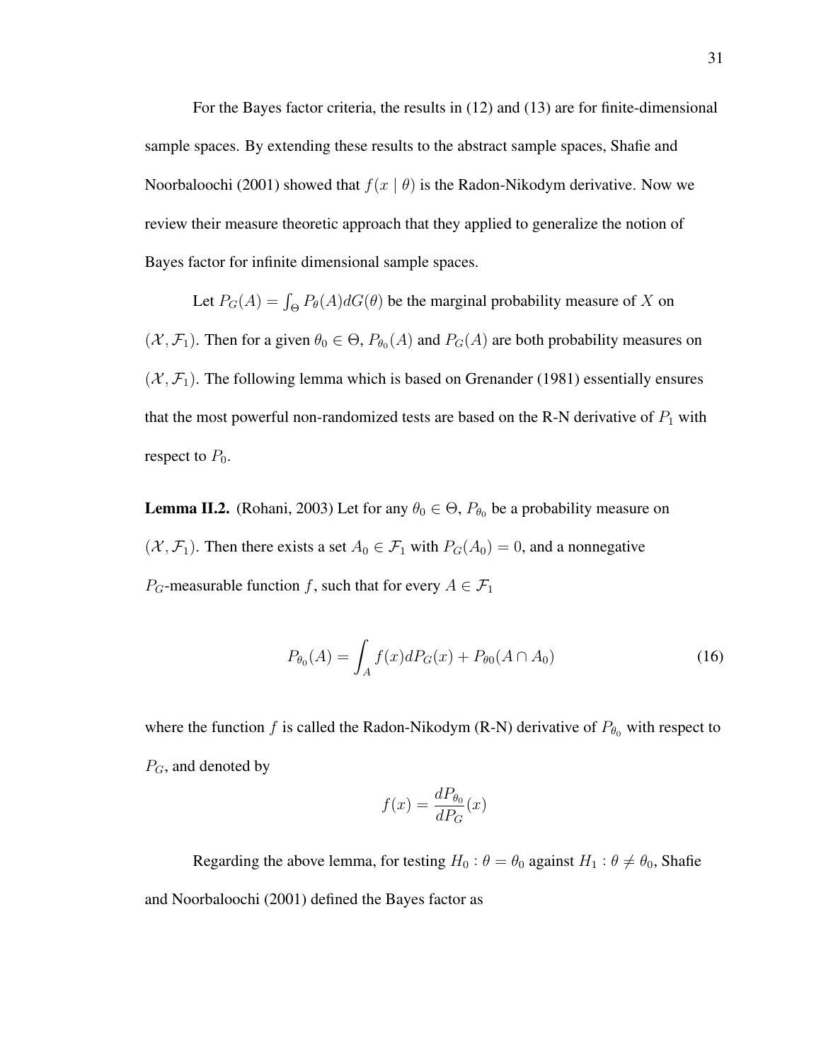For the Bayes factor criteria, the results in (12) and (13) are for finite-dimensional sample spaces. By extending these results to the abstract sample spaces, Shafie and Noorbaloochi (2001) showed that $f(x \mid \theta)$ is the Radon-Nikodym derivative. Now we review their measure theoretic approach that they applied to generalize the notion of Bayes factor for infinite dimensional sample spaces.

Let $P_G(A) = \int_\Theta P_\theta(A) dG(\theta)$ be the marginal probability measure of $X$ on $(\mathcal{X}, \mathcal{F}_1)$. Then for a given $\theta_0 \in \Theta$, $P_{\theta_0}(A)$ and $P_G(A)$ are both probability measures on $(\mathcal{X}, \mathcal{F}_1)$. The following lemma which is based on Grenander (1981) essentially ensures that the most powerful non-randomized tests are based on the R-N derivative of $P_1$ with respect to $P_0$.

**Lemma II.2.** (Rohani, 2003) Let for any $\theta_0 \in \Theta$, $P_{\theta_0}$ be a probability measure on $(\mathcal{X}, \mathcal{F}_1)$. Then there exists a set $A_0 \in \mathcal{F}_1$ with $P_G(A_0) = 0$, and a nonnegative $P_G$-measurable function $f$, such that for every $A \in \mathcal{F}_1$

$$P_{\theta_0}(A) = \int_A f(x) dP_G(x) + P_{\theta 0}(A \cap A_0) \tag{16}$$

where the function $f$ is called the Radon-Nikodym (R-N) derivative of $P_{\theta_0}$ with respect to $P_G$, and denoted by

$$f(x) = \frac{dP_{\theta_0}}{dP_G}(x)$$

Regarding the above lemma, for testing $H_0 : \theta = \theta_0$ against $H_1 : \theta \neq \theta_0$, Shafie and Noorbaloochi (2001) defined the Bayes factor as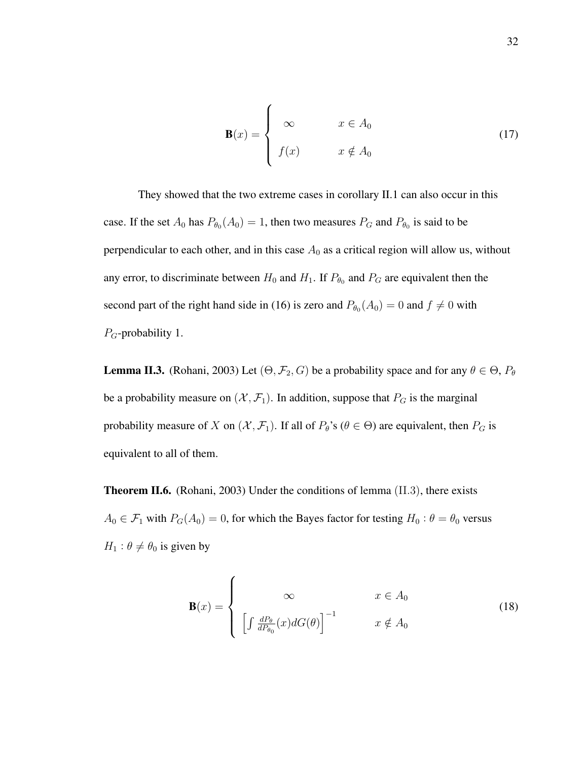$$\mathbf{B}(x) = \begin{cases} \infty & x \in A_0 \\ f(x) & x \notin A_0 \end{cases} \tag{17}$$

They showed that the two extreme cases in corollary II.1 can also occur in this case. If the set $A_0$ has $P_{\theta_0}(A_0) = 1$, then two measures $P_G$ and $P_{\theta_0}$ is said to be perpendicular to each other, and in this case $A_0$ as a critical region will allow us, without any error, to discriminate between $H_0$ and $H_1$. If $P_{\theta_0}$ and $P_G$ are equivalent then the second part of the right hand side in (16) is zero and $P_{\theta_0}(A_0) = 0$ and $f \neq 0$ with $P_G$-probability 1.

**Lemma II.3.** (Rohani, 2003) Let $(\Theta, \mathcal{F}_2, G)$ be a probability space and for any $\theta \in \Theta$, $P_\theta$ be a probability measure on $(\mathcal{X}, \mathcal{F}_1)$. In addition, suppose that $P_G$ is the marginal probability measure of $X$ on $(\mathcal{X}, \mathcal{F}_1)$. If all of $P_\theta$'s ($\theta \in \Theta$) are equivalent, then $P_G$ is equivalent to all of them.

**Theorem II.6.** (Rohani, 2003) Under the conditions of lemma (II.3), there exists $A_0 \in \mathcal{F}_1$ with $P_G(A_0) = 0$, for which the Bayes factor for testing $H_0 : \theta = \theta_0$ versus $H_1 : \theta \neq \theta_0$ is given by

$$\mathbf{B}(x) = \begin{cases} \infty & x \in A_0 \\ \left[ \int \frac{dP_\theta}{dP_{\theta_0}}(x) dG(\theta) \right]^{-1} & x \notin A_0 \end{cases} \tag{18}$$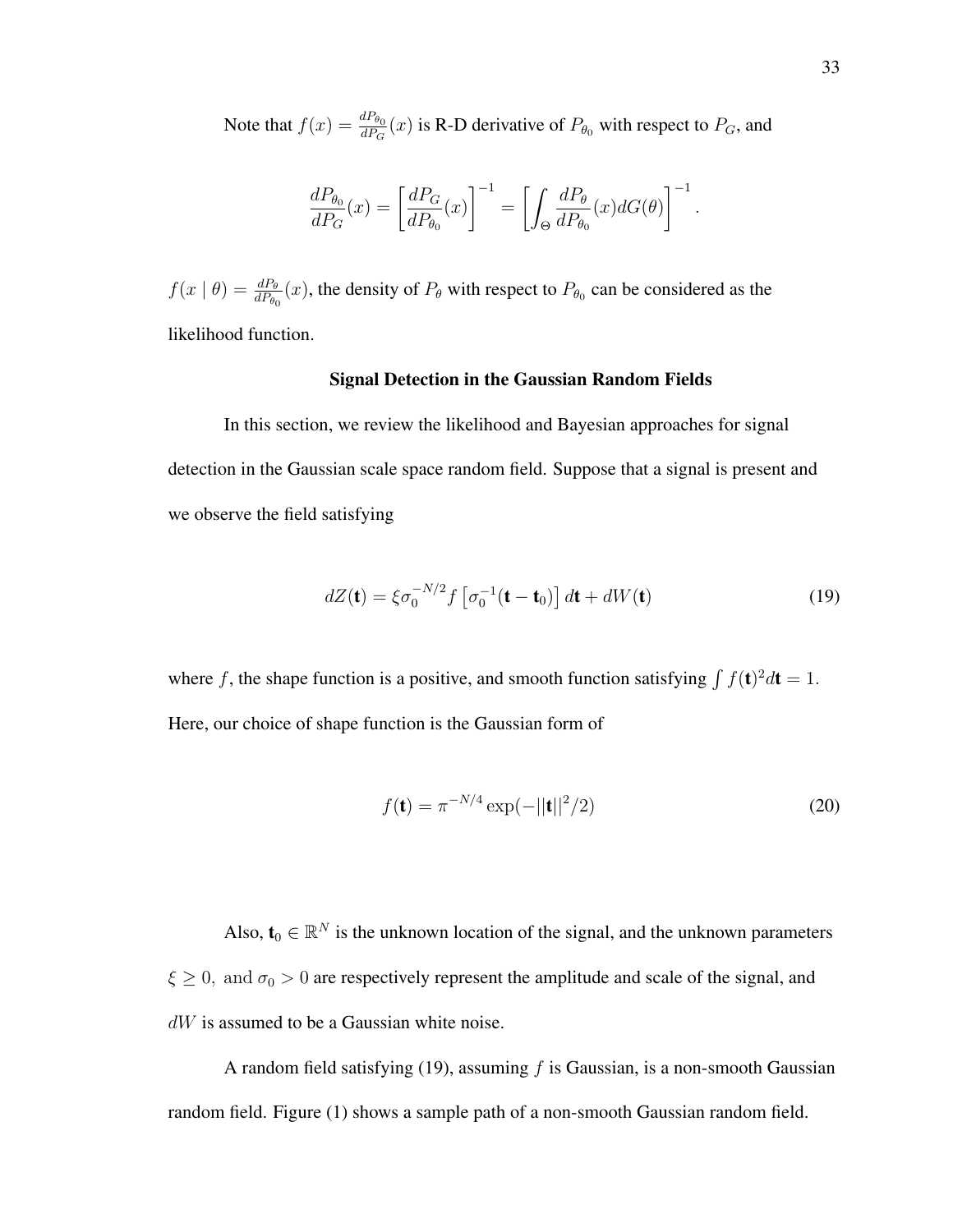Note that $f(x) = \frac{dP_{\theta_0}}{dP_G}(x)$ is R-D derivative of $P_{\theta_0}$ with respect to $P_G$, and

$$\frac{dP_{\theta_0}}{dP_G}(x) = \left[\frac{dP_G}{dP_{\theta_0}}(x)\right]^{-1} = \left[\int_{\Theta} \frac{dP_\theta}{dP_{\theta_0}}(x) dG(\theta)\right]^{-1}.$$

$f(x \mid \theta) = \frac{dP_\theta}{dP_{\theta_0}}(x)$, the density of $P_\theta$ with respect to $P_{\theta_0}$ can be considered as the likelihood function.

### Signal Detection in the Gaussian Random Fields

In this section, we review the likelihood and Bayesian approaches for signal detection in the Gaussian scale space random field. Suppose that a signal is present and we observe the field satisfying

$$dZ(\mathbf{t}) = \xi \sigma_0^{-N/2} f\left[\sigma_0^{-1}(\mathbf{t} - \mathbf{t}_0)\right] d\mathbf{t} + dW(\mathbf{t}) \tag{19}$$

where $f$, the shape function is a positive, and smooth function satisfying $\int f(\mathbf{t})^2 d\mathbf{t} = 1$. Here, our choice of shape function is the Gaussian form of

$$f(\mathbf{t}) = \pi^{-N/4} \exp(-||\mathbf{t}||^2/2) \tag{20}$$

Also, $\mathbf{t}_0 \in \mathbb{R}^N$ is the unknown location of the signal, and the unknown parameters $\xi \geq 0, \text{ and } \sigma_0 > 0$ are respectively represent the amplitude and scale of the signal, and $dW$ is assumed to be a Gaussian white noise.

A random field satisfying (19), assuming $f$ is Gaussian, is a non-smooth Gaussian random field. Figure (1) shows a sample path of a non-smooth Gaussian random field.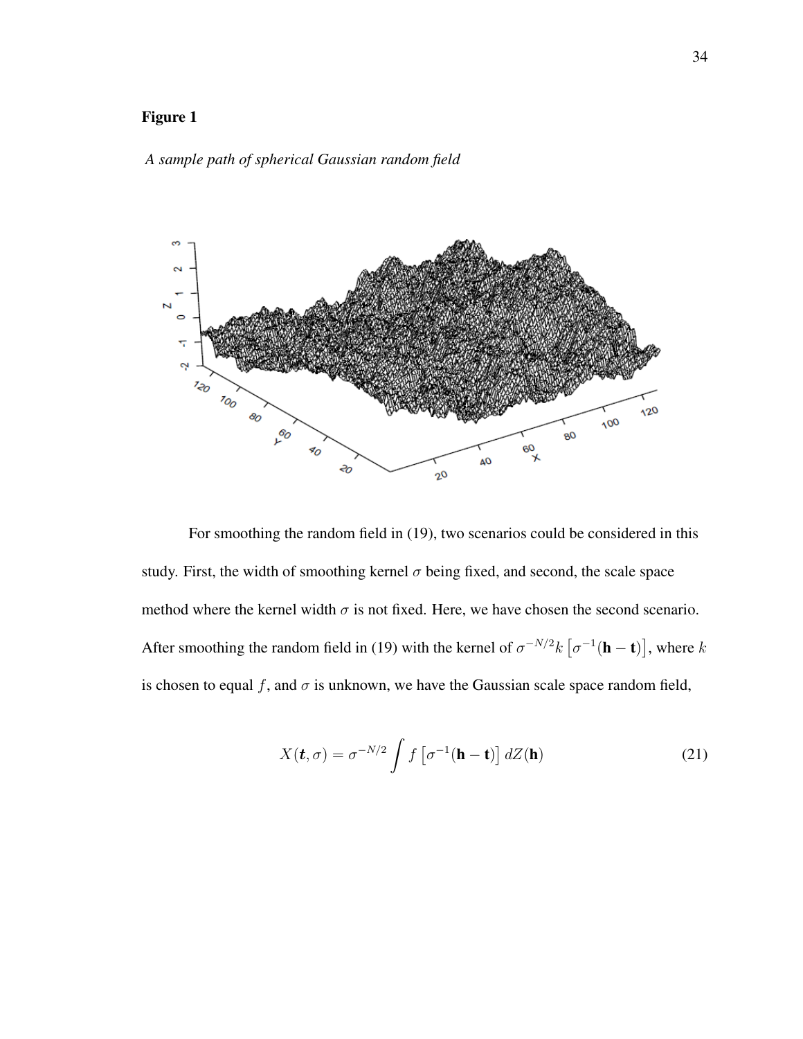**Figure 1**

*A sample path of spherical Gaussian random field*

For smoothing the random field in (19), two scenarios could be considered in this study. First, the width of smoothing kernel $\sigma$ being fixed, and second, the scale space method where the kernel width $\sigma$ is not fixed. Here, we have chosen the second scenario. After smoothing the random field in (19) with the kernel of $\sigma^{-N/2}k\left[\sigma^{-1}(\mathbf{h}-\mathbf{t})\right]$, where $k$ is chosen to equal $f$, and $\sigma$ is unknown, we have the Gaussian scale space random field,

$$X(\boldsymbol{t},\sigma) = \sigma^{-N/2}\int f\left[\sigma^{-1}(\mathbf{h}-\mathbf{t})\right]dZ(\mathbf{h}) \tag{21}$$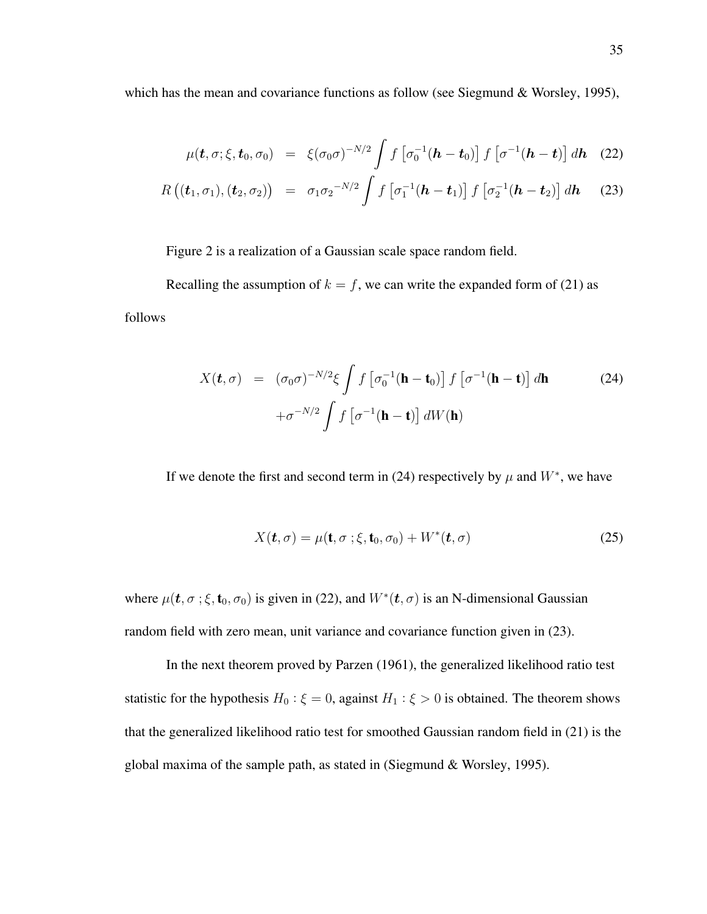which has the mean and covariance functions as follow (see Siegmund & Worsley, 1995),

$$
\begin{aligned}
\mu(\boldsymbol{t}, \sigma; \xi, \boldsymbol{t}_0, \sigma_0) &= \xi(\sigma_0\sigma)^{-N/2} \int f\left[\sigma_0^{-1}(\boldsymbol{h} - \boldsymbol{t}_0)\right] f\left[\sigma^{-1}(\boldsymbol{h} - \boldsymbol{t})\right] d\boldsymbol{h} \quad (22)\\
R\left((\boldsymbol{t}_1, \sigma_1), (\boldsymbol{t}_2, \sigma_2)\right) &= \sigma_1\sigma_2{}^{-N/2} \int f\left[\sigma_1^{-1}(\boldsymbol{h} - \boldsymbol{t}_1)\right] f\left[\sigma_2^{-1}(\boldsymbol{h} - \boldsymbol{t}_2)\right] d\boldsymbol{h} \quad (23)
\end{aligned}
$$

Figure 2 is a realization of a Gaussian scale space random field.

Recalling the assumption of $k = f$, we can write the expanded form of (21) as follows

$$
\begin{aligned}
X(\boldsymbol{t}, \sigma) &= (\sigma_0\sigma)^{-N/2}\xi \int f\left[\sigma_0^{-1}(\mathbf{h} - \mathbf{t}_0)\right] f\left[\sigma^{-1}(\mathbf{h} - \mathbf{t})\right] d\mathbf{h} \quad (24)\\
&\quad + \sigma^{-N/2} \int f\left[\sigma^{-1}(\mathbf{h} - \mathbf{t})\right] dW(\mathbf{h})
\end{aligned}
$$

If we denote the first and second term in (24) respectively by $\mu$ and $W^*$, we have

$$
X(\boldsymbol{t}, \sigma) = \mu(\mathbf{t}, \sigma\; ; \xi, \mathbf{t}_0, \sigma_0) + W^*(\boldsymbol{t}, \sigma) \quad (25)
$$

where $\mu(\boldsymbol{t}, \sigma\; ; \xi, \mathbf{t}_0, \sigma_0)$ is given in (22), and $W^*(\boldsymbol{t}, \sigma)$ is an N-dimensional Gaussian random field with zero mean, unit variance and covariance function given in (23).

In the next theorem proved by Parzen (1961), the generalized likelihood ratio test statistic for the hypothesis $H_0 : \xi = 0$, against $H_1 : \xi > 0$ is obtained. The theorem shows that the generalized likelihood ratio test for smoothed Gaussian random field in (21) is the global maxima of the sample path, as stated in (Siegmund & Worsley, 1995).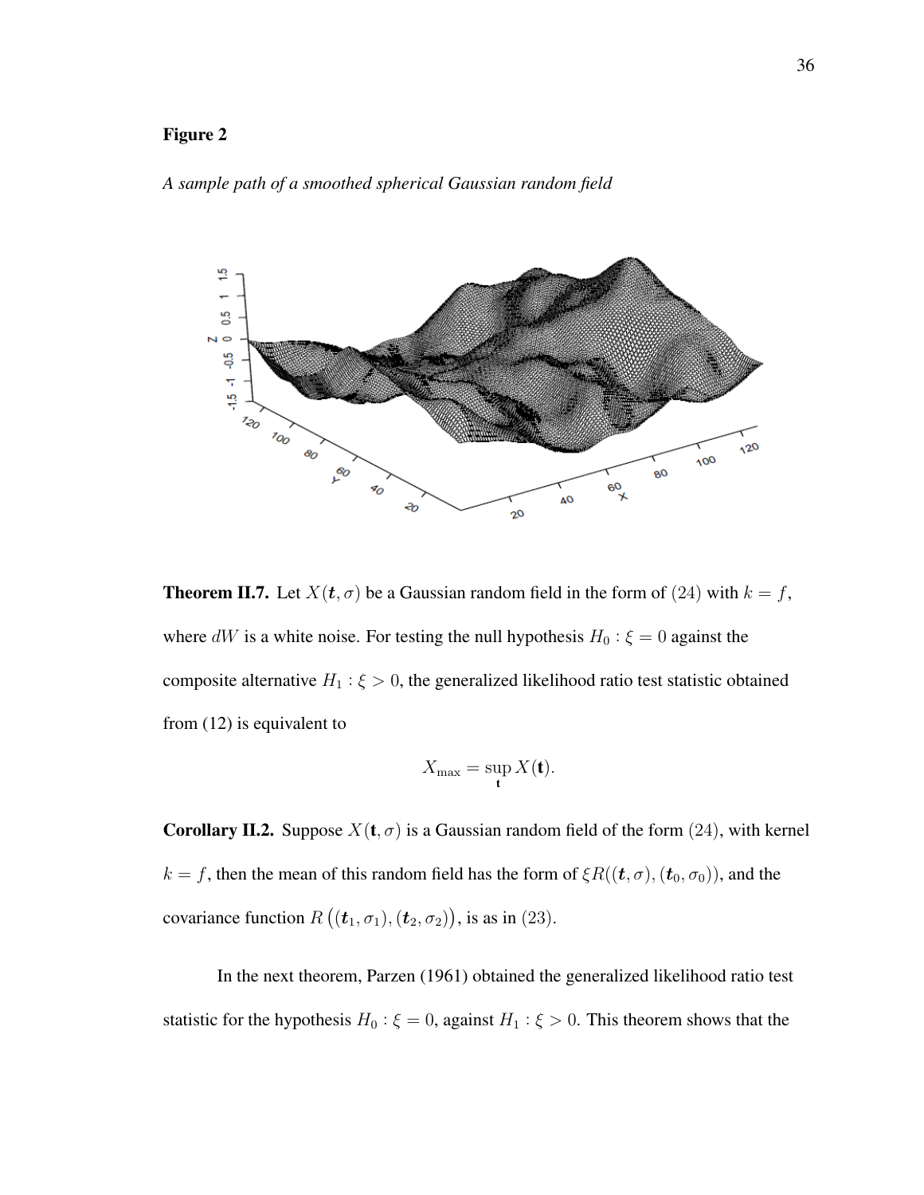**Figure 2**

*A sample path of a smoothed spherical Gaussian random field*

**Theorem II.7.** Let $X(\boldsymbol{t}, \sigma)$ be a Gaussian random field in the form of $(24)$ with $k = f$, where $dW$ is a white noise. For testing the null hypothesis $H_0 : \xi = 0$ against the composite alternative $H_1 : \xi > 0$, the generalized likelihood ratio test statistic obtained from (12) is equivalent to

$$X_{\max} = \sup_{\mathbf{t}} X(\mathbf{t}).$$

**Corollary II.2.** Suppose $X(\mathbf{t}, \sigma)$ is a Gaussian random field of the form $(24)$, with kernel $k = f$, then the mean of this random field has the form of $\xi R((\boldsymbol{t}, \sigma), (\boldsymbol{t}_0, \sigma_0))$, and the covariance function $R\left((\boldsymbol{t}_1, \sigma_1), (\boldsymbol{t}_2, \sigma_2)\right)$, is as in $(23)$.

In the next theorem, Parzen (1961) obtained the generalized likelihood ratio test statistic for the hypothesis $H_0 : \xi = 0$, against $H_1 : \xi > 0$. This theorem shows that the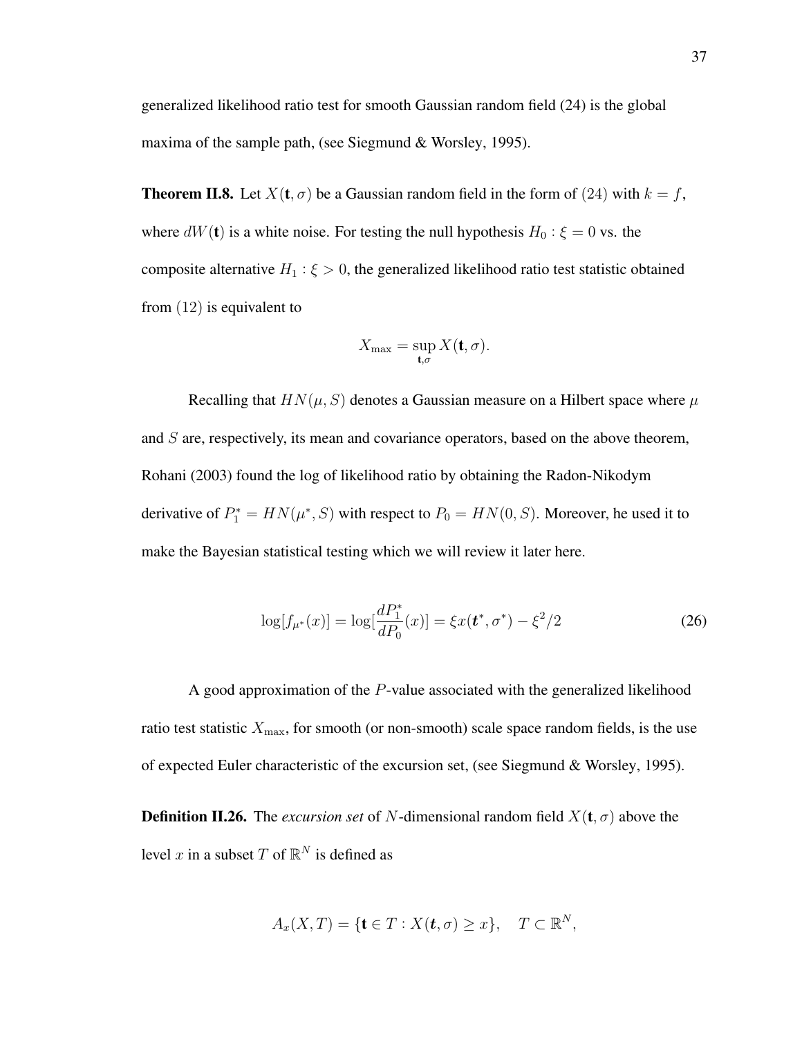generalized likelihood ratio test for smooth Gaussian random field (24) is the global maxima of the sample path, (see Siegmund & Worsley, 1995).

**Theorem II.8.** Let $X(\mathbf{t}, \sigma)$ be a Gaussian random field in the form of $(24)$ with $k = f$, where $dW(\mathbf{t})$ is a white noise. For testing the null hypothesis $H_0 : \xi = 0$ vs. the composite alternative $H_1 : \xi > 0$, the generalized likelihood ratio test statistic obtained from $(12)$ is equivalent to

$$X_{\max} = \sup_{\mathbf{t},\sigma} X(\mathbf{t}, \sigma).$$

Recalling that $HN(\mu, S)$ denotes a Gaussian measure on a Hilbert space where $\mu$ and $S$ are, respectively, its mean and covariance operators, based on the above theorem, Rohani (2003) found the log of likelihood ratio by obtaining the Radon-Nikodym derivative of $P_1^* = HN(\mu^*, S)$ with respect to $P_0 = HN(0, S)$. Moreover, he used it to make the Bayesian statistical testing which we will review it later here.

$$\log[f_{\mu^*}(x)] = \log[\frac{dP_1^*}{dP_0}(x)] = \xi x(\boldsymbol{t}^*, \sigma^*) - \xi^2/2 \tag{26}$$

A good approximation of the $P$-value associated with the generalized likelihood ratio test statistic $X_{\max}$, for smooth (or non-smooth) scale space random fields, is the use of expected Euler characteristic of the excursion set, (see Siegmund & Worsley, 1995).

**Definition II.26.** The *excursion set* of $N$-dimensional random field $X(\mathbf{t}, \sigma)$ above the level $x$ in a subset $T$ of $\mathbb{R}^N$ is defined as

$$A_x(X, T) = \{\mathbf{t} \in T : X(\boldsymbol{t}, \sigma) \geq x\}, \quad T \subset \mathbb{R}^N,$$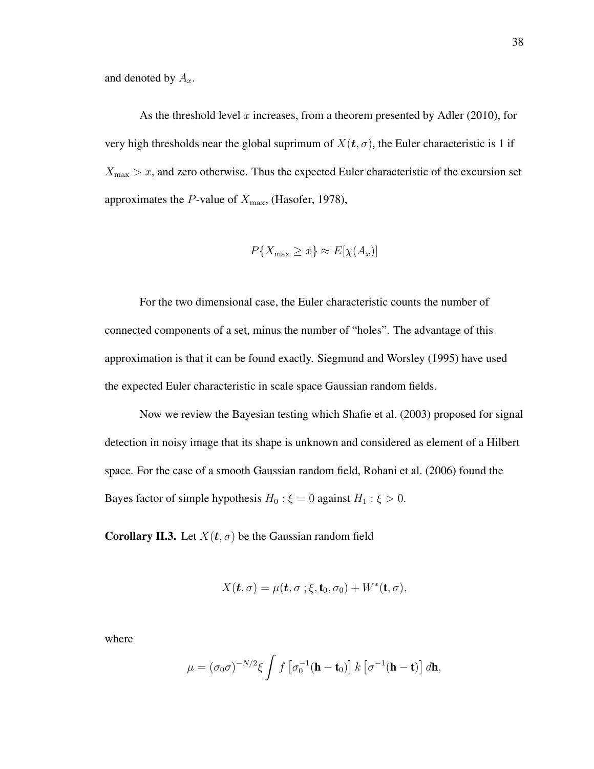and denoted by $A_x$.

As the threshold level $x$ increases, from a theorem presented by Adler (2010), for very high thresholds near the global suprimum of $X(\boldsymbol{t}, \sigma)$, the Euler characteristic is 1 if $X_{\max} > x$, and zero otherwise. Thus the expected Euler characteristic of the excursion set approximates the $P$-value of $X_{\max}$, (Hasofer, 1978),

$$P\{X_{\max} \geq x\} \approx E[\chi(A_x)]$$

For the two dimensional case, the Euler characteristic counts the number of connected components of a set, minus the number of "holes". The advantage of this approximation is that it can be found exactly. Siegmund and Worsley (1995) have used the expected Euler characteristic in scale space Gaussian random fields.

Now we review the Bayesian testing which Shafie et al. (2003) proposed for signal detection in noisy image that its shape is unknown and considered as element of a Hilbert space. For the case of a smooth Gaussian random field, Rohani et al. (2006) found the Bayes factor of simple hypothesis $H_0 : \xi = 0$ against $H_1 : \xi > 0$.

**Corollary II.3.** Let $X(\boldsymbol{t}, \sigma)$ be the Gaussian random field

$$X(\boldsymbol{t}, \sigma) = \mu(\boldsymbol{t}, \sigma\, ; \xi, \mathbf{t}_0, \sigma_0) + W^*(\mathbf{t}, \sigma),$$

where

$$\mu = (\sigma_0 \sigma)^{-N/2} \xi \int f\left[\sigma_0^{-1}(\mathbf{h} - \mathbf{t}_0)\right] k\left[\sigma^{-1}(\mathbf{h} - \mathbf{t})\right] d\mathbf{h},$$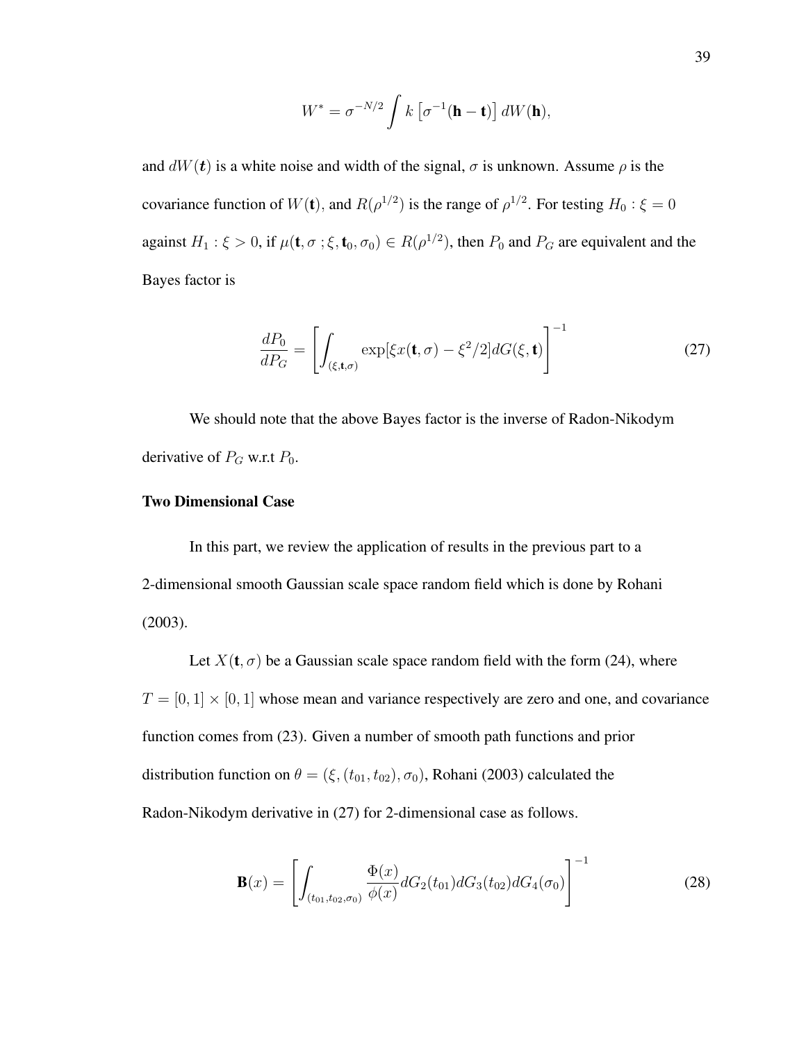$$W^* = \sigma^{-N/2} \int k \left[ \sigma^{-1}(\mathbf{h} - \mathbf{t}) \right] dW(\mathbf{h}),$$

and $dW(\boldsymbol{t})$ is a white noise and width of the signal, $\sigma$ is unknown. Assume $\rho$ is the covariance function of $W(\mathbf{t})$, and $R(\rho^{1/2})$ is the range of $\rho^{1/2}$. For testing $H_0 : \xi = 0$ against $H_1 : \xi > 0$, if $\mu(\mathbf{t}, \sigma \,; \xi, \mathbf{t}_0, \sigma_0) \in R(\rho^{1/2})$, then $P_0$ and $P_G$ are equivalent and the Bayes factor is

$$\frac{dP_0}{dP_G} = \left[ \int_{(\xi, \mathbf{t}, \sigma)} \exp[\xi x(\mathbf{t}, \sigma) - \xi^2/2] dG(\xi, \mathbf{t}) \right]^{-1} \tag{27}$$

We should note that the above Bayes factor is the inverse of Radon-Nikodym derivative of $P_G$ w.r.t $P_0$.

**Two Dimensional Case**

In this part, we review the application of results in the previous part to a 2-dimensional smooth Gaussian scale space random field which is done by Rohani (2003).

Let $X(\mathbf{t}, \sigma)$ be a Gaussian scale space random field with the form (24), where $T = [0, 1] \times [0, 1]$ whose mean and variance respectively are zero and one, and covariance function comes from (23). Given a number of smooth path functions and prior distribution function on $\theta = (\xi, (t_{01}, t_{02}), \sigma_0)$, Rohani (2003) calculated the Radon-Nikodym derivative in (27) for 2-dimensional case as follows.

$$\mathbf{B}(x) = \left[ \int_{(t_{01}, t_{02}, \sigma_0)} \frac{\Phi(x)}{\phi(x)} dG_2(t_{01}) dG_3(t_{02}) dG_4(\sigma_0) \right]^{-1} \tag{28}$$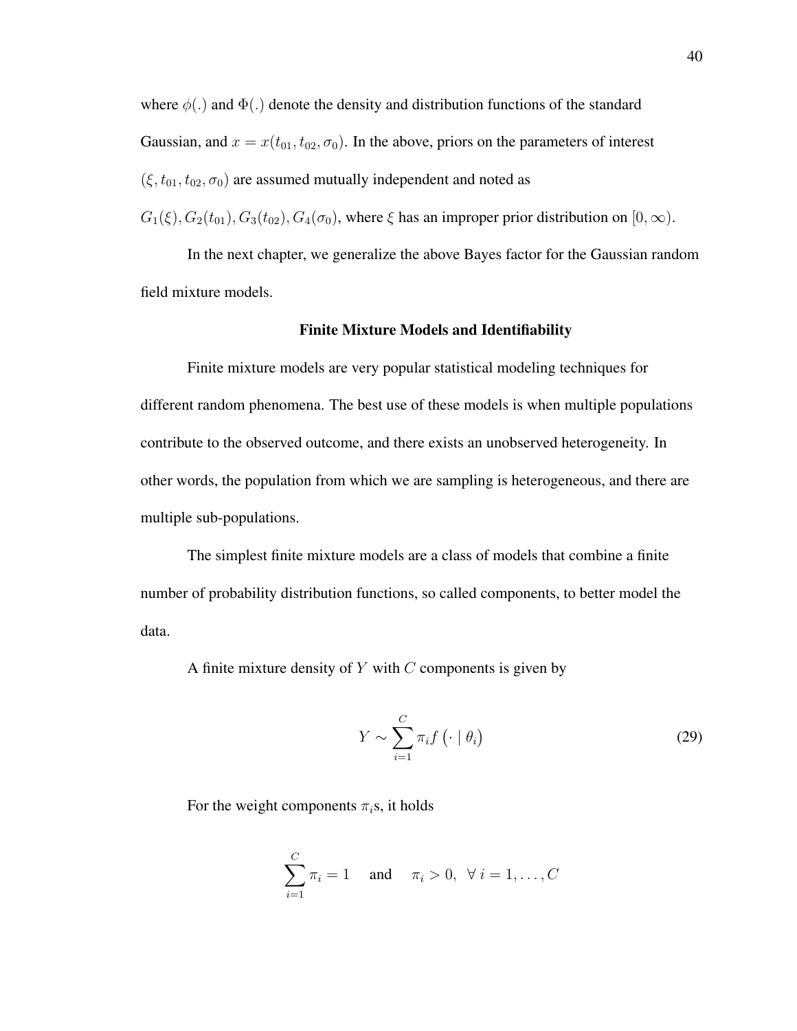where $\phi(.)$ and $\Phi(.)$ denote the density and distribution functions of the standard Gaussian, and $x = x(t_{01}, t_{02}, \sigma_0)$. In the above, priors on the parameters of interest $(\xi, t_{01}, t_{02}, \sigma_0)$ are assumed mutually independent and noted as $G_1(\xi), G_2(t_{01}), G_3(t_{02}), G_4(\sigma_0)$, where $\xi$ has an improper prior distribution on $[0, \infty)$.

In the next chapter, we generalize the above Bayes factor for the Gaussian random field mixture models.

## Finite Mixture Models and Identifiability

Finite mixture models are very popular statistical modeling techniques for different random phenomena. The best use of these models is when multiple populations contribute to the observed outcome, and there exists an unobserved heterogeneity. In other words, the population from which we are sampling is heterogeneous, and there are multiple sub-populations.

The simplest finite mixture models are a class of models that combine a finite number of probability distribution functions, so called components, to better model the data.

A finite mixture density of $Y$ with $C$ components is given by

$$Y \sim \sum_{i=1}^{C} \pi_i f\left(\cdot \mid \theta_i\right) \tag{29}$$

For the weight components $\pi_i$s, it holds

$$\sum_{i=1}^{C} \pi_i = 1 \quad \text{and} \quad \pi_i > 0, \ \ \forall\, i = 1, \ldots, C$$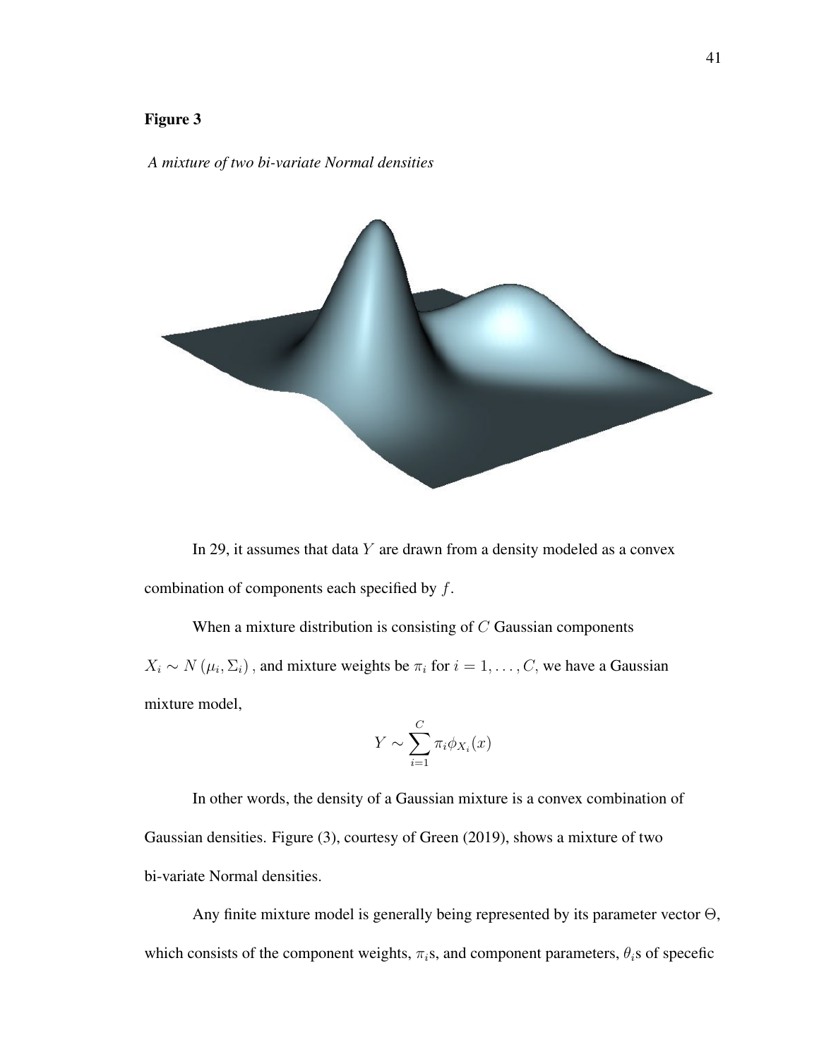**Figure 3**

*A mixture of two bi-variate Normal densities*

In 29, it assumes that data $Y$ are drawn from a density modeled as a convex combination of components each specified by $f$.

When a mixture distribution is consisting of $C$ Gaussian components $X_i \sim N(\mu_i, \Sigma_i)$, and mixture weights be $\pi_i$ for $i = 1, \ldots, C$, we have a Gaussian mixture model,

$$Y \sim \sum_{i=1}^{C} \pi_i \phi_{X_i}(x)$$

In other words, the density of a Gaussian mixture is a convex combination of Gaussian densities. Figure (3), courtesy of Green (2019), shows a mixture of two bi-variate Normal densities.

Any finite mixture model is generally being represented by its parameter vector $\Theta$, which consists of the component weights, $\pi_i$s, and component parameters, $\theta_i$s of specefic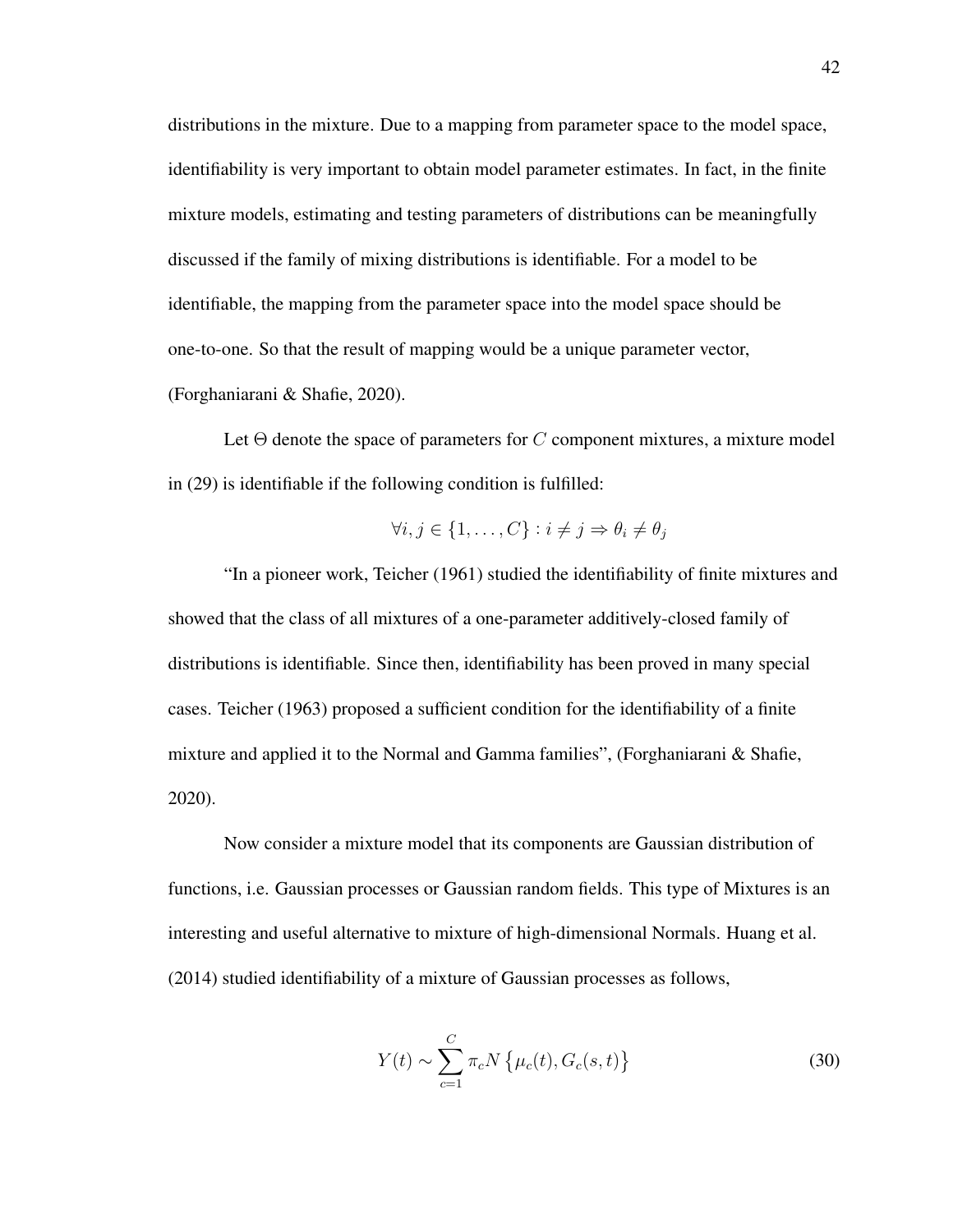distributions in the mixture. Due to a mapping from parameter space to the model space, identifiability is very important to obtain model parameter estimates. In fact, in the finite mixture models, estimating and testing parameters of distributions can be meaningfully discussed if the family of mixing distributions is identifiable. For a model to be identifiable, the mapping from the parameter space into the model space should be one-to-one. So that the result of mapping would be a unique parameter vector, (Forghaniarani & Shafie, 2020).

Let $\Theta$ denote the space of parameters for $C$ component mixtures, a mixture model in (29) is identifiable if the following condition is fulfilled:

$$\forall i, j \in \{1, \ldots, C\} : i \neq j \Rightarrow \theta_i \neq \theta_j$$

"In a pioneer work, Teicher (1961) studied the identifiability of finite mixtures and showed that the class of all mixtures of a one-parameter additively-closed family of distributions is identifiable. Since then, identifiability has been proved in many special cases. Teicher (1963) proposed a sufficient condition for the identifiability of a finite mixture and applied it to the Normal and Gamma families", (Forghaniarani & Shafie, 2020).

Now consider a mixture model that its components are Gaussian distribution of functions, i.e. Gaussian processes or Gaussian random fields. This type of Mixtures is an interesting and useful alternative to mixture of high-dimensional Normals. Huang et al. (2014) studied identifiability of a mixture of Gaussian processes as follows,

$$Y(t) \sim \sum_{c=1}^{C} \pi_c N\left\{\mu_c(t), G_c(s, t)\right\} \tag{30}$$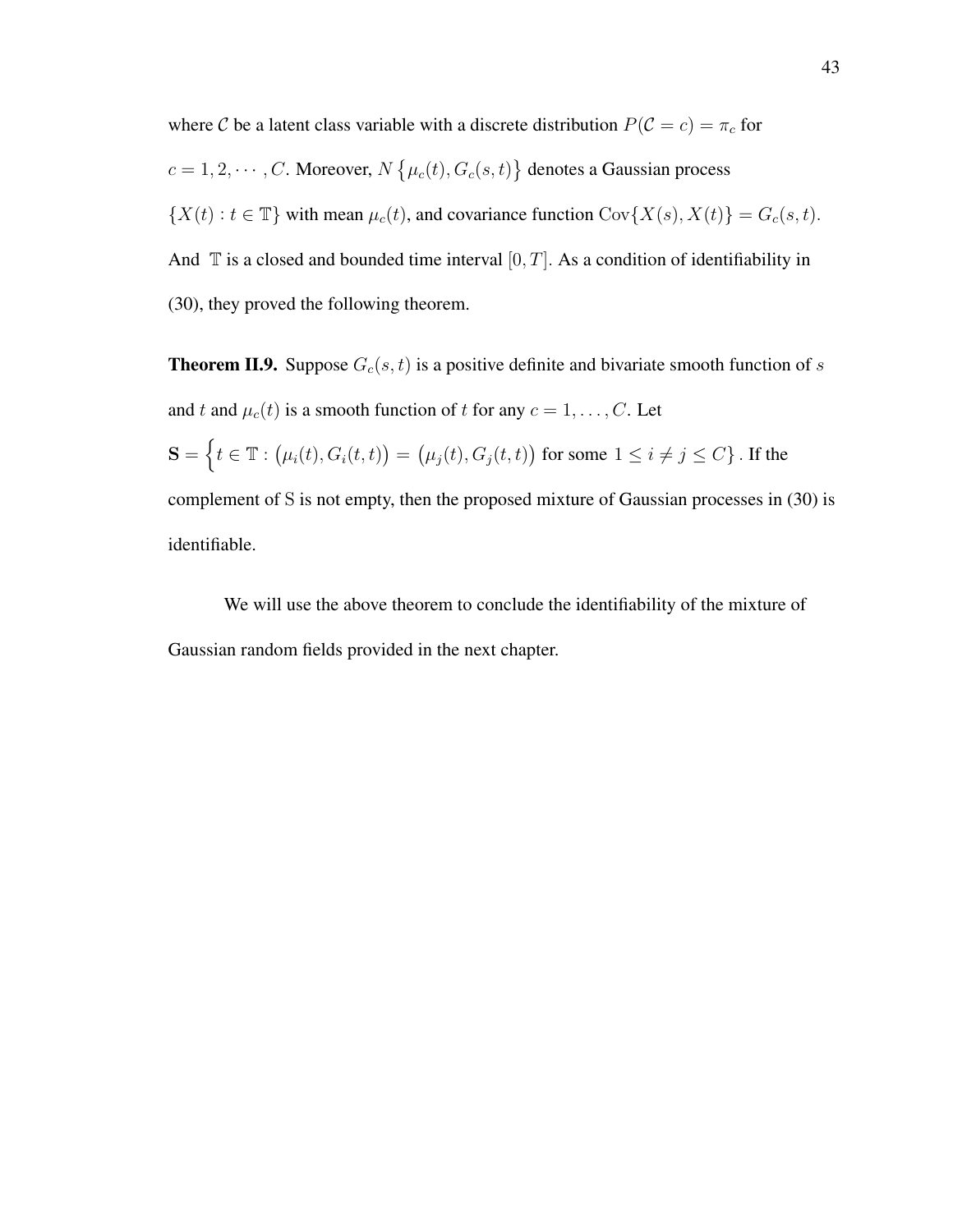where $\mathcal{C}$ be a latent class variable with a discrete distribution $P(\mathcal{C} = c) = \pi_c$ for $c = 1, 2, \cdots, C$. Moreover, $N\{\mu_c(t), G_c(s,t)\}$ denotes a Gaussian process $\{X(t) : t \in \mathbb{T}\}$ with mean $\mu_c(t)$, and covariance function $\mathrm{Cov}\{X(s), X(t)\} = G_c(s,t)$. And $\mathbb{T}$ is a closed and bounded time interval $[0, T]$. As a condition of identifiability in (30), they proved the following theorem.

**Theorem II.9.** Suppose $G_c(s,t)$ is a positive definite and bivariate smooth function of $s$ and $t$ and $\mu_c(t)$ is a smooth function of $t$ for any $c = 1, \ldots, C$. Let $\mathbf{S} = \left\{ t \in \mathbb{T} : \big(\mu_i(t), G_i(t,t)\big) = \big(\mu_j(t), G_j(t,t)\big) \text{ for some } 1 \leq i \neq j \leq C \right\}$. If the complement of S is not empty, then the proposed mixture of Gaussian processes in (30) is identifiable.

We will use the above theorem to conclude the identifiability of the mixture of Gaussian random fields provided in the next chapter.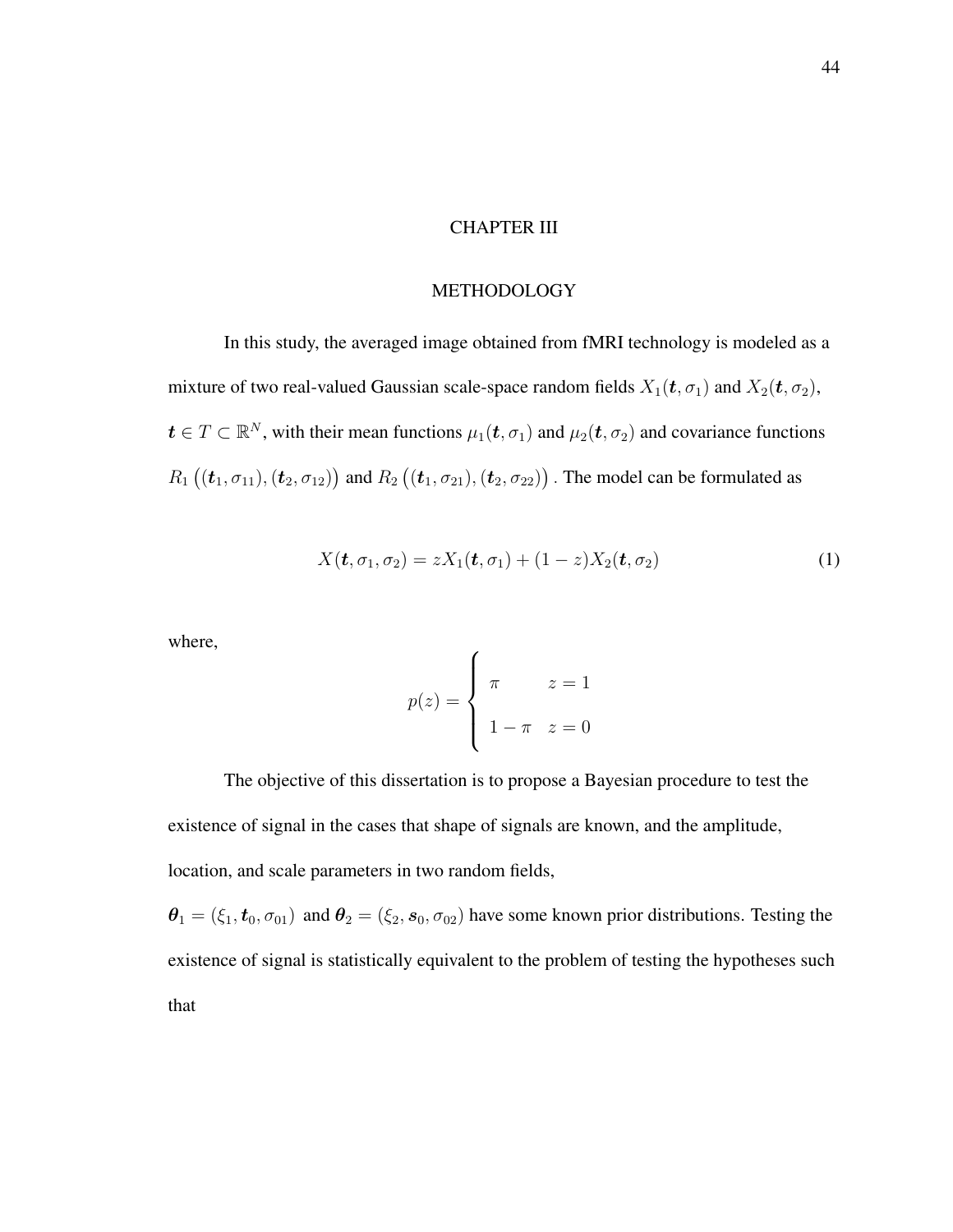# CHAPTER III

## METHODOLOGY

In this study, the averaged image obtained from fMRI technology is modeled as a mixture of two real-valued Gaussian scale-space random fields $X_1(\boldsymbol{t}, \sigma_1)$ and $X_2(\boldsymbol{t}, \sigma_2)$, $\boldsymbol{t} \in T \subset \mathbb{R}^N$, with their mean functions $\mu_1(\boldsymbol{t}, \sigma_1)$ and $\mu_2(\boldsymbol{t}, \sigma_2)$ and covariance functions $R_1\left((\boldsymbol{t}_1, \sigma_{11}), (\boldsymbol{t}_2, \sigma_{12})\right)$ and $R_2\left((\boldsymbol{t}_1, \sigma_{21}), (\boldsymbol{t}_2, \sigma_{22})\right)$ . The model can be formulated as

$$X(\boldsymbol{t}, \sigma_1, \sigma_2) = zX_1(\boldsymbol{t}, \sigma_1) + (1 - z)X_2(\boldsymbol{t}, \sigma_2) \tag{1}$$

where,

$$p(z) = \begin{cases} \pi & z = 1 \\ 1 - \pi & z = 0 \end{cases}$$

The objective of this dissertation is to propose a Bayesian procedure to test the existence of signal in the cases that shape of signals are known, and the amplitude, location, and scale parameters in two random fields, $\boldsymbol{\theta}_1 = (\xi_1, \boldsymbol{t}_0, \sigma_{01})$ and $\boldsymbol{\theta}_2 = (\xi_2, \boldsymbol{s}_0, \sigma_{02})$ have some known prior distributions. Testing the existence of signal is statistically equivalent to the problem of testing the hypotheses such that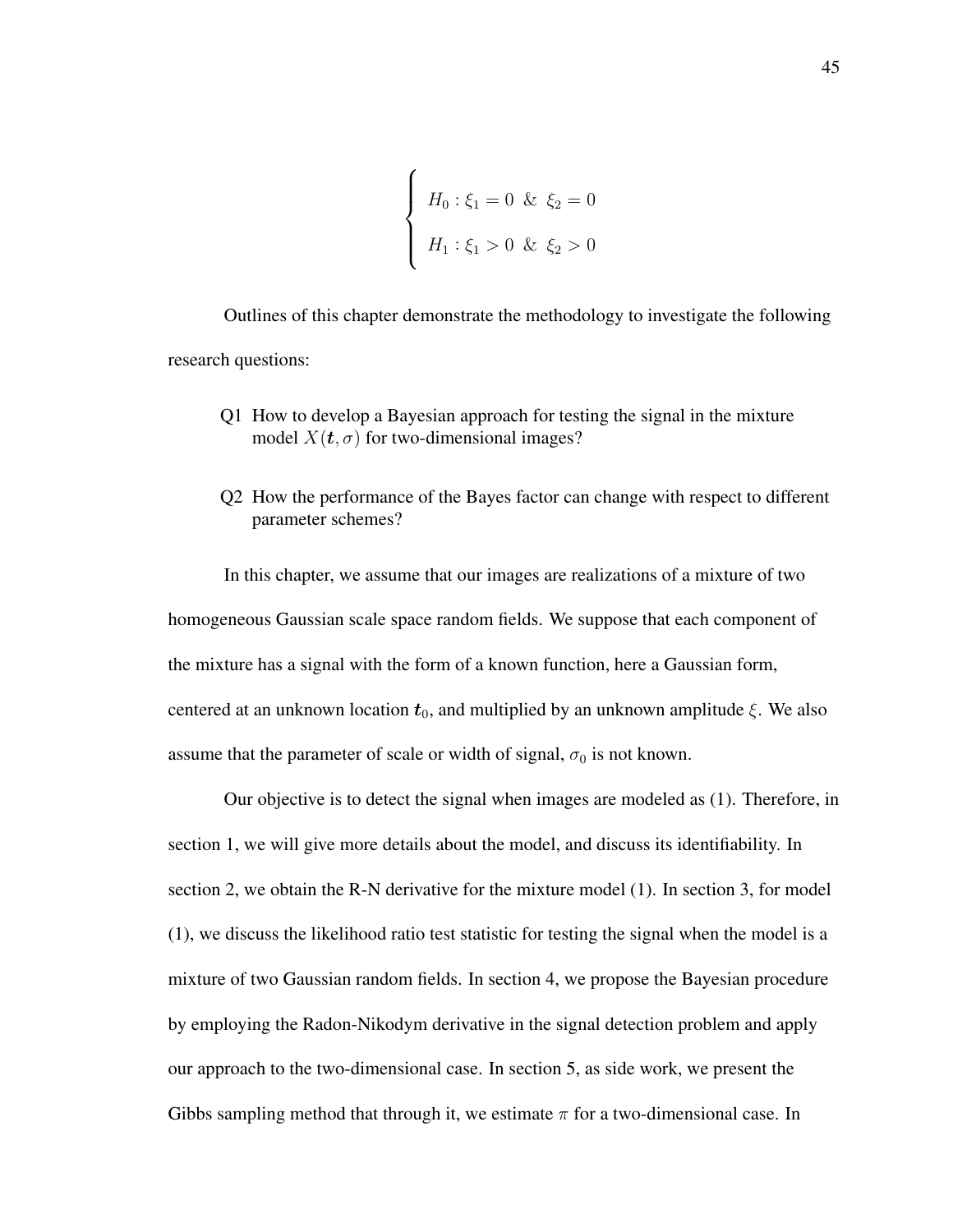$$
\begin{cases} H_0 : \xi_1 = 0 \ \& \ \xi_2 = 0 \\ H_1 : \xi_1 > 0 \ \& \ \xi_2 > 0 \end{cases}
$$

Outlines of this chapter demonstrate the methodology to investigate the following research questions:

Q1 How to develop a Bayesian approach for testing the signal in the mixture model $X(\boldsymbol{t}, \sigma)$ for two-dimensional images?

Q2 How the performance of the Bayes factor can change with respect to different parameter schemes?

In this chapter, we assume that our images are realizations of a mixture of two homogeneous Gaussian scale space random fields. We suppose that each component of the mixture has a signal with the form of a known function, here a Gaussian form, centered at an unknown location $\boldsymbol{t}_0$, and multiplied by an unknown amplitude $\xi$. We also assume that the parameter of scale or width of signal, $\sigma_0$ is not known.

Our objective is to detect the signal when images are modeled as (1). Therefore, in section 1, we will give more details about the model, and discuss its identifiability. In section 2, we obtain the R-N derivative for the mixture model (1). In section 3, for model (1), we discuss the likelihood ratio test statistic for testing the signal when the model is a mixture of two Gaussian random fields. In section 4, we propose the Bayesian procedure by employing the Radon-Nikodym derivative in the signal detection problem and apply our approach to the two-dimensional case. In section 5, as side work, we present the Gibbs sampling method that through it, we estimate $\pi$ for a two-dimensional case. In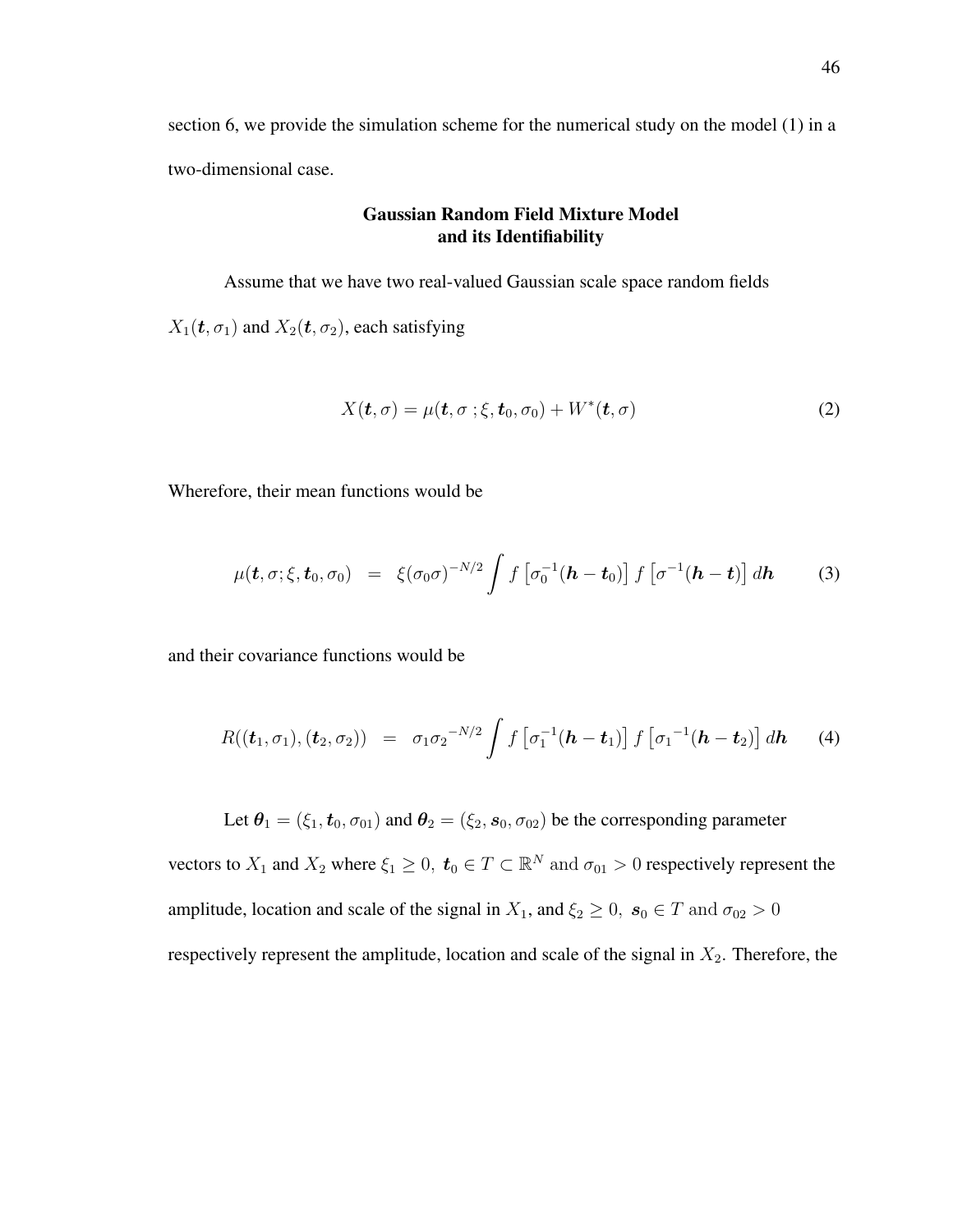section 6, we provide the simulation scheme for the numerical study on the model (1) in a two-dimensional case.

## Gaussian Random Field Mixture Model and its Identifiability

Assume that we have two real-valued Gaussian scale space random fields $X_1(\boldsymbol{t}, \sigma_1)$ and $X_2(\boldsymbol{t}, \sigma_2)$, each satisfying

$$X(\boldsymbol{t}, \sigma) = \mu(\boldsymbol{t}, \sigma\,; \xi, \boldsymbol{t}_0, \sigma_0) + W^*(\boldsymbol{t}, \sigma) \tag{2}$$

Wherefore, their mean functions would be

$$\mu(\boldsymbol{t}, \sigma; \xi, \boldsymbol{t}_0, \sigma_0) \;\;=\;\; \xi(\sigma_0\sigma)^{-N/2} \int f\left[\sigma_0^{-1}(\boldsymbol{h} - \boldsymbol{t}_0)\right] f\left[\sigma^{-1}(\boldsymbol{h} - \boldsymbol{t})\right] d\boldsymbol{h} \tag{3}$$

and their covariance functions would be

$$R((\boldsymbol{t}_1, \sigma_1), (\boldsymbol{t}_2, \sigma_2)) \;\;=\;\; \sigma_1{\sigma_2}^{-N/2} \int f\left[\sigma_1^{-1}(\boldsymbol{h} - \boldsymbol{t}_1)\right] f\left[{\sigma_1}^{-1}(\boldsymbol{h} - \boldsymbol{t}_2)\right] d\boldsymbol{h} \tag{4}$$

Let $\boldsymbol{\theta}_1 = (\xi_1, \boldsymbol{t}_0, \sigma_{01})$ and $\boldsymbol{\theta}_2 = (\xi_2, \boldsymbol{s}_0, \sigma_{02})$ be the corresponding parameter vectors to $X_1$ and $X_2$ where $\xi_1 \geq 0,\; \boldsymbol{t}_0 \in T \subset \mathbb{R}^N \text{ and } \sigma_{01} > 0$ respectively represent the amplitude, location and scale of the signal in $X_1$, and $\xi_2 \geq 0,\; \boldsymbol{s}_0 \in T \text{ and } \sigma_{02} > 0$ respectively represent the amplitude, location and scale of the signal in $X_2$. Therefore, the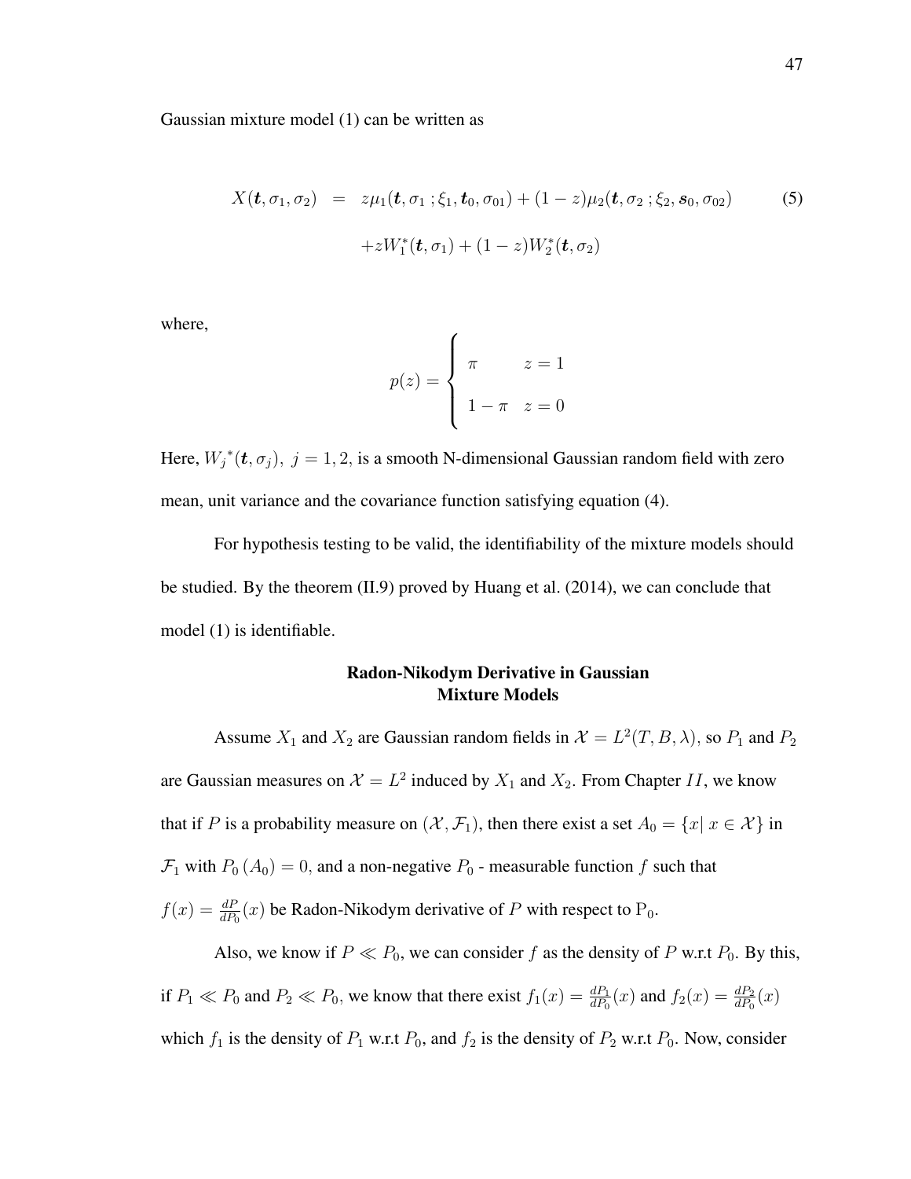Gaussian mixture model (1) can be written as

$$
\begin{aligned}
X(\boldsymbol{t}, \sigma_1, \sigma_2) \;\; &= \;\; z\mu_1(\boldsymbol{t}, \sigma_1 \,; \xi_1, \boldsymbol{t}_0, \sigma_{01}) + (1-z)\mu_2(\boldsymbol{t}, \sigma_2 \,; \xi_2, \boldsymbol{s}_0, \sigma_{02}) \\
&\quad + zW_1^*(\boldsymbol{t}, \sigma_1) + (1-z)W_2^*(\boldsymbol{t}, \sigma_2)
\end{aligned}
\tag{5}
$$

where,

$$
p(z) = \begin{cases} \pi & z = 1 \\ 1-\pi & z = 0 \end{cases}
$$

Here, ${W_j}^*(\boldsymbol{t}, \sigma_j),\ j = 1, 2,$ is a smooth N-dimensional Gaussian random field with zero mean, unit variance and the covariance function satisfying equation (4).

For hypothesis testing to be valid, the identifiability of the mixture models should be studied. By the theorem (II.9) proved by Huang et al. (2014), we can conclude that model (1) is identifiable.

## Radon-Nikodym Derivative in Gaussian Mixture Models

Assume $X_1$ and $X_2$ are Gaussian random fields in $\mathcal{X} = L^2(T, B, \lambda)$, so $P_1$ and $P_2$ are Gaussian measures on $\mathcal{X} = L^2$ induced by $X_1$ and $X_2$. From Chapter $II$, we know that if $P$ is a probability measure on $(\mathcal{X}, \mathcal{F}_1)$, then there exist a set $A_0 = \{x | \; x \in \mathcal{X}\}$ in $\mathcal{F}_1$ with $P_0\left(A_0\right) = 0,$ and a non-negative $P_0$ - measurable function $f$ such that $f(x) = \frac{dP}{dP_0}(x)$ be Radon-Nikodym derivative of $P$ with respect to $\mathrm{P}_0$.

Also, we know if $P \ll P_0$, we can consider $f$ as the density of $P$ w.r.t $P_0$. By this, if $P_1 \ll P_0$ and $P_2 \ll P_0$, we know that there exist $f_1(x) = \frac{dP_1}{dP_0}(x)$ and $f_2(x) = \frac{dP_2}{dP_0}(x)$ which $f_1$ is the density of $P_1$ w.r.t $P_0$, and $f_2$ is the density of $P_2$ w.r.t $P_0$. Now, consider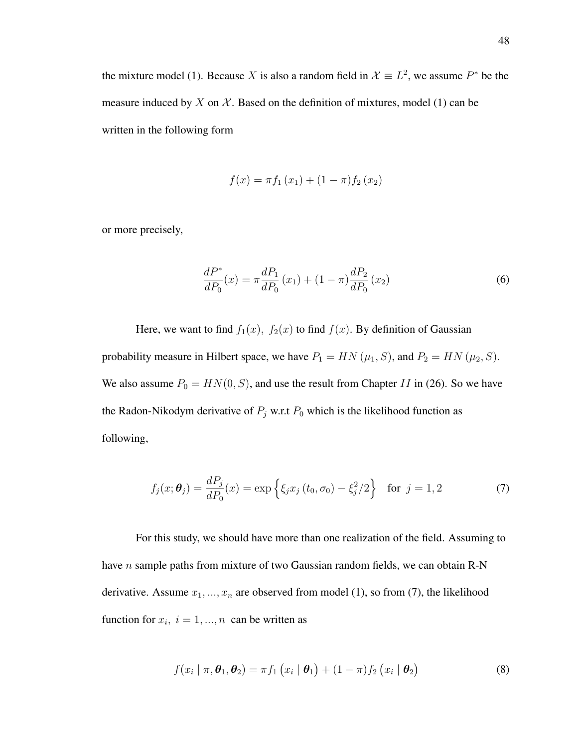the mixture model (1). Because $X$ is also a random field in $\mathcal{X} \equiv L^2$, we assume $P^*$ be the measure induced by $X$ on $\mathcal{X}$. Based on the definition of mixtures, model (1) can be written in the following form

$$f(x) = \pi f_1(x_1) + (1-\pi) f_2(x_2)$$

or more precisely,

$$\frac{dP^*}{dP_0}(x) = \pi \frac{dP_1}{dP_0}(x_1) + (1-\pi)\frac{dP_2}{dP_0}(x_2) \tag{6}$$

Here, we want to find $f_1(x),\ f_2(x)$ to find $f(x)$. By definition of Gaussian probability measure in Hilbert space, we have $P_1 = HN(\mu_1, S)$, and $P_2 = HN(\mu_2, S)$. We also assume $P_0 = HN(0, S)$, and use the result from Chapter $II$ in (26). So we have the Radon-Nikodym derivative of $P_j$ w.r.t $P_0$ which is the likelihood function as following,

$$f_j(x; \boldsymbol{\theta}_j) = \frac{dP_j}{dP_0}(x) = \exp\left\{\xi_j x_j(t_0, \sigma_0) - \xi_j^2/2\right\} \quad \text{for } \ j = 1, 2 \tag{7}$$

For this study, we should have more than one realization of the field. Assuming to have $n$ sample paths from mixture of two Gaussian random fields, we can obtain R-N derivative. Assume $x_1, ..., x_n$ are observed from model (1), so from (7), the likelihood function for $x_i,\ i = 1, ..., n$ can be written as

$$f(x_i \mid \pi, \boldsymbol{\theta}_1, \boldsymbol{\theta}_2) = \pi f_1\left(x_i \mid \boldsymbol{\theta}_1\right) + (1-\pi) f_2\left(x_i \mid \boldsymbol{\theta}_2\right) \tag{8}$$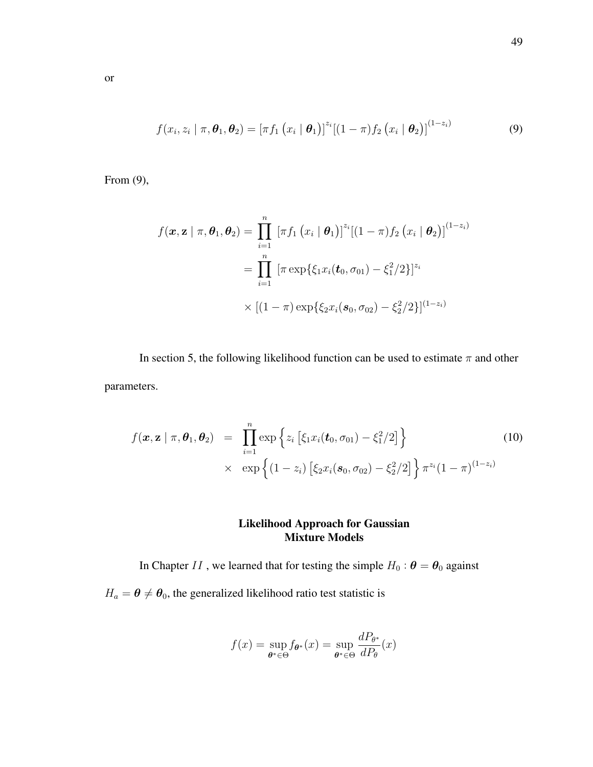or

$$f(x_i, z_i \mid \pi, \boldsymbol{\theta}_1, \boldsymbol{\theta}_2) = \left[\pi f_1\left(x_i \mid \boldsymbol{\theta}_1\right)\right]^{z_i} \left[(1-\pi) f_2\left(x_i \mid \boldsymbol{\theta}_2\right)\right]^{(1-z_i)} \tag{9}$$

From (9),

$$\begin{aligned}
f(\boldsymbol{x}, \mathbf{z} \mid \pi, \boldsymbol{\theta}_1, \boldsymbol{\theta}_2) &= \prod_{i=1}^{n} \left[\pi f_1\left(x_i \mid \boldsymbol{\theta}_1\right)\right]^{z_i} \left[(1-\pi) f_2\left(x_i \mid \boldsymbol{\theta}_2\right)\right]^{(1-z_i)} \\
&= \prod_{i=1}^{n} \left[\pi \exp\{\xi_1 x_i(\boldsymbol{t}_0, \sigma_{01}) - \xi_1^2/2\}\right]^{z_i} \\
&\times \left[(1-\pi) \exp\{\xi_2 x_i(\boldsymbol{s}_0, \sigma_{02}) - \xi_2^2/2\}\right]^{(1-z_i)}
\end{aligned}$$

In section 5, the following likelihood function can be used to estimate $\pi$ and other parameters.

$$\begin{aligned}
f(\boldsymbol{x}, \mathbf{z} \mid \pi, \boldsymbol{\theta}_1, \boldsymbol{\theta}_2) &= \prod_{i=1}^{n} \exp\left\{z_i \left[\xi_1 x_i(\boldsymbol{t}_0, \sigma_{01}) - \xi_1^2/2\right]\right\} \\
&\times \exp\left\{(1-z_i)\left[\xi_2 x_i(\boldsymbol{s}_0, \sigma_{02}) - \xi_2^2/2\right]\right\} \pi^{z_i} (1-\pi)^{(1-z_i)}
\end{aligned} \tag{10}$$

## Likelihood Approach for Gaussian Mixture Models

In Chapter $II$ , we learned that for testing the simple $H_0 : \boldsymbol{\theta} = \boldsymbol{\theta}_0$ against $H_a = \boldsymbol{\theta} \neq \boldsymbol{\theta}_0$, the generalized likelihood ratio test statistic is

$$f(x) = \sup_{\boldsymbol{\theta}^* \in \Theta} f_{\boldsymbol{\theta}^*}(x) = \sup_{\boldsymbol{\theta}^* \in \Theta} \frac{dP_{\theta^*}}{dP_{\theta}}(x)$$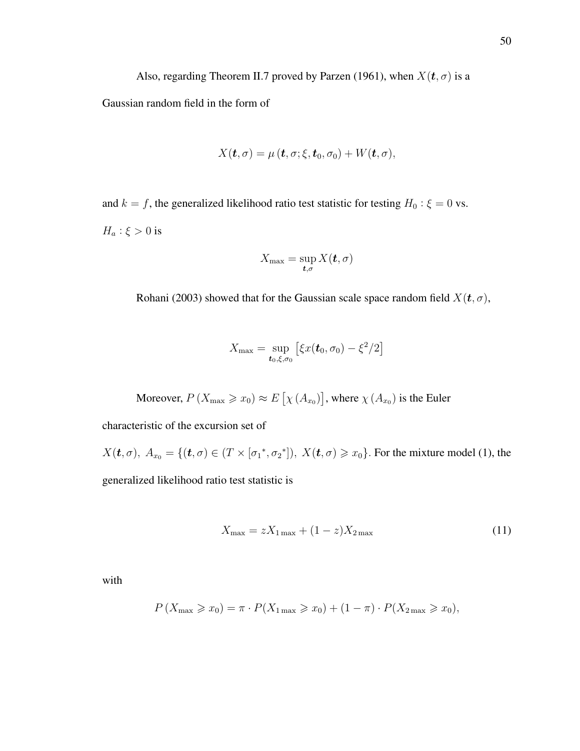Also, regarding Theorem II.7 proved by Parzen (1961), when $X(\boldsymbol{t}, \sigma)$ is a Gaussian random field in the form of

$$X(\boldsymbol{t}, \sigma) = \mu\left(\boldsymbol{t}, \sigma; \xi, \boldsymbol{t}_0, \sigma_0\right) + W(\boldsymbol{t}, \sigma),$$

and $k = f$, the generalized likelihood ratio test statistic for testing $H_0 : \xi = 0$ vs. $H_a : \xi > 0$ is

$$X_{\max} = \sup_{\boldsymbol{t}, \sigma} X(\boldsymbol{t}, \sigma)$$

Rohani (2003) showed that for the Gaussian scale space random field $X(\boldsymbol{t}, \sigma)$,

$$X_{\max} = \sup_{\boldsymbol{t}_0, \xi, \sigma_0} \left[\xi x(\boldsymbol{t}_0, \sigma_0) - \xi^2/2\right]$$

Moreover, $P\left(X_{\max} \geqslant x_0\right) \approx E\left[\chi\left(A_{x_0}\right)\right]$, where $\chi\left(A_{x_0}\right)$ is the Euler characteristic of the excursion set of $X(\boldsymbol{t}, \sigma),\ A_{x_0} = \{(\boldsymbol{t}, \sigma) \in (T \times [{\sigma_1}^*, {\sigma_2}^*]),\ X(\boldsymbol{t}, \sigma) \geqslant x_0\}$. For the mixture model (1), the generalized likelihood ratio test statistic is

$$X_{\max} = zX_{1\max} + (1-z)X_{2\max} \tag{11}$$

with

$$P\left(X_{\max} \geqslant x_0\right) = \pi \cdot P(X_{1\max} \geqslant x_0) + (1-\pi) \cdot P(X_{2\max} \geqslant x_0),$$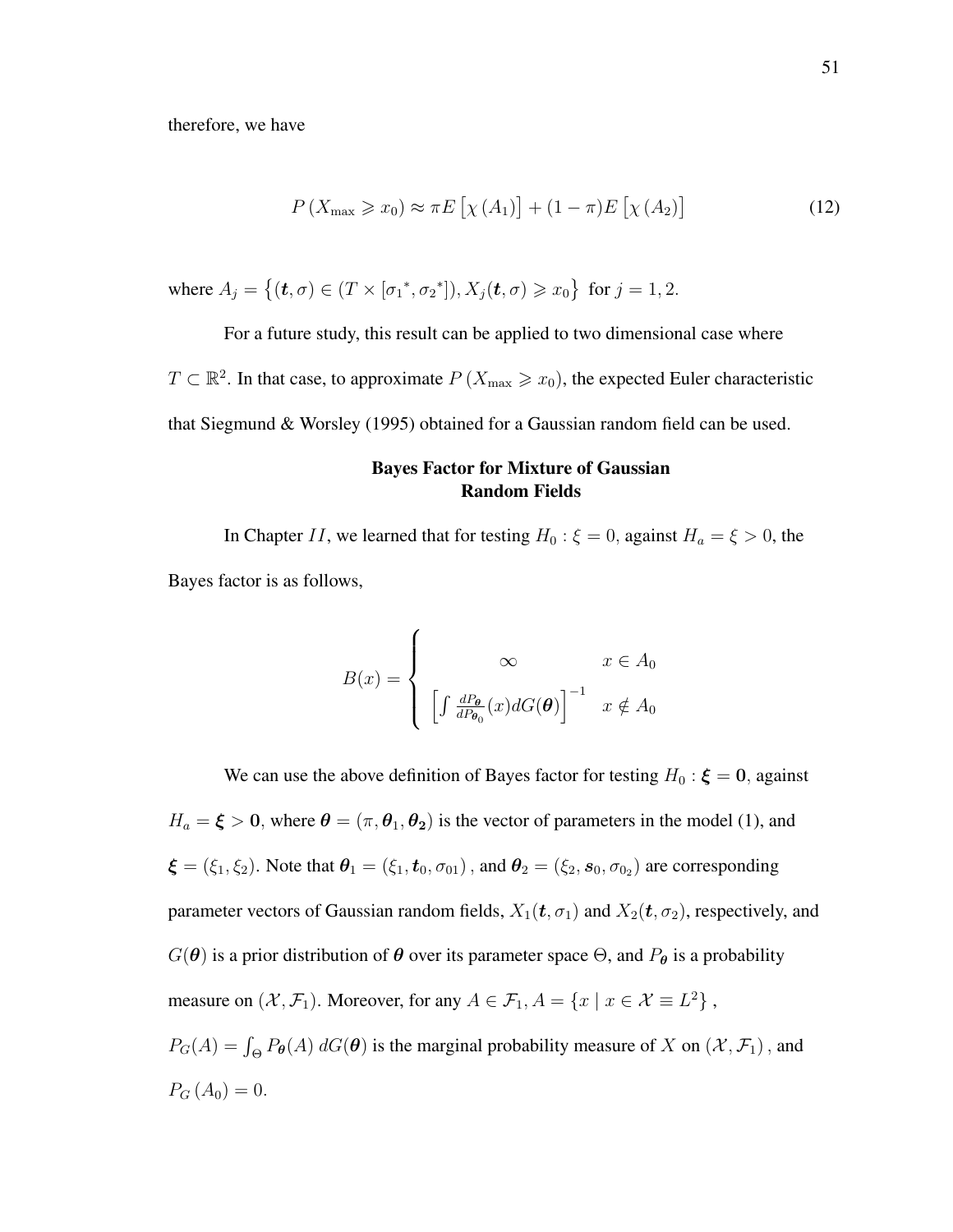therefore, we have

$$P\left(X_{\max} \geqslant x_0\right) \approx \pi E\left[\chi\left(A_1\right)\right] + (1-\pi) E\left[\chi\left(A_2\right)\right] \tag{12}$$

where $A_j = \left\{(\boldsymbol{t}, \sigma) \in (T \times [{\sigma_1}^*, {\sigma_2}^*]), X_j(\boldsymbol{t}, \sigma) \geqslant x_0\right\}$ for $j = 1, 2$.

For a future study, this result can be applied to two dimensional case where $T \subset \mathbb{R}^2$. In that case, to approximate $P\left(X_{\max} \geqslant x_0\right)$, the expected Euler characteristic that Siegmund & Worsley (1995) obtained for a Gaussian random field can be used.

## Bayes Factor for Mixture of Gaussian Random Fields

In Chapter $II$, we learned that for testing $H_0 : \xi = 0$, against $H_a = \xi > 0$, the Bayes factor is as follows,

$$B(x) = \begin{cases} \infty & x \in A_0 \\ \left[\int \frac{dP_{\boldsymbol{\theta}}}{dP_{\boldsymbol{\theta}_0}}(x) dG(\boldsymbol{\theta})\right]^{-1} & x \notin A_0 \end{cases}$$

We can use the above definition of Bayes factor for testing $H_0 : \boldsymbol{\xi} = \mathbf{0}$, against $H_a = \boldsymbol{\xi} > \mathbf{0}$, where $\boldsymbol{\theta} = (\pi, \boldsymbol{\theta}_1, \boldsymbol{\theta_2})$ is the vector of parameters in the model (1), and $\boldsymbol{\xi} = (\xi_1, \xi_2)$. Note that $\boldsymbol{\theta}_1 = (\xi_1, \boldsymbol{t}_0, \sigma_{01})$, and $\boldsymbol{\theta}_2 = (\xi_2, \boldsymbol{s}_0, \sigma_{0_2})$ are corresponding parameter vectors of Gaussian random fields, $X_1(\boldsymbol{t}, \sigma_1)$ and $X_2(\boldsymbol{t}, \sigma_2)$, respectively, and $G(\boldsymbol{\theta})$ is a prior distribution of $\boldsymbol{\theta}$ over its parameter space $\Theta$, and $P_{\boldsymbol{\theta}}$ is a probability measure on $(\mathcal{X}, \mathcal{F}_1)$. Moreover, for any $A \in \mathcal{F}_1, A = \{x \mid x \in \mathcal{X} \equiv L^2\}$, $P_G(A) = \int_\Theta P_{\boldsymbol{\theta}}(A)\, dG(\boldsymbol{\theta})$ is the marginal probability measure of $X$ on $(\mathcal{X}, \mathcal{F}_1)$, and $P_G\left(A_0\right) = 0$.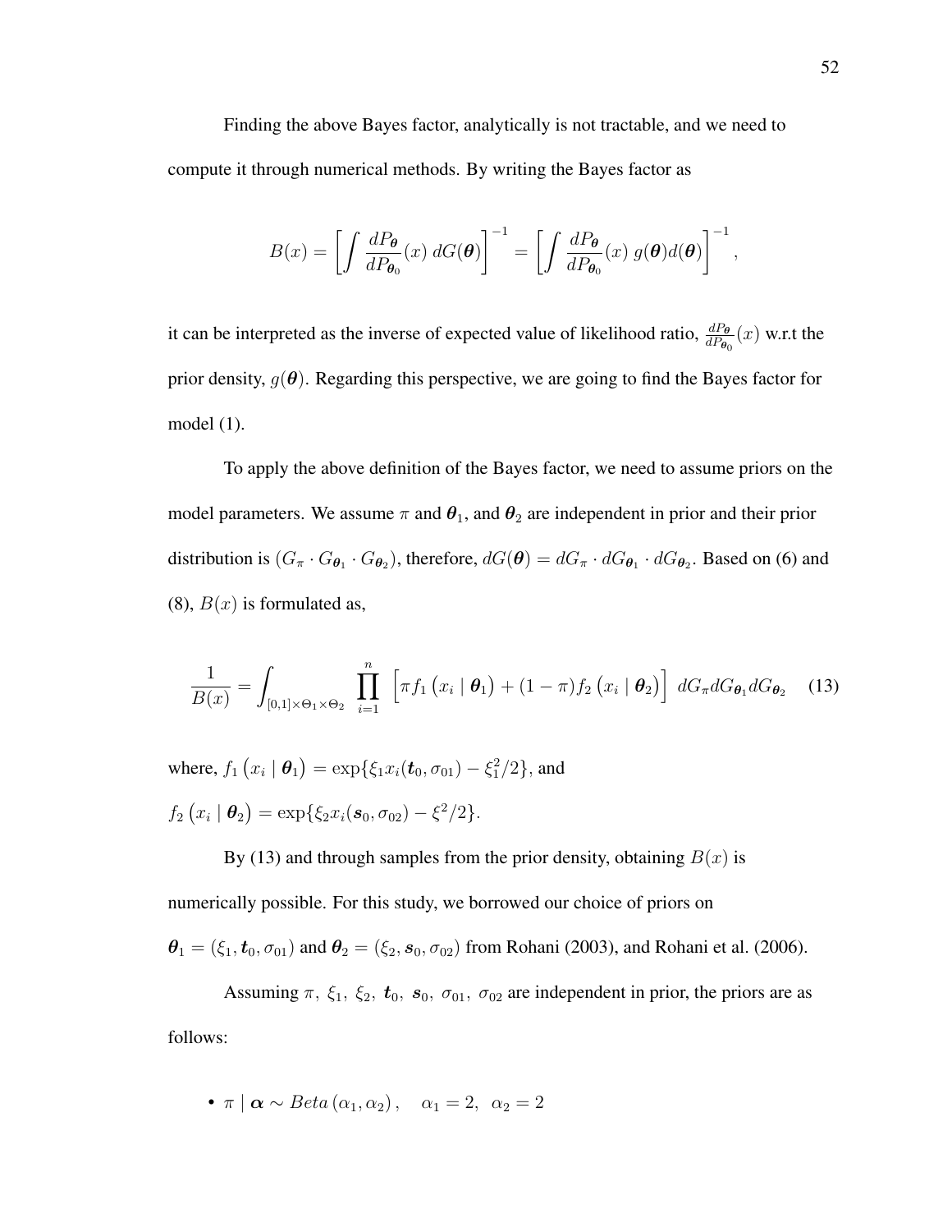Finding the above Bayes factor, analytically is not tractable, and we need to compute it through numerical methods. By writing the Bayes factor as

$$B(x) = \left[ \int \frac{dP_{\boldsymbol{\theta}}}{dP_{\boldsymbol{\theta}_0}}(x) \, dG(\boldsymbol{\theta}) \right]^{-1} = \left[ \int \frac{dP_{\boldsymbol{\theta}}}{dP_{\boldsymbol{\theta}_0}}(x) \, g(\boldsymbol{\theta}) d(\boldsymbol{\theta}) \right]^{-1},$$

it can be interpreted as the inverse of expected value of likelihood ratio, $\frac{dP_{\boldsymbol{\theta}}}{dP_{\boldsymbol{\theta}_0}}(x)$ w.r.t the prior density, $g(\boldsymbol{\theta})$. Regarding this perspective, we are going to find the Bayes factor for model (1).

To apply the above definition of the Bayes factor, we need to assume priors on the model parameters. We assume $\pi$ and $\boldsymbol{\theta}_1$, and $\boldsymbol{\theta}_2$ are independent in prior and their prior distribution is $(G_\pi \cdot G_{\boldsymbol{\theta}_1} \cdot G_{\boldsymbol{\theta}_2})$, therefore, $dG(\boldsymbol{\theta}) = dG_\pi \cdot dG_{\boldsymbol{\theta}_1} \cdot dG_{\boldsymbol{\theta}_2}$. Based on (6) and (8), $B(x)$ is formulated as,

$$\frac{1}{B(x)} = \int_{[0,1]\times\Theta_1\times\Theta_2} \prod_{i=1}^{n} \left[ \pi f_1\left(x_i \mid \boldsymbol{\theta}_1\right) + (1-\pi) f_2\left(x_i \mid \boldsymbol{\theta}_2\right) \right] \, dG_\pi dG_{\boldsymbol{\theta}_1} dG_{\boldsymbol{\theta}_2} \quad (13)$$

where, $f_1\left(x_i \mid \boldsymbol{\theta}_1\right) = \exp\{\xi_1 x_i(\boldsymbol{t}_0, \sigma_{01}) - \xi_1^2/2\}$, and
$f_2\left(x_i \mid \boldsymbol{\theta}_2\right) = \exp\{\xi_2 x_i(\boldsymbol{s}_0, \sigma_{02}) - \xi^2/2\}$.

By (13) and through samples from the prior density, obtaining $B(x)$ is numerically possible. For this study, we borrowed our choice of priors on $\boldsymbol{\theta}_1 = (\xi_1, \boldsymbol{t}_0, \sigma_{01})$ and $\boldsymbol{\theta}_2 = (\xi_2, \boldsymbol{s}_0, \sigma_{02})$ from Rohani (2003), and Rohani et al. (2006).

Assuming $\pi,\ \xi_1,\ \xi_2,\ \boldsymbol{t}_0,\ \boldsymbol{s}_0,\ \sigma_{01},\ \sigma_{02}$ are independent in prior, the priors are as follows:

- $\pi \mid \boldsymbol{\alpha} \sim Beta\left(\alpha_1, \alpha_2\right), \quad \alpha_1 = 2,\ \ \alpha_2 = 2$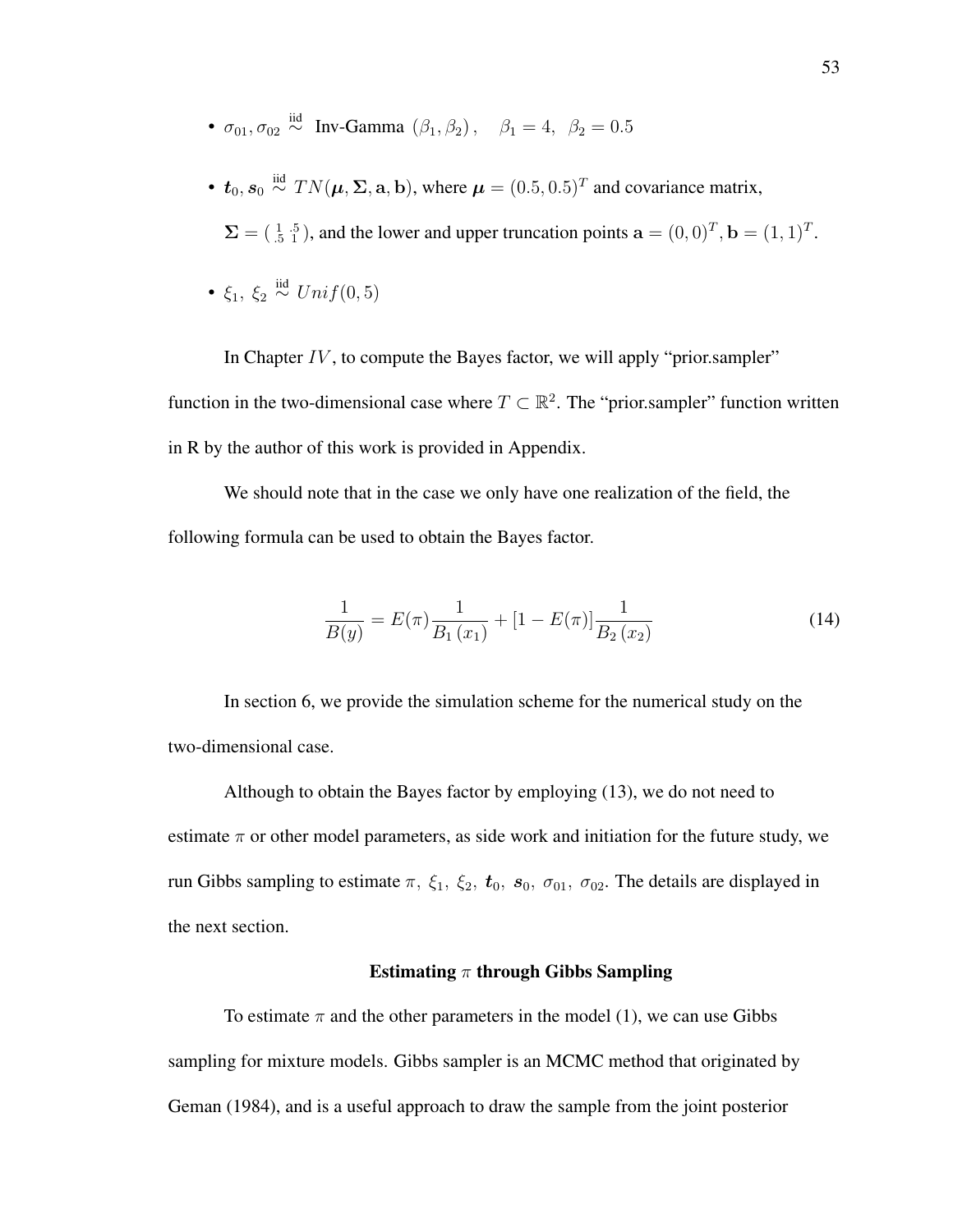- $\sigma_{01}, \sigma_{02} \overset{\text{iid}}{\sim}$ Inv-Gamma $(\beta_1, \beta_2)$, $\quad \beta_1 = 4, \;\; \beta_2 = 0.5$

- $\boldsymbol{t}_0, \boldsymbol{s}_0 \overset{\text{iid}}{\sim} TN(\boldsymbol{\mu}, \boldsymbol{\Sigma}, \mathbf{a}, \mathbf{b})$, where $\boldsymbol{\mu} = (0.5, 0.5)^T$ and covariance matrix, $\boldsymbol{\Sigma} = \left( \begin{smallmatrix} 1 & .5 \\ .5 & 1 \end{smallmatrix} \right)$, and the lower and upper truncation points $\mathbf{a} = (0, 0)^T, \mathbf{b} = (1, 1)^T$.

- $\xi_1, \; \xi_2 \overset{\text{iid}}{\sim} Unif(0, 5)$

In Chapter $IV$, to compute the Bayes factor, we will apply "prior.sampler" function in the two-dimensional case where $T \subset \mathbb{R}^2$. The "prior.sampler" function written in R by the author of this work is provided in Appendix.

We should note that in the case we only have one realization of the field, the following formula can be used to obtain the Bayes factor.

$$\frac{1}{B(y)} = E(\pi)\frac{1}{B_1\left(x_1\right)} + [1 - E(\pi)]\frac{1}{B_2\left(x_2\right)} \tag{14}$$

In section 6, we provide the simulation scheme for the numerical study on the two-dimensional case.

Although to obtain the Bayes factor by employing (13), we do not need to estimate $\pi$ or other model parameters, as side work and initiation for the future study, we run Gibbs sampling to estimate $\pi, \; \xi_1, \; \xi_2, \; \boldsymbol{t}_0, \; \boldsymbol{s}_0, \; \sigma_{01}, \; \sigma_{02}$. The details are displayed in the next section.

**Estimating $\pi$ through Gibbs Sampling**

To estimate $\pi$ and the other parameters in the model (1), we can use Gibbs sampling for mixture models. Gibbs sampler is an MCMC method that originated by Geman (1984), and is a useful approach to draw the sample from the joint posterior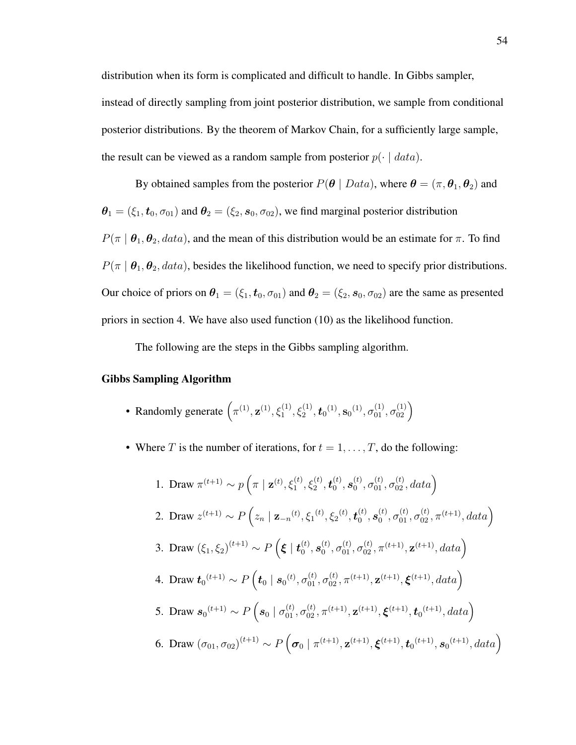distribution when its form is complicated and difficult to handle. In Gibbs sampler, instead of directly sampling from joint posterior distribution, we sample from conditional posterior distributions. By the theorem of Markov Chain, for a sufficiently large sample, the result can be viewed as a random sample from posterior $p(\cdot \mid data)$.

By obtained samples from the posterior $P(\boldsymbol{\theta} \mid Data)$, where $\boldsymbol{\theta} = (\pi, \boldsymbol{\theta}_1, \boldsymbol{\theta}_2)$ and $\boldsymbol{\theta}_1 = (\xi_1, \boldsymbol{t}_0, \sigma_{01})$ and $\boldsymbol{\theta}_2 = (\xi_2, \boldsymbol{s}_0, \sigma_{02})$, we find marginal posterior distribution $P(\pi \mid \boldsymbol{\theta}_1, \boldsymbol{\theta}_2, data)$, and the mean of this distribution would be an estimate for $\pi$. To find $P(\pi \mid \boldsymbol{\theta}_1, \boldsymbol{\theta}_2, data)$, besides the likelihood function, we need to specify prior distributions. Our choice of priors on $\boldsymbol{\theta}_1 = (\xi_1, \boldsymbol{t}_0, \sigma_{01})$ and $\boldsymbol{\theta}_2 = (\xi_2, \boldsymbol{s}_0, \sigma_{02})$ are the same as presented priors in section 4. We have also used function (10) as the likelihood function.

The following are the steps in the Gibbs sampling algorithm.

**Gibbs Sampling Algorithm**

- Randomly generate $\left(\pi^{(1)}, \mathbf{z}^{(1)}, \xi_1^{(1)}, \xi_2^{(1)}, \boldsymbol{t}_0{}^{(1)}, \mathbf{s}_0{}^{(1)}, \sigma_{01}^{(1)}, \sigma_{02}^{(1)}\right)$
- Where $T$ is the number of iterations, for $t = 1, \ldots, T$, do the following:

  1. Draw $\pi^{(t+1)} \sim p\left(\pi \mid \mathbf{z}^{(t)}, \xi_1^{(t)}, \xi_2^{(t)}, \boldsymbol{t}_0^{(t)}, \boldsymbol{s}_0^{(t)}, \sigma_{01}^{(t)}, \sigma_{02}^{(t)}, data\right)$
  2. Draw $z^{(t+1)} \sim P\left(z_n \mid \mathbf{z}_{-n}{}^{(t)}, \xi_1{}^{(t)}, \xi_2{}^{(t)}, \boldsymbol{t}_0^{(t)}, \boldsymbol{s}_0^{(t)}, \sigma_{01}^{(t)}, \sigma_{02}^{(t)}, \pi^{(t+1)}, data\right)$
  3. Draw $(\xi_1, \xi_2)^{(t+1)} \sim P\left(\boldsymbol{\xi} \mid \boldsymbol{t}_0^{(t)}, \boldsymbol{s}_0^{(t)}, \sigma_{01}^{(t)}, \sigma_{02}^{(t)}, \pi^{(t+1)}, \mathbf{z}^{(t+1)}, data\right)$
  4. Draw $\boldsymbol{t}_0{}^{(t+1)} \sim P\left(\boldsymbol{t}_0 \mid \boldsymbol{s}_0{}^{(t)}, \sigma_{01}^{(t)}, \sigma_{02}^{(t)}, \pi^{(t+1)}, \mathbf{z}^{(t+1)}, \boldsymbol{\xi}^{(t+1)}, data\right)$
  5. Draw $\boldsymbol{s}_0{}^{(t+1)} \sim P\left(\boldsymbol{s}_0 \mid \sigma_{01}^{(t)}, \sigma_{02}^{(t)}, \pi^{(t+1)}, \mathbf{z}^{(t+1)}, \boldsymbol{\xi}^{(t+1)}, \boldsymbol{t}_0{}^{(t+1)}, data\right)$
  6. Draw $(\sigma_{01}, \sigma_{02})^{(t+1)} \sim P\left(\boldsymbol{\sigma}_0 \mid \pi^{(t+1)}, \mathbf{z}^{(t+1)}, \boldsymbol{\xi}^{(t+1)}, \boldsymbol{t}_0{}^{(t+1)}, \boldsymbol{s}_0{}^{(t+1)}, data\right)$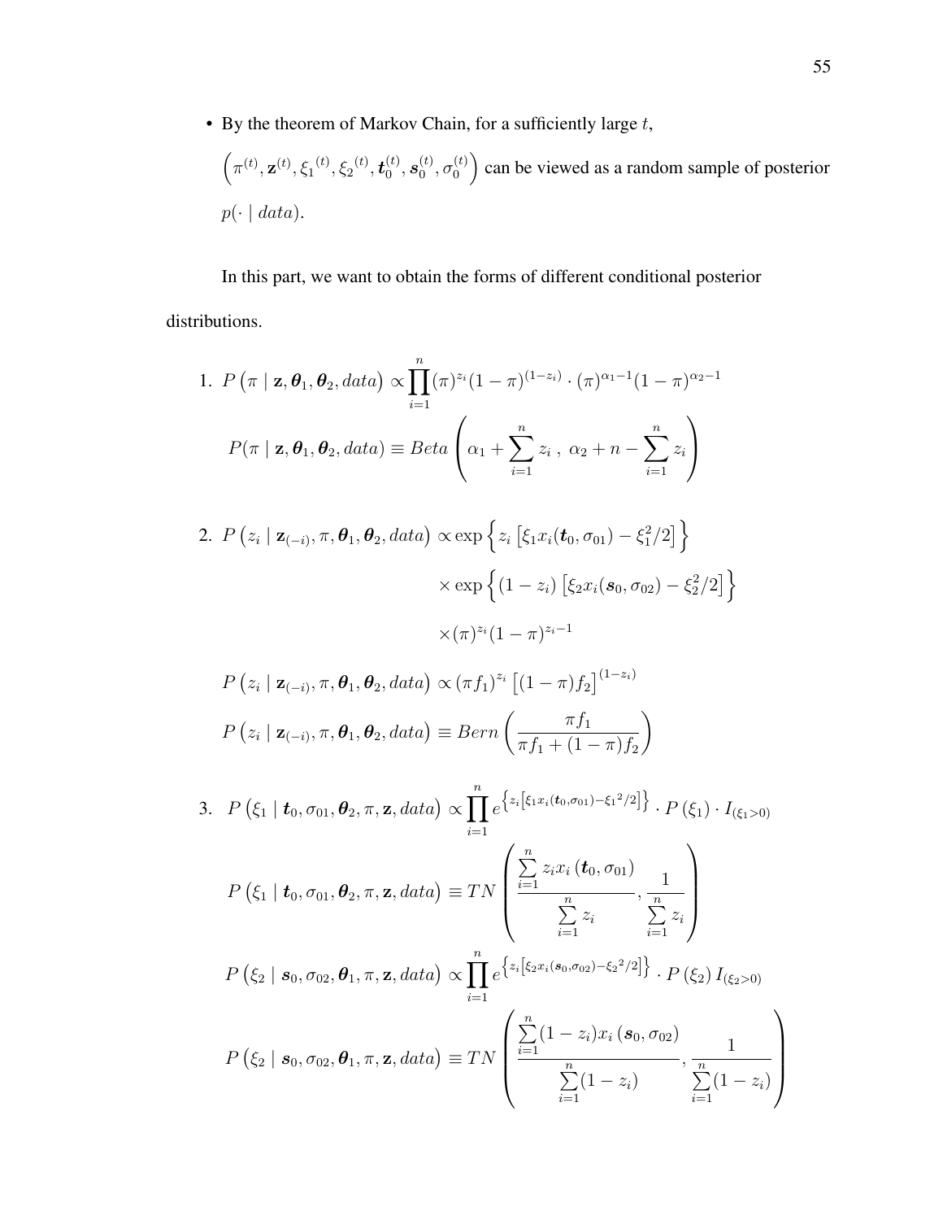- By the theorem of Markov Chain, for a sufficiently large $t$, $\left(\pi^{(t)}, \mathbf{z}^{(t)}, {\xi_1}^{(t)}, {\xi_2}^{(t)}, \boldsymbol{t}_0^{(t)}, \boldsymbol{s}_0^{(t)}, \sigma_0^{(t)}\right)$ can be viewed as a random sample of posterior $p(\cdot \mid data)$.

In this part, we want to obtain the forms of different conditional posterior distributions.

1. $$P\left(\pi \mid \mathbf{z}, \boldsymbol{\theta}_1, \boldsymbol{\theta}_2, data\right) \propto \prod_{i=1}^{n} (\pi)^{z_i}(1-\pi)^{(1-z_i)} \cdot (\pi)^{\alpha_1 - 1}(1-\pi)^{\alpha_2 - 1}$$
$$P(\pi \mid \mathbf{z}, \boldsymbol{\theta}_1, \boldsymbol{\theta}_2, data) \equiv Beta\left(\alpha_1 + \sum_{i=1}^{n} z_i \; , \; \alpha_2 + n - \sum_{i=1}^{n} z_i\right)$$

2. $$\begin{aligned} P\left(z_i \mid \mathbf{z}_{(-i)}, \pi, \boldsymbol{\theta}_1, \boldsymbol{\theta}_2, data\right) \propto & \exp\left\{ z_i \left[\xi_1 x_i(\boldsymbol{t}_0, \sigma_{01}) - \xi_1^2/2\right] \right\} \\ & \times \exp\left\{ (1-z_i) \left[\xi_2 x_i(\boldsymbol{s}_0, \sigma_{02}) - \xi_2^2/2\right] \right\} \\ & \times (\pi)^{z_i}(1-\pi)^{z_i - 1} \end{aligned}$$
$$P\left(z_i \mid \mathbf{z}_{(-i)}, \pi, \boldsymbol{\theta}_1, \boldsymbol{\theta}_2, data\right) \propto (\pi f_1)^{z_i} \left[(1-\pi) f_2\right]^{(1-z_i)}$$
$$P\left(z_i \mid \mathbf{z}_{(-i)}, \pi, \boldsymbol{\theta}_1, \boldsymbol{\theta}_2, data\right) \equiv Bern\left(\frac{\pi f_1}{\pi f_1 + (1-\pi) f_2}\right)$$

3. $$P\left(\xi_1 \mid \boldsymbol{t}_0, \sigma_{01}, \boldsymbol{\theta}_2, \pi, \mathbf{z}, data\right) \propto \prod_{i=1}^{n} e^{\left\{z_i\left[\xi_1 x_i(\boldsymbol{t}_0, \sigma_{01}) - {\xi_1}^2/2\right]\right\}} \cdot P\left(\xi_1\right) \cdot I_{(\xi_1 > 0)}$$
$$P\left(\xi_1 \mid \boldsymbol{t}_0, \sigma_{01}, \boldsymbol{\theta}_2, \pi, \mathbf{z}, data\right) \equiv TN\left(\frac{\sum_{i=1}^{n} z_i x_i\left(\boldsymbol{t}_0, \sigma_{01}\right)}{\sum_{i=1}^{n} z_i}, \frac{1}{\sum_{i=1}^{n} z_i}\right)$$
$$P\left(\xi_2 \mid \boldsymbol{s}_0, \sigma_{02}, \boldsymbol{\theta}_1, \pi, \mathbf{z}, data\right) \propto \prod_{i=1}^{n} e^{\left\{z_i\left[\xi_2 x_i(\boldsymbol{s}_0, \sigma_{02}) - {\xi_2}^2/2\right]\right\}} \cdot P\left(\xi_2\right) I_{(\xi_2 > 0)}$$
$$P\left(\xi_2 \mid \boldsymbol{s}_0, \sigma_{02}, \boldsymbol{\theta}_1, \pi, \mathbf{z}, data\right) \equiv TN\left(\frac{\sum_{i=1}^{n} (1-z_i) x_i\left(\boldsymbol{s}_0, \sigma_{02}\right)}{\sum_{i=1}^{n} (1-z_i)}, \frac{1}{\sum_{i=1}^{n} (1-z_i)}\right)$$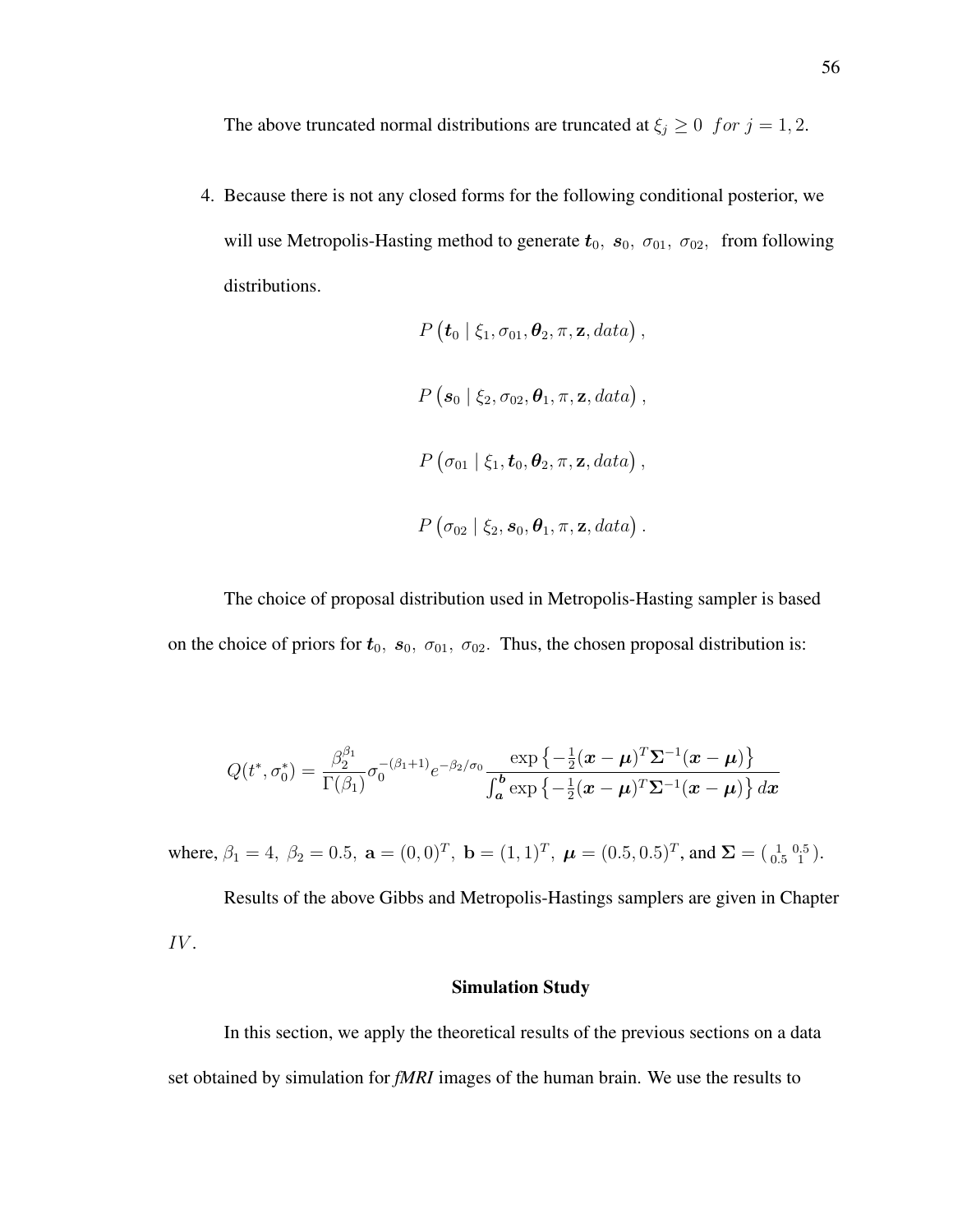The above truncated normal distributions are truncated at $\xi_j \geq 0 \;\; for \; j = 1, 2$.

4. Because there is not any closed forms for the following conditional posterior, we will use Metropolis-Hasting method to generate $\boldsymbol{t}_0, \; \boldsymbol{s}_0, \; \sigma_{01}, \; \sigma_{02},$ from following distributions.

$$P\left(\boldsymbol{t}_0 \mid \xi_1, \sigma_{01}, \boldsymbol{\theta}_2, \pi, \mathbf{z}, data\right),$$

$$P\left(\boldsymbol{s}_0 \mid \xi_2, \sigma_{02}, \boldsymbol{\theta}_1, \pi, \mathbf{z}, data\right),$$

$$P\left(\sigma_{01} \mid \xi_1, \boldsymbol{t}_0, \boldsymbol{\theta}_2, \pi, \mathbf{z}, data\right),$$

$$P\left(\sigma_{02} \mid \xi_2, \boldsymbol{s}_0, \boldsymbol{\theta}_1, \pi, \mathbf{z}, data\right).$$

The choice of proposal distribution used in Metropolis-Hasting sampler is based on the choice of priors for $\boldsymbol{t}_0, \; \boldsymbol{s}_0, \; \sigma_{01}, \; \sigma_{02}$. Thus, the chosen proposal distribution is:

$$Q(t^*, \sigma_0^*) = \frac{\beta_2^{\beta_1}}{\Gamma(\beta_1)} \sigma_0^{-(\beta_1+1)} e^{-\beta_2/\sigma_0} \frac{\exp\left\{-\frac{1}{2}(\boldsymbol{x}-\boldsymbol{\mu})^T \boldsymbol{\Sigma}^{-1}(\boldsymbol{x}-\boldsymbol{\mu})\right\}}{\int_{\boldsymbol{a}}^{\boldsymbol{b}} \exp\left\{-\frac{1}{2}(\boldsymbol{x}-\boldsymbol{\mu})^T \boldsymbol{\Sigma}^{-1}(\boldsymbol{x}-\boldsymbol{\mu})\right\} d\boldsymbol{x}}$$

where, $\beta_1 = 4, \; \beta_2 = 0.5, \; \mathbf{a} = (0, 0)^T, \; \mathbf{b} = (1, 1)^T, \; \boldsymbol{\mu} = (0.5, 0.5)^T$, and $\boldsymbol{\Sigma} = \left(\begin{smallmatrix} 1 & 0.5 \\ 0.5 & 1 \end{smallmatrix}\right)$.

Results of the above Gibbs and Metropolis-Hastings samplers are given in Chapter $IV$.

## Simulation Study

In this section, we apply the theoretical results of the previous sections on a data set obtained by simulation for ***fMRI*** images of the human brain. We use the results to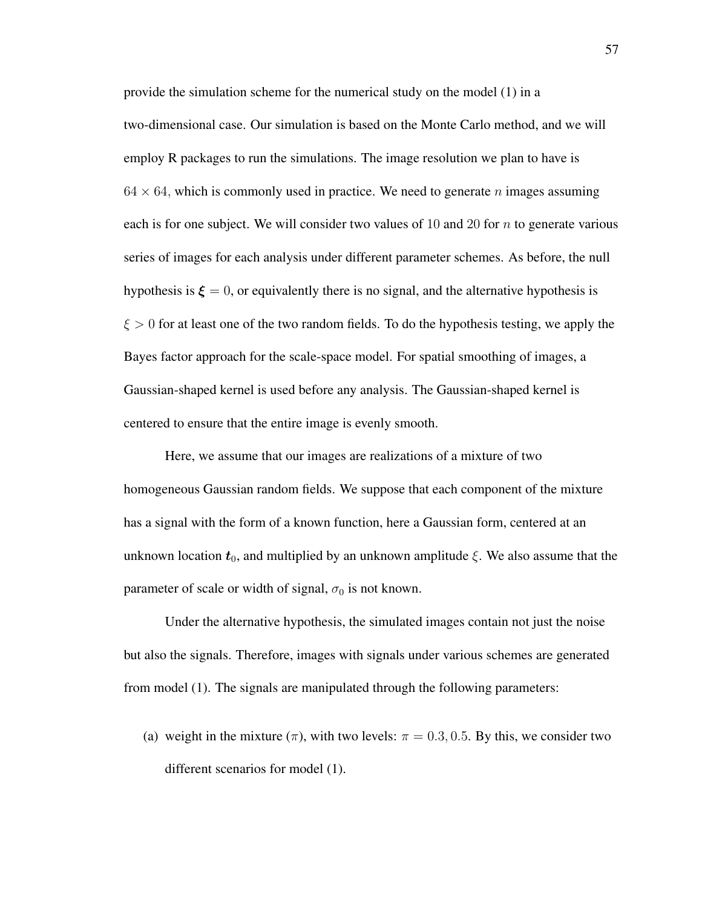provide the simulation scheme for the numerical study on the model (1) in a two-dimensional case. Our simulation is based on the Monte Carlo method, and we will employ R packages to run the simulations. The image resolution we plan to have is $64 \times 64$, which is commonly used in practice. We need to generate $n$ images assuming each is for one subject. We will consider two values of $10$ and $20$ for $n$ to generate various series of images for each analysis under different parameter schemes. As before, the null hypothesis is $\boldsymbol{\xi} = 0$, or equivalently there is no signal, and the alternative hypothesis is $\xi > 0$ for at least one of the two random fields. To do the hypothesis testing, we apply the Bayes factor approach for the scale-space model. For spatial smoothing of images, a Gaussian-shaped kernel is used before any analysis. The Gaussian-shaped kernel is centered to ensure that the entire image is evenly smooth.

Here, we assume that our images are realizations of a mixture of two homogeneous Gaussian random fields. We suppose that each component of the mixture has a signal with the form of a known function, here a Gaussian form, centered at an unknown location $\boldsymbol{t}_0$, and multiplied by an unknown amplitude $\xi$. We also assume that the parameter of scale or width of signal, $\sigma_0$ is not known.

Under the alternative hypothesis, the simulated images contain not just the noise but also the signals. Therefore, images with signals under various schemes are generated from model (1). The signals are manipulated through the following parameters:

(a) weight in the mixture ($\pi$), with two levels: $\pi = 0.3, 0.5$. By this, we consider two different scenarios for model (1).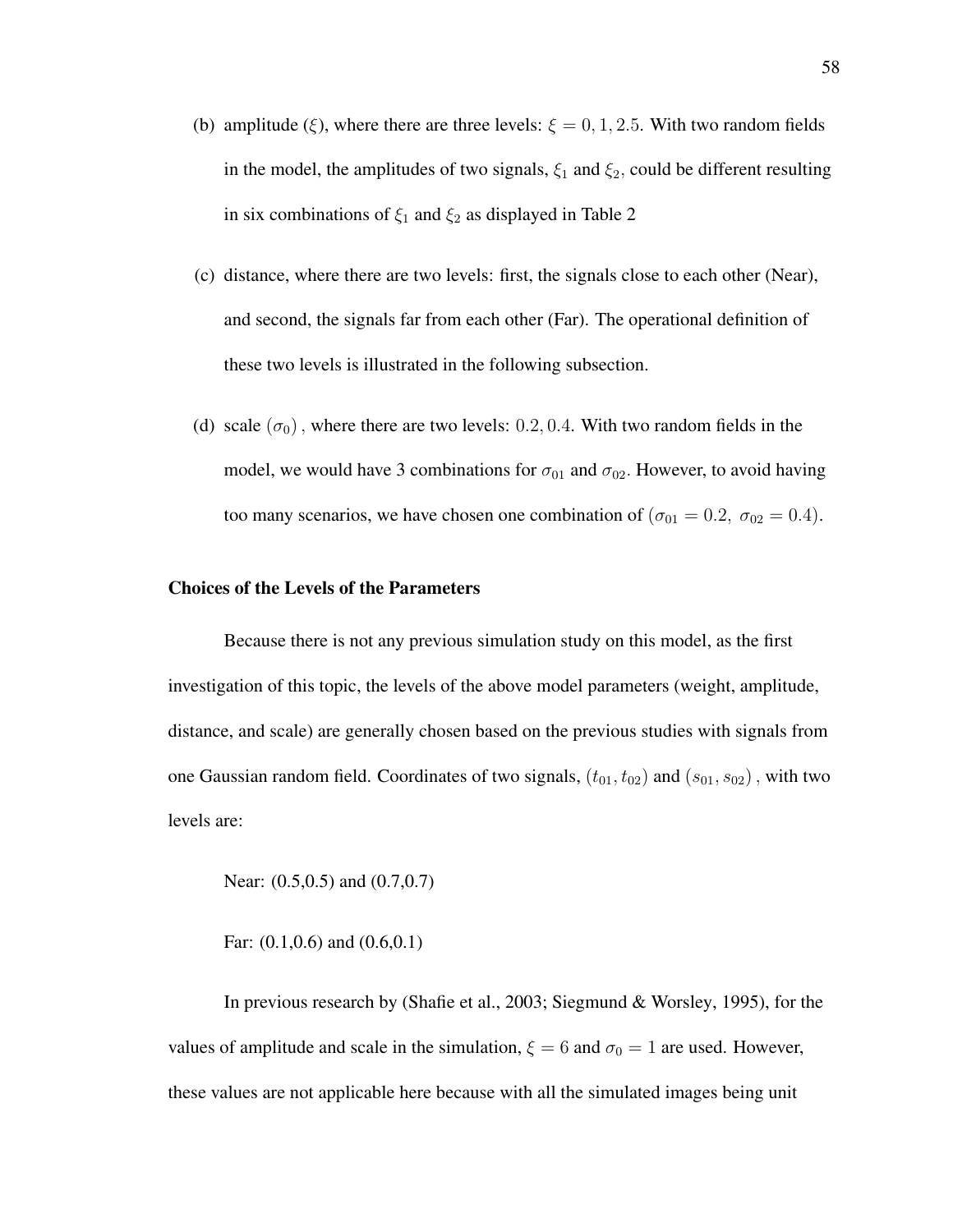(b) amplitude ($\xi$), where there are three levels: $\xi = 0, 1, 2.5$. With two random fields in the model, the amplitudes of two signals, $\xi_1$ and $\xi_2$, could be different resulting in six combinations of $\xi_1$ and $\xi_2$ as displayed in Table 2

(c) distance, where there are two levels: first, the signals close to each other (Near), and second, the signals far from each other (Far). The operational definition of these two levels is illustrated in the following subsection.

(d) scale $(\sigma_0)$ , where there are two levels: $0.2, 0.4$. With two random fields in the model, we would have 3 combinations for $\sigma_{01}$ and $\sigma_{02}$. However, to avoid having too many scenarios, we have chosen one combination of $(\sigma_{01} = 0.2,\ \sigma_{02} = 0.4)$.

**Choices of the Levels of the Parameters**

Because there is not any previous simulation study on this model, as the first investigation of this topic, the levels of the above model parameters (weight, amplitude, distance, and scale) are generally chosen based on the previous studies with signals from one Gaussian random field. Coordinates of two signals, $(t_{01}, t_{02})$ and $(s_{01}, s_{02})$ , with two levels are:

Near: (0.5,0.5) and (0.7,0.7)

Far: (0.1,0.6) and (0.6,0.1)

In previous research by (Shafie et al., 2003; Siegmund & Worsley, 1995), for the values of amplitude and scale in the simulation, $\xi = 6$ and $\sigma_0 = 1$ are used. However, these values are not applicable here because with all the simulated images being unit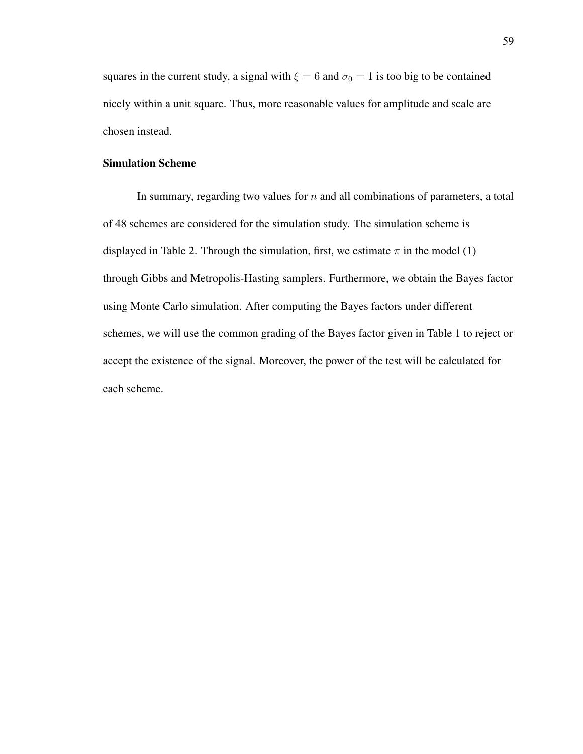squares in the current study, a signal with $\xi = 6$ and $\sigma_0 = 1$ is too big to be contained nicely within a unit square. Thus, more reasonable values for amplitude and scale are chosen instead.

### Simulation Scheme

In summary, regarding two values for $n$ and all combinations of parameters, a total of 48 schemes are considered for the simulation study. The simulation scheme is displayed in Table 2. Through the simulation, first, we estimate $\pi$ in the model (1) through Gibbs and Metropolis-Hasting samplers. Furthermore, we obtain the Bayes factor using Monte Carlo simulation. After computing the Bayes factors under different schemes, we will use the common grading of the Bayes factor given in Table 1 to reject or accept the existence of the signal. Moreover, the power of the test will be calculated for each scheme.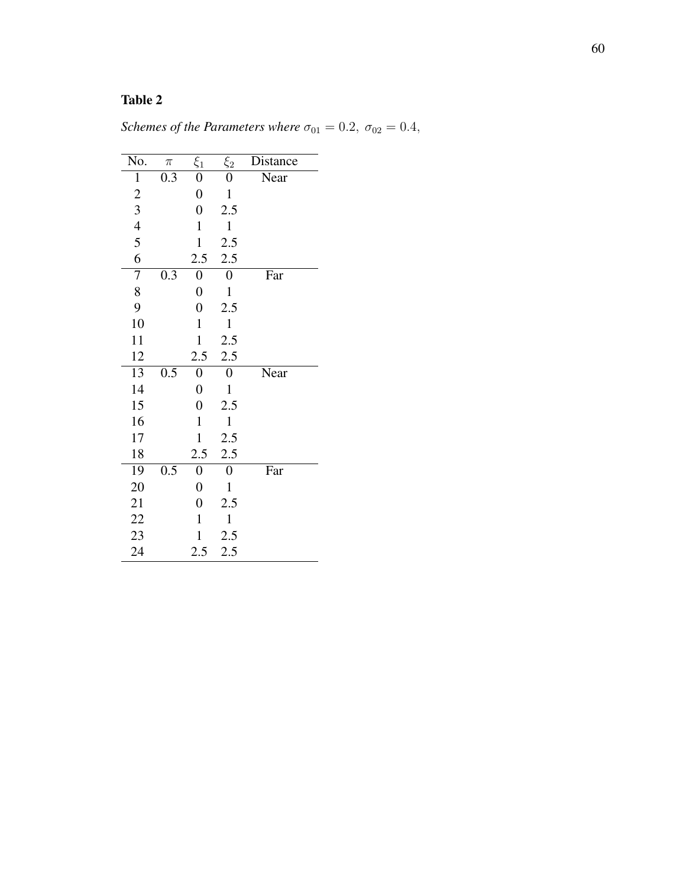**Table 2**

*Schemes of the Parameters where* $\sigma_{01} = 0.2,\ \sigma_{02} = 0.4,$

| No. | $\pi$ | $\xi_1$ | $\xi_2$ | Distance |
|---|---|---|---|---|
| 1 | 0.3 | 0 | 0 | Near |
| 2 | | 0 | 1 | |
| 3 | | 0 | 2.5 | |
| 4 | | 1 | 1 | |
| 5 | | 1 | 2.5 | |
| 6 | | 2.5 | 2.5 | |
| 7 | 0.3 | 0 | 0 | Far |
| 8 | | 0 | 1 | |
| 9 | | 0 | 2.5 | |
| 10 | | 1 | 1 | |
| 11 | | 1 | 2.5 | |
| 12 | | 2.5 | 2.5 | |
| 13 | 0.5 | 0 | 0 | Near |
| 14 | | 0 | 1 | |
| 15 | | 0 | 2.5 | |
| 16 | | 1 | 1 | |
| 17 | | 1 | 2.5 | |
| 18 | | 2.5 | 2.5 | |
| 19 | 0.5 | 0 | 0 | Far |
| 20 | | 0 | 1 | |
| 21 | | 0 | 2.5 | |
| 22 | | 1 | 1 | |
| 23 | | 1 | 2.5 | |
| 24 | | 2.5 | 2.5 | |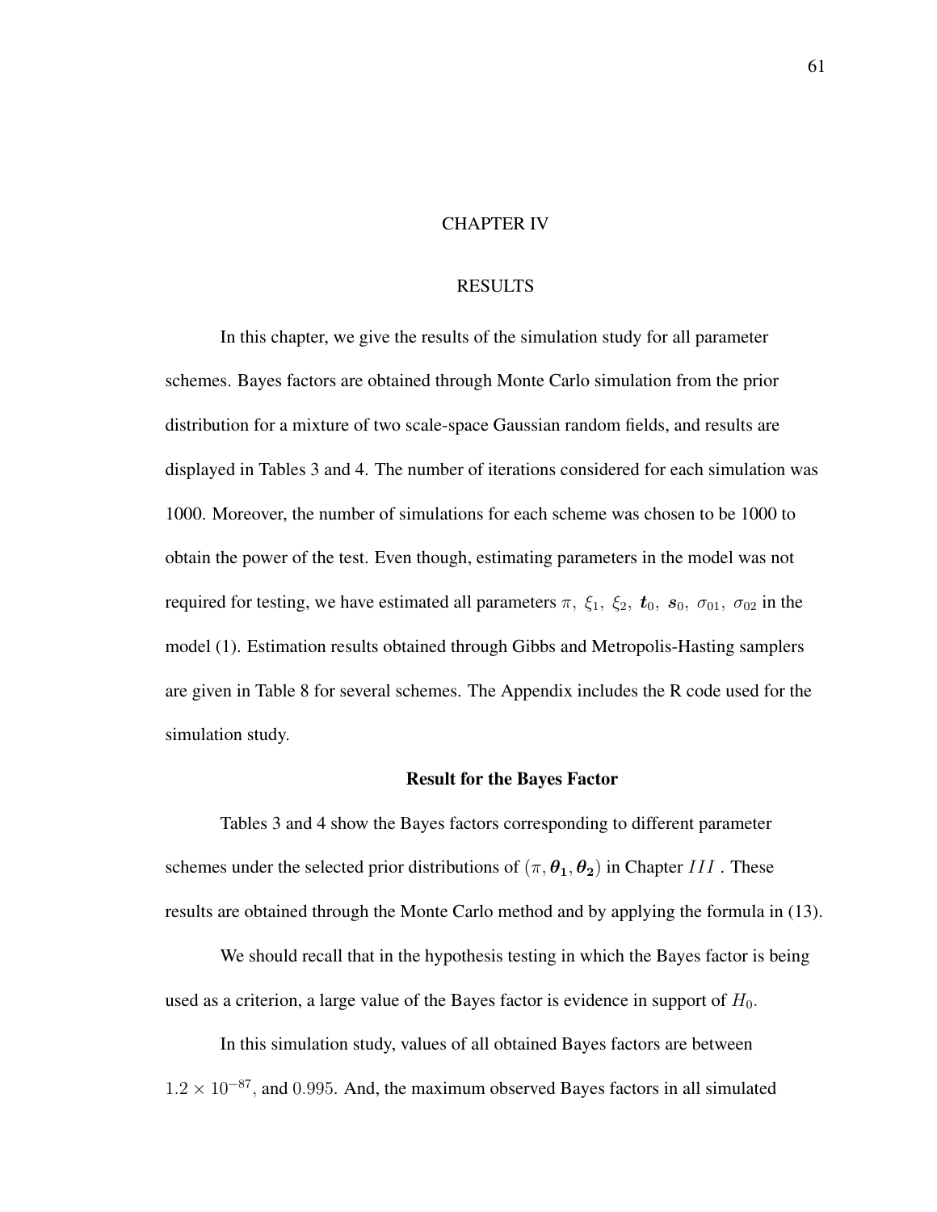# CHAPTER IV

# RESULTS

In this chapter, we give the results of the simulation study for all parameter schemes. Bayes factors are obtained through Monte Carlo simulation from the prior distribution for a mixture of two scale-space Gaussian random fields, and results are displayed in Tables 3 and 4. The number of iterations considered for each simulation was 1000. Moreover, the number of simulations for each scheme was chosen to be 1000 to obtain the power of the test. Even though, estimating parameters in the model was not required for testing, we have estimated all parameters $\pi,\ \xi_1,\ \xi_2,\ \boldsymbol{t}_0,\ \boldsymbol{s}_0,\ \sigma_{01},\ \sigma_{02}$ in the model (1). Estimation results obtained through Gibbs and Metropolis-Hasting samplers are given in Table 8 for several schemes. The Appendix includes the R code used for the simulation study.

## Result for the Bayes Factor

Tables 3 and 4 show the Bayes factors corresponding to different parameter schemes under the selected prior distributions of $(\pi, \boldsymbol{\theta_1}, \boldsymbol{\theta_2})$ in Chapter $III$ . These results are obtained through the Monte Carlo method and by applying the formula in (13).

We should recall that in the hypothesis testing in which the Bayes factor is being used as a criterion, a large value of the Bayes factor is evidence in support of $H_0$.

In this simulation study, values of all obtained Bayes factors are between $1.2 \times 10^{-87}$, and $0.995$. And, the maximum observed Bayes factors in all simulated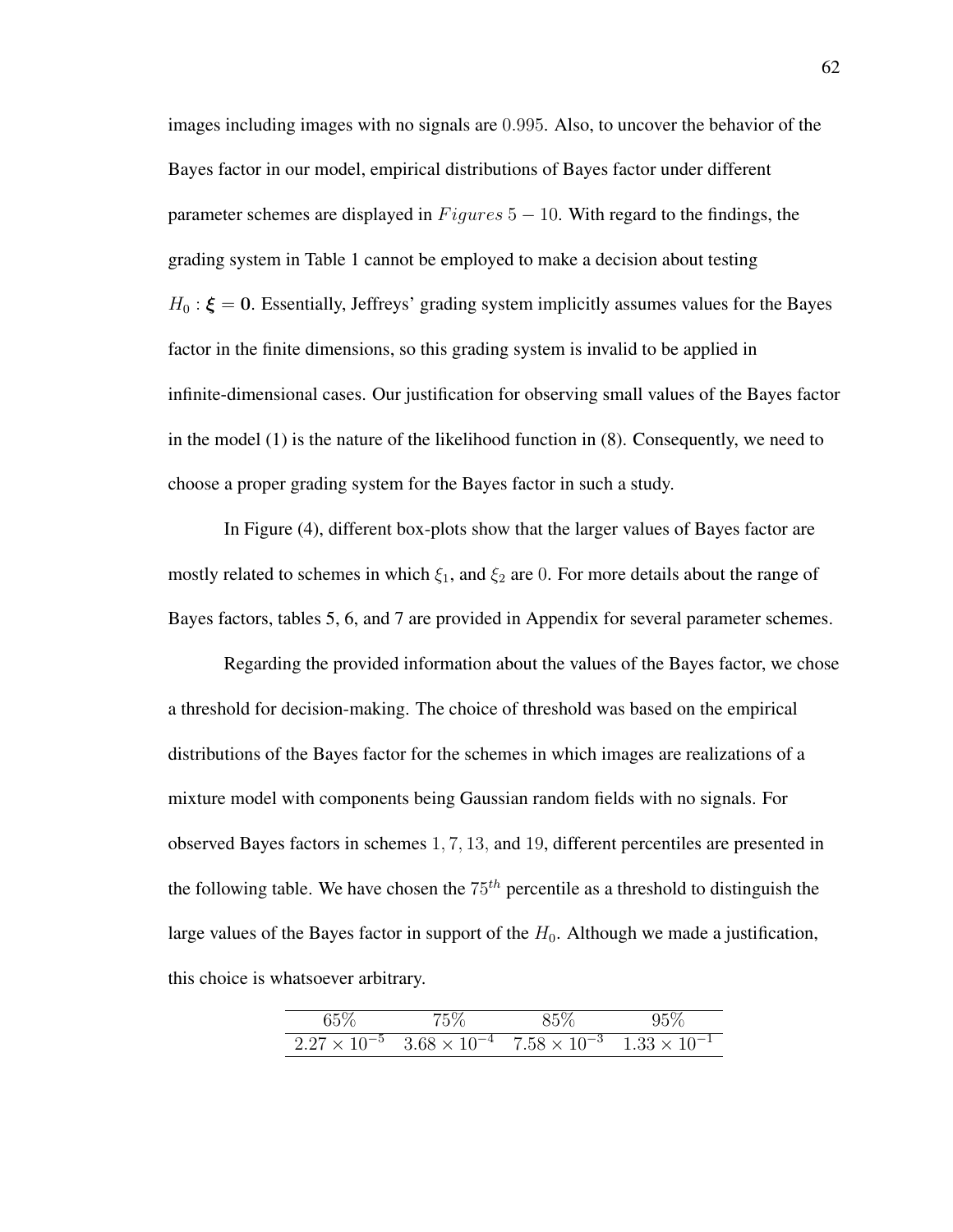images including images with no signals are $0.995$. Also, to uncover the behavior of the Bayes factor in our model, empirical distributions of Bayes factor under different parameter schemes are displayed in $Figures\ 5-10$. With regard to the findings, the grading system in Table 1 cannot be employed to make a decision about testing $H_0 : \boldsymbol{\xi} = \mathbf{0}$. Essentially, Jeffreys' grading system implicitly assumes values for the Bayes factor in the finite dimensions, so this grading system is invalid to be applied in infinite-dimensional cases. Our justification for observing small values of the Bayes factor in the model (1) is the nature of the likelihood function in (8). Consequently, we need to choose a proper grading system for the Bayes factor in such a study.

In Figure (4), different box-plots show that the larger values of Bayes factor are mostly related to schemes in which $\xi_1$, and $\xi_2$ are $0$. For more details about the range of Bayes factors, tables 5, 6, and 7 are provided in Appendix for several parameter schemes.

Regarding the provided information about the values of the Bayes factor, we chose a threshold for decision-making. The choice of threshold was based on the empirical distributions of the Bayes factor for the schemes in which images are realizations of a mixture model with components being Gaussian random fields with no signals. For observed Bayes factors in schemes $1, 7, 13,$ and $19$, different percentiles are presented in the following table. We have chosen the $75^{th}$ percentile as a threshold to distinguish the large values of the Bayes factor in support of the $H_0$. Although we made a justification, this choice is whatsoever arbitrary.

| $65\%$ | $75\%$ | $85\%$ | $95\%$ |
|---|---|---|---|
| $2.27 \times 10^{-5}$ | $3.68 \times 10^{-4}$ | $7.58 \times 10^{-3}$ | $1.33 \times 10^{-1}$ |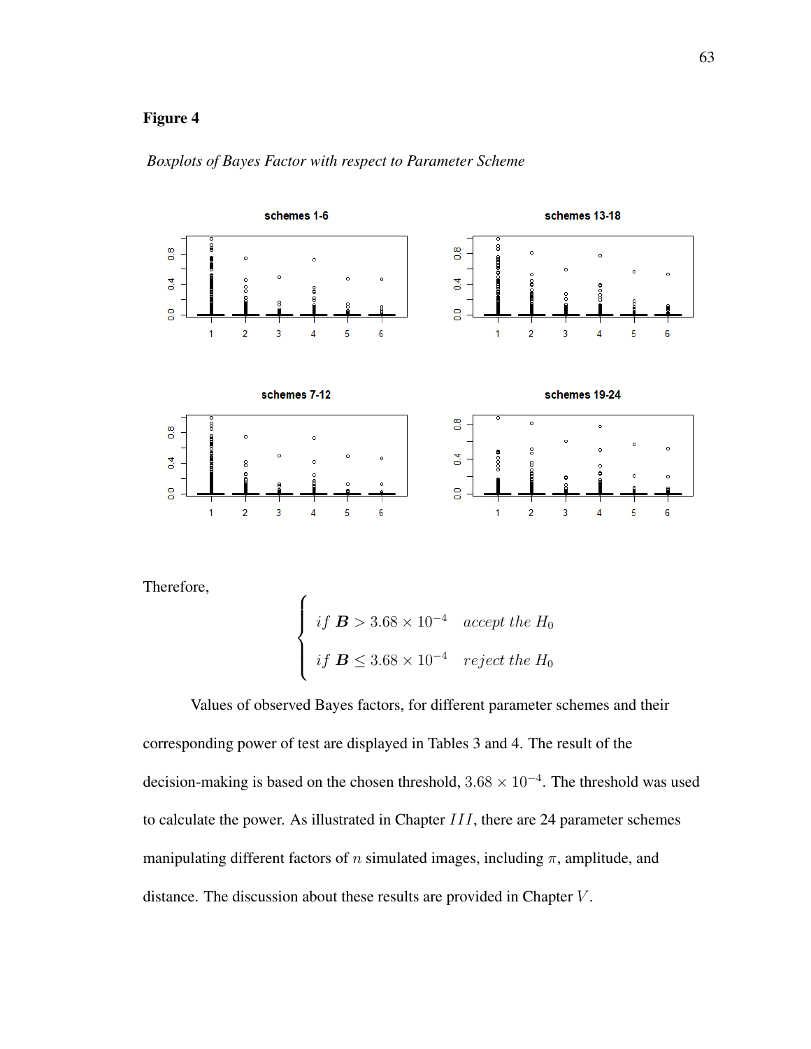**Figure 4**

*Boxplots of Bayes Factor with respect to Parameter Scheme*

Therefore,

$$
\begin{cases}
if\ \boldsymbol{B} > 3.68 \times 10^{-4} & accept\ the\ H_0 \\
if\ \boldsymbol{B} \leq 3.68 \times 10^{-4} & reject\ the\ H_0
\end{cases}
$$

Values of observed Bayes factors, for different parameter schemes and their corresponding power of test are displayed in Tables 3 and 4. The result of the decision-making is based on the chosen threshold, $3.68 \times 10^{-4}$. The threshold was used to calculate the power. As illustrated in Chapter $III$, there are 24 parameter schemes manipulating different factors of $n$ simulated images, including $\pi$, amplitude, and distance. The discussion about these results are provided in Chapter $V$.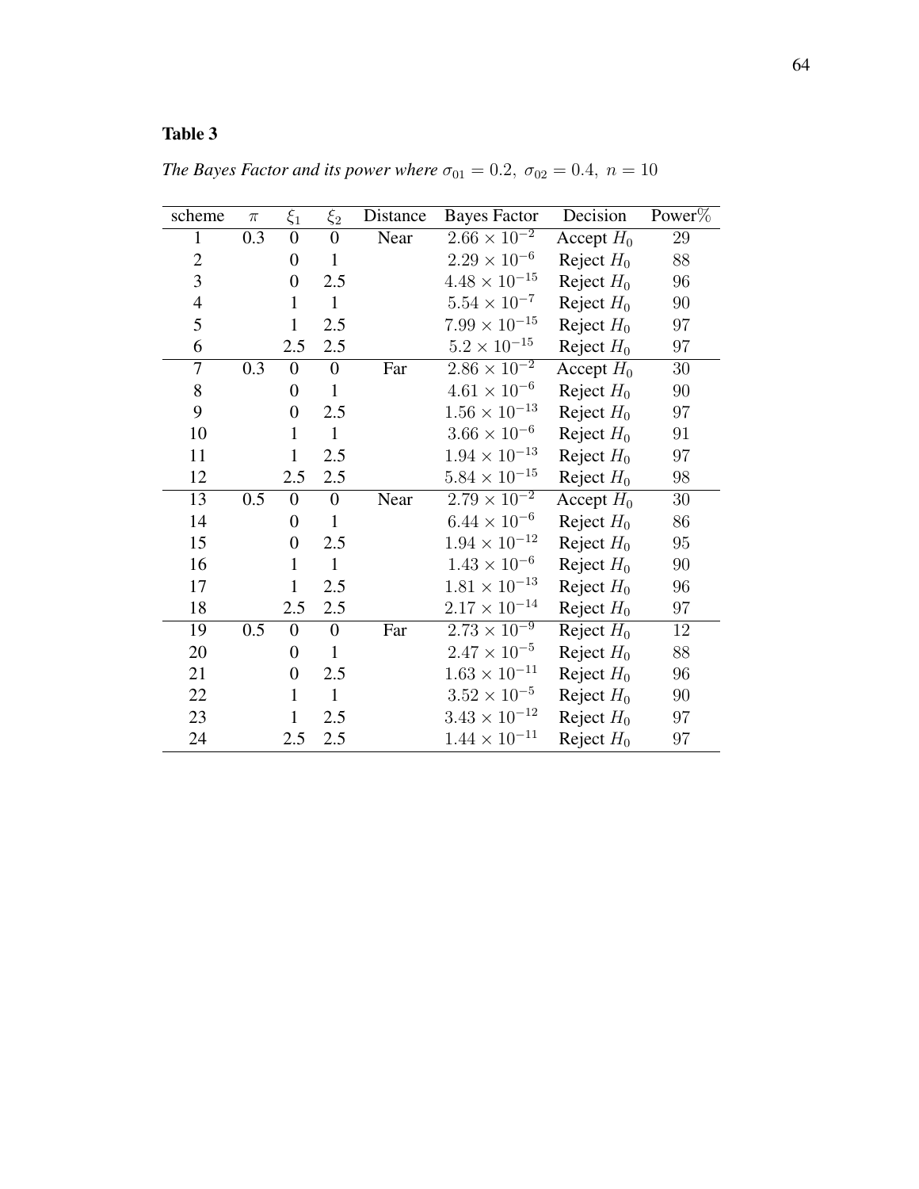**Table 3**

*The Bayes Factor and its power where $\sigma_{01} = 0.2,\ \sigma_{02} = 0.4,\ n = 10$*

| scheme | $\pi$ | $\xi_1$ | $\xi_2$ | Distance | Bayes Factor | Decision | Power% |
|---|---|---|---|---|---|---|---|
| 1 | 0.3 | 0 | 0 | Near | $2.66 \times 10^{-2}$ | Accept $H_0$ | 29 |
| 2 | | 0 | 1 | | $2.29 \times 10^{-6}$ | Reject $H_0$ | 88 |
| 3 | | 0 | 2.5 | | $4.48 \times 10^{-15}$ | Reject $H_0$ | 96 |
| 4 | | 1 | 1 | | $5.54 \times 10^{-7}$ | Reject $H_0$ | 90 |
| 5 | | 1 | 2.5 | | $7.99 \times 10^{-15}$ | Reject $H_0$ | 97 |
| 6 | | 2.5 | 2.5 | | $5.2 \times 10^{-15}$ | Reject $H_0$ | 97 |
| 7 | 0.3 | 0 | 0 | Far | $2.86 \times 10^{-2}$ | Accept $H_0$ | 30 |
| 8 | | 0 | 1 | | $4.61 \times 10^{-6}$ | Reject $H_0$ | 90 |
| 9 | | 0 | 2.5 | | $1.56 \times 10^{-13}$ | Reject $H_0$ | 97 |
| 10 | | 1 | 1 | | $3.66 \times 10^{-6}$ | Reject $H_0$ | 91 |
| 11 | | 1 | 2.5 | | $1.94 \times 10^{-13}$ | Reject $H_0$ | 97 |
| 12 | | 2.5 | 2.5 | | $5.84 \times 10^{-15}$ | Reject $H_0$ | 98 |
| 13 | 0.5 | 0 | 0 | Near | $2.79 \times 10^{-2}$ | Accept $H_0$ | 30 |
| 14 | | 0 | 1 | | $6.44 \times 10^{-6}$ | Reject $H_0$ | 86 |
| 15 | | 0 | 2.5 | | $1.94 \times 10^{-12}$ | Reject $H_0$ | 95 |
| 16 | | 1 | 1 | | $1.43 \times 10^{-6}$ | Reject $H_0$ | 90 |
| 17 | | 1 | 2.5 | | $1.81 \times 10^{-13}$ | Reject $H_0$ | 96 |
| 18 | | 2.5 | 2.5 | | $2.17 \times 10^{-14}$ | Reject $H_0$ | 97 |
| 19 | 0.5 | 0 | 0 | Far | $2.73 \times 10^{-9}$ | Reject $H_0$ | 12 |
| 20 | | 0 | 1 | | $2.47 \times 10^{-5}$ | Reject $H_0$ | 88 |
| 21 | | 0 | 2.5 | | $1.63 \times 10^{-11}$ | Reject $H_0$ | 96 |
| 22 | | 1 | 1 | | $3.52 \times 10^{-5}$ | Reject $H_0$ | 90 |
| 23 | | 1 | 2.5 | | $3.43 \times 10^{-12}$ | Reject $H_0$ | 97 |
| 24 | | 2.5 | 2.5 | | $1.44 \times 10^{-11}$ | Reject $H_0$ | 97 |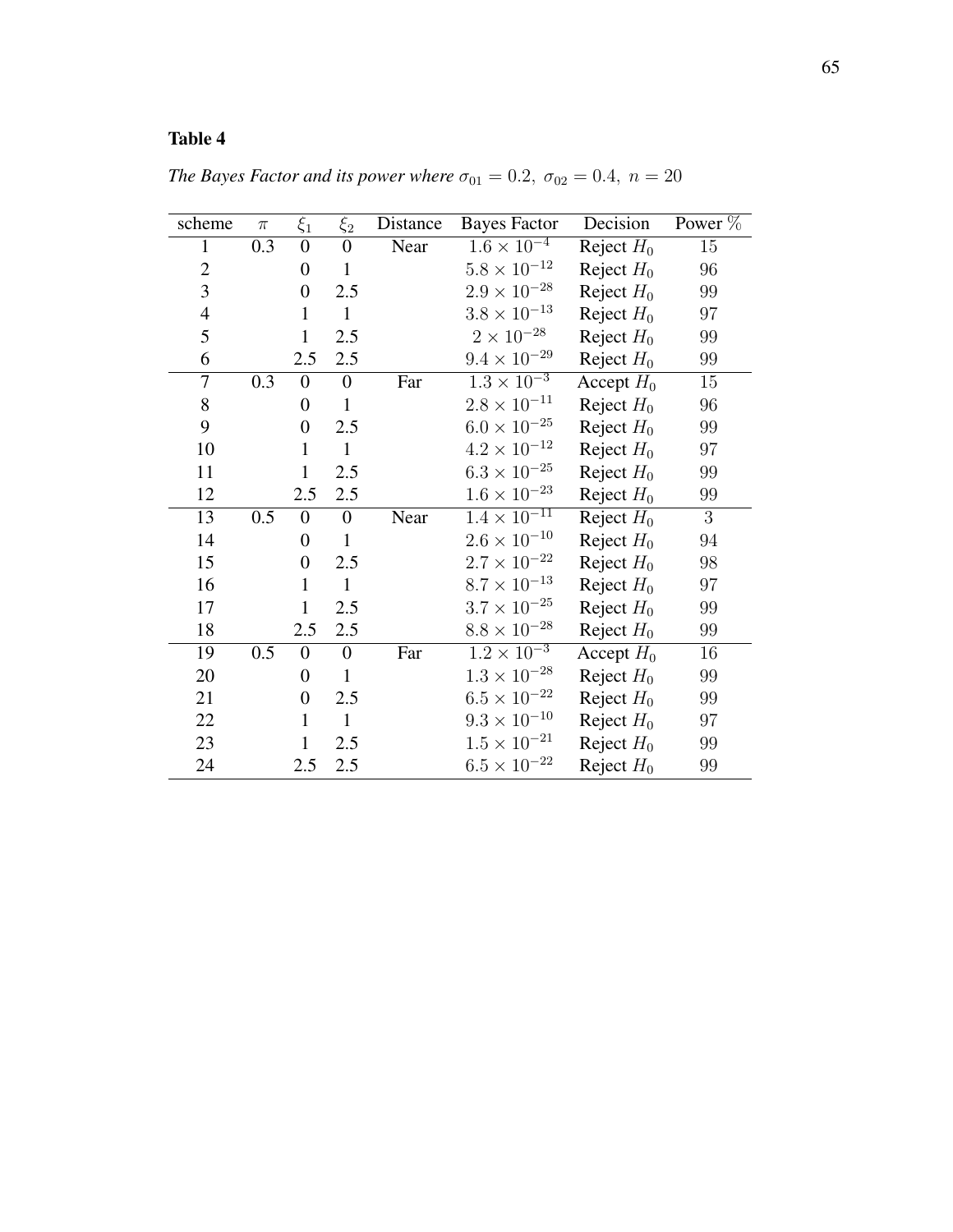**Table 4**

*The Bayes Factor and its power where $\sigma_{01} = 0.2,\ \sigma_{02} = 0.4,\ n = 20$*

| scheme | $\pi$ | $\xi_1$ | $\xi_2$ | Distance | Bayes Factor | Decision | Power % |
|---|---|---|---|---|---|---|---|
| 1 | 0.3 | 0 | 0 | Near | $1.6 \times 10^{-4}$ | Reject $H_0$ | 15 |
| 2 | | 0 | 1 | | $5.8 \times 10^{-12}$ | Reject $H_0$ | 96 |
| 3 | | 0 | 2.5 | | $2.9 \times 10^{-28}$ | Reject $H_0$ | 99 |
| 4 | | 1 | 1 | | $3.8 \times 10^{-13}$ | Reject $H_0$ | 97 |
| 5 | | 1 | 2.5 | | $2 \times 10^{-28}$ | Reject $H_0$ | 99 |
| 6 | | 2.5 | 2.5 | | $9.4 \times 10^{-29}$ | Reject $H_0$ | 99 |
| 7 | 0.3 | 0 | 0 | Far | $1.3 \times 10^{-3}$ | Accept $H_0$ | 15 |
| 8 | | 0 | 1 | | $2.8 \times 10^{-11}$ | Reject $H_0$ | 96 |
| 9 | | 0 | 2.5 | | $6.0 \times 10^{-25}$ | Reject $H_0$ | 99 |
| 10 | | 1 | 1 | | $4.2 \times 10^{-12}$ | Reject $H_0$ | 97 |
| 11 | | 1 | 2.5 | | $6.3 \times 10^{-25}$ | Reject $H_0$ | 99 |
| 12 | | 2.5 | 2.5 | | $1.6 \times 10^{-23}$ | Reject $H_0$ | 99 |
| 13 | 0.5 | 0 | 0 | Near | $1.4 \times 10^{-11}$ | Reject $H_0$ | 3 |
| 14 | | 0 | 1 | | $2.6 \times 10^{-10}$ | Reject $H_0$ | 94 |
| 15 | | 0 | 2.5 | | $2.7 \times 10^{-22}$ | Reject $H_0$ | 98 |
| 16 | | 1 | 1 | | $8.7 \times 10^{-13}$ | Reject $H_0$ | 97 |
| 17 | | 1 | 2.5 | | $3.7 \times 10^{-25}$ | Reject $H_0$ | 99 |
| 18 | | 2.5 | 2.5 | | $8.8 \times 10^{-28}$ | Reject $H_0$ | 99 |
| 19 | 0.5 | 0 | 0 | Far | $1.2 \times 10^{-3}$ | Accept $H_0$ | 16 |
| 20 | | 0 | 1 | | $1.3 \times 10^{-28}$ | Reject $H_0$ | 99 |
| 21 | | 0 | 2.5 | | $6.5 \times 10^{-22}$ | Reject $H_0$ | 99 |
| 22 | | 1 | 1 | | $9.3 \times 10^{-10}$ | Reject $H_0$ | 97 |
| 23 | | 1 | 2.5 | | $1.5 \times 10^{-21}$ | Reject $H_0$ | 99 |
| 24 | | 2.5 | 2.5 | | $6.5 \times 10^{-22}$ | Reject $H_0$ | 99 |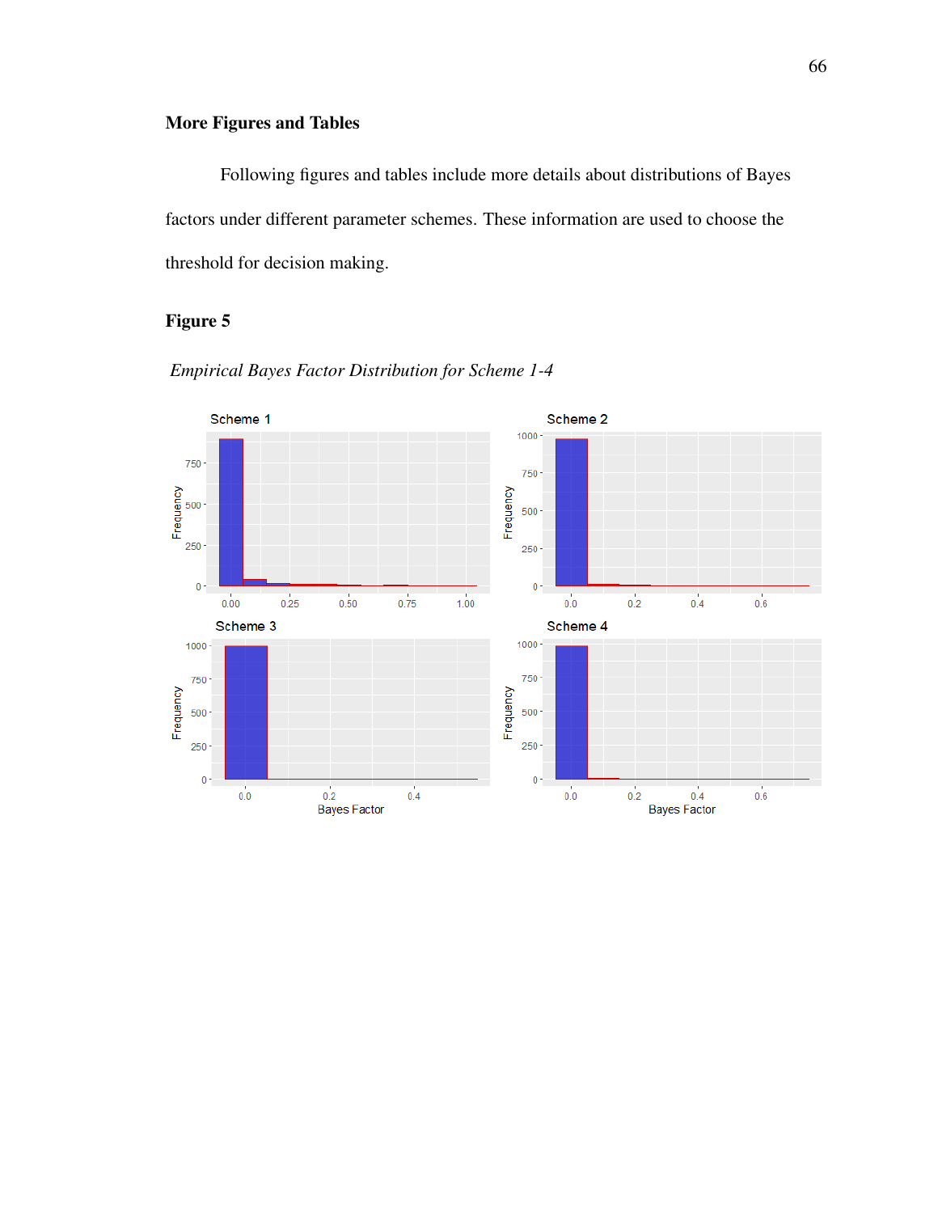## More Figures and Tables

Following figures and tables include more details about distributions of Bayes factors under different parameter schemes. These information are used to choose the threshold for decision making.

## Figure 5

*Empirical Bayes Factor Distribution for Scheme 1-4*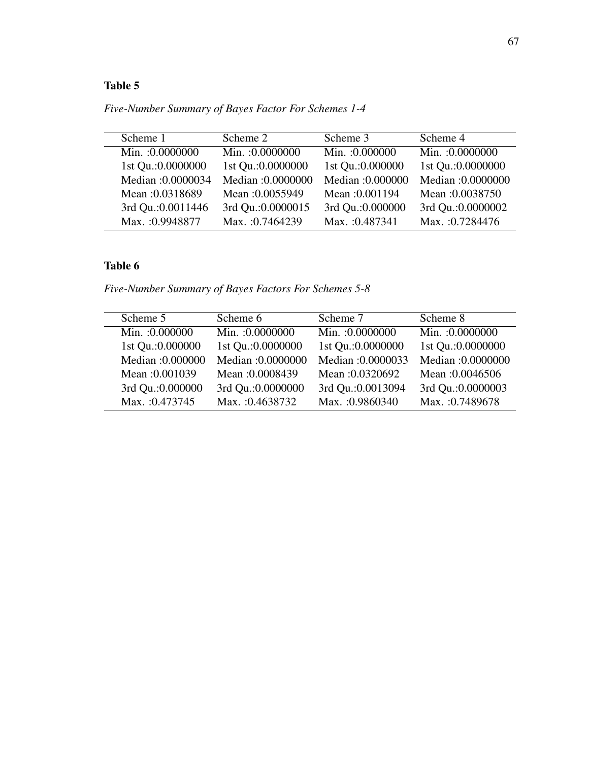**Table 5**

*Five-Number Summary of Bayes Factor For Schemes 1-4*

| Scheme 1 | Scheme 2 | Scheme 3 | Scheme 4 |
|---|---|---|---|
| Min. :0.0000000 | Min. :0.0000000 | Min. :0.000000 | Min. :0.0000000 |
| 1st Qu.:0.0000000 | 1st Qu.:0.0000000 | 1st Qu.:0.000000 | 1st Qu.:0.0000000 |
| Median :0.0000034 | Median :0.0000000 | Median :0.000000 | Median :0.0000000 |
| Mean :0.0318689 | Mean :0.0055949 | Mean :0.001194 | Mean :0.0038750 |
| 3rd Qu.:0.0011446 | 3rd Qu.:0.0000015 | 3rd Qu.:0.000000 | 3rd Qu.:0.0000002 |
| Max. :0.9948877 | Max. :0.7464239 | Max. :0.487341 | Max. :0.7284476 |

**Table 6**

*Five-Number Summary of Bayes Factors For Schemes 5-8*

| Scheme 5 | Scheme 6 | Scheme 7 | Scheme 8 |
|---|---|---|---|
| Min. :0.000000 | Min. :0.0000000 | Min. :0.0000000 | Min. :0.0000000 |
| 1st Qu.:0.000000 | 1st Qu.:0.0000000 | 1st Qu.:0.0000000 | 1st Qu.:0.0000000 |
| Median :0.000000 | Median :0.0000000 | Median :0.0000033 | Median :0.0000000 |
| Mean :0.001039 | Mean :0.0008439 | Mean :0.0320692 | Mean :0.0046506 |
| 3rd Qu.:0.000000 | 3rd Qu.:0.0000000 | 3rd Qu.:0.0013094 | 3rd Qu.:0.0000003 |
| Max. :0.473745 | Max. :0.4638732 | Max. :0.9860340 | Max. :0.7489678 |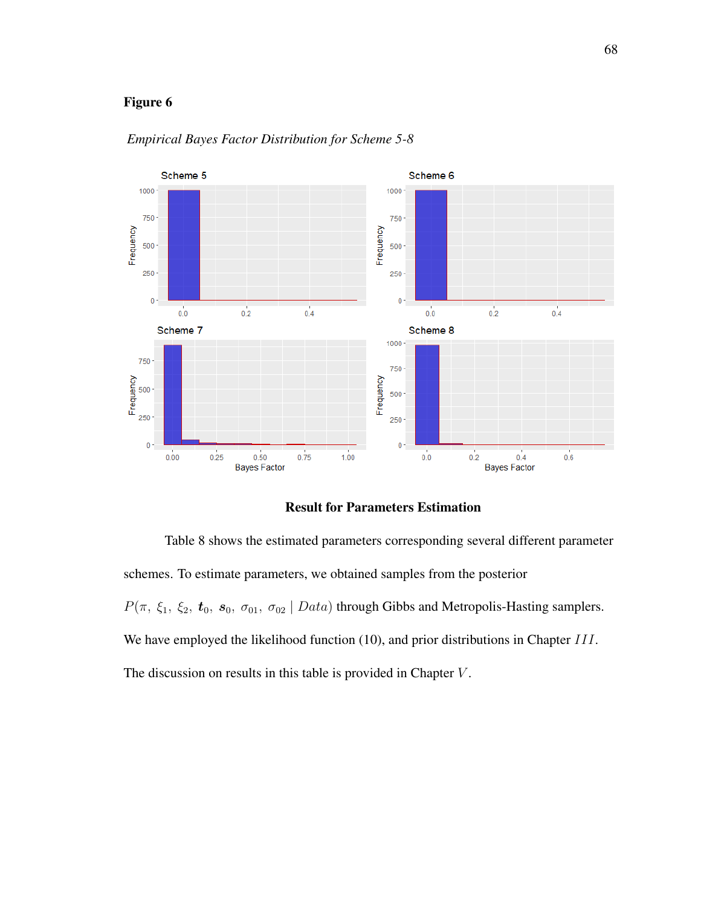**Figure 6**

*Empirical Bayes Factor Distribution for Scheme 5-8*

## Result for Parameters Estimation

Table 8 shows the estimated parameters corresponding several different parameter schemes. To estimate parameters, we obtained samples from the posterior $P(\pi,\ \xi_1,\ \xi_2,\ \boldsymbol{t}_0,\ \boldsymbol{s}_0,\ \sigma_{01},\ \sigma_{02} \mid Data)$ through Gibbs and Metropolis-Hasting samplers. We have employed the likelihood function (10), and prior distributions in Chapter $III$. The discussion on results in this table is provided in Chapter $V$.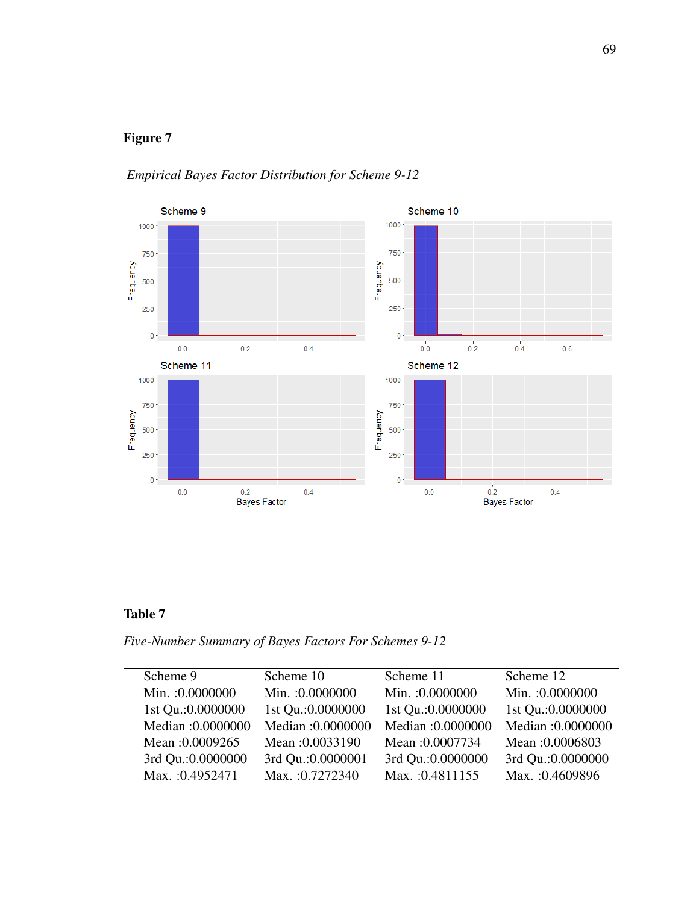**Figure 7**

*Empirical Bayes Factor Distribution for Scheme 9-12*

**Table 7**

*Five-Number Summary of Bayes Factors For Schemes 9-12*

| Scheme 9 | Scheme 10 | Scheme 11 | Scheme 12 |
|---|---|---|---|
| Min. :0.0000000 | Min. :0.0000000 | Min. :0.0000000 | Min. :0.0000000 |
| 1st Qu.:0.0000000 | 1st Qu.:0.0000000 | 1st Qu.:0.0000000 | 1st Qu.:0.0000000 |
| Median :0.0000000 | Median :0.0000000 | Median :0.0000000 | Median :0.0000000 |
| Mean :0.0009265 | Mean :0.0033190 | Mean :0.0007734 | Mean :0.0006803 |
| 3rd Qu.:0.0000000 | 3rd Qu.:0.0000001 | 3rd Qu.:0.0000000 | 3rd Qu.:0.0000000 |
| Max. :0.4952471 | Max. :0.7272340 | Max. :0.4811155 | Max. :0.4609896 |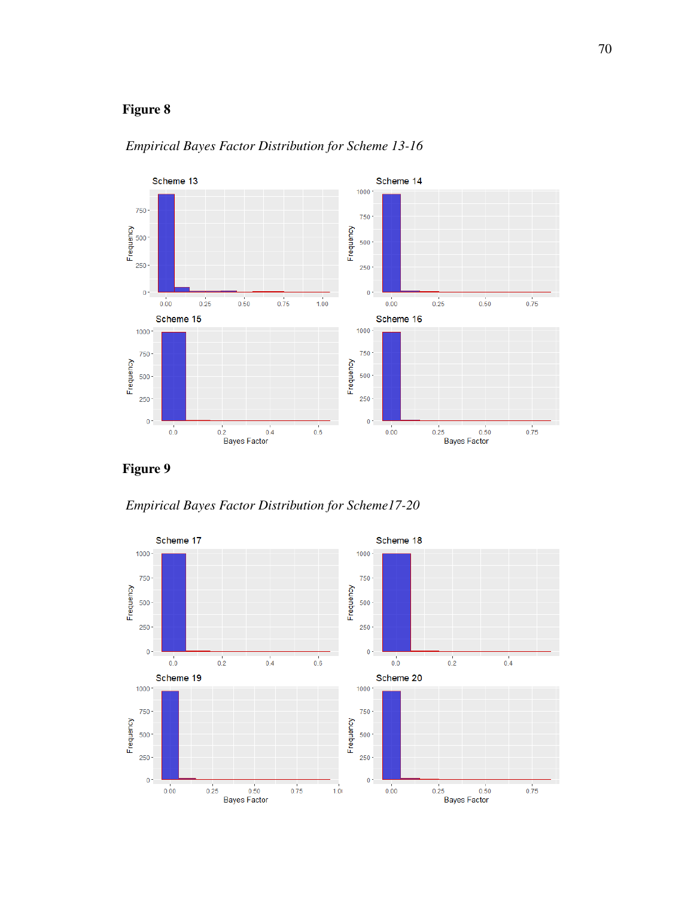**Figure 8**

*Empirical Bayes Factor Distribution for Scheme 13-16*

**Figure 9**

*Empirical Bayes Factor Distribution for Scheme17-20*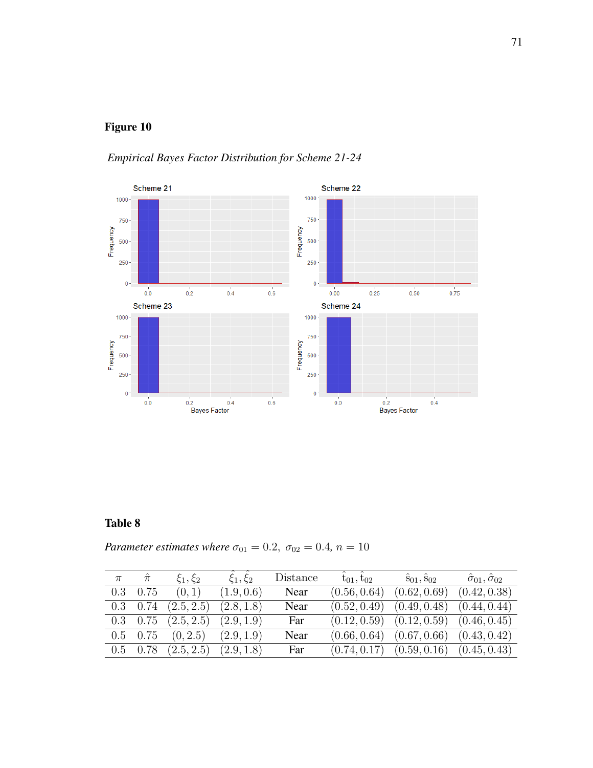**Figure 10**

*Empirical Bayes Factor Distribution for Scheme 21-24*

**Table 8**

*Parameter estimates where* $\sigma_{01} = 0.2,\ \sigma_{02} = 0.4,\ n = 10$

| $\pi$ | $\hat{\pi}$ | $\xi_1, \xi_2$ | $\hat{\xi}_1, \hat{\xi}_2$ | Distance | $\hat{t}_{01}, \hat{t}_{02}$ | $\hat{s}_{01}, \hat{s}_{02}$ | $\hat{\sigma}_{01}, \hat{\sigma}_{02}$ |
|---|---|---|---|---|---|---|---|
| 0.3 | 0.75 | (0, 1) | (1.9, 0.6) | Near | (0.56, 0.64) | (0.62, 0.69) | (0.42, 0.38) |
| 0.3 | 0.74 | (2.5, 2.5) | (2.8, 1.8) | Near | (0.52, 0.49) | (0.49, 0.48) | (0.44, 0.44) |
| 0.3 | 0.75 | (2.5, 2.5) | (2.9, 1.9) | Far | (0.12, 0.59) | (0.12, 0.59) | (0.46, 0.45) |
| 0.5 | 0.75 | (0, 2.5) | (2.9, 1.9) | Near | (0.66, 0.64) | (0.67, 0.66) | (0.43, 0.42) |
| 0.5 | 0.78 | (2.5, 2.5) | (2.9, 1.8) | Far | (0.74, 0.17) | (0.59, 0.16) | (0.45, 0.43) |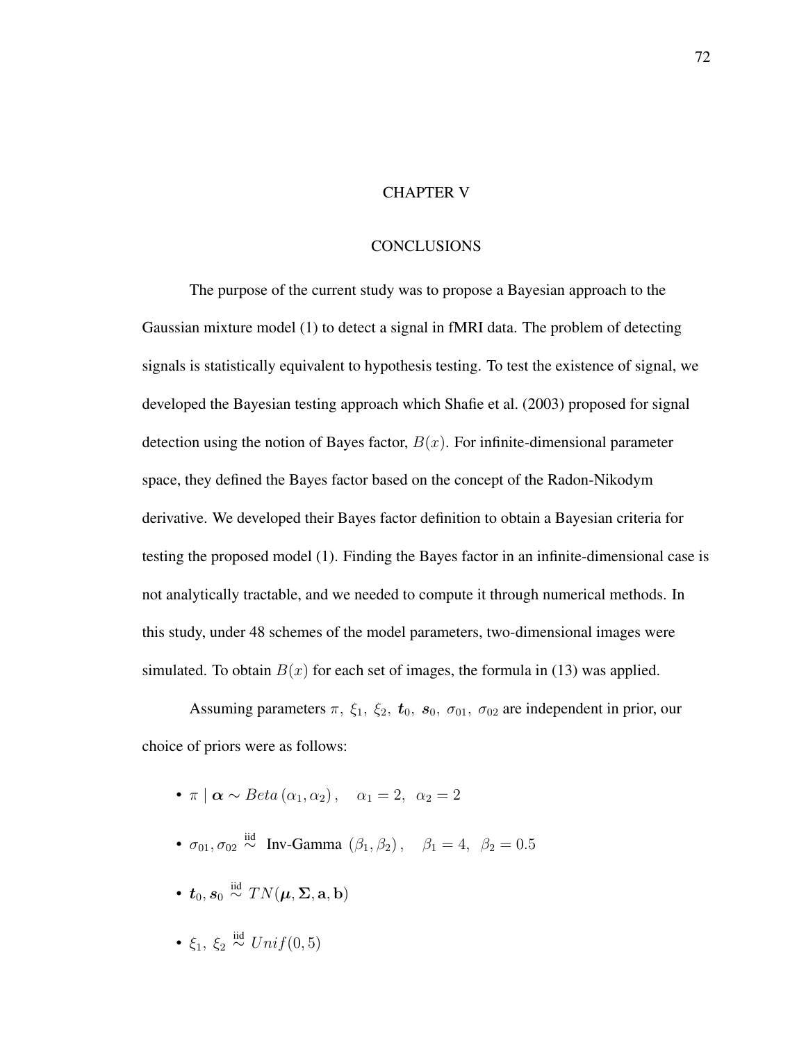# CHAPTER V

# CONCLUSIONS

The purpose of the current study was to propose a Bayesian approach to the Gaussian mixture model (1) to detect a signal in fMRI data. The problem of detecting signals is statistically equivalent to hypothesis testing. To test the existence of signal, we developed the Bayesian testing approach which Shafie et al. (2003) proposed for signal detection using the notion of Bayes factor, $B(x)$. For infinite-dimensional parameter space, they defined the Bayes factor based on the concept of the Radon-Nikodym derivative. We developed their Bayes factor definition to obtain a Bayesian criteria for testing the proposed model (1). Finding the Bayes factor in an infinite-dimensional case is not analytically tractable, and we needed to compute it through numerical methods. In this study, under 48 schemes of the model parameters, two-dimensional images were simulated. To obtain $B(x)$ for each set of images, the formula in (13) was applied.

Assuming parameters $\pi,\ \xi_1,\ \xi_2,\ \boldsymbol{t}_0,\ \boldsymbol{s}_0,\ \sigma_{01},\ \sigma_{02}$ are independent in prior, our choice of priors were as follows:

- $\pi \mid \boldsymbol{\alpha} \sim Beta\left(\alpha_1, \alpha_2\right), \quad \alpha_1 = 2,\ \ \alpha_2 = 2$
- $\sigma_{01}, \sigma_{02} \overset{\text{iid}}{\sim}$ Inv-Gamma $\left(\beta_1, \beta_2\right), \quad \beta_1 = 4,\ \ \beta_2 = 0.5$
- $\boldsymbol{t}_0, \boldsymbol{s}_0 \overset{\text{iid}}{\sim} TN(\boldsymbol{\mu}, \boldsymbol{\Sigma}, \mathbf{a}, \mathbf{b})$
- $\xi_1,\ \xi_2 \overset{\text{iid}}{\sim} Unif(0, 5)$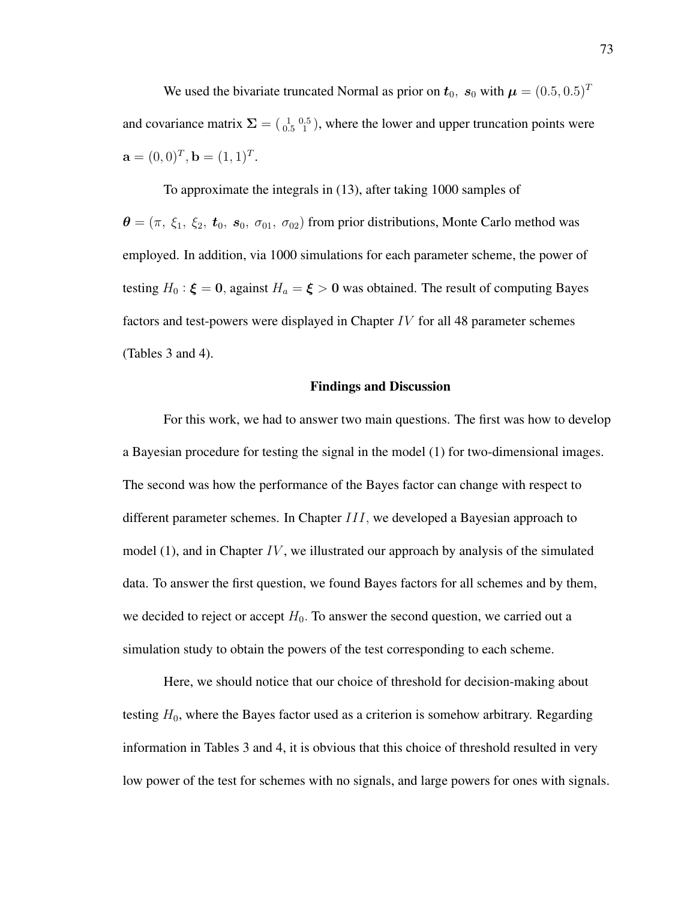We used the bivariate truncated Normal as prior on $\boldsymbol{t}_0,\ \boldsymbol{s}_0$ with $\boldsymbol{\mu} = (0.5, 0.5)^T$ and covariance matrix $\boldsymbol{\Sigma} = \left(\begin{smallmatrix} 1 & 0.5 \\ 0.5 & 1 \end{smallmatrix}\right)$, where the lower and upper truncation points were $\mathbf{a} = (0, 0)^T, \mathbf{b} = (1, 1)^T$.

To approximate the integrals in (13), after taking 1000 samples of $\boldsymbol{\theta} = (\pi,\ \xi_1,\ \xi_2,\ \boldsymbol{t}_0,\ \boldsymbol{s}_0,\ \sigma_{01},\ \sigma_{02})$ from prior distributions, Monte Carlo method was employed. In addition, via 1000 simulations for each parameter scheme, the power of testing $H_0 : \boldsymbol{\xi} = \mathbf{0}$, against $H_a = \boldsymbol{\xi} > \mathbf{0}$ was obtained. The result of computing Bayes factors and test-powers were displayed in Chapter $IV$ for all 48 parameter schemes (Tables 3 and 4).

## Findings and Discussion

For this work, we had to answer two main questions. The first was how to develop a Bayesian procedure for testing the signal in the model (1) for two-dimensional images. The second was how the performance of the Bayes factor can change with respect to different parameter schemes. In Chapter $III$, we developed a Bayesian approach to model (1), and in Chapter $IV$, we illustrated our approach by analysis of the simulated data. To answer the fiest question, we found Bayes factors for all schemes and by them, we decided to reject or accept $H_0$. To answer the second question, we carried out a simulation study to obtain the powers of the test corresponding to each scheme.

Here, we should notice that our choice of threshold for decision-making about testing $H_0$, where the Bayes factor used as a criterion is somehow arbitrary. Regarding information in Tables 3 and 4, it is obvious that this choice of threshold resulted in very low power of the test for schemes with no signals, and large powers for ones with signals.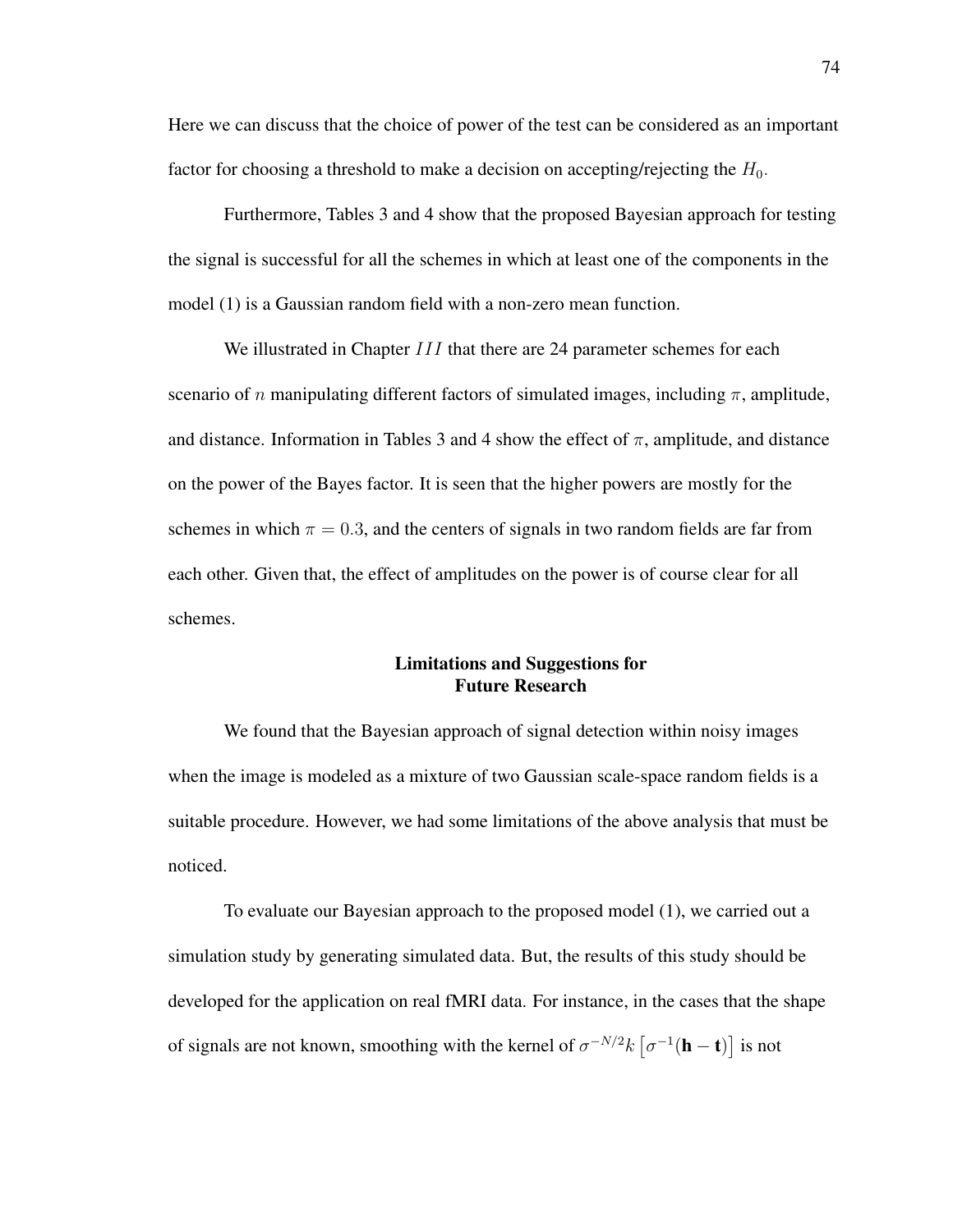Here we can discuss that the choice of power of the test can be considered as an important factor for choosing a threshold to make a decision on accepting/rejecting the $H_0$.

Furthermore, Tables 3 and 4 show that the proposed Bayesian approach for testing the signal is successful for all the schemes in which at least one of the components in the model (1) is a Gaussian random field with a non-zero mean function.

We illustrated in Chapter $III$ that there are 24 parameter schemes for each scenario of $n$ manipulating different factors of simulated images, including $\pi$, amplitude, and distance. Information in Tables 3 and 4 show the effect of $\pi$, amplitude, and distance on the power of the Bayes factor. It is seen that the higher powers are mostly for the schemes in which $\pi = 0.3$, and the centers of signals in two random fields are far from each other. Given that, the effect of amplitudes on the power is of course clear for all schemes.

## Limitations and Suggestions for Future Research

We found that the Bayesian approach of signal detection within noisy images when the image is modeled as a mixture of two Gaussian scale-space random fields is a suitable procedure. However, we had some limitations of the above analysis that must be noticed.

To evaluate our Bayesian approach to the proposed model (1), we carried out a simulation study by generating simulated data. But, the results of this study should be developed for the application on real fMRI data. For instance, in the cases that the shape of signals are not known, smoothing with the kernel of $\sigma^{-N/2}k\left[\sigma^{-1}(\mathbf{h}-\mathbf{t})\right]$ is not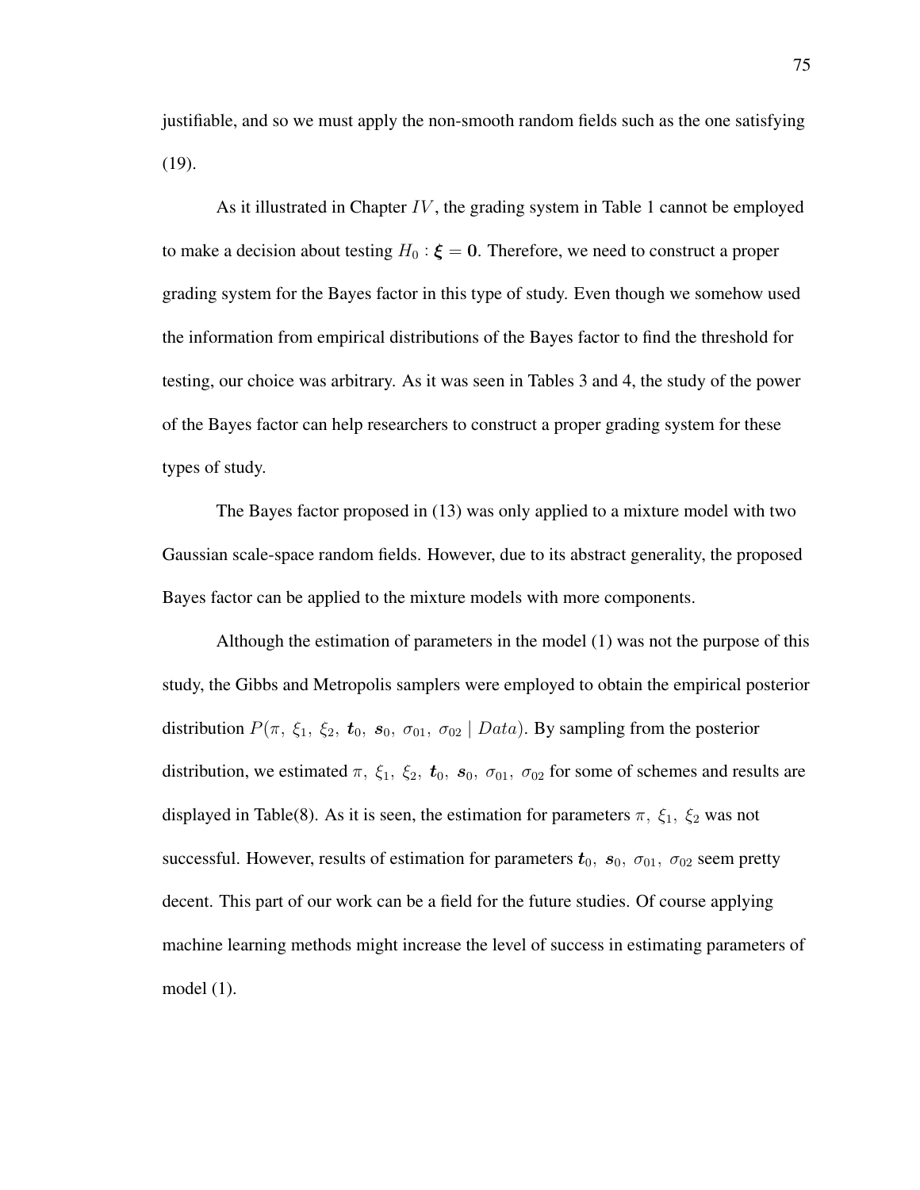justifiable, and so we must apply the non-smooth random fields such as the one satisfying (19).

As it illustrated in Chapter $IV$, the grading system in Table 1 cannot be employed to make a decision about testing $H_0 : \boldsymbol{\xi} = \mathbf{0}$. Therefore, we need to construct a proper grading system for the Bayes factor in this type of study. Even though we somehow used the information from empirical distributions of the Bayes factor to find the threshold for testing, our choice was arbitrary. As it was seen in Tables 3 and 4, the study of the power of the Bayes factor can help researchers to construct a proper grading system for these types of study.

The Bayes factor proposed in (13) was only applied to a mixture model with two Gaussian scale-space random fields. However, due to its abstract generality, the proposed Bayes factor can be applied to the mixture models with more components.

Although the estimation of parameters in the model (1) was not the purpose of this study, the Gibbs and Metropolis samplers were employed to obtain the empirical posterior distribution $P(\pi,\ \xi_1,\ \xi_2,\ \boldsymbol{t}_0,\ \boldsymbol{s}_0,\ \sigma_{01},\ \sigma_{02} \mid Data)$. By sampling from the posterior distribution, we estimated $\pi,\ \xi_1,\ \xi_2,\ \boldsymbol{t}_0,\ \boldsymbol{s}_0,\ \sigma_{01},\ \sigma_{02}$ for some of schemes and results are displayed in Table(8). As it is seen, the estimation for parameters $\pi,\ \xi_1,\ \xi_2$ was not successful. However, results of estimation for parameters $\boldsymbol{t}_0,\ \boldsymbol{s}_0,\ \sigma_{01},\ \sigma_{02}$ seem pretty decent. This part of our work can be a field for the future studies. Of course applying machine learning methods might increase the level of success in estimating parameters of model (1).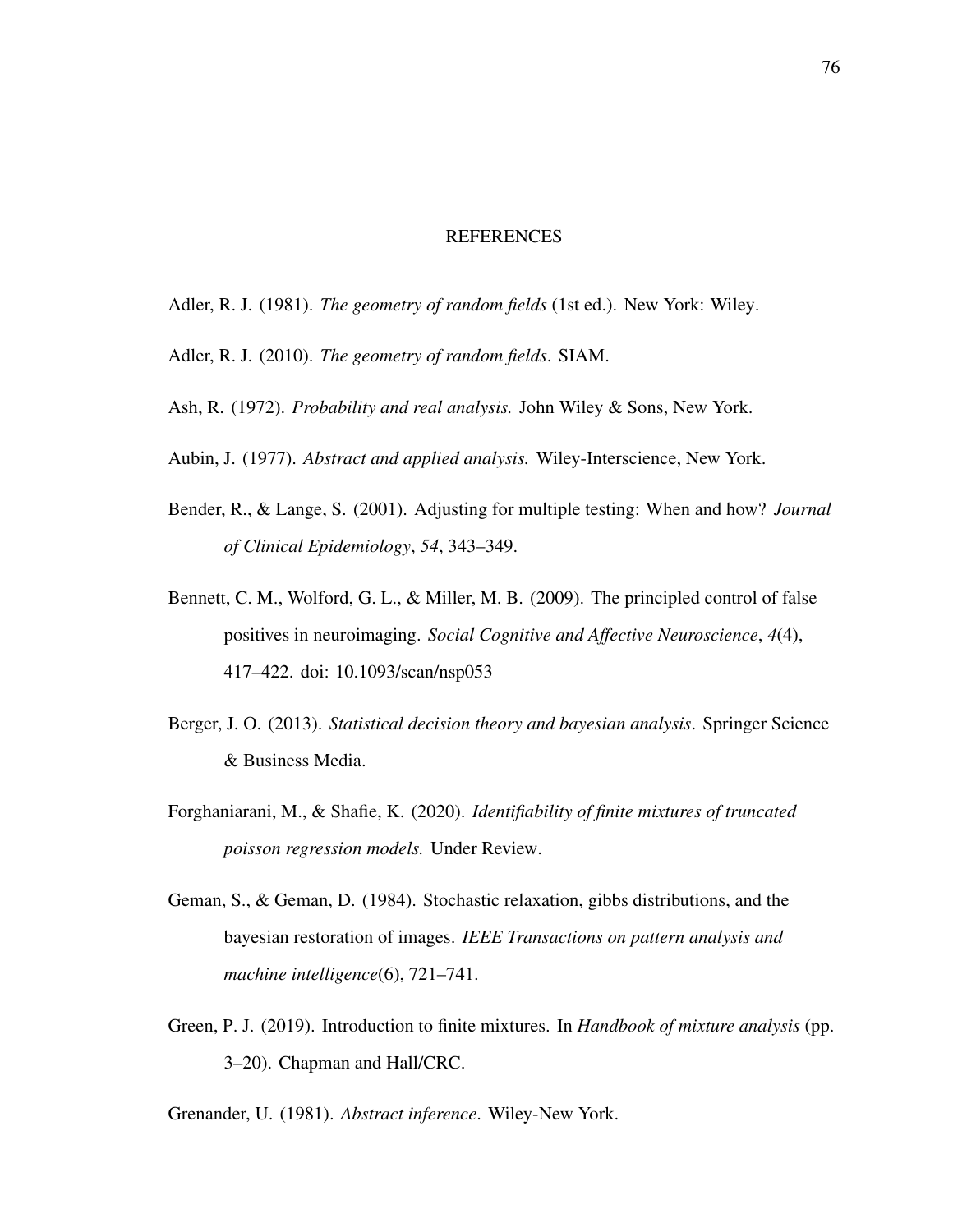# REFERENCES

Adler, R. J. (1981). *The geometry of random fields* (1st ed.). New York: Wiley.

Adler, R. J. (2010). *The geometry of random fields*. SIAM.

Ash, R. (1972). *Probability and real analysis.* John Wiley & Sons, New York.

Aubin, J. (1977). *Abstract and applied analysis.* Wiley-Interscience, New York.

Bender, R., & Lange, S. (2001). Adjusting for multiple testing: When and how? *Journal of Clinical Epidemiology*, *54*, 343–349.

Bennett, C. M., Wolford, G. L., & Miller, M. B. (2009). The principled control of false positives in neuroimaging. *Social Cognitive and Affective Neuroscience*, *4*(4), 417–422. doi: 10.1093/scan/nsp053

Berger, J. O. (2013). *Statistical decision theory and bayesian analysis*. Springer Science & Business Media.

Forghaniarani, M., & Shafie, K. (2020). *Identifiability of finite mixtures of truncated poisson regression models.* Under Review.

Geman, S., & Geman, D. (1984). Stochastic relaxation, gibbs distributions, and the bayesian restoration of images. *IEEE Transactions on pattern analysis and machine intelligence*(6), 721–741.

Green, P. J. (2019). Introduction to finite mixtures. In *Handbook of mixture analysis* (pp. 3–20). Chapman and Hall/CRC.

Grenander, U. (1981). *Abstract inference*. Wiley-New York.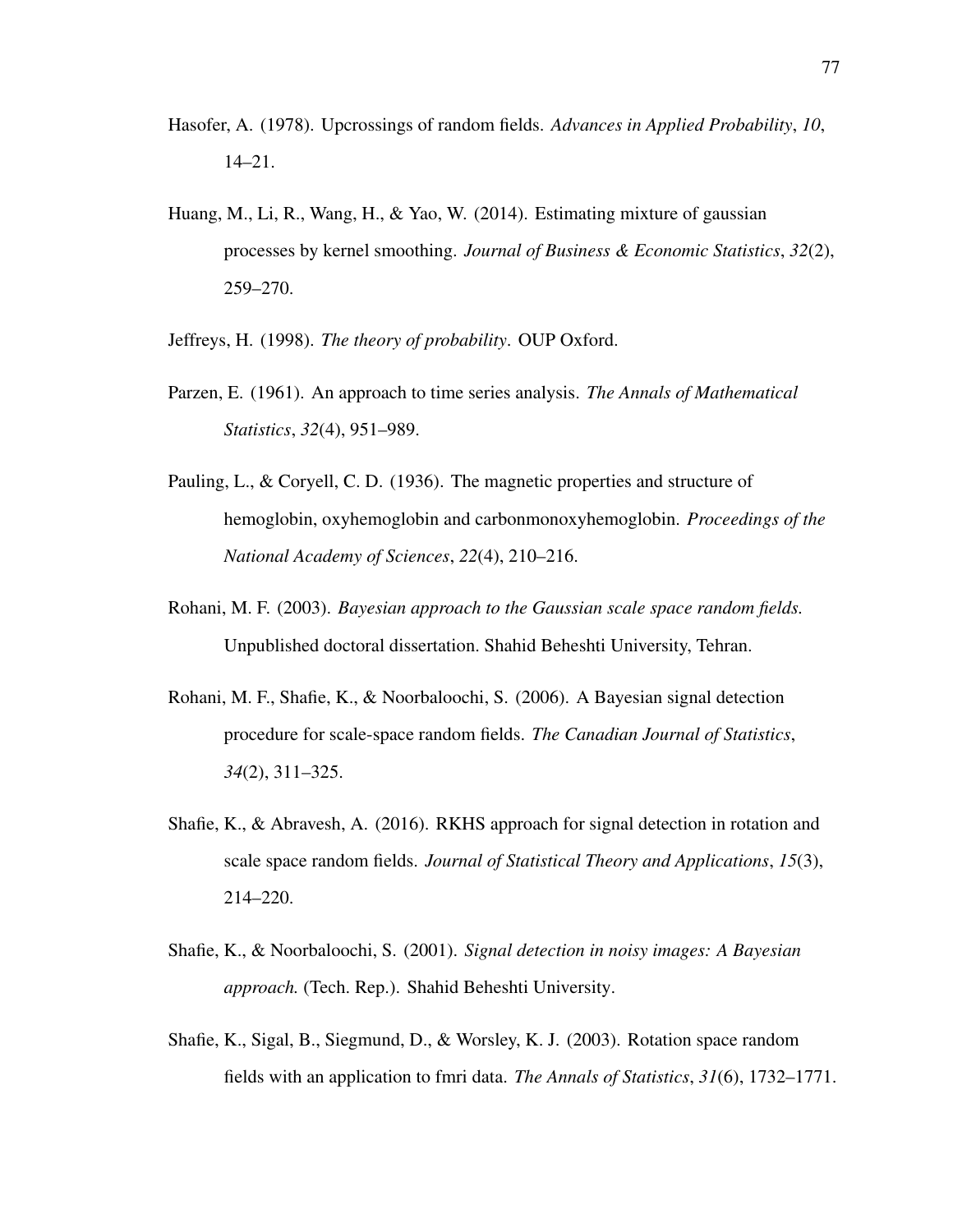Hasofer, A. (1978). Upcrossings of random fields. *Advances in Applied Probability*, *10*, 14–21.

Huang, M., Li, R., Wang, H., & Yao, W. (2014). Estimating mixture of gaussian processes by kernel smoothing. *Journal of Business & Economic Statistics*, *32*(2), 259–270.

Jeffreys, H. (1998). *The theory of probability*. OUP Oxford.

Parzen, E. (1961). An approach to time series analysis. *The Annals of Mathematical Statistics*, *32*(4), 951–989.

Pauling, L., & Coryell, C. D. (1936). The magnetic properties and structure of hemoglobin, oxyhemoglobin and carbonmonoxyhemoglobin. *Proceedings of the National Academy of Sciences*, *22*(4), 210–216.

Rohani, M. F. (2003). *Bayesian approach to the Gaussian scale space random fields.* Unpublished doctoral dissertation. Shahid Beheshti University, Tehran.

Rohani, M. F., Shafie, K., & Noorbaloochi, S. (2006). A Bayesian signal detection procedure for scale-space random fields. *The Canadian Journal of Statistics*, *34*(2), 311–325.

Shafie, K., & Abravesh, A. (2016). RKHS approach for signal detection in rotation and scale space random fields. *Journal of Statistical Theory and Applications*, *15*(3), 214–220.

Shafie, K., & Noorbaloochi, S. (2001). *Signal detection in noisy images: A Bayesian approach.* (Tech. Rep.). Shahid Beheshti University.

Shafie, K., Sigal, B., Siegmund, D., & Worsley, K. J. (2003). Rotation space random fields with an application to fmri data. *The Annals of Statistics*, *31*(6), 1732–1771.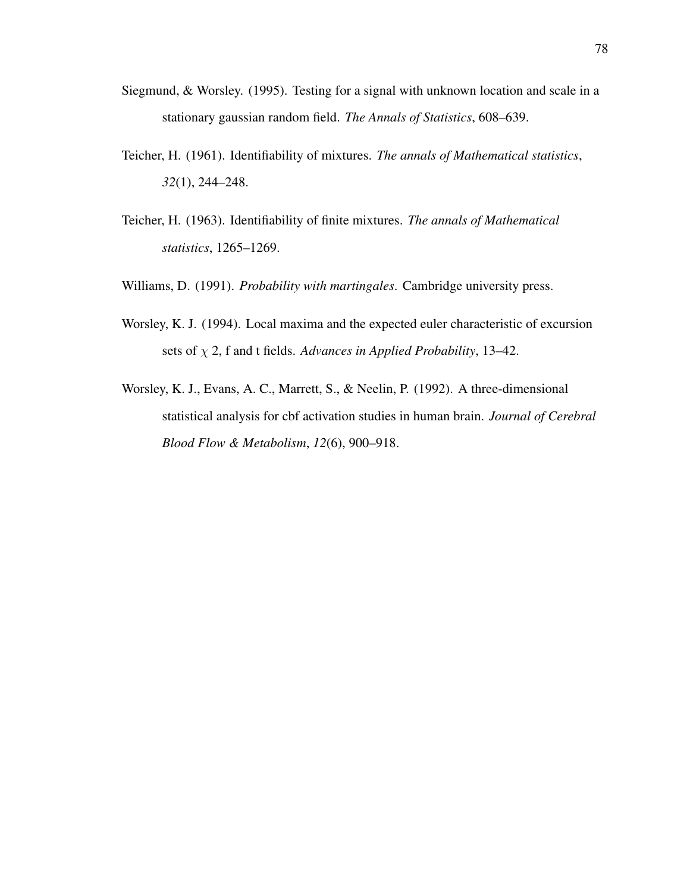Siegmund, & Worsley. (1995). Testing for a signal with unknown location and scale in a stationary gaussian random field. *The Annals of Statistics*, 608–639.

Teicher, H. (1961). Identifiability of mixtures. *The annals of Mathematical statistics*, *32*(1), 244–248.

Teicher, H. (1963). Identifiability of finite mixtures. *The annals of Mathematical statistics*, 1265–1269.

Williams, D. (1991). *Probability with martingales*. Cambridge university press.

Worsley, K. J. (1994). Local maxima and the expected euler characteristic of excursion sets of $\chi$ 2, f and t fields. *Advances in Applied Probability*, 13–42.

Worsley, K. J., Evans, A. C., Marrett, S., & Neelin, P. (1992). A three-dimensional statistical analysis for cbf activation studies in human brain. *Journal of Cerebral Blood Flow & Metabolism*, *12*(6), 900–918.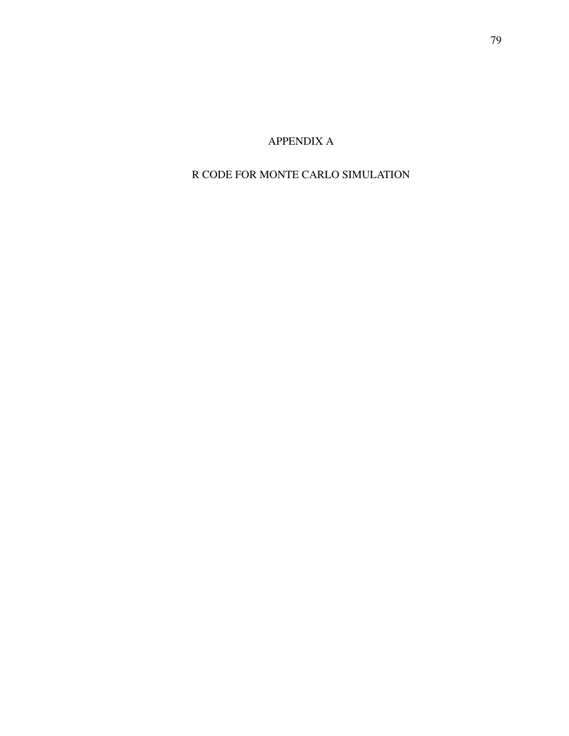# APPENDIX A

## R CODE FOR MONTE CARLO SIMULATION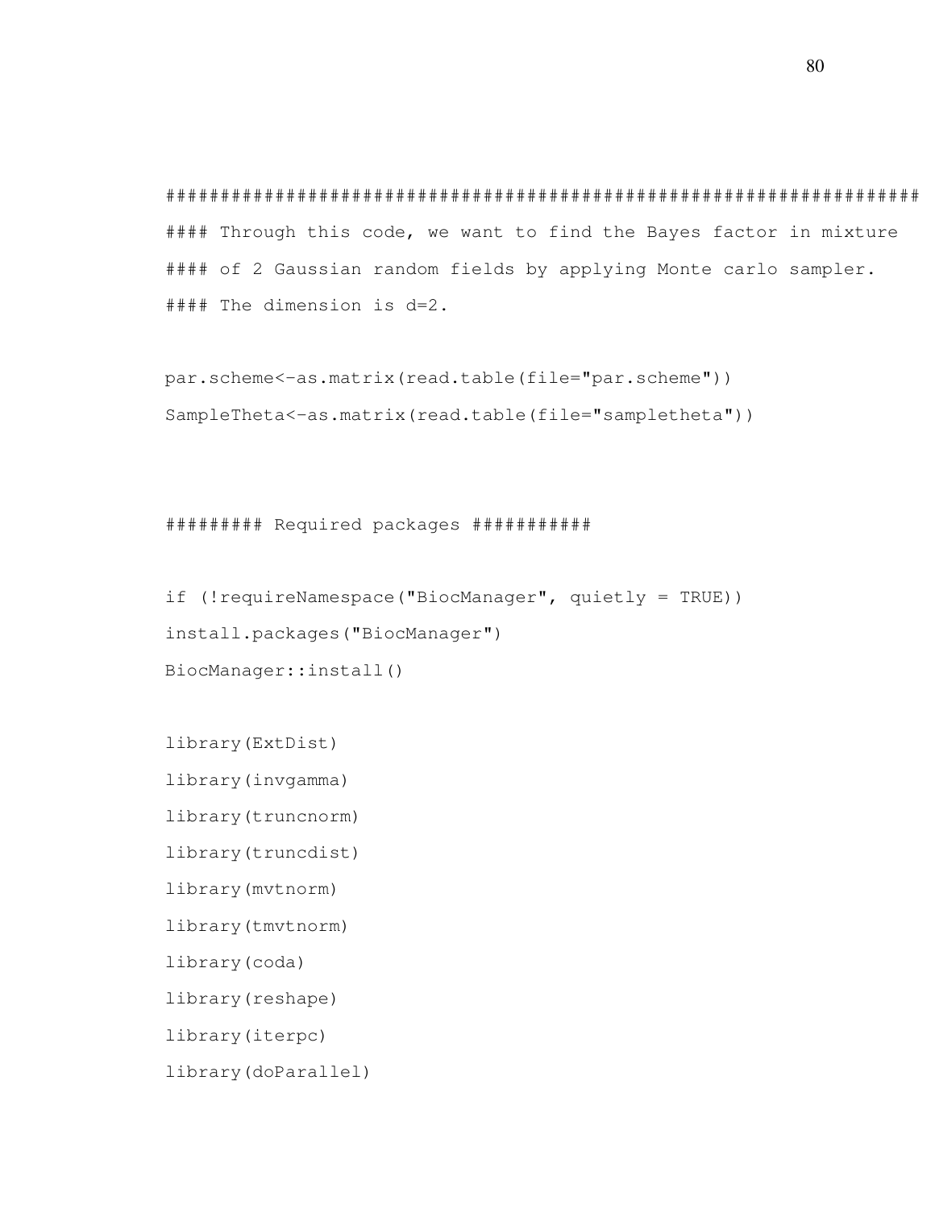```
####################################################################
#### Through this code, we want to find the Bayes factor in mixture
#### of 2 Gaussian random fields by applying Monte carlo sampler.
#### The dimension is d=2.

par.scheme<-as.matrix(read.table(file="par.scheme"))
SampleTheta<-as.matrix(read.table(file="sampletheta"))



######### Required packages ###########

if (!requireNamespace("BiocManager", quietly = TRUE))
install.packages("BiocManager")
BiocManager::install()

library(ExtDist)
library(invgamma)
library(truncnorm)
library(truncdist)
library(mvtnorm)
library(tmvtnorm)
library(coda)
library(reshape)
library(iterpc)
library(doParallel)
```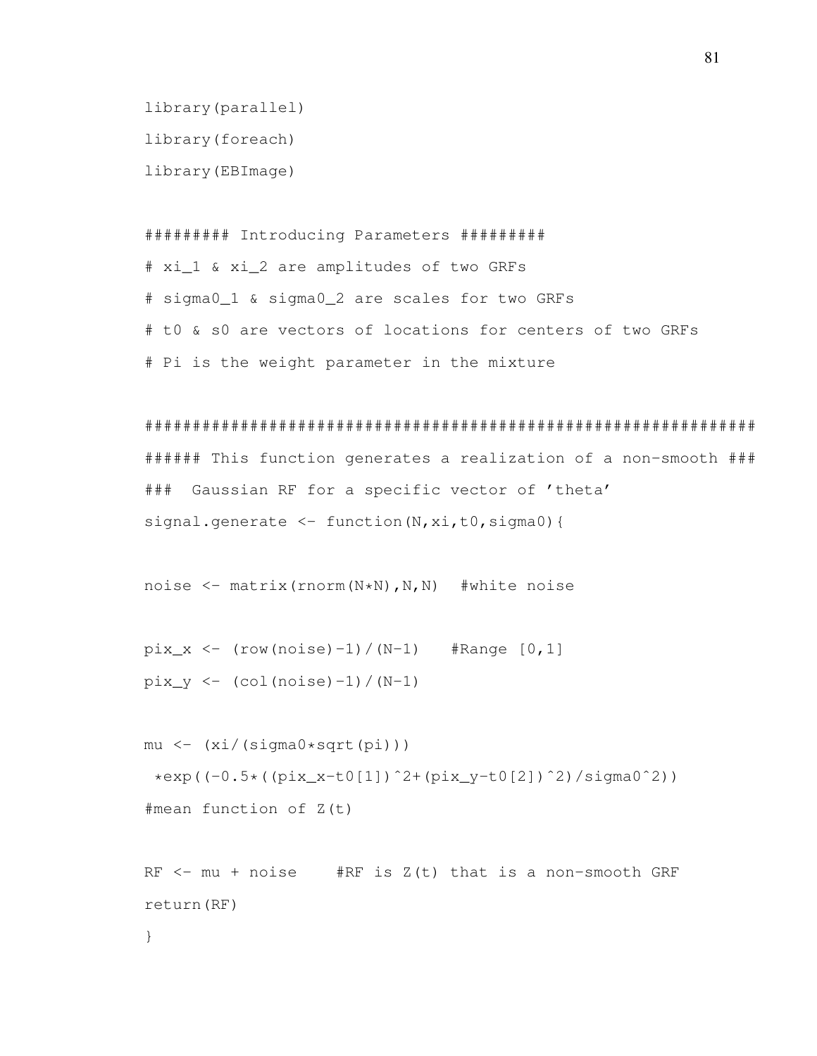```
library(parallel)
library(foreach)
library(EBImage)

######### Introducing Parameters #########
# xi_1 & xi_2 are amplitudes of two GRFs
# sigma0_1 & sigma0_2 are scales for two GRFs
# t0 & s0 are vectors of locations for centers of two GRFs
# Pi is the weight parameter in the mixture

################################################################
###### This function generates a realization of a non-smooth ###
###  Gaussian RF for a specific vector of 'theta'
signal.generate <- function(N,xi,t0,sigma0){

noise <- matrix(rnorm(N*N),N,N)  #white noise

pix_x <- (row(noise)-1)/(N-1)   #Range [0,1]
pix_y <- (col(noise)-1)/(N-1)

mu <- (xi/(sigma0*sqrt(pi)))
 *exp((-0.5*((pix_x-t0[1])^2+(pix_y-t0[2])^2)/sigma0^2))
#mean function of Z(t)

RF <- mu + noise    #RF is Z(t) that is a non-smooth GRF
return(RF)
}
```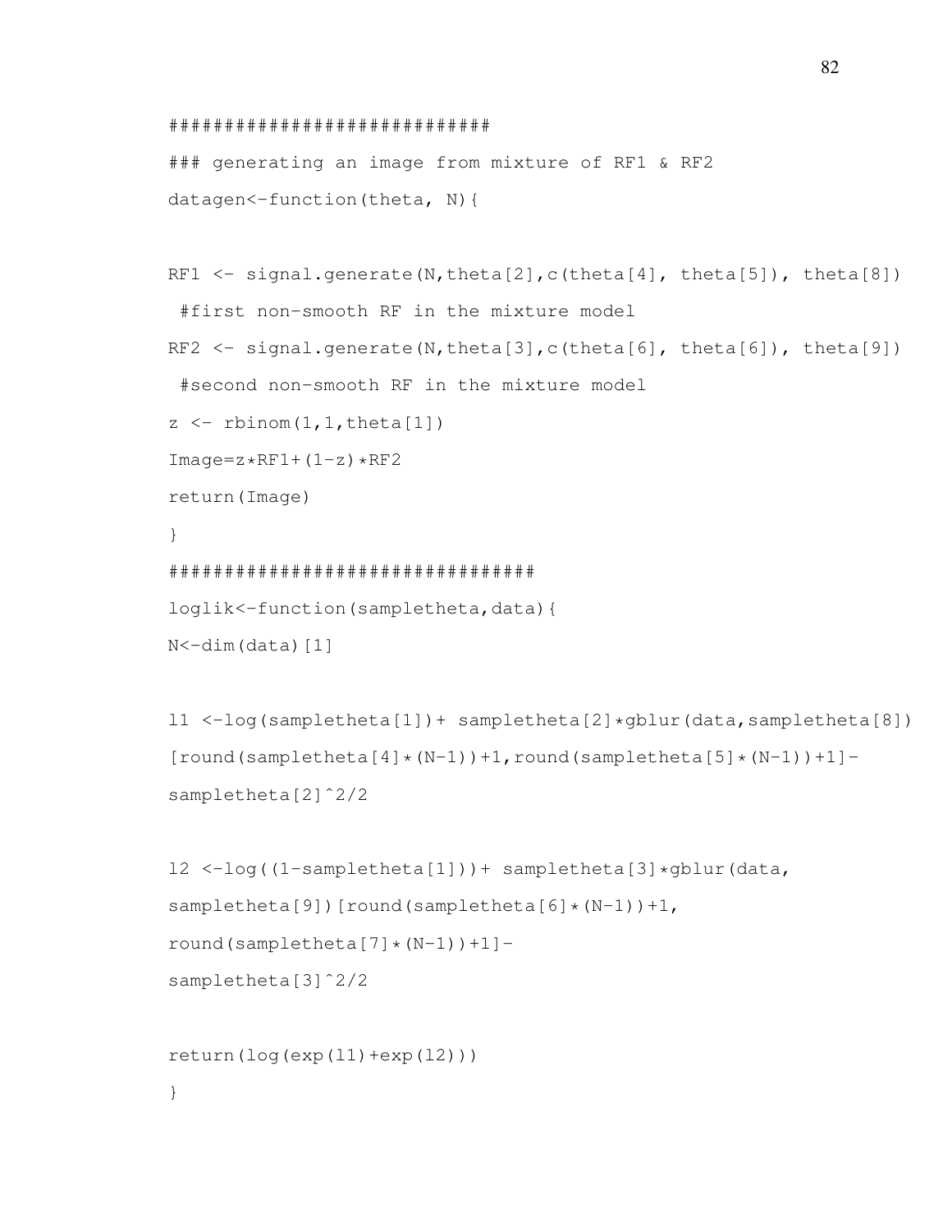```
##############################
### generating an image from mixture of RF1 & RF2
datagen<-function(theta, N){

RF1 <- signal.generate(N,theta[2],c(theta[4], theta[5]), theta[8])
 #first non-smooth RF in the mixture model
RF2 <- signal.generate(N,theta[3],c(theta[6], theta[6]), theta[9])
 #second non-smooth RF in the mixture model
z <- rbinom(1,1,theta[1])
Image=z*RF1+(1-z)*RF2
return(Image)
}
#################################
loglik<-function(sampletheta,data){
N<-dim(data)[1]

l1 <-log(sampletheta[1])+ sampletheta[2]*gblur(data,sampletheta[8])
[round(sampletheta[4]*(N-1))+1,round(sampletheta[5]*(N-1))+1]-
sampletheta[2]^2/2

l2 <-log((1-sampletheta[1]))+ sampletheta[3]*gblur(data,
sampletheta[9])[round(sampletheta[6]*(N-1))+1,
round(sampletheta[7]*(N-1))+1]-
sampletheta[3]^2/2

return(log(exp(l1)+exp(l2)))
}
```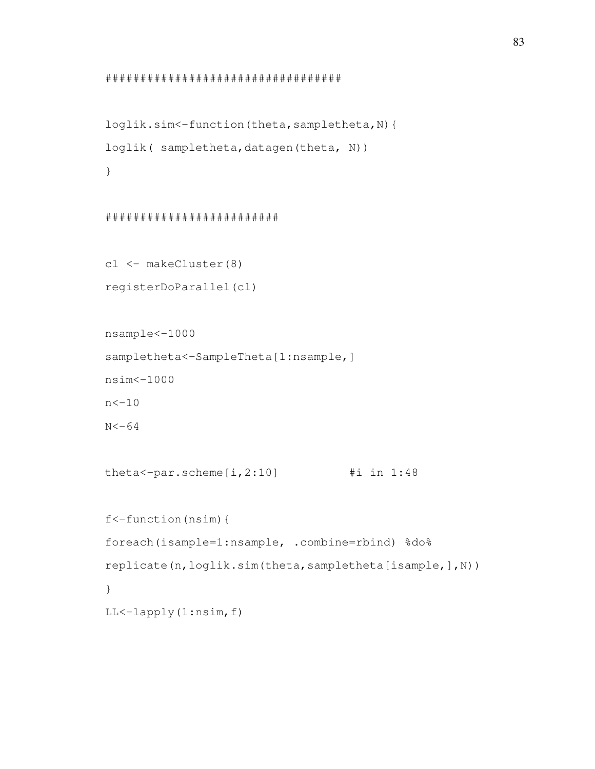```
##################################

loglik.sim<-function(theta,sampletheta,N){
loglik( sampletheta,datagen(theta, N))
}

########################

cl <- makeCluster(8)
registerDoParallel(cl)

nsample<-1000
sampletheta<-SampleTheta[1:nsample,]
nsim<-1000
n<-10
N<-64

theta<-par.scheme[i,2:10]          #i in 1:48

f<-function(nsim){
foreach(isample=1:nsample, .combine=rbind) %do%
replicate(n,loglik.sim(theta,sampletheta[isample,],N))
}
LL<-lapply(1:nsim,f)
```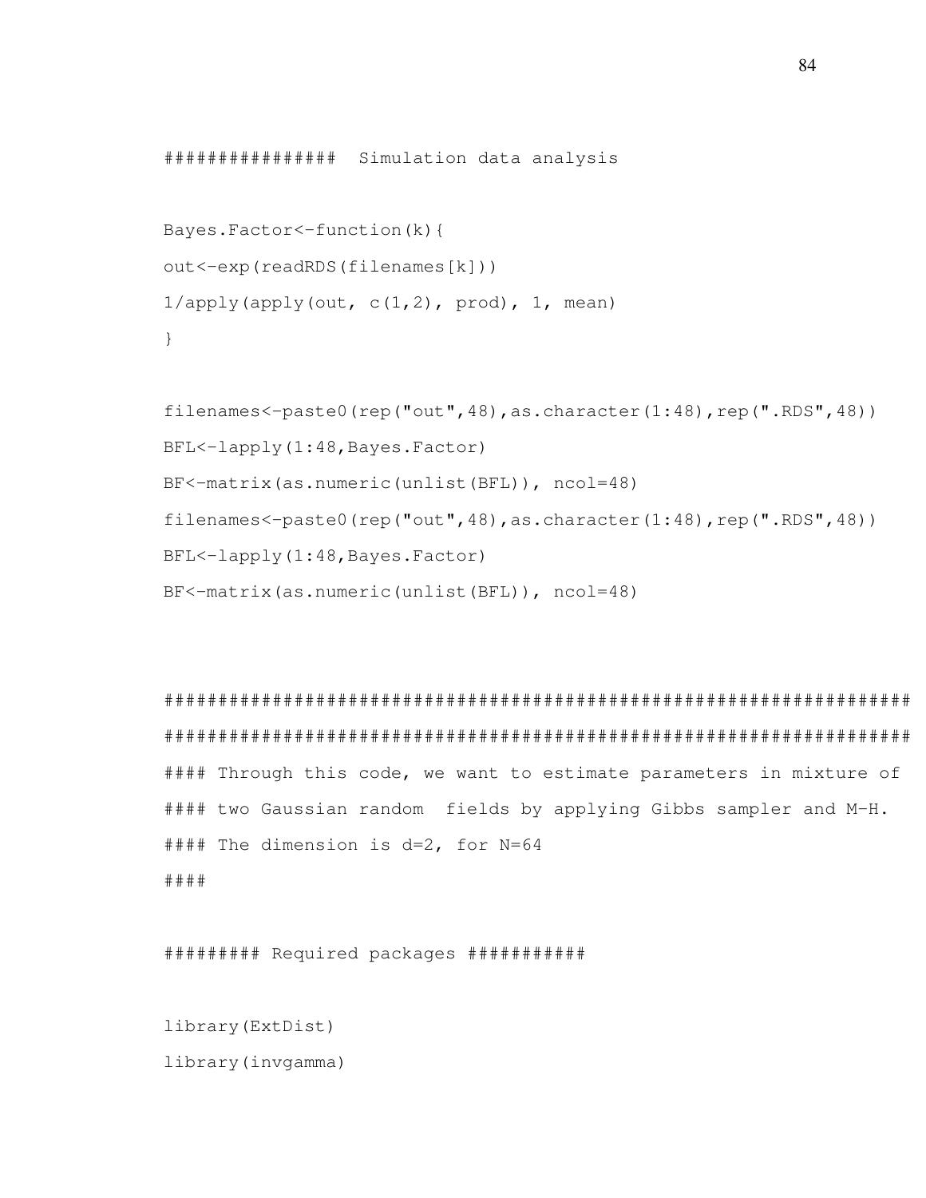```
################  Simulation data analysis

Bayes.Factor<-function(k){
out<-exp(readRDS(filenames[k]))
1/apply(apply(out, c(1,2), prod), 1, mean)
}

filenames<-paste0(rep("out",48),as.character(1:48),rep(".RDS",48))
BFL<-lapply(1:48,Bayes.Factor)
BF<-matrix(as.numeric(unlist(BFL)), ncol=48)
filenames<-paste0(rep("out",48),as.character(1:48),rep(".RDS",48))
BFL<-lapply(1:48,Bayes.Factor)
BF<-matrix(as.numeric(unlist(BFL)), ncol=48)


####################################################################
####################################################################
#### Through this code, we want to estimate parameters in mixture of
#### two Gaussian random  fields by applying Gibbs sampler and M-H.
#### The dimension is d=2, for N=64
####

######### Required packages ###########

library(ExtDist)
library(invgamma)
```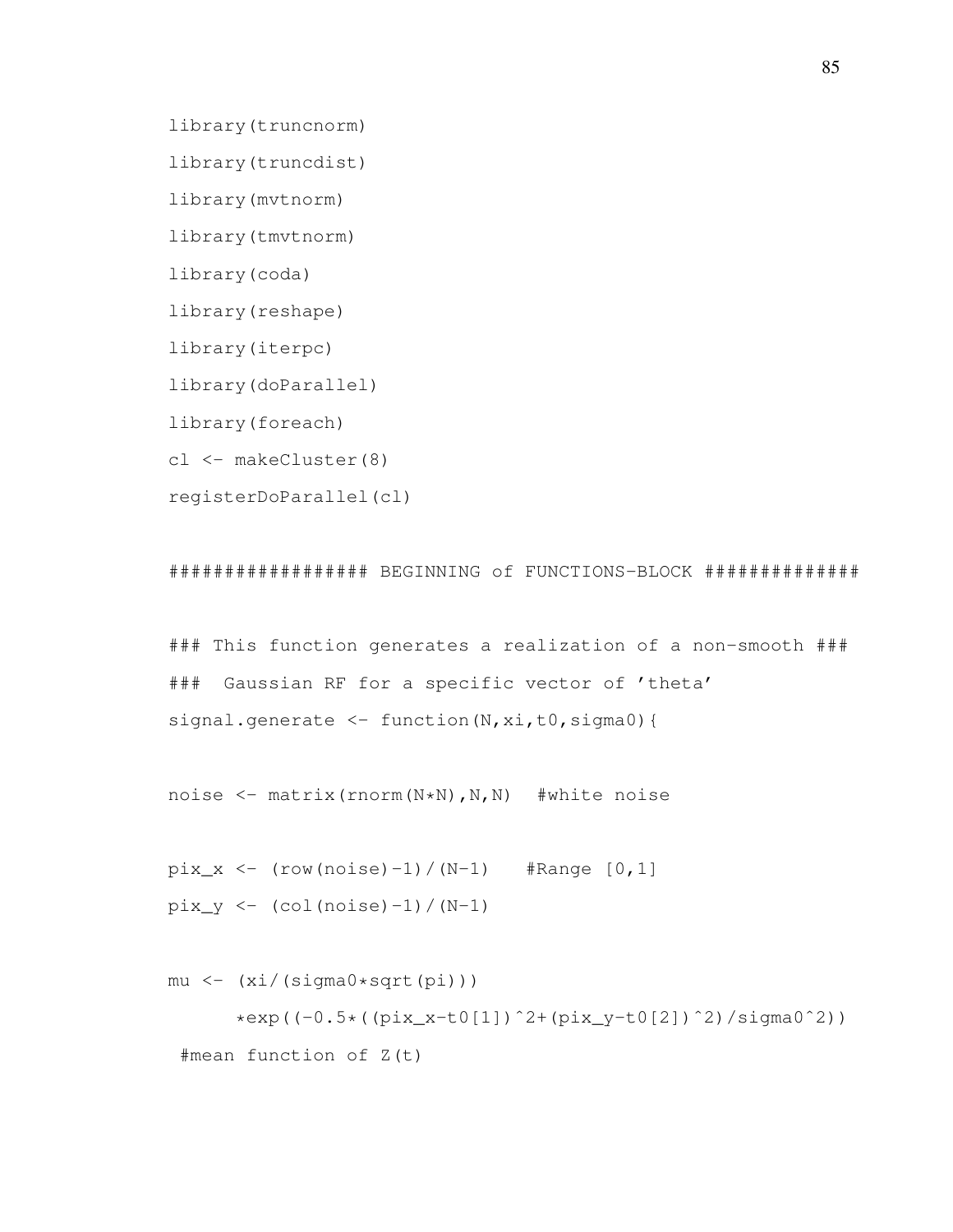```
library(truncnorm)
library(truncdist)
library(mvtnorm)
library(tmvtnorm)
library(coda)
library(reshape)
library(iterpc)
library(doParallel)
library(foreach)
cl <- makeCluster(8)
registerDoParallel(cl)

################# BEGINNING of FUNCTIONS-BLOCK #############

### This function generates a realization of a non-smooth ###
###  Gaussian RF for a specific vector of 'theta'
signal.generate <- function(N,xi,t0,sigma0){

noise <- matrix(rnorm(N*N),N,N)  #white noise

pix_x <- (row(noise)-1)/(N-1)   #Range [0,1]
pix_y <- (col(noise)-1)/(N-1)

mu <- (xi/(sigma0*sqrt(pi)))
      *exp((-0.5*((pix_x-t0[1])^2+(pix_y-t0[2])^2)/sigma0^2))
 #mean function of Z(t)
```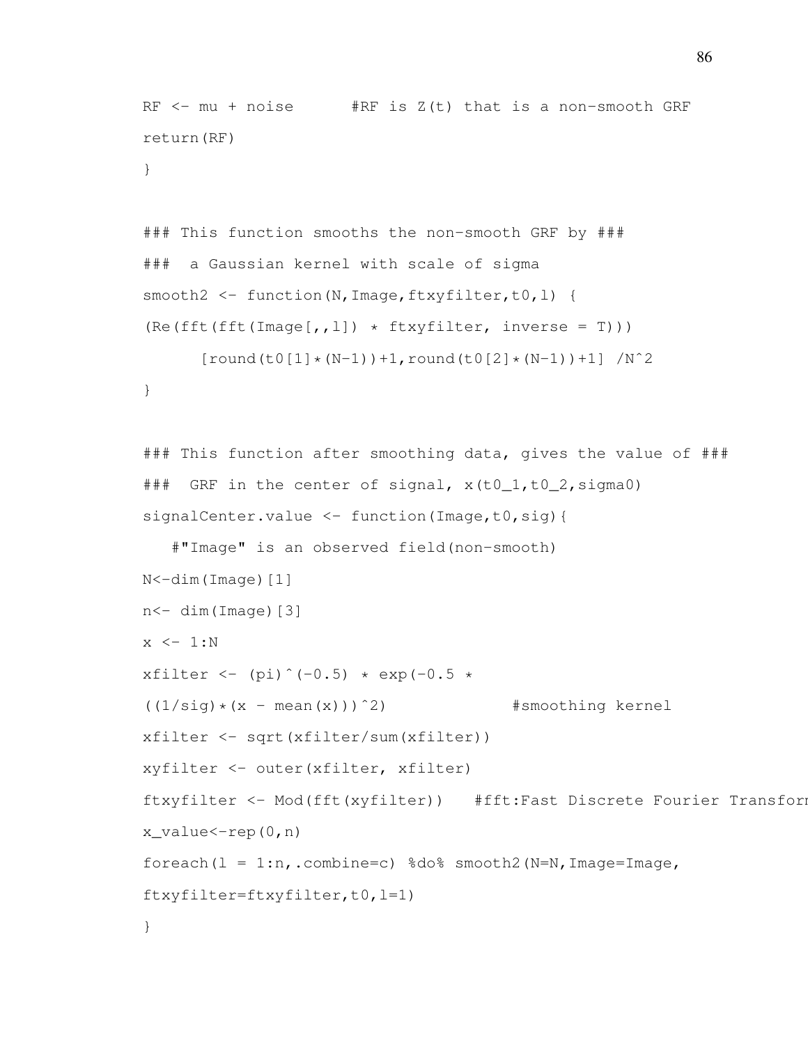```
RF <- mu + noise      #RF is Z(t) that is a non-smooth GRF
return(RF)
}

### This function smooths the non-smooth GRF by ###
###  a Gaussian kernel with scale of sigma
smooth2 <- function(N,Image,ftxyfilter,t0,l) {
(Re(fft(fft(Image[,,l]) * ftxyfilter, inverse = T)))
      [round(t0[1]*(N-1))+1,round(t0[2]*(N-1))+1] /N^2
}

### This function after smoothing data, gives the value of ###
###  GRF in the center of signal, x(t0_1,t0_2,sigma0)
signalCenter.value <- function(Image,t0,sig){
   #"Image" is an observed field(non-smooth)
N<-dim(Image)[1]
n<- dim(Image)[3]
x <- 1:N
xfilter <- (pi)^(-0.5) * exp(-0.5 *
((1/sig)*(x - mean(x)))^2)             #smoothing kernel
xfilter <- sqrt(xfilter/sum(xfilter))
xyfilter <- outer(xfilter, xfilter)
ftxyfilter <- Mod(fft(xyfilter))   #fft:Fast Discrete Fourier Transform
x_value<-rep(0,n)
foreach(l = 1:n,.combine=c) %do% smooth2(N=N,Image=Image,
ftxyfilter=ftxyfilter,t0,l=l)
}
```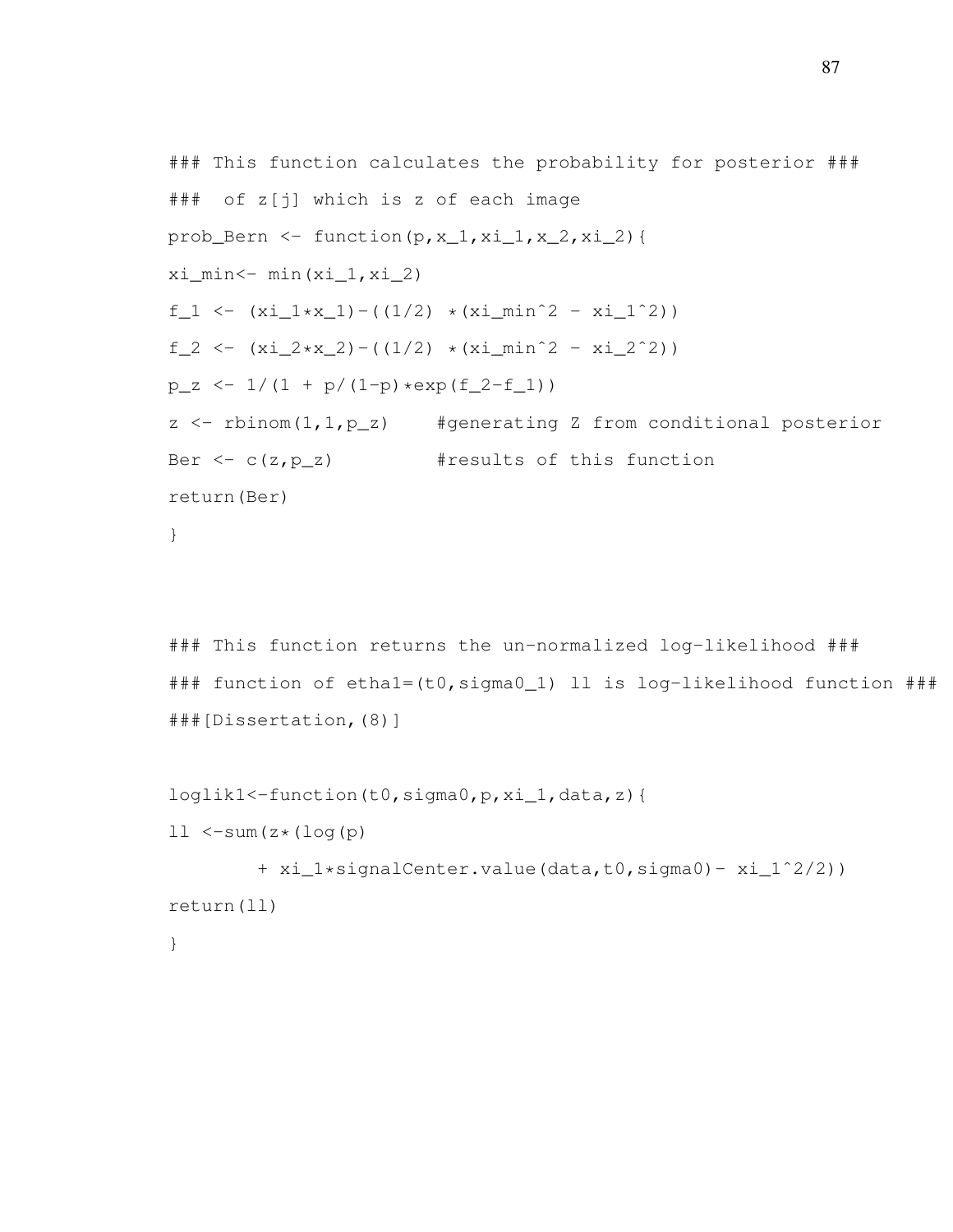```
### This function calculates the probability for posterior ###
###  of z[j] which is z of each image
prob_Bern <- function(p,x_1,xi_1,x_2,xi_2){
xi_min<- min(xi_1,xi_2)
f_1 <- (xi_1*x_1)-((1/2) *(xi_min^2 - xi_1^2))
f_2 <- (xi_2*x_2)-((1/2) *(xi_min^2 - xi_2^2))
p_z <- 1/(1 + p/(1-p)*exp(f_2-f_1))
z <- rbinom(1,1,p_z)     #generating Z from conditional posterior
Ber <- c(z,p_z)          #results of this function
return(Ber)
}
```

```
### This function returns the un-normalized log-likelihood ###
### function of etha1=(t0,sigma0_1) ll is log-likelihood function ###
###[Dissertation,(8)]

loglik1<-function(t0,sigma0,p,xi_1,data,z){
ll <-sum(z*(log(p)
        + xi_1*signalCenter.value(data,t0,sigma0)- xi_1^2/2))
return(ll)
}
```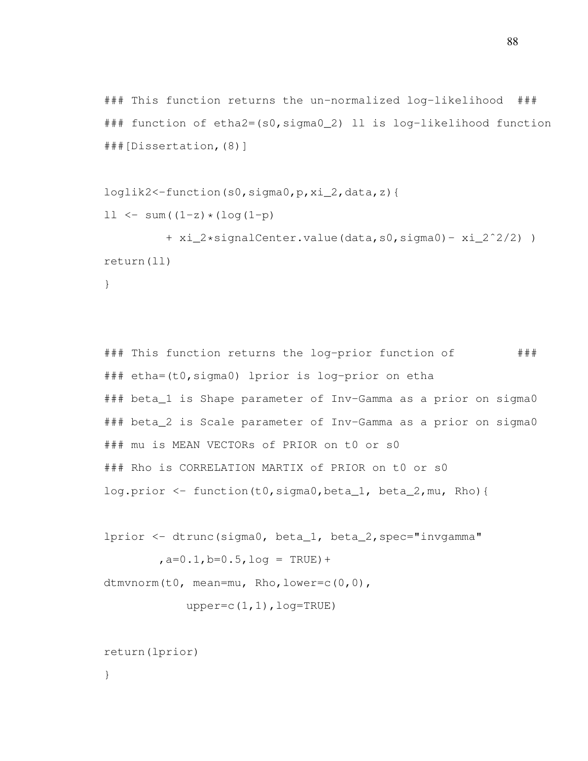```
### This function returns the un-normalized log-likelihood  ###
### function of etha2=(s0,sigma0_2) ll is log-likelihood function
###[Dissertation,(8)]

loglik2<-function(s0,sigma0,p,xi_2,data,z){
ll <- sum((1-z)*(log(1-p)
         + xi_2*signalCenter.value(data,s0,sigma0)- xi_2^2/2) )
return(ll)
}



### This function returns the log-prior function of          ###
### etha=(t0,sigma0) lprior is log-prior on etha
### beta_1 is Shape parameter of Inv-Gamma as a prior on sigma0
### beta_2 is Scale parameter of Inv-Gamma as a prior on sigma0
### mu is MEAN VECTORs of PRIOR on t0 or s0
### Rho is CORRELATION MARTIX of PRIOR on t0 or s0
log.prior <- function(t0,sigma0,beta_1, beta_2,mu, Rho){

lprior <- dtrunc(sigma0, beta_1, beta_2,spec="invgamma"
        ,a=0.1,b=0.5,log = TRUE)+
dtmvnorm(t0, mean=mu, Rho,lower=c(0,0),
            upper=c(1,1),log=TRUE)

return(lprior)
}
```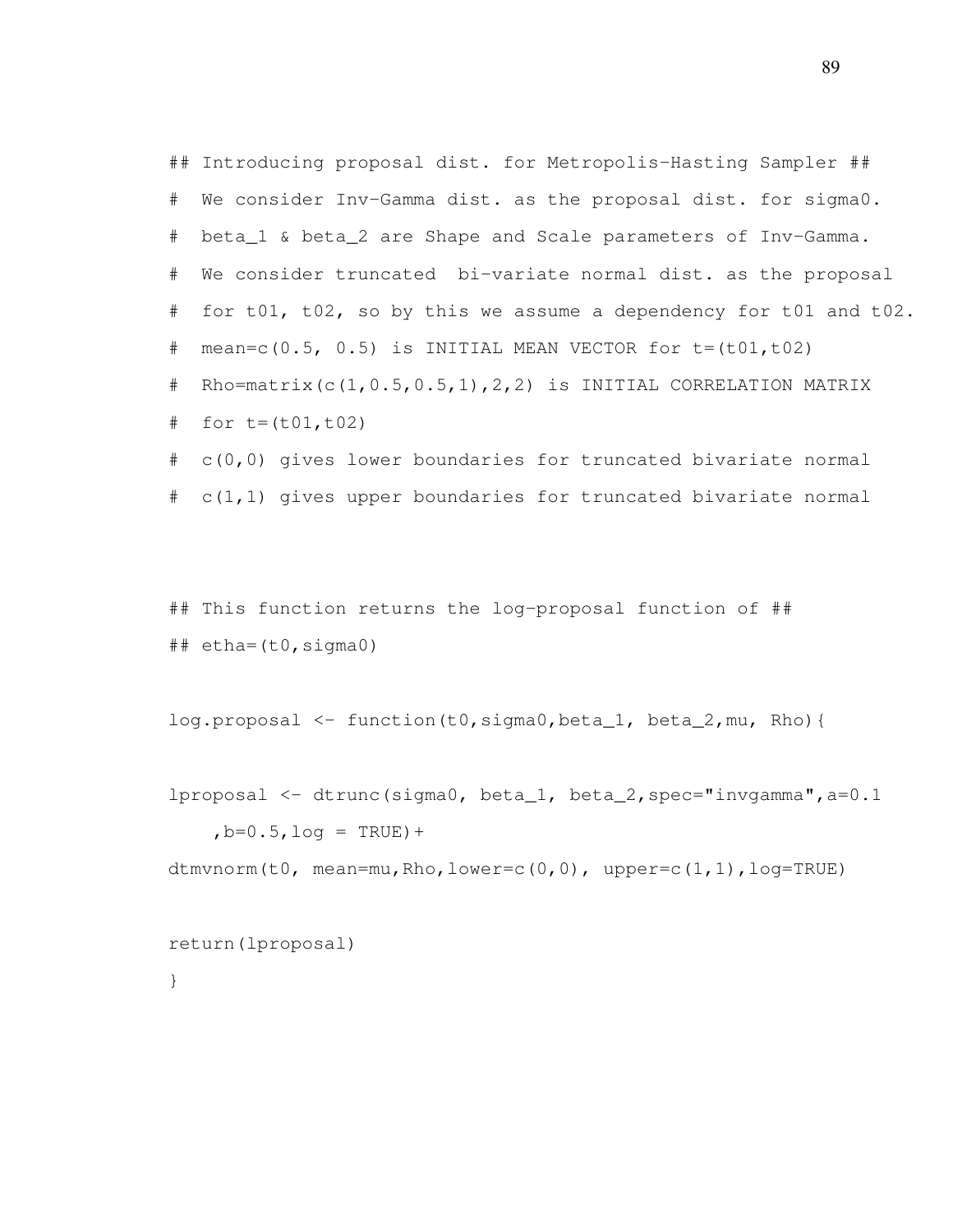```
## Introducing proposal dist. for Metropolis-Hasting Sampler ##
#  We consider Inv-Gamma dist. as the proposal dist. for sigma0.
#  beta_1 & beta_2 are Shape and Scale parameters of Inv-Gamma.
#  We consider truncated  bi-variate normal dist. as the proposal
#  for t01, t02, so by this we assume a dependency for t01 and t02.
#  mean=c(0.5, 0.5) is INITIAL MEAN VECTOR for t=(t01,t02)
#  Rho=matrix(c(1,0.5,0.5,1),2,2) is INITIAL CORRELATION MATRIX
#  for t=(t01,t02)
#  c(0,0) gives lower boundaries for truncated bivariate normal
#  c(1,1) gives upper boundaries for truncated bivariate normal


## This function returns the log-proposal function of ##
## etha=(t0,sigma0)

log.proposal <- function(t0,sigma0,beta_1, beta_2,mu, Rho){

lproposal <- dtrunc(sigma0, beta_1, beta_2,spec="invgamma",a=0.1
    ,b=0.5,log = TRUE)+
dtmvnorm(t0, mean=mu,Rho,lower=c(0,0), upper=c(1,1),log=TRUE)

return(lproposal)
}
```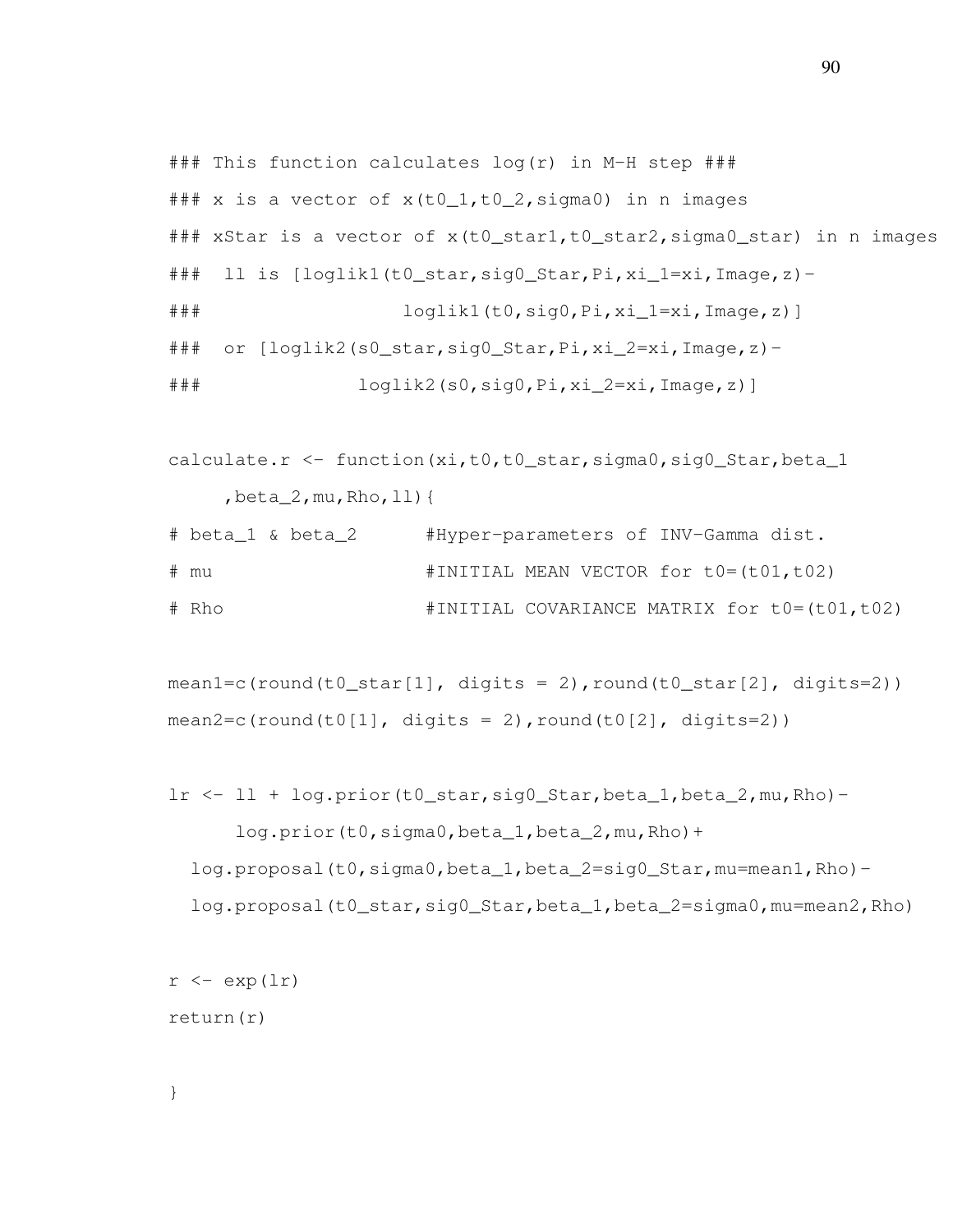```
### This function calculates log(r) in M-H step ###
### x is a vector of x(t0_1,t0_2,sigma0) in n images
### xStar is a vector of x(t0_star1,t0_star2,sigma0_star) in n images
###  ll is [loglik1(t0_star,sig0_Star,Pi,xi_1=xi,Image,z)-
###                 loglik1(t0,sig0,Pi,xi_1=xi,Image,z)]
###  or [loglik2(s0_star,sig0_Star,Pi,xi_2=xi,Image,z)-
###             loglik2(s0,sig0,Pi,xi_2=xi,Image,z)]

calculate.r <- function(xi,t0,t0_star,sigma0,sig0_Star,beta_1
     ,beta_2,mu,Rho,ll){
# beta_1 & beta_2      #Hyper-parameters of INV-Gamma dist.
# mu                   #INITIAL MEAN VECTOR for t0=(t01,t02)
# Rho                  #INITIAL COVARIANCE MATRIX for t0=(t01,t02)

mean1=c(round(t0_star[1], digits = 2),round(t0_star[2], digits=2))
mean2=c(round(t0[1], digits = 2),round(t0[2], digits=2))

lr <- ll + log.prior(t0_star,sig0_Star,beta_1,beta_2,mu,Rho)-
      log.prior(t0,sigma0,beta_1,beta_2,mu,Rho)+
  log.proposal(t0,sigma0,beta_1,beta_2=sig0_Star,mu=mean1,Rho)-
  log.proposal(t0_star,sig0_Star,beta_1,beta_2=sigma0,mu=mean2,Rho)

r <- exp(lr)
return(r)

}
```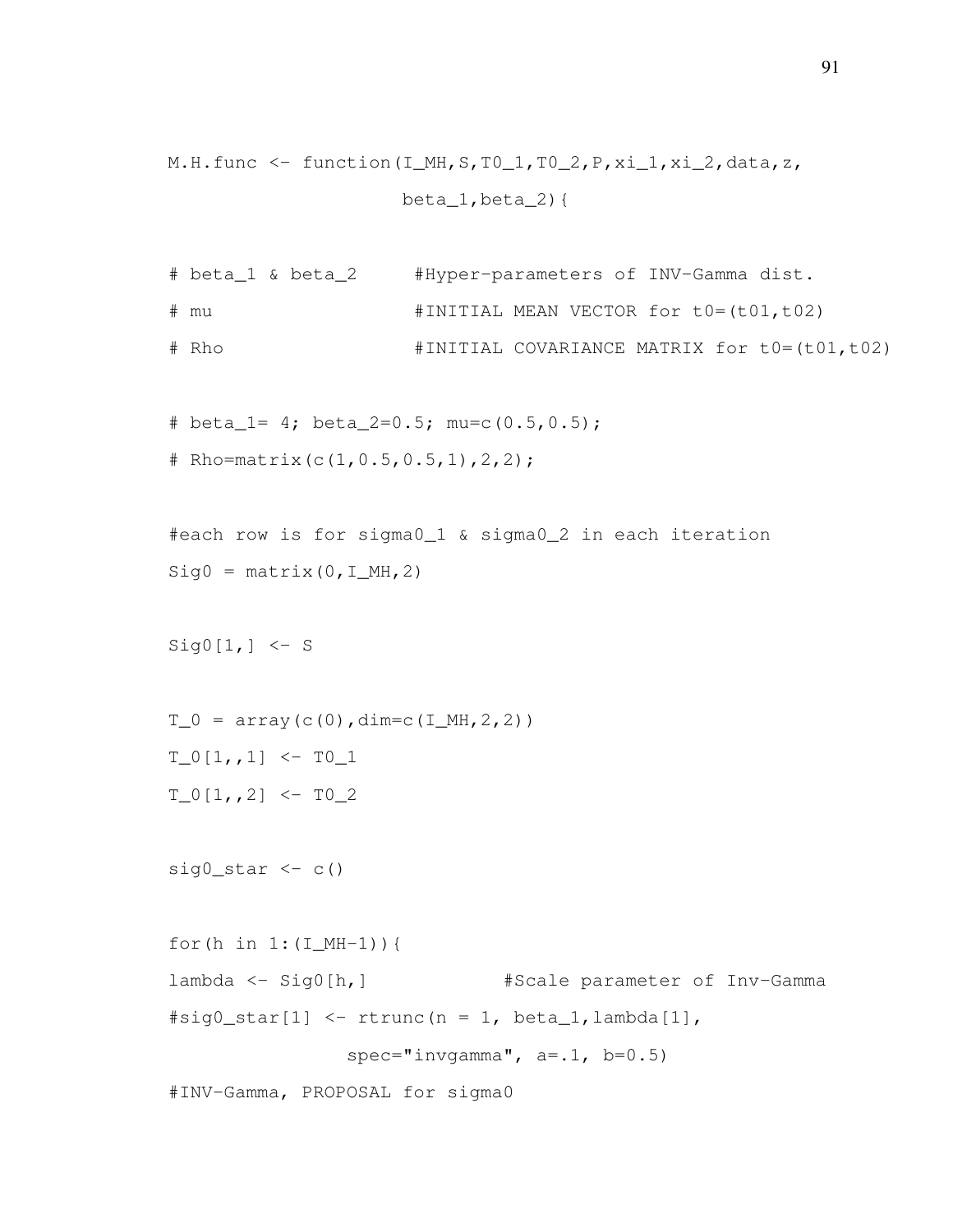```
M.H.func <- function(I_MH,S,T0_1,T0_2,P,xi_1,xi_2,data,z,
                     beta_1,beta_2){

# beta_1 & beta_2     #Hyper-parameters of INV-Gamma dist.
# mu                  #INITIAL MEAN VECTOR for t0=(t01,t02)
# Rho                 #INITIAL COVARIANCE MATRIX for t0=(t01,t02)

# beta_1= 4; beta_2=0.5; mu=c(0.5,0.5);
# Rho=matrix(c(1,0.5,0.5,1),2,2);

#each row is for sigma0_1 & sigma0_2 in each iteration
Sig0 = matrix(0,I_MH,2)

Sig0[1,] <- S

T_0 = array(c(0),dim=c(I_MH,2,2))
T_0[1,,1] <- T0_1
T_0[1,,2] <- T0_2

sig0_star <- c()

for(h in 1:(I_MH-1)){
lambda <- Sig0[h,]            #Scale parameter of Inv-Gamma
#sig0_star[1] <- rtrunc(n = 1, beta_1,lambda[1],
                spec="invgamma", a=.1, b=0.5)
#INV-Gamma, PROPOSAL for sigma0
```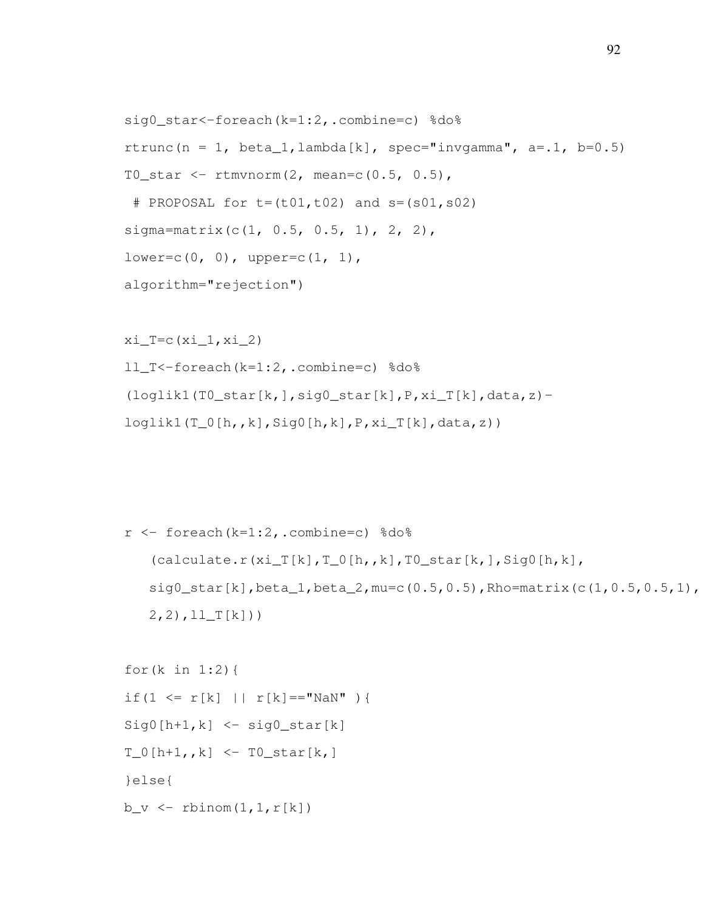```
sig0_star<-foreach(k=1:2,.combine=c) %do%
rtrunc(n = 1, beta_1,lambda[k], spec="invgamma", a=.1, b=0.5)
T0_star <- rtmvnorm(2, mean=c(0.5, 0.5),
 # PROPOSAL for t=(t01,t02) and s=(s01,s02)
sigma=matrix(c(1, 0.5, 0.5, 1), 2, 2),
lower=c(0, 0), upper=c(1, 1),
algorithm="rejection")

xi_T=c(xi_1,xi_2)
ll_T<-foreach(k=1:2,.combine=c) %do%
(loglik1(T0_star[k,],sig0_star[k],P,xi_T[k],data,z)-
loglik1(T_0[h,,k],Sig0[h,k],P,xi_T[k],data,z))



r <- foreach(k=1:2,.combine=c) %do%
   (calculate.r(xi_T[k],T_0[h,,k],T0_star[k,],Sig0[h,k],
   sig0_star[k],beta_1,beta_2,mu=c(0.5,0.5),Rho=matrix(c(1,0.5,0.5,1),
   2,2),ll_T[k]))

for(k in 1:2){
if(1 <= r[k] || r[k]=="NaN" ){
Sig0[h+1,k] <- sig0_star[k]
T_0[h+1,,k] <- T0_star[k,]
}else{
b_v <- rbinom(1,1,r[k])
```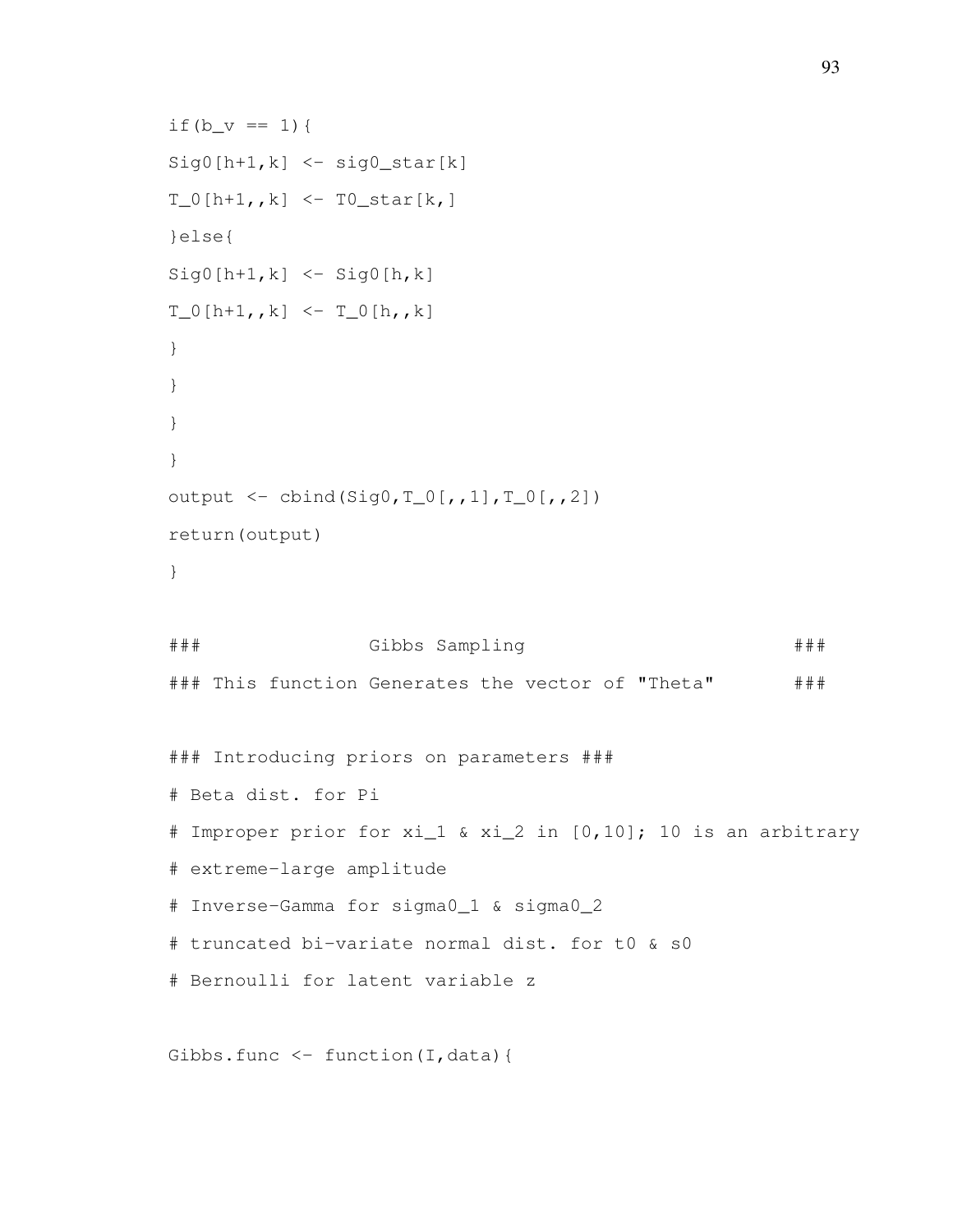```
if(b_v == 1){
Sig0[h+1,k] <- sig0_star[k]
T_0[h+1,,k] <- T0_star[k,]
}else{
Sig0[h+1,k] <- Sig0[h,k]
T_0[h+1,,k] <- T_0[h,,k]
}
}
}
}
output <- cbind(Sig0,T_0[,,1],T_0[,,2])
return(output)
}

###               Gibbs Sampling                         ###
### This function Generates the vector of "Theta"        ###

### Introducing priors on parameters ###
# Beta dist. for Pi
# Improper prior for xi_1 & xi_2 in [0,10]; 10 is an arbitrary
# extreme-large amplitude
# Inverse-Gamma for sigma0_1 & sigma0_2
# truncated bi-variate normal dist. for t0 & s0
# Bernoulli for latent variable z

Gibbs.func <- function(I,data){
```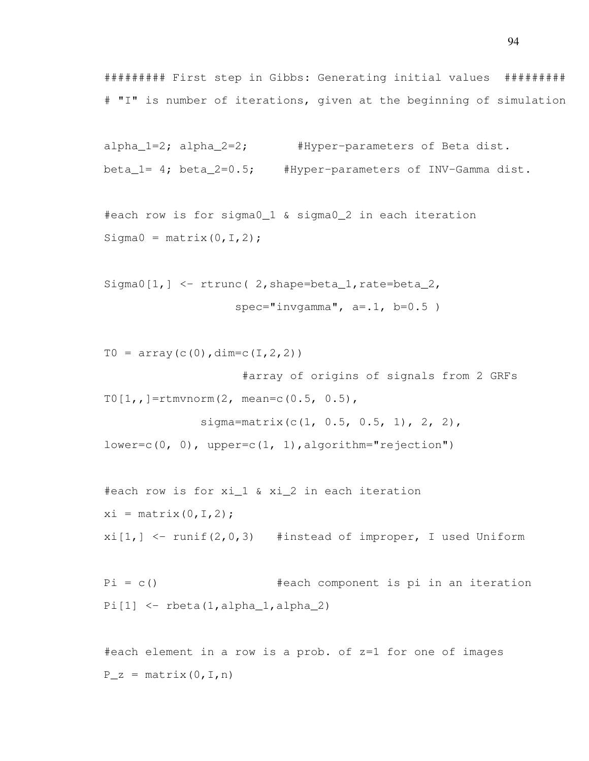```
######### First step in Gibbs: Generating initial values  #########
# "I" is number of iterations, given at the beginning of simulation

alpha_1=2; alpha_2=2;       #Hyper-parameters of Beta dist.
beta_1= 4; beta_2=0.5;    #Hyper-parameters of INV-Gamma dist.

#each row is for sigma0_1 & sigma0_2 in each iteration
Sigma0 = matrix(0,I,2);

Sigma0[1,] <- rtrunc( 2,shape=beta_1,rate=beta_2,
                   spec="invgamma", a=.1, b=0.5 )

T0 = array(c(0),dim=c(I,2,2))
                    #array of origins of signals from 2 GRFs
T0[1,,]=rtmvnorm(2, mean=c(0.5, 0.5),
              sigma=matrix(c(1, 0.5, 0.5, 1), 2, 2),
lower=c(0, 0), upper=c(1, 1),algorithm="rejection")

#each row is for xi_1 & xi_2 in each iteration
xi = matrix(0,I,2);
xi[1,] <- runif(2,0,3)   #instead of improper, I used Uniform

Pi = c()                 #each component is pi in an iteration
Pi[1] <- rbeta(1,alpha_1,alpha_2)

#each element in a row is a prob. of z=1 for one of images
P_z = matrix(0,I,n)
```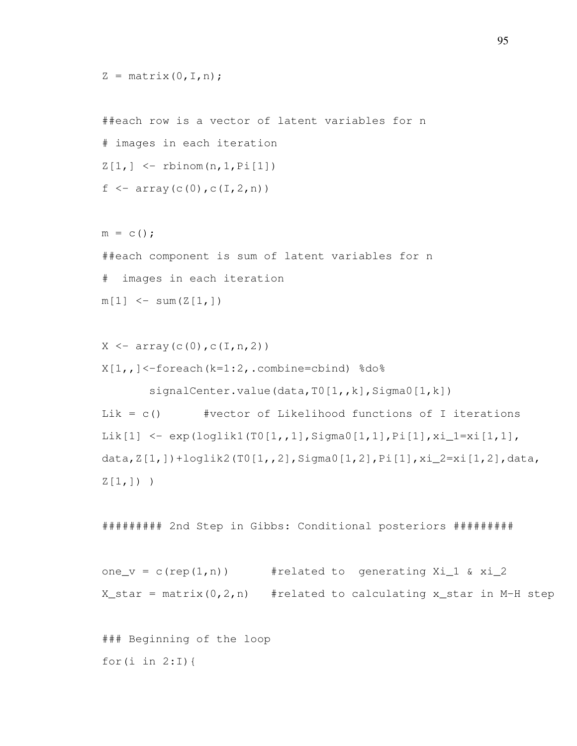```
Z = matrix(0,I,n);

##each row is a vector of latent variables for n
# images in each iteration
Z[1,] <- rbinom(n,1,Pi[1])
f <- array(c(0),c(I,2,n))

m = c();
##each component is sum of latent variables for n
#  images in each iteration
m[1] <- sum(Z[1,])

X <- array(c(0),c(I,n,2))
X[1,,]<-foreach(k=1:2,.combine=cbind) %do%
       signalCenter.value(data,T0[1,,k],Sigma0[1,k])
Lik = c()      #vector of Likelihood functions of I iterations
Lik[1] <- exp(loglik1(T0[1,,1],Sigma0[1,1],Pi[1],xi_1=xi[1,1],
data,Z[1,])+loglik2(T0[1,,2],Sigma0[1,2],Pi[1],xi_2=xi[1,2],data,
Z[1,]) )

######### 2nd Step in Gibbs: Conditional posteriors #########

one_v = c(rep(1,n))       #related to  generating Xi_1 & xi_2
X_star = matrix(0,2,n)   #related to calculating x_star in M-H step

### Beginning of the loop
for(i in 2:I){
```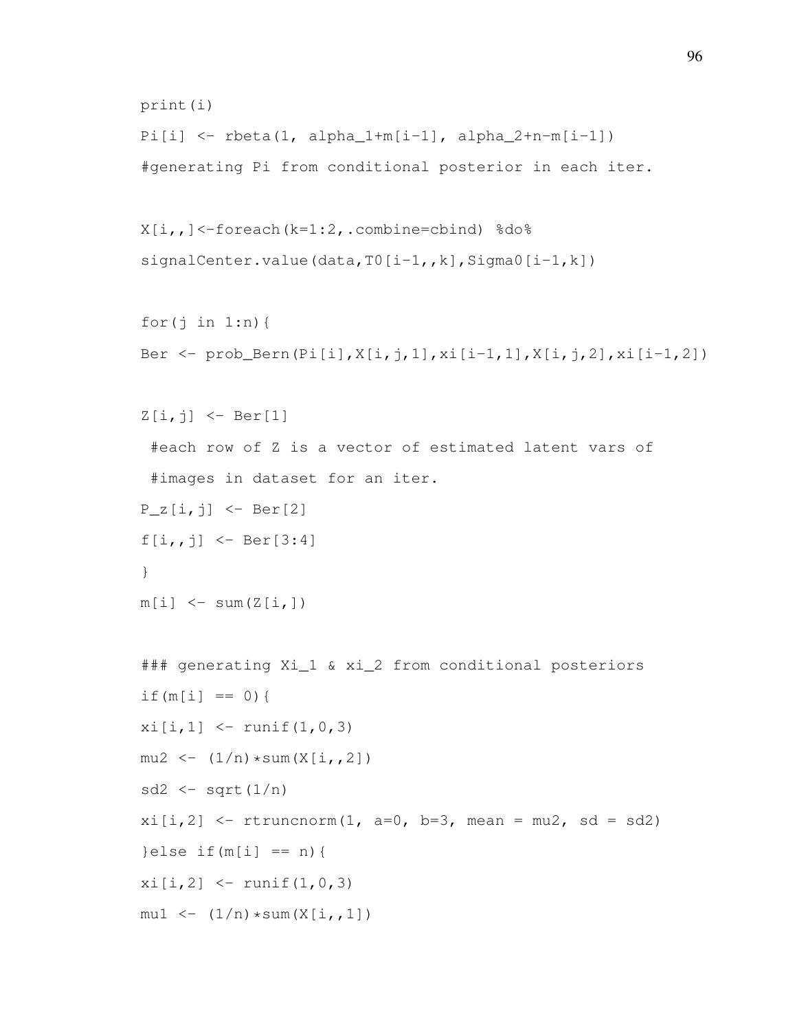```
print(i)
Pi[i] <- rbeta(1, alpha_1+m[i-1], alpha_2+n-m[i-1])
#generating Pi from conditional posterior in each iter.

X[i,,]<-foreach(k=1:2,.combine=cbind) %do%
signalCenter.value(data,T0[i-1,,k],Sigma0[i-1,k])

for(j in 1:n){
Ber <- prob_Bern(Pi[i],X[i,j,1],xi[i-1,1],X[i,j,2],xi[i-1,2])

Z[i,j] <- Ber[1]
 #each row of Z is a vector of estimated latent vars of
 #images in dataset for an iter.
P_z[i,j] <- Ber[2]
f[i,,j] <- Ber[3:4]
}
m[i] <- sum(Z[i,])

### generating Xi_1 & xi_2 from conditional posteriors
if(m[i] == 0){
xi[i,1] <- runif(1,0,3)
mu2 <- (1/n)*sum(X[i,,2])
sd2 <- sqrt(1/n)
xi[i,2] <- rtruncnorm(1, a=0, b=3, mean = mu2, sd = sd2)
}else if(m[i] == n){
xi[i,2] <- runif(1,0,3)
mu1 <- (1/n)*sum(X[i,,1])
```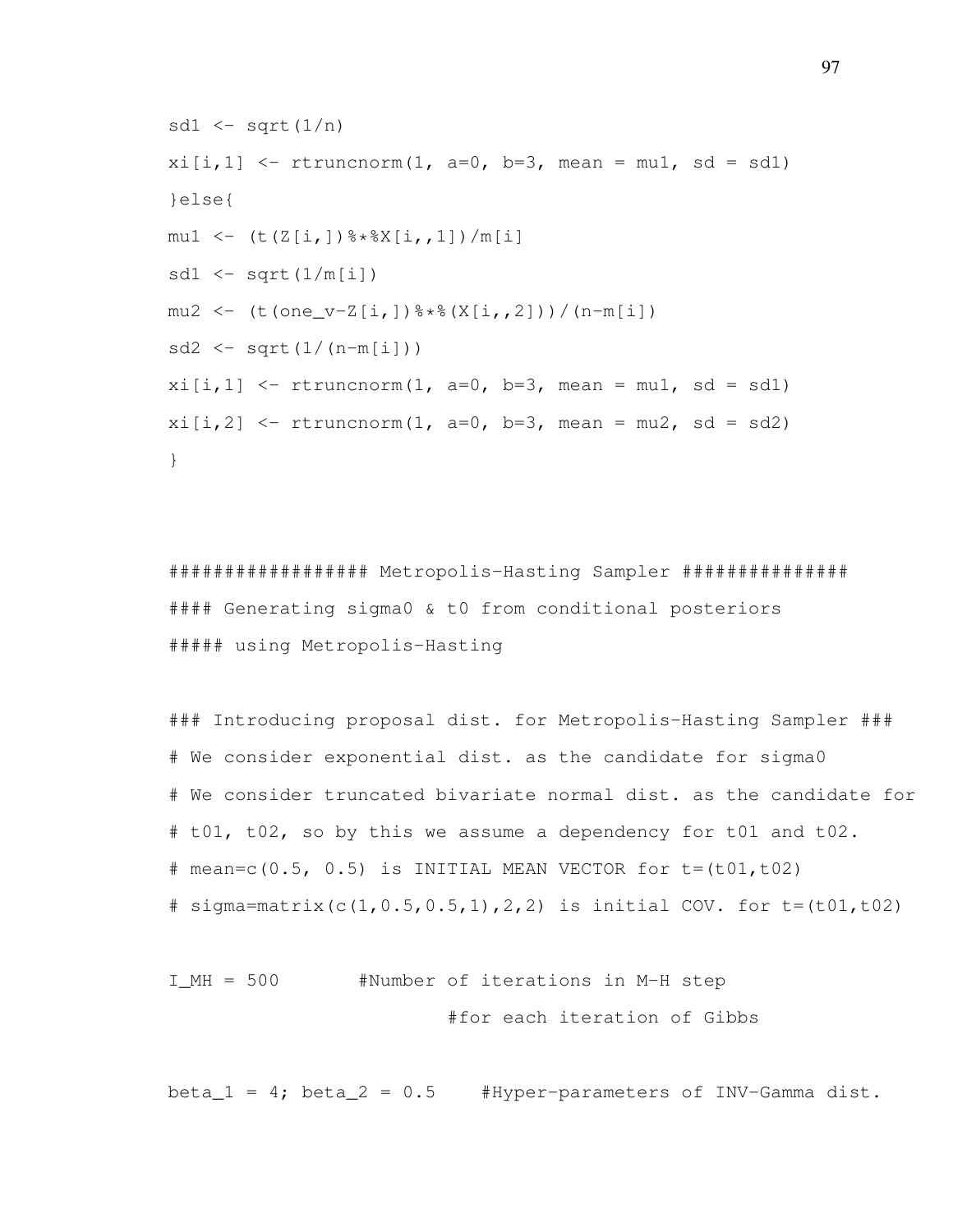```
sd1 <- sqrt(1/n)
xi[i,1] <- rtruncnorm(1, a=0, b=3, mean = mu1, sd = sd1)
}else{
mu1 <- (t(Z[i,])%*%X[i,,1])/m[i]
sd1 <- sqrt(1/m[i])
mu2 <- (t(one_v-Z[i,])%*%(X[i,,2]))/(n-m[i])
sd2 <- sqrt(1/(n-m[i]))
xi[i,1] <- rtruncnorm(1, a=0, b=3, mean = mu1, sd = sd1)
xi[i,2] <- rtruncnorm(1, a=0, b=3, mean = mu2, sd = sd2)
}


################# Metropolis-Hasting Sampler ##############
#### Generating sigma0 & t0 from conditional posteriors
##### using Metropolis-Hasting

### Introducing proposal dist. for Metropolis-Hasting Sampler ###
# We consider exponential dist. as the candidate for sigma0
# We consider truncated bivariate normal dist. as the candidate for
# t01, t02, so by this we assume a dependency for t01 and t02.
# mean=c(0.5, 0.5) is INITIAL MEAN VECTOR for t=(t01,t02)
# sigma=matrix(c(1,0.5,0.5,1),2,2) is initial COV. for t=(t01,t02)

I_MH = 500       #Number of iterations in M-H step
                        #for each iteration of Gibbs

beta_1 = 4; beta_2 = 0.5    #Hyper-parameters of INV-Gamma dist.
```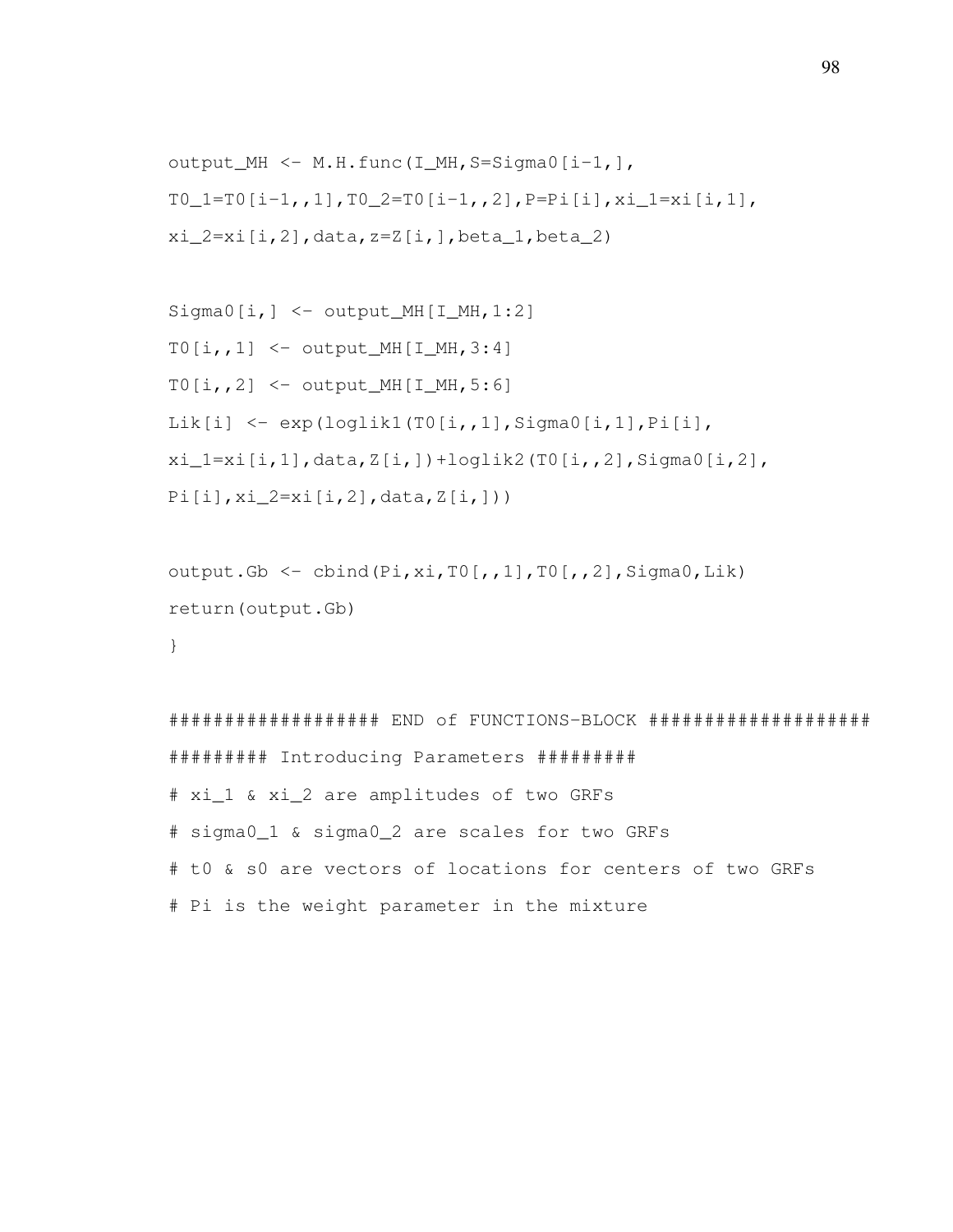```
output_MH <- M.H.func(I_MH,S=Sigma0[i-1,],
T0_1=T0[i-1,,1],T0_2=T0[i-1,,2],P=Pi[i],xi_1=xi[i,1],
xi_2=xi[i,2],data,z=Z[i,],beta_1,beta_2)

Sigma0[i,] <- output_MH[I_MH,1:2]
T0[i,,1] <- output_MH[I_MH,3:4]
T0[i,,2] <- output_MH[I_MH,5:6]
Lik[i] <- exp(loglik1(T0[i,,1],Sigma0[i,1],Pi[i],
xi_1=xi[i,1],data,Z[i,])+loglik2(T0[i,,2],Sigma0[i,2],
Pi[i],xi_2=xi[i,2],data,Z[i,]))

output.Gb <- cbind(Pi,xi,T0[,,1],T0[,,2],Sigma0,Lik)
return(output.Gb)
}

################### END of FUNCTIONS-BLOCK ####################
######### Introducing Parameters #########
# xi_1 & xi_2 are amplitudes of two GRFs
# sigma0_1 & sigma0_2 are scales for two GRFs
# t0 & s0 are vectors of locations for centers of two GRFs
# Pi is the weight parameter in the mixture
```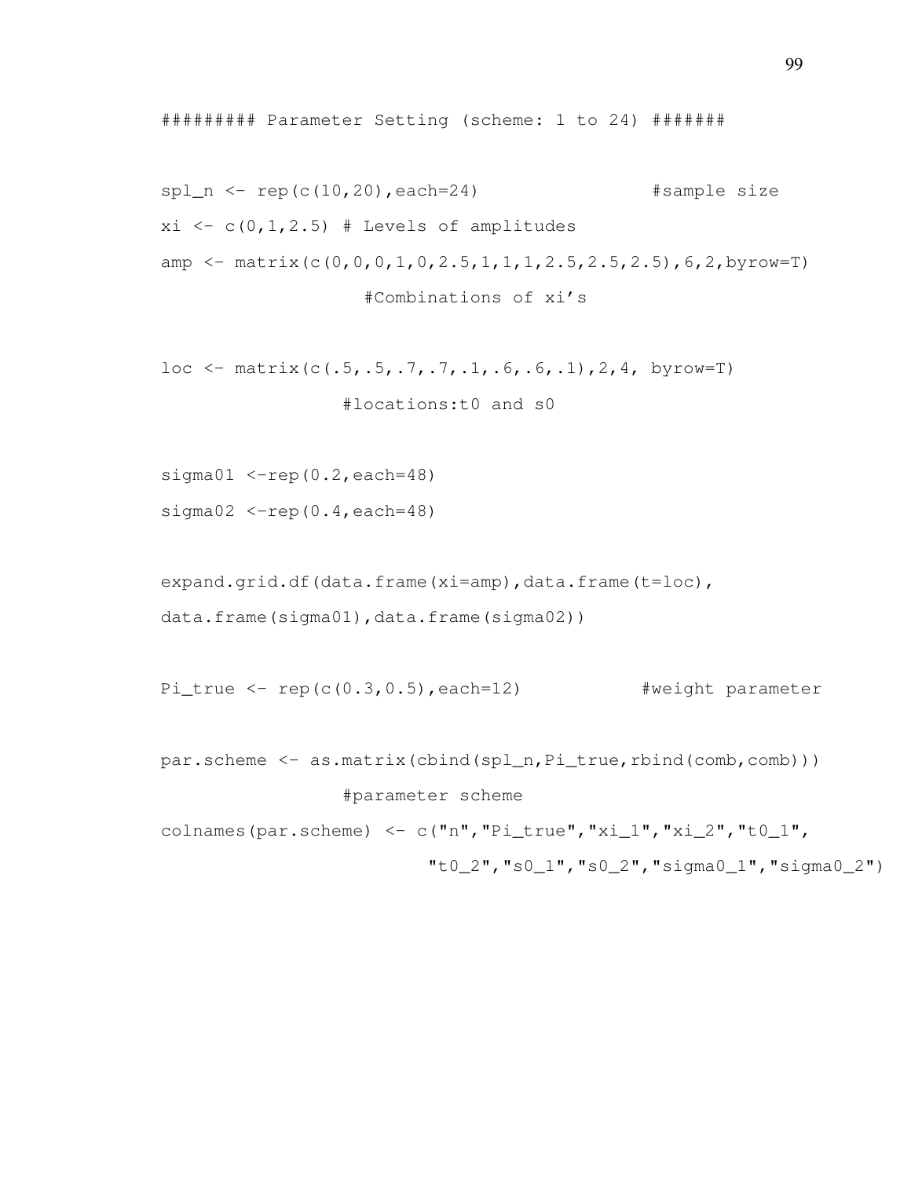```
######### Parameter Setting (scheme: 1 to 24) #######

spl_n <- rep(c(10,20),each=24)                #sample size
xi <- c(0,1,2.5) # Levels of amplitudes
amp <- matrix(c(0,0,0,1,0,2.5,1,1,1,2.5,2.5,2.5),6,2,byrow=T)
                   #Combinations of xi's

loc <- matrix(c(.5,.5,.7,.7,.1,.6,.6,.1),2,4, byrow=T)
                 #locations:t0 and s0

sigma01 <-rep(0.2,each=48)
sigma02 <-rep(0.4,each=48)

expand.grid.df(data.frame(xi=amp),data.frame(t=loc),
data.frame(sigma01),data.frame(sigma02))

Pi_true <- rep(c(0.3,0.5),each=12)           #weight parameter

par.scheme <- as.matrix(cbind(spl_n,Pi_true,rbind(comb,comb)))
                 #parameter scheme
colnames(par.scheme) <- c("n","Pi_true","xi_1","xi_2","t0_1",
                         "t0_2","s0_1","s0_2","sigma0_1","sigma0_2")
```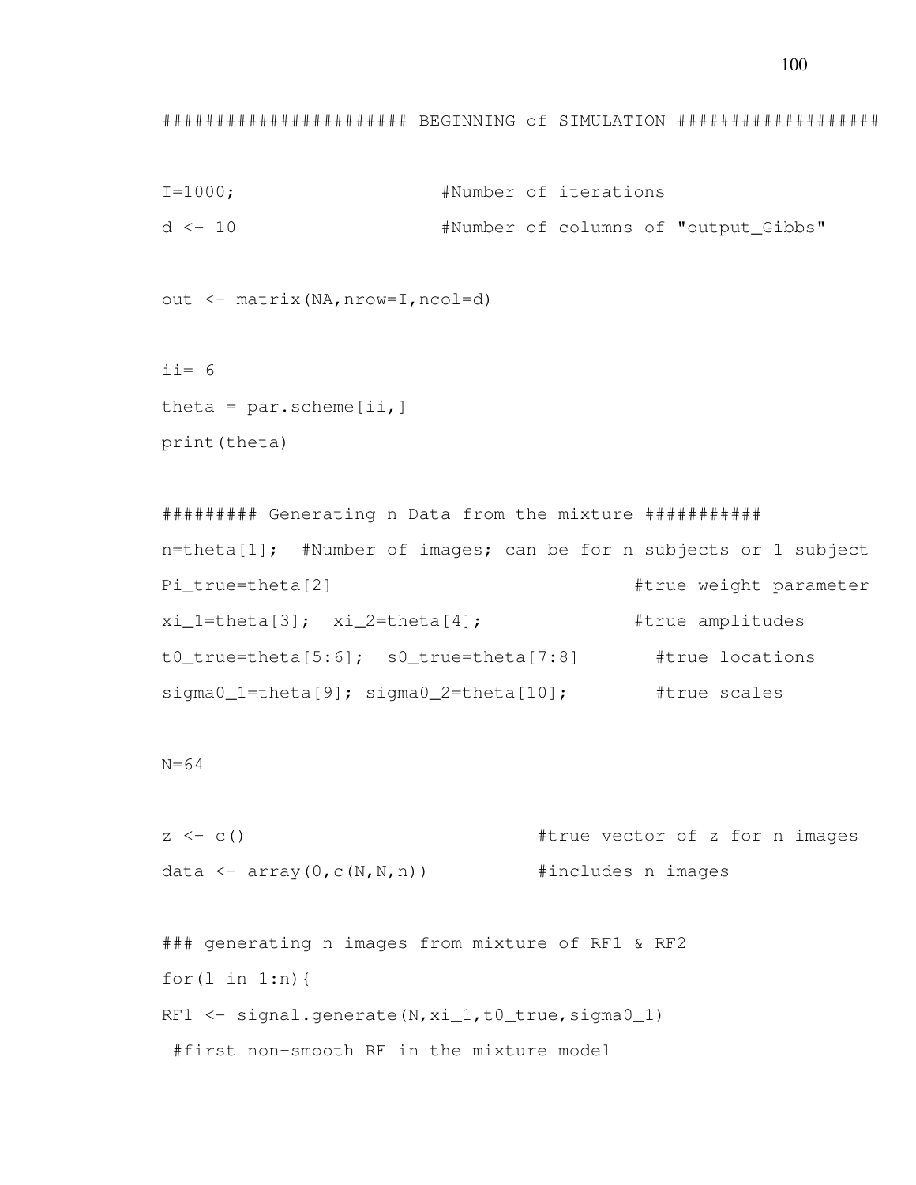```
###################### BEGINNING of SIMULATION ###################

I=1000;                  #Number of iterations
d <- 10                  #Number of columns of "output_Gibbs"

out <- matrix(NA,nrow=I,ncol=d)

ii= 6
theta = par.scheme[ii,]
print(theta)

######### Generating n Data from the mixture ###########
n=theta[1];  #Number of images; can be for n subjects or 1 subject
Pi_true=theta[2]                          #true weight parameter
xi_1=theta[3];  xi_2=theta[4];            #true amplitudes
t0_true=theta[5:6];  s0_true=theta[7:8]     #true locations
sigma0_1=theta[9]; sigma0_2=theta[10];      #true scales

N=64

z <- c()                            #true vector of z for n images
data <- array(0,c(N,N,n))           #includes n images

### generating n images from mixture of RF1 & RF2
for(l in 1:n){
RF1 <- signal.generate(N,xi_1,t0_true,sigma0_1)
 #first non-smooth RF in the mixture model
```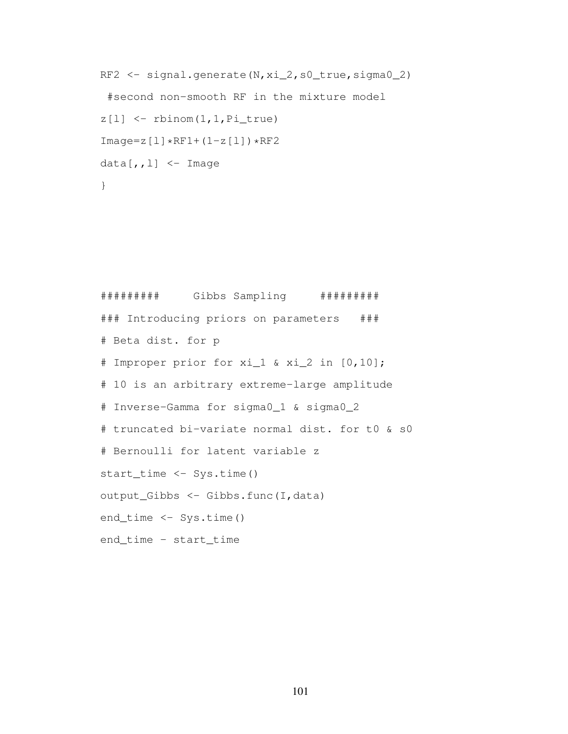```
RF2 <- signal.generate(N,xi_2,s0_true,sigma0_2)
 #second non-smooth RF in the mixture model
z[l] <- rbinom(1,1,Pi_true)
Image=z[l]*RF1+(1-z[l])*RF2
data[,,l] <- Image
}
```

```
#########     Gibbs Sampling     #########
### Introducing priors on parameters   ###
# Beta dist. for p
# Improper prior for xi_1 & xi_2 in [0,10];
# 10 is an arbitrary extreme-large amplitude
# Inverse-Gamma for sigma0_1 & sigma0_2
# truncated bi-variate normal dist. for t0 & s0
# Bernoulli for latent variable z
start_time <- Sys.time()
output_Gibbs <- Gibbs.func(I,data)
end_time <- Sys.time()
end_time - start_time
```